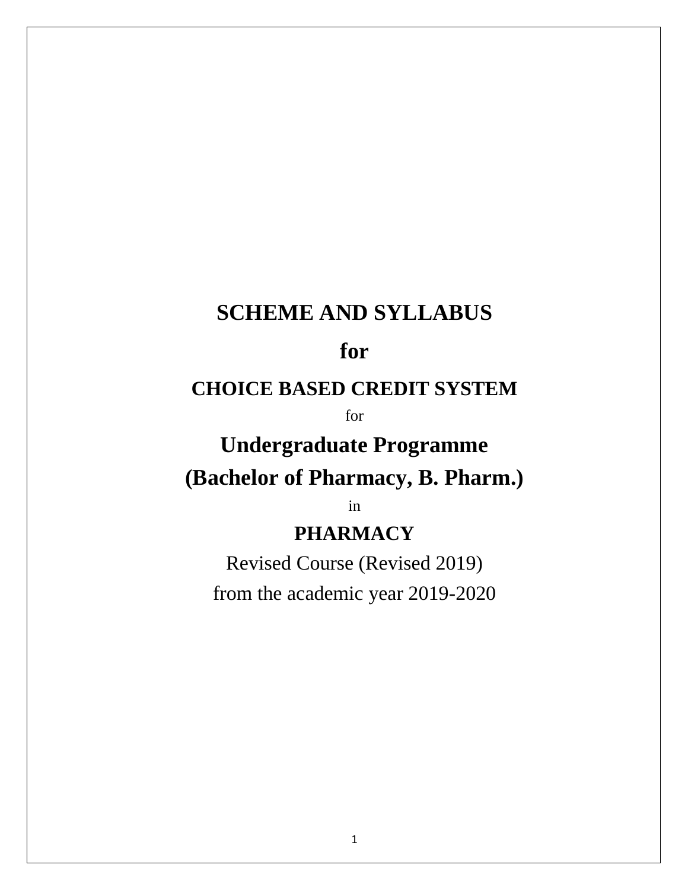# SCHEME AND SYLLABUS

# for

## CHOICE BASED CREDIT SYSTEM

for

# Undergraduate Programme

# (Bachelor of Pharmacy, B. Pharm.)

in

## PHARMACY

Revised Course (Revised 2019)

from the academic year 2019-2020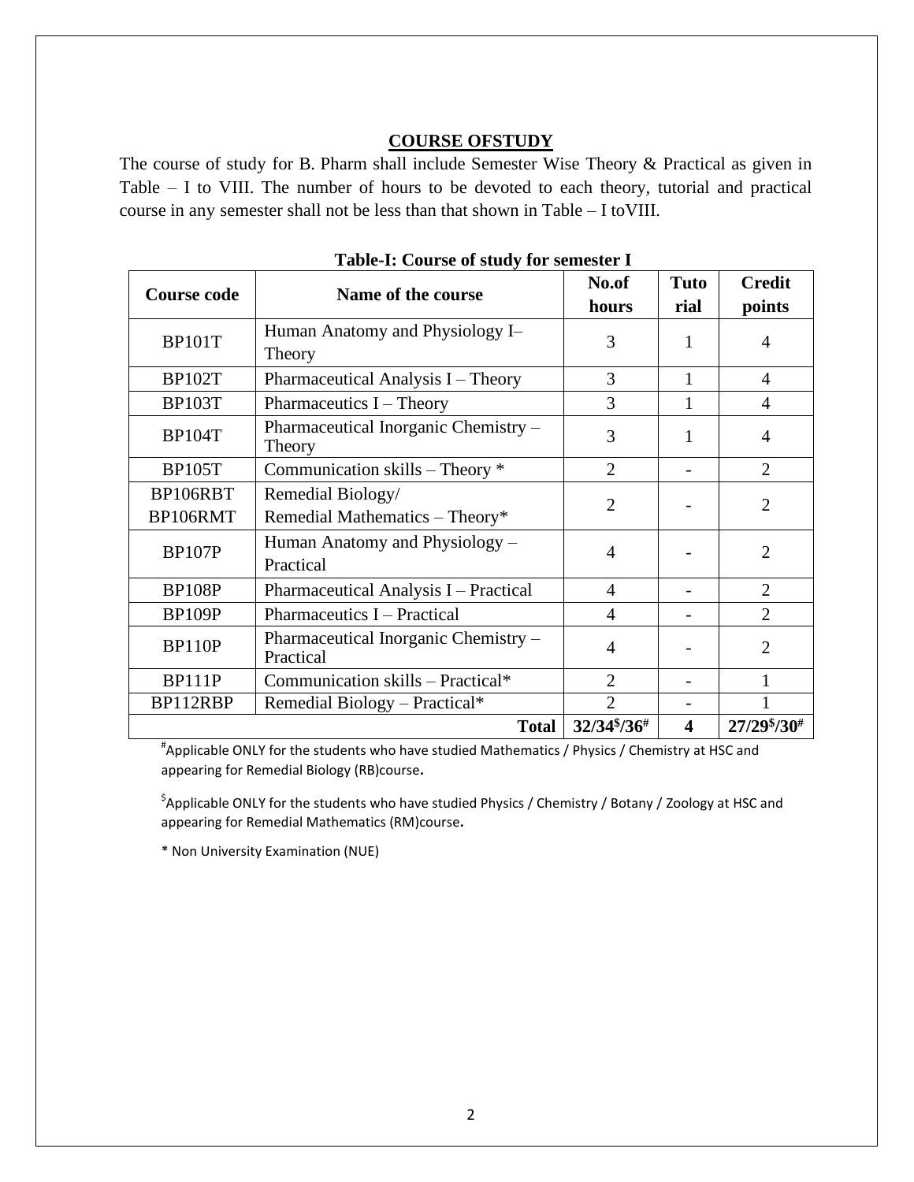## COURSE OFSTUDY

The course of study for B. Pharm shall include Semester Wise Theory & Practical as given in Table – I to VIII. The number of hours to be devoted to each theory, tutorial and practical course in any semester shall not be less than that shown in Table – I toVIII.

**Table-I: Course of study for semester I**

| Course code | Name of the course | No.of hours | Tutorial | Credit points |
|---|---|---|---|---|
| BP101T | Human Anatomy and Physiology I– Theory | 3 | 1 | 4 |
| BP102T | Pharmaceutical Analysis I – Theory | 3 | 1 | 4 |
| BP103T | Pharmaceutics I – Theory | 3 | 1 | 4 |
| BP104T | Pharmaceutical Inorganic Chemistry – Theory | 3 | 1 | 4 |
| BP105T | Communication skills – Theory * | 2 | - | 2 |
| BP106RBT<br>BP106RMT | Remedial Biology/<br>Remedial Mathematics – Theory* | 2 | - | 2 |
| BP107P | Human Anatomy and Physiology – Practical | 4 | - | 2 |
| BP108P | Pharmaceutical Analysis I – Practical | 4 | - | 2 |
| BP109P | Pharmaceutics I – Practical | 4 | - | 2 |
| BP110P | Pharmaceutical Inorganic Chemistry – Practical | 4 | - | 2 |
| BP111P | Communication skills – Practical* | 2 | - | 1 |
| BP112RBP | Remedial Biology – Practical* | 2 | - | 1 |
| | **Total** | **32/34$/36#** | **4** | **27/29$/30#** |

#Applicable ONLY for the students who have studied Mathematics / Physics / Chemistry at HSC and appearing for Remedial Biology (RB)course.

$Applicable ONLY for the students who have studied Physics / Chemistry / Botany / Zoology at HSC and appearing for Remedial Mathematics (RM)course.

* Non University Examination (NUE)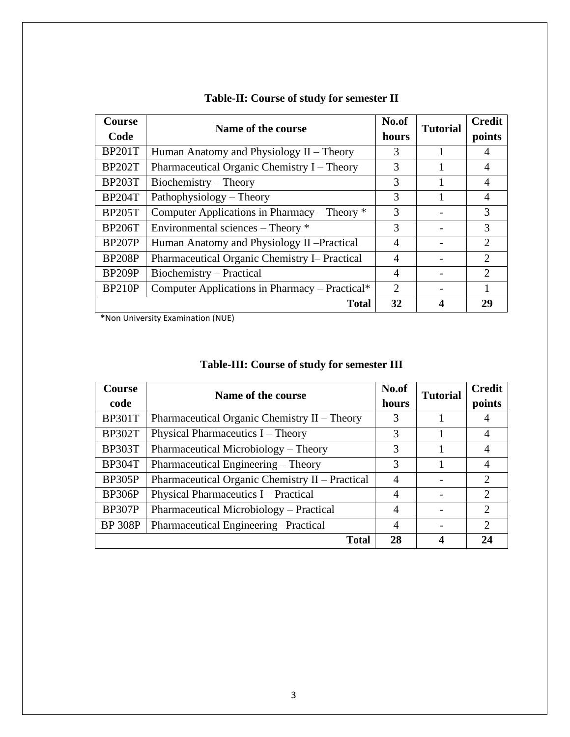**Table-II: Course of study for semester II**

| Course Code | Name of the course | No.of hours | Tutorial | Credit points |
|---|---|---|---|---|
| BP201T | Human Anatomy and Physiology II – Theory | 3 | 1 | 4 |
| BP202T | Pharmaceutical Organic Chemistry I – Theory | 3 | 1 | 4 |
| BP203T | Biochemistry – Theory | 3 | 1 | 4 |
| BP204T | Pathophysiology – Theory | 3 | 1 | 4 |
| BP205T | Computer Applications in Pharmacy – Theory * | 3 | - | 3 |
| BP206T | Environmental sciences – Theory * | 3 | - | 3 |
| BP207P | Human Anatomy and Physiology II –Practical | 4 | - | 2 |
| BP208P | Pharmaceutical Organic Chemistry I– Practical | 4 | - | 2 |
| BP209P | Biochemistry – Practical | 4 | - | 2 |
| BP210P | Computer Applications in Pharmacy – Practical* | 2 | - | 1 |
| | **Total** | **32** | **4** | **29** |

**\***Non University Examination (NUE)

**Table-III: Course of study for semester III**

| Course code | Name of the course | No.of hours | Tutorial | Credit points |
|---|---|---|---|---|
| BP301T | Pharmaceutical Organic Chemistry II – Theory | 3 | 1 | 4 |
| BP302T | Physical Pharmaceutics I – Theory | 3 | 1 | 4 |
| BP303T | Pharmaceutical Microbiology – Theory | 3 | 1 | 4 |
| BP304T | Pharmaceutical Engineering – Theory | 3 | 1 | 4 |
| BP305P | Pharmaceutical Organic Chemistry II – Practical | 4 | - | 2 |
| BP306P | Physical Pharmaceutics I – Practical | 4 | - | 2 |
| BP307P | Pharmaceutical Microbiology – Practical | 4 | - | 2 |
| BP 308P | Pharmaceutical Engineering –Practical | 4 | - | 2 |
| | **Total** | **28** | **4** | **24** |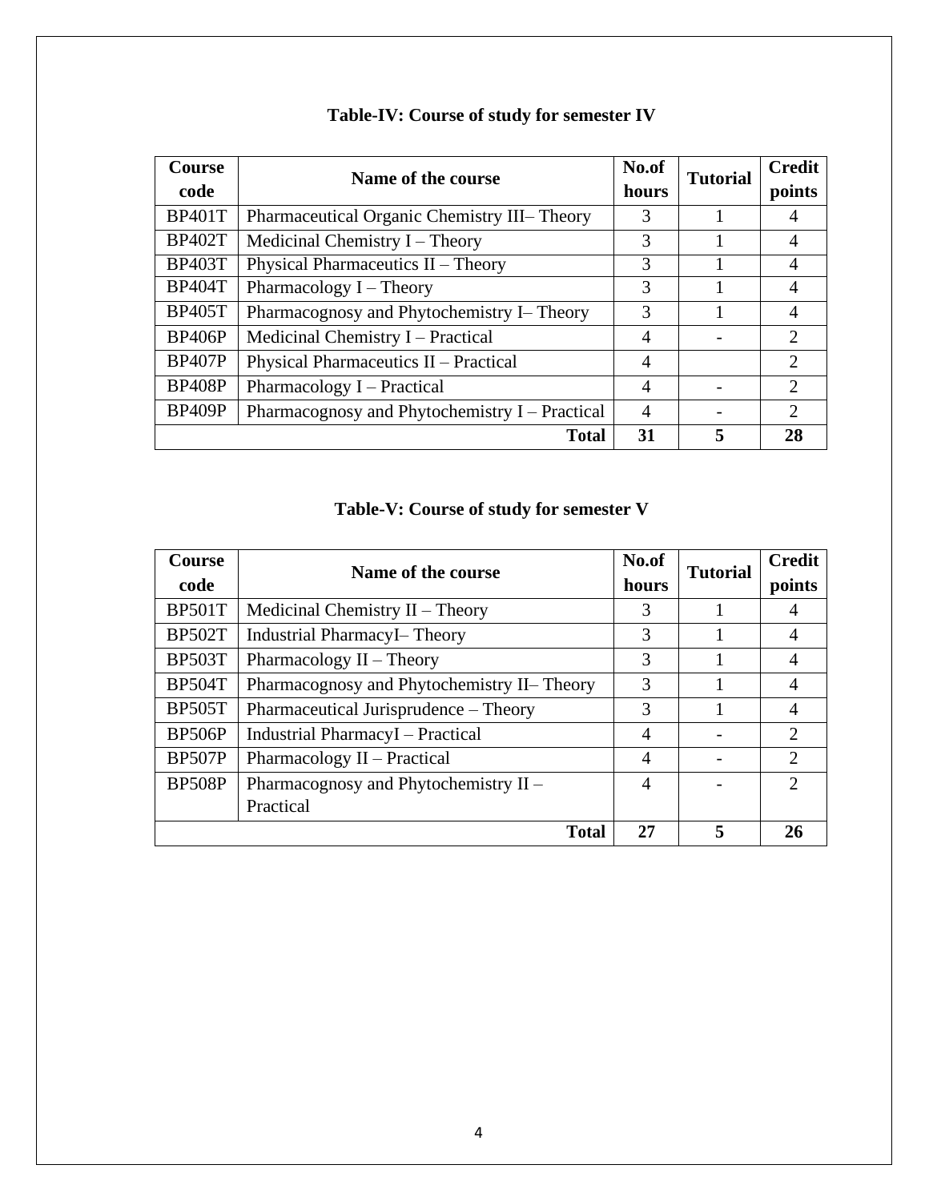### Table-IV: Course of study for semester IV

| Course code | Name of the course | No.of hours | Tutorial | Credit points |
|---|---|---|---|---|
| BP401T | Pharmaceutical Organic Chemistry III– Theory | 3 | 1 | 4 |
| BP402T | Medicinal Chemistry I – Theory | 3 | 1 | 4 |
| BP403T | Physical Pharmaceutics II – Theory | 3 | 1 | 4 |
| BP404T | Pharmacology I – Theory | 3 | 1 | 4 |
| BP405T | Pharmacognosy and Phytochemistry I– Theory | 3 | 1 | 4 |
| BP406P | Medicinal Chemistry I – Practical | 4 | - | 2 |
| BP407P | Physical Pharmaceutics II – Practical | 4 | | 2 |
| BP408P | Pharmacology I – Practical | 4 | - | 2 |
| BP409P | Pharmacognosy and Phytochemistry I – Practical | 4 | - | 2 |
| | **Total** | **31** | **5** | **28** |

### Table-V: Course of study for semester V

| Course code | Name of the course | No.of hours | Tutorial | Credit points |
|---|---|---|---|---|
| BP501T | Medicinal Chemistry II – Theory | 3 | 1 | 4 |
| BP502T | Industrial PharmacyI– Theory | 3 | 1 | 4 |
| BP503T | Pharmacology II – Theory | 3 | 1 | 4 |
| BP504T | Pharmacognosy and Phytochemistry II– Theory | 3 | 1 | 4 |
| BP505T | Pharmaceutical Jurisprudence – Theory | 3 | 1 | 4 |
| BP506P | Industrial PharmacyI – Practical | 4 | - | 2 |
| BP507P | Pharmacology II – Practical | 4 | - | 2 |
| BP508P | Pharmacognosy and Phytochemistry II – Practical | 4 | - | 2 |
| | **Total** | **27** | **5** | **26** |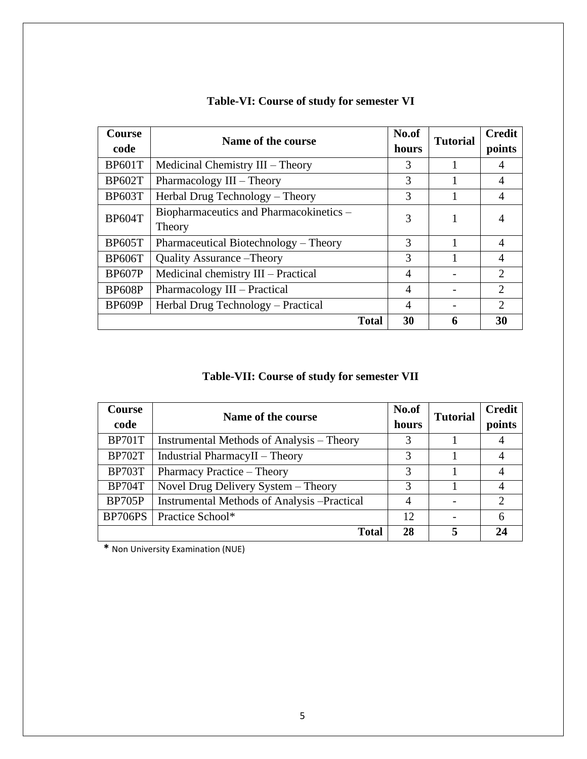**Table-VI: Course of study for semester VI**

| Course code | Name of the course | No.of hours | Tutorial | Credit points |
|---|---|---|---|---|
| BP601T | Medicinal Chemistry III – Theory | 3 | 1 | 4 |
| BP602T | Pharmacology III – Theory | 3 | 1 | 4 |
| BP603T | Herbal Drug Technology – Theory | 3 | 1 | 4 |
| BP604T | Biopharmaceutics and Pharmacokinetics – Theory | 3 | 1 | 4 |
| BP605T | Pharmaceutical Biotechnology – Theory | 3 | 1 | 4 |
| BP606T | Quality Assurance –Theory | 3 | 1 | 4 |
| BP607P | Medicinal chemistry III – Practical | 4 | - | 2 |
| BP608P | Pharmacology III – Practical | 4 | - | 2 |
| BP609P | Herbal Drug Technology – Practical | 4 | - | 2 |
| | **Total** | **30** | **6** | **30** |

**Table-VII: Course of study for semester VII**

| Course code | Name of the course | No.of hours | Tutorial | Credit points |
|---|---|---|---|---|
| BP701T | Instrumental Methods of Analysis – Theory | 3 | 1 | 4 |
| BP702T | Industrial PharmacyII – Theory | 3 | 1 | 4 |
| BP703T | Pharmacy Practice – Theory | 3 | 1 | 4 |
| BP704T | Novel Drug Delivery System – Theory | 3 | 1 | 4 |
| BP705P | Instrumental Methods of Analysis –Practical | 4 | - | 2 |
| BP706PS | Practice School* | 12 | - | 6 |
| | **Total** | **28** | **5** | **24** |

**\*** Non University Examination (NUE)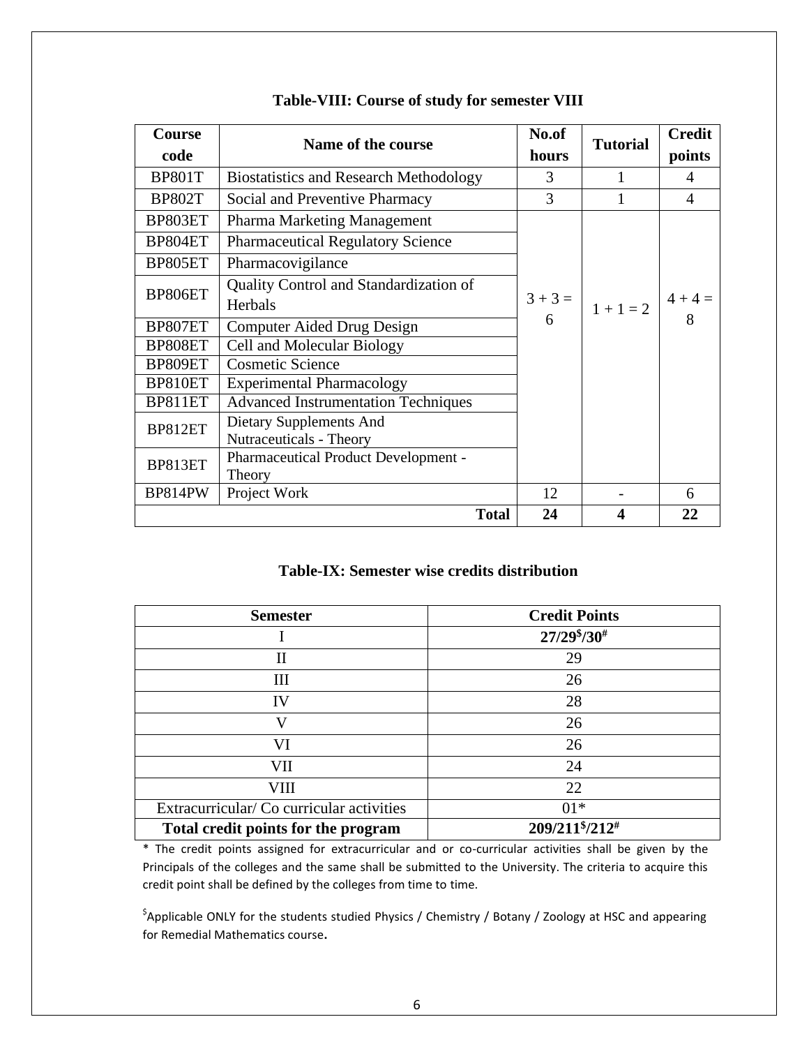### Table-VIII: Course of study for semester VIII

| Course code | Name of the course | No.of hours | Tutorial | Credit points |
|---|---|---|---|---|
| BP801T | Biostatistics and Research Methodology | 3 | 1 | 4 |
| BP802T | Social and Preventive Pharmacy | 3 | 1 | 4 |
| BP803ET | Pharma Marketing Management | 3 + 3 = 6 | 1 + 1 = 2 | 4 + 4 = 8 |
| BP804ET | Pharmaceutical Regulatory Science | | | |
| BP805ET | Pharmacovigilance | | | |
| BP806ET | Quality Control and Standardization of Herbals | | | |
| BP807ET | Computer Aided Drug Design | | | |
| BP808ET | Cell and Molecular Biology | | | |
| BP809ET | Cosmetic Science | | | |
| BP810ET | Experimental Pharmacology | | | |
| BP811ET | Advanced Instrumentation Techniques | | | |
| BP812ET | Dietary Supplements And Nutraceuticals - Theory | | | |
| BP813ET | Pharmaceutical Product Development - Theory | | | |
| BP814PW | Project Work | 12 | - | 6 |
| | **Total** | **24** | **4** | **22** |

### Table-IX: Semester wise credits distribution

| Semester | Credit Points |
|---|---|
| I | **27/29$^{\$}$/30$^{\#}$** |
| II | 29 |
| III | 26 |
| IV | 28 |
| V | 26 |
| VI | 26 |
| VII | 24 |
| VIII | 22 |
| Extracurricular/ Co curricular activities | 01* |
| **Total credit points for the program** | **209/211$^{\$}$/212$^{\#}$** |

* The credit points assigned for extracurricular and or co-curricular activities shall be given by the Principals of the colleges and the same shall be submitted to the University. The criteria to acquire this credit point shall be defined by the colleges from time to time.

$ Applicable ONLY for the students studied Physics / Chemistry / Botany / Zoology at HSC and appearing for Remedial Mathematics course.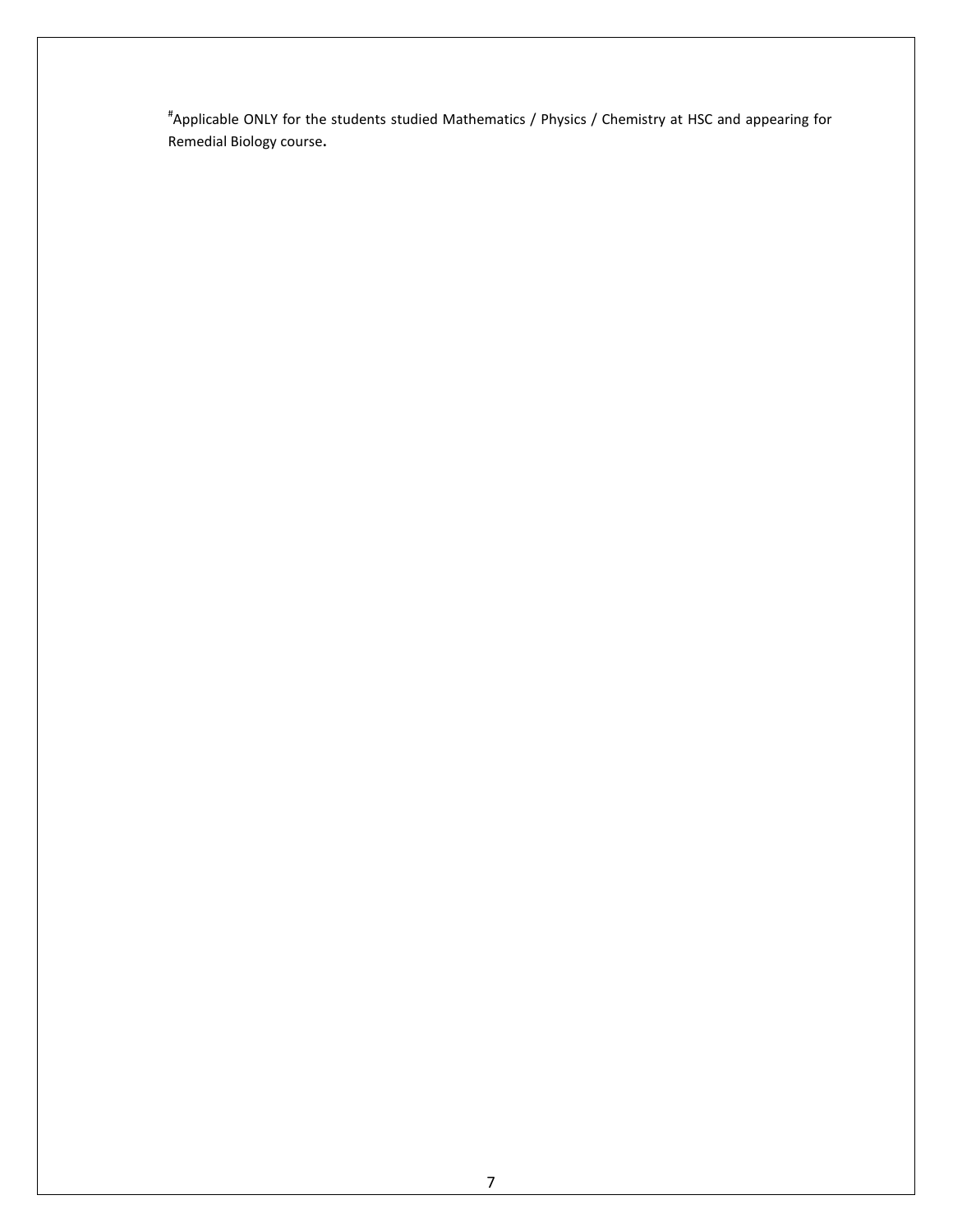#Applicable ONLY for the students studied Mathematics / Physics / Chemistry at HSC and appearing for Remedial Biology course**.**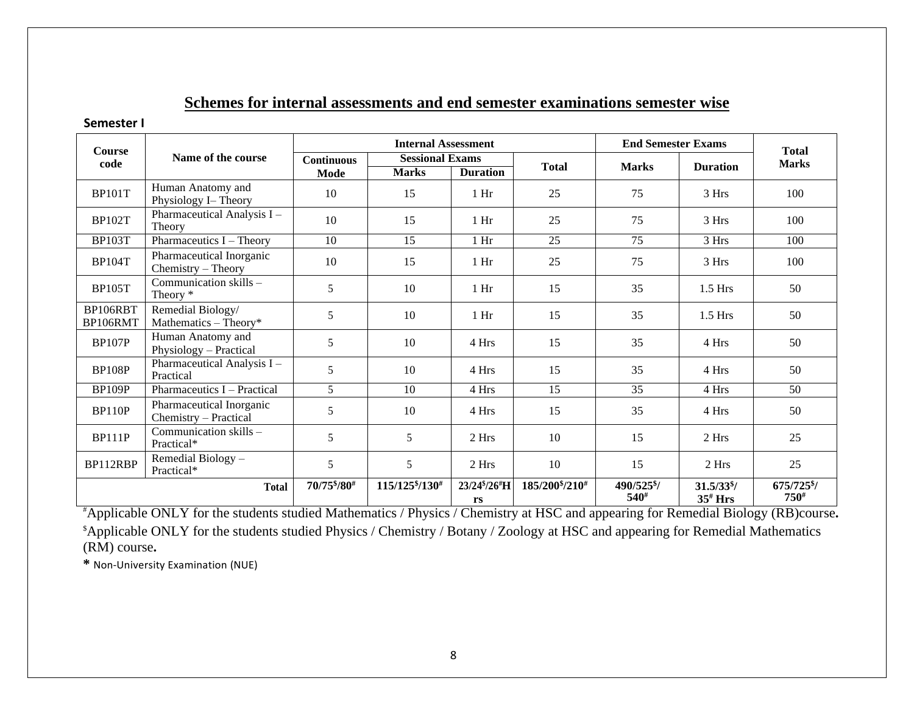## Schemes for internal assessments and end semester examinations semester wise

**Semester I**

| Course code | Name of the course | Internal Assessment | | | | End Semester Exams | | Total Marks |
|---|---|---|---|---|---|---|---|---|
| | | Continuous Mode | Sessional Exams | | Total | Marks | Duration | |
| | | | Marks | Duration | | | | |
| BP101T | Human Anatomy and Physiology I– Theory | 10 | 15 | 1 Hr | 25 | 75 | 3 Hrs | 100 |
| BP102T | Pharmaceutical Analysis I – Theory | 10 | 15 | 1 Hr | 25 | 75 | 3 Hrs | 100 |
| BP103T | Pharmaceutics I – Theory | 10 | 15 | 1 Hr | 25 | 75 | 3 Hrs | 100 |
| BP104T | Pharmaceutical Inorganic Chemistry – Theory | 10 | 15 | 1 Hr | 25 | 75 | 3 Hrs | 100 |
| BP105T | Communication skills – Theory * | 5 | 10 | 1 Hr | 15 | 35 | 1.5 Hrs | 50 |
| BP106RBT BP106RMT | Remedial Biology/ Mathematics – Theory* | 5 | 10 | 1 Hr | 15 | 35 | 1.5 Hrs | 50 |
| BP107P | Human Anatomy and Physiology – Practical | 5 | 10 | 4 Hrs | 15 | 35 | 4 Hrs | 50 |
| BP108P | Pharmaceutical Analysis I – Practical | 5 | 10 | 4 Hrs | 15 | 35 | 4 Hrs | 50 |
| BP109P | Pharmaceutics I – Practical | 5 | 10 | 4 Hrs | 15 | 35 | 4 Hrs | 50 |
| BP110P | Pharmaceutical Inorganic Chemistry – Practical | 5 | 10 | 4 Hrs | 15 | 35 | 4 Hrs | 50 |
| BP111P | Communication skills – Practical* | 5 | 5 | 2 Hrs | 10 | 15 | 2 Hrs | 25 |
| BP112RBP | Remedial Biology – Practical* | 5 | 5 | 2 Hrs | 10 | 15 | 2 Hrs | 25 |
| | **Total** | **70/75$/80#** | **115/125$/130#** | **23/24$/26# Hrs** | **185/200$/210#** | **540/525$/540#** | **31.5/33$/35# Hrs** | **675/725$/750#** |

#Applicable ONLY for the students studied Mathematics / Physics / Chemistry at HSC and appearing for Remedial Biology (RB)course.

$Applicable ONLY for the students studied Physics / Chemistry / Botany / Zoology at HSC and appearing for Remedial Mathematics (RM) course.

**\*** Non-University Examination (NUE)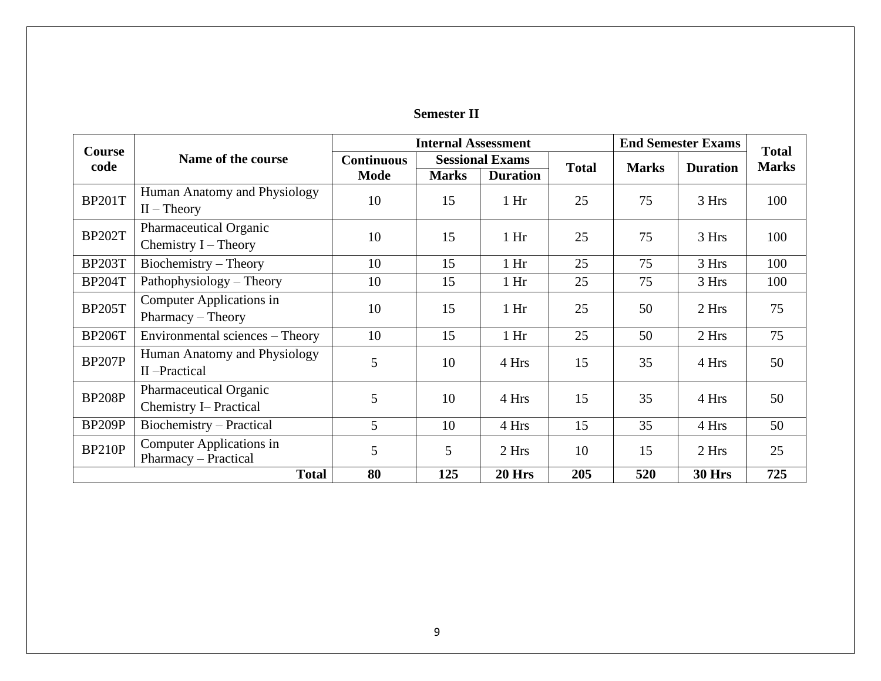### Semester II

| Course code | Name of the course | Internal Assessment | | | | End Semester Exams | | Total Marks |
|---|---|---|---|---|---|---|---|---|
| | | Continuous Mode | Sessional Exams | | Total | Marks | Duration | |
| | | | Marks | Duration | | | | |
| BP201T | Human Anatomy and Physiology II – Theory | 10 | 15 | 1 Hr | 25 | 75 | 3 Hrs | 100 |
| BP202T | Pharmaceutical Organic Chemistry I – Theory | 10 | 15 | 1 Hr | 25 | 75 | 3 Hrs | 100 |
| BP203T | Biochemistry – Theory | 10 | 15 | 1 Hr | 25 | 75 | 3 Hrs | 100 |
| BP204T | Pathophysiology – Theory | 10 | 15 | 1 Hr | 25 | 75 | 3 Hrs | 100 |
| BP205T | Computer Applications in Pharmacy – Theory | 10 | 15 | 1 Hr | 25 | 50 | 2 Hrs | 75 |
| BP206T | Environmental sciences – Theory | 10 | 15 | 1 Hr | 25 | 50 | 2 Hrs | 75 |
| BP207P | Human Anatomy and Physiology II –Practical | 5 | 10 | 4 Hrs | 15 | 35 | 4 Hrs | 50 |
| BP208P | Pharmaceutical Organic Chemistry I– Practical | 5 | 10 | 4 Hrs | 15 | 35 | 4 Hrs | 50 |
| BP209P | Biochemistry – Practical | 5 | 10 | 4 Hrs | 15 | 35 | 4 Hrs | 50 |
| BP210P | Computer Applications in Pharmacy – Practical | 5 | 5 | 2 Hrs | 10 | 15 | 2 Hrs | 25 |
| | **Total** | **80** | **125** | **20 Hrs** | **205** | **520** | **30 Hrs** | **725** |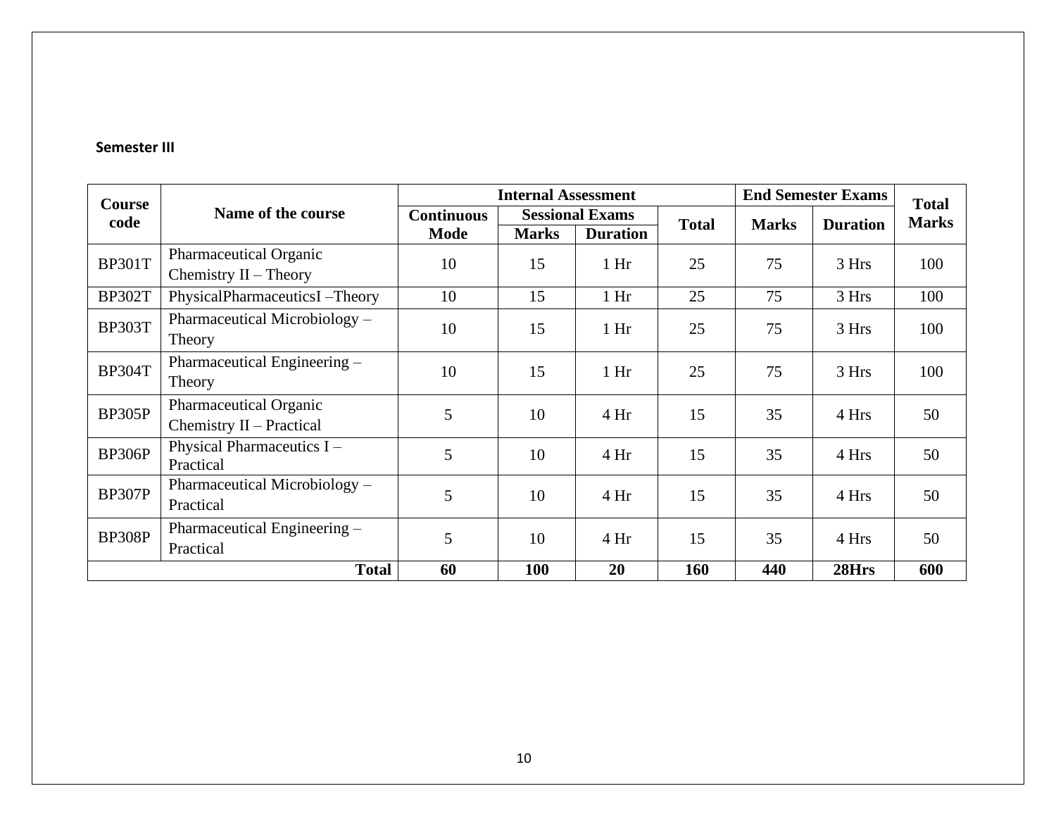**Semester III**

| Course code | Name of the course | Internal Assessment | | | | End Semester Exams | | Total Marks |
|---|---|---|---|---|---|---|---|---|
| | | Continuous Mode | Sessional Exams | | Total | Marks | Duration | |
| | | | Marks | Duration | | | | |
| BP301T | Pharmaceutical Organic Chemistry II – Theory | 10 | 15 | 1 Hr | 25 | 75 | 3 Hrs | 100 |
| BP302T | PhysicalPharmaceuticsI –Theory | 10 | 15 | 1 Hr | 25 | 75 | 3 Hrs | 100 |
| BP303T | Pharmaceutical Microbiology – Theory | 10 | 15 | 1 Hr | 25 | 75 | 3 Hrs | 100 |
| BP304T | Pharmaceutical Engineering – Theory | 10 | 15 | 1 Hr | 25 | 75 | 3 Hrs | 100 |
| BP305P | Pharmaceutical Organic Chemistry II – Practical | 5 | 10 | 4 Hr | 15 | 35 | 4 Hrs | 50 |
| BP306P | Physical Pharmaceutics I – Practical | 5 | 10 | 4 Hr | 15 | 35 | 4 Hrs | 50 |
| BP307P | Pharmaceutical Microbiology – Practical | 5 | 10 | 4 Hr | 15 | 35 | 4 Hrs | 50 |
| BP308P | Pharmaceutical Engineering – Practical | 5 | 10 | 4 Hr | 15 | 35 | 4 Hrs | 50 |
| **Total** | | **60** | **100** | **20** | **160** | **440** | **28Hrs** | **600** |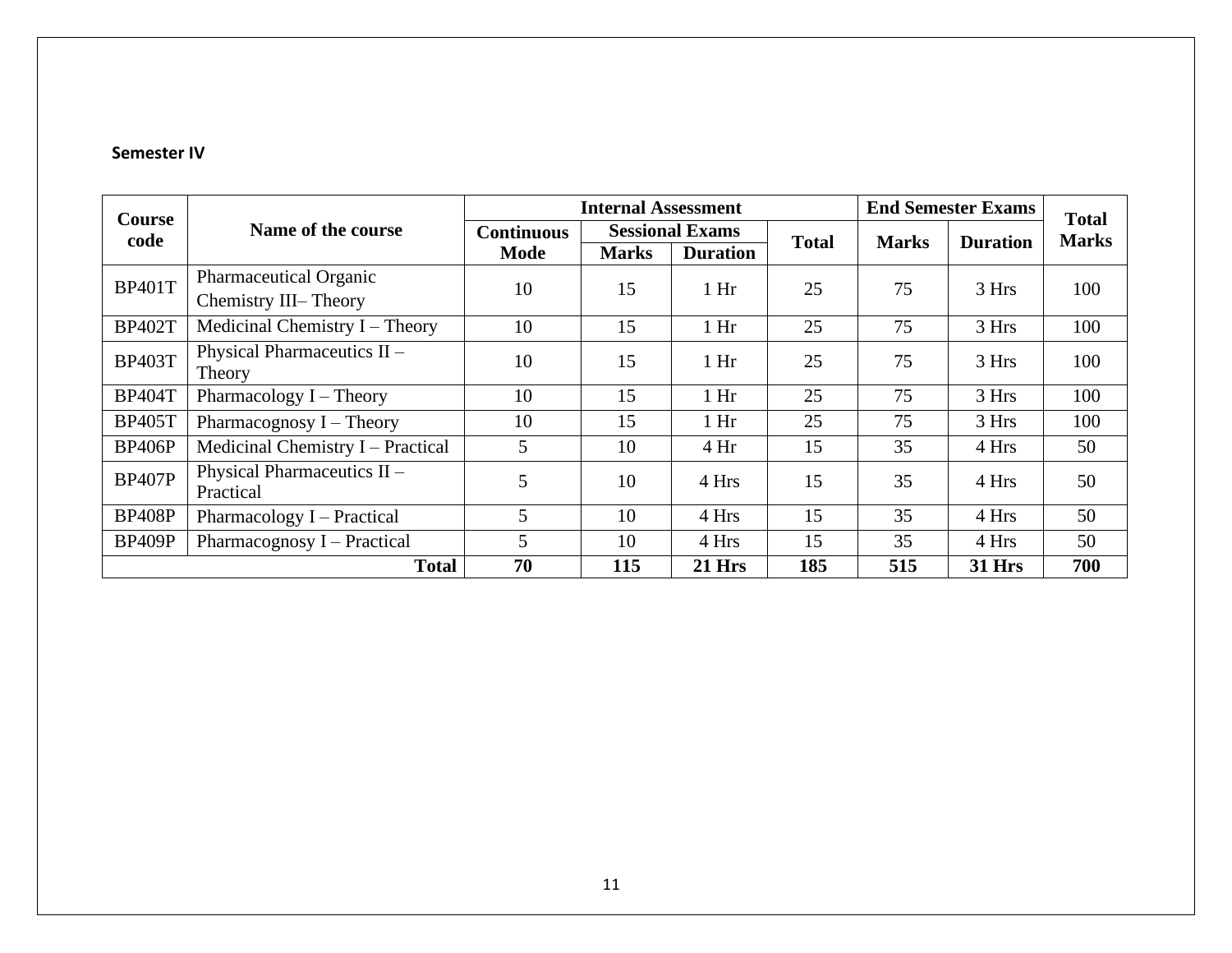**Semester IV**

| Course code | Name of the course | Internal Assessment | | | | End Semester Exams | | Total Marks |
|---|---|---|---|---|---|---|---|---|
| | | Continuous Mode | Sessional Exams | | Total | Marks | Duration | |
| | | | Marks | Duration | | | | |
| BP401T | Pharmaceutical Organic Chemistry III– Theory | 10 | 15 | 1 Hr | 25 | 75 | 3 Hrs | 100 |
| BP402T | Medicinal Chemistry I – Theory | 10 | 15 | 1 Hr | 25 | 75 | 3 Hrs | 100 |
| BP403T | Physical Pharmaceutics II – Theory | 10 | 15 | 1 Hr | 25 | 75 | 3 Hrs | 100 |
| BP404T | Pharmacology I – Theory | 10 | 15 | 1 Hr | 25 | 75 | 3 Hrs | 100 |
| BP405T | Pharmacognosy I – Theory | 10 | 15 | 1 Hr | 25 | 75 | 3 Hrs | 100 |
| BP406P | Medicinal Chemistry I – Practical | 5 | 10 | 4 Hr | 15 | 35 | 4 Hrs | 50 |
| BP407P | Physical Pharmaceutics II – Practical | 5 | 10 | 4 Hrs | 15 | 35 | 4 Hrs | 50 |
| BP408P | Pharmacology I – Practical | 5 | 10 | 4 Hrs | 15 | 35 | 4 Hrs | 50 |
| BP409P | Pharmacognosy I – Practical | 5 | 10 | 4 Hrs | 15 | 35 | 4 Hrs | 50 |
| | **Total** | **70** | **115** | **21 Hrs** | **185** | **515** | **31 Hrs** | **700** |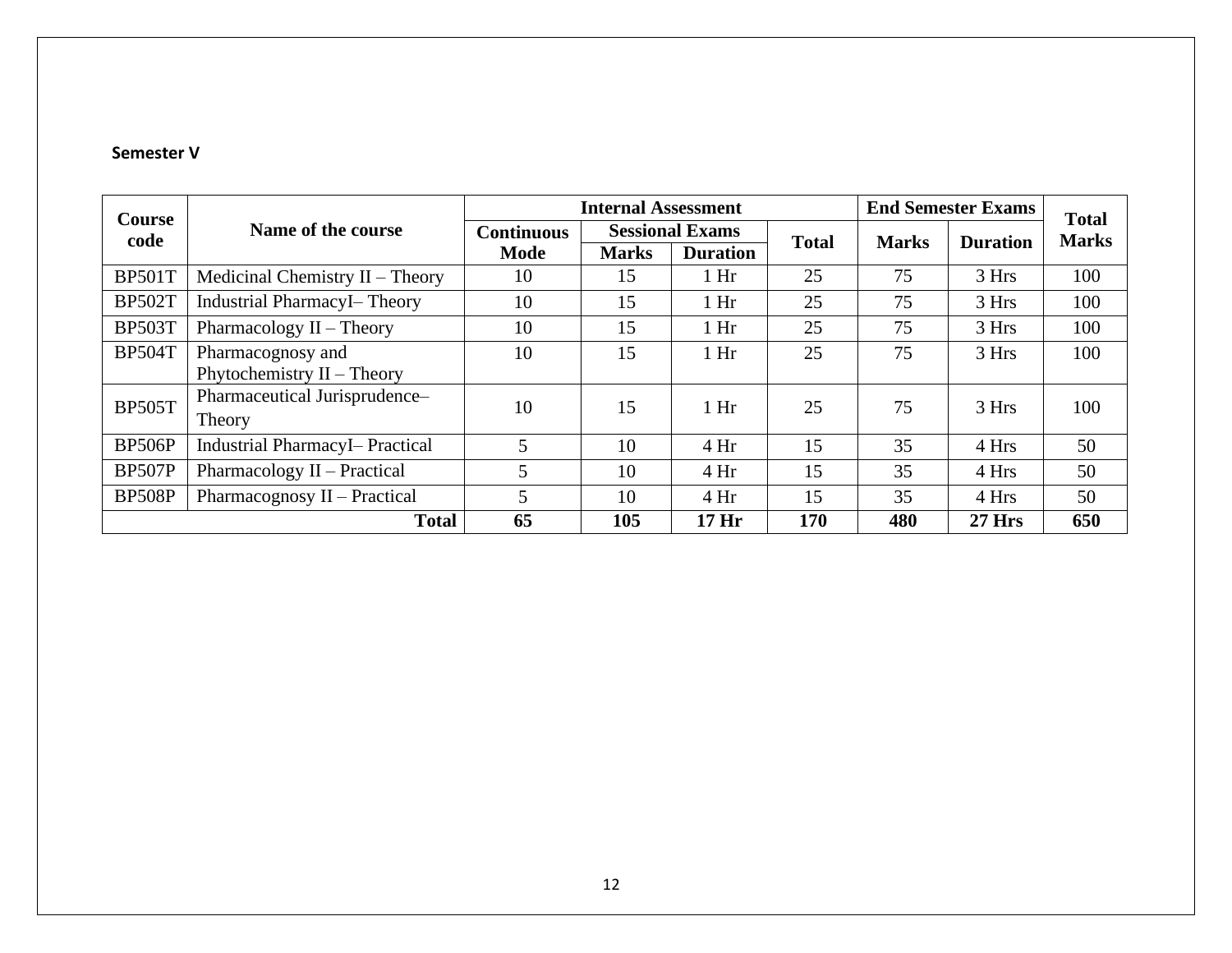**Semester V**

| Course code | Name of the course | Internal Assessment | | | | End Semester Exams | | Total Marks |
|---|---|---|---|---|---|---|---|---|
| | | Continuous Mode | Sessional Exams | | Total | Marks | Duration | |
| | | | Marks | Duration | | | | |
| BP501T | Medicinal Chemistry II – Theory | 10 | 15 | 1 Hr | 25 | 75 | 3 Hrs | 100 |
| BP502T | Industrial PharmacyI– Theory | 10 | 15 | 1 Hr | 25 | 75 | 3 Hrs | 100 |
| BP503T | Pharmacology II – Theory | 10 | 15 | 1 Hr | 25 | 75 | 3 Hrs | 100 |
| BP504T | Pharmacognosy and Phytochemistry II – Theory | 10 | 15 | 1 Hr | 25 | 75 | 3 Hrs | 100 |
| BP505T | Pharmaceutical Jurisprudence– Theory | 10 | 15 | 1 Hr | 25 | 75 | 3 Hrs | 100 |
| BP506P | Industrial PharmacyI– Practical | 5 | 10 | 4 Hr | 15 | 35 | 4 Hrs | 50 |
| BP507P | Pharmacology II – Practical | 5 | 10 | 4 Hr | 15 | 35 | 4 Hrs | 50 |
| BP508P | Pharmacognosy II – Practical | 5 | 10 | 4 Hr | 15 | 35 | 4 Hrs | 50 |
| **Total** | | **65** | **105** | **17 Hr** | **170** | **480** | **27 Hrs** | **650** |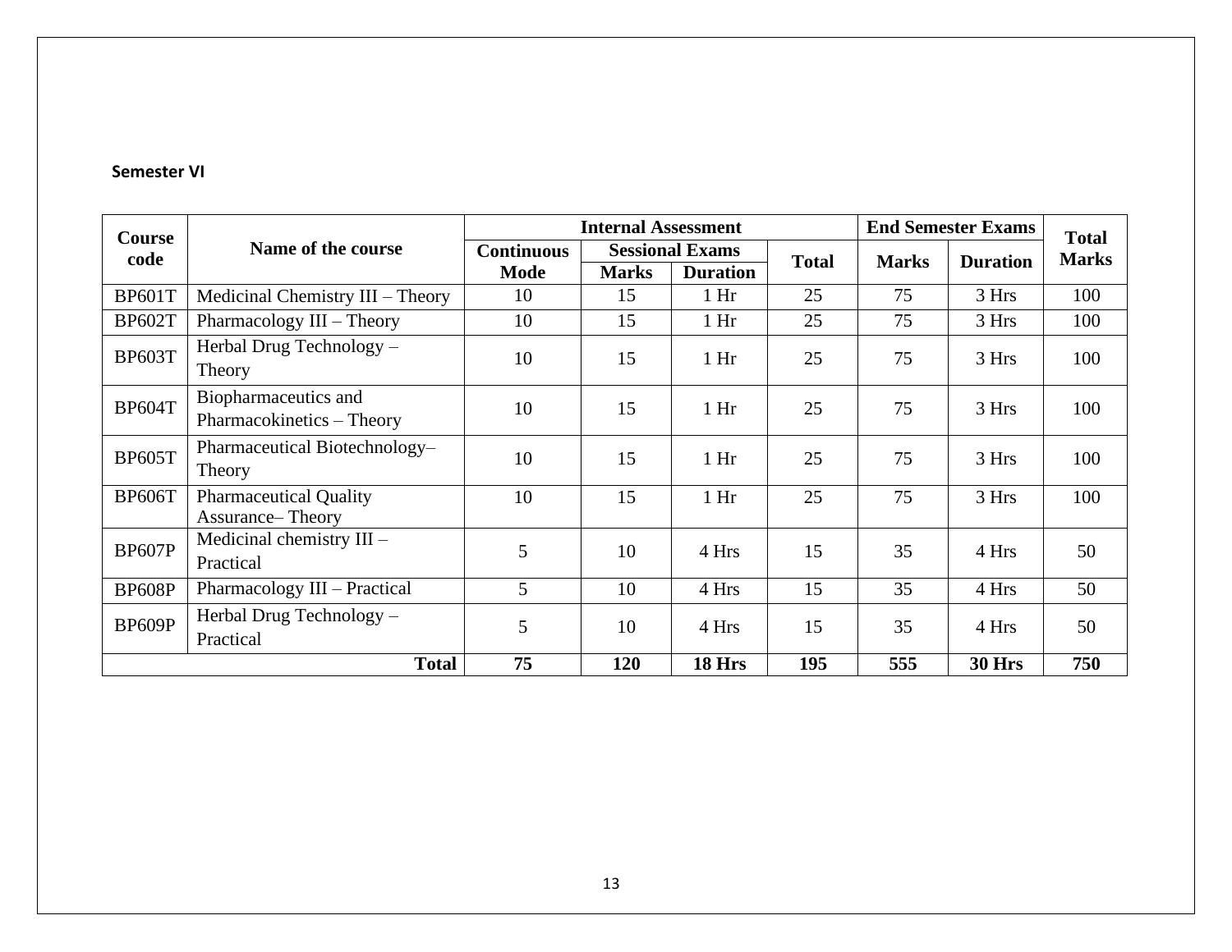**Semester VI**

| Course code | Name of the course | Internal Assessment | | | | End Semester Exams | | Total Marks |
|---|---|---|---|---|---|---|---|---|
| | | Continuous Mode | Sessional Exams | | Total | Marks | Duration | |
| | | | Marks | Duration | | | | |
| BP601T | Medicinal Chemistry III – Theory | 10 | 15 | 1 Hr | 25 | 75 | 3 Hrs | 100 |
| BP602T | Pharmacology III – Theory | 10 | 15 | 1 Hr | 25 | 75 | 3 Hrs | 100 |
| BP603T | Herbal Drug Technology – Theory | 10 | 15 | 1 Hr | 25 | 75 | 3 Hrs | 100 |
| BP604T | Biopharmaceutics and Pharmacokinetics – Theory | 10 | 15 | 1 Hr | 25 | 75 | 3 Hrs | 100 |
| BP605T | Pharmaceutical Biotechnology– Theory | 10 | 15 | 1 Hr | 25 | 75 | 3 Hrs | 100 |
| BP606T | Pharmaceutical Quality Assurance– Theory | 10 | 15 | 1 Hr | 25 | 75 | 3 Hrs | 100 |
| BP607P | Medicinal chemistry III – Practical | 5 | 10 | 4 Hrs | 15 | 35 | 4 Hrs | 50 |
| BP608P | Pharmacology III – Practical | 5 | 10 | 4 Hrs | 15 | 35 | 4 Hrs | 50 |
| BP609P | Herbal Drug Technology – Practical | 5 | 10 | 4 Hrs | 15 | 35 | 4 Hrs | 50 |
| | **Total** | **75** | **120** | **18 Hrs** | **195** | **555** | **30 Hrs** | **750** |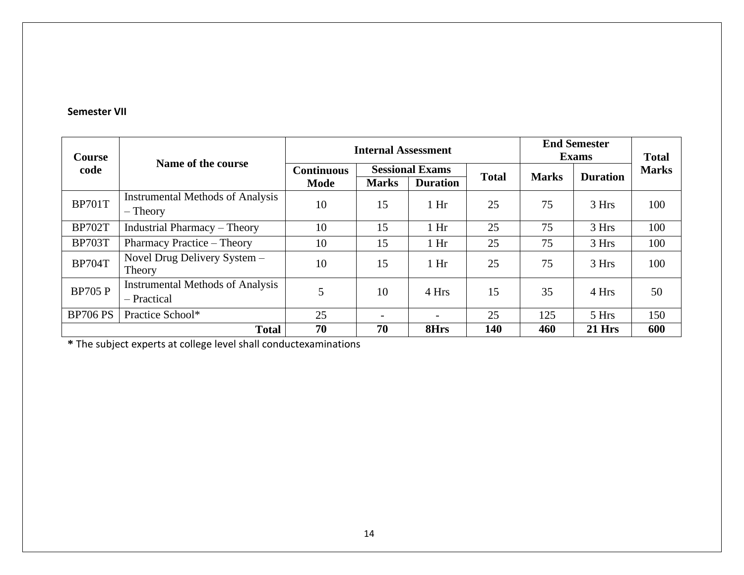**Semester VII**

| Course code | Name of the course | Internal Assessment | | | | End Semester Exams | | Total Marks |
|---|---|---|---|---|---|---|---|---|
| | | Continuous Mode | Sessional Exams | | Total | Marks | Duration | |
| | | | Marks | Duration | | | | |
| BP701T | Instrumental Methods of Analysis – Theory | 10 | 15 | 1 Hr | 25 | 75 | 3 Hrs | 100 |
| BP702T | Industrial Pharmacy – Theory | 10 | 15 | 1 Hr | 25 | 75 | 3 Hrs | 100 |
| BP703T | Pharmacy Practice – Theory | 10 | 15 | 1 Hr | 25 | 75 | 3 Hrs | 100 |
| BP704T | Novel Drug Delivery System – Theory | 10 | 15 | 1 Hr | 25 | 75 | 3 Hrs | 100 |
| BP705 P | Instrumental Methods of Analysis – Practical | 5 | 10 | 4 Hrs | 15 | 35 | 4 Hrs | 50 |
| BP706 PS | Practice School* | 25 | - | - | 25 | 125 | 5 Hrs | 150 |
| | **Total** | **70** | **70** | **8Hrs** | **140** | **460** | **21 Hrs** | **600** |

**\*** The subject experts at college level shall conductexaminations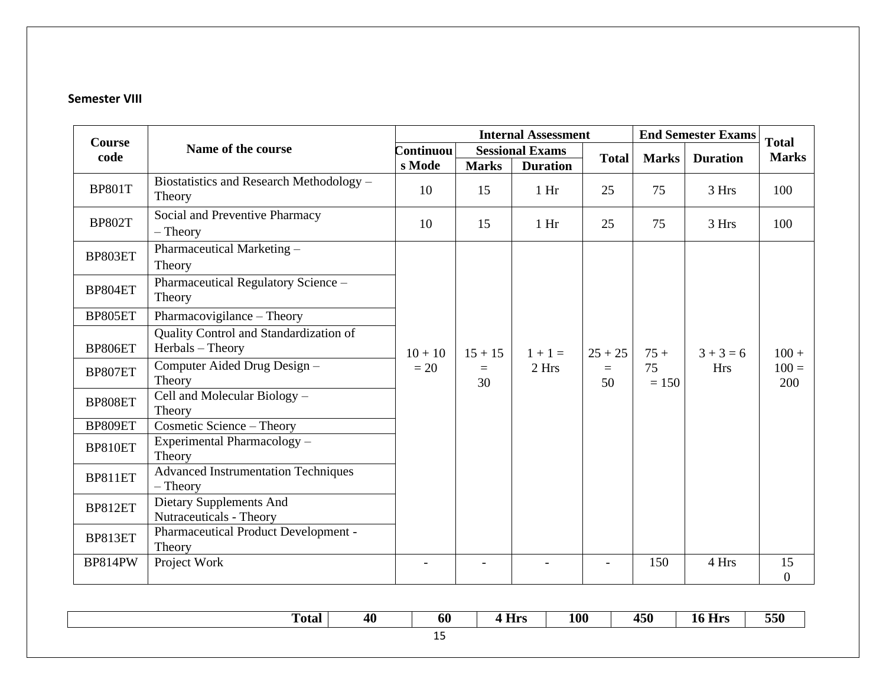**Semester VIII**

| Course code | Name of the course | Internal Assessment | | | | End Semester Exams | | Total Marks |
|---|---|---|---|---|---|---|---|---|
| | | Continuous Mode | Sessional Exams | | Total | Marks | Duration | |
| | | | Marks | Duration | | | | |
| BP801T | Biostatistics and Research Methodology – Theory | 10 | 15 | 1 Hr | 25 | 75 | 3 Hrs | 100 |
| BP802T | Social and Preventive Pharmacy – Theory | 10 | 15 | 1 Hr | 25 | 75 | 3 Hrs | 100 |
| BP803ET | Pharmaceutical Marketing – Theory | 10 + 10 = 20 | 15 + 15 = 30 | 1 + 1 = 2 Hrs | 25 + 25 = 50 | 75 + 75 = 150 | 3 + 3 = 6 Hrs | 100 + 100 = 200 |
| BP804ET | Pharmaceutical Regulatory Science – Theory | | | | | | | |
| BP805ET | Pharmacovigilance – Theory | | | | | | | |
| BP806ET | Quality Control and Standardization of Herbals – Theory | | | | | | | |
| BP807ET | Computer Aided Drug Design – Theory | | | | | | | |
| BP808ET | Cell and Molecular Biology – Theory | | | | | | | |
| BP809ET | Cosmetic Science – Theory | | | | | | | |
| BP810ET | Experimental Pharmacology – Theory | | | | | | | |
| BP811ET | Advanced Instrumentation Techniques – Theory | | | | | | | |
| BP812ET | Dietary Supplements And Nutraceuticals - Theory | | | | | | | |
| BP813ET | Pharmaceutical Product Development - Theory | | | | | | | |
| BP814PW | Project Work | - | - | - | - | 150 | 4 Hrs | 150 |
| | **Total** | **40** | **60** | **4 Hrs** | **100** | **450** | **16 Hrs** | **550** |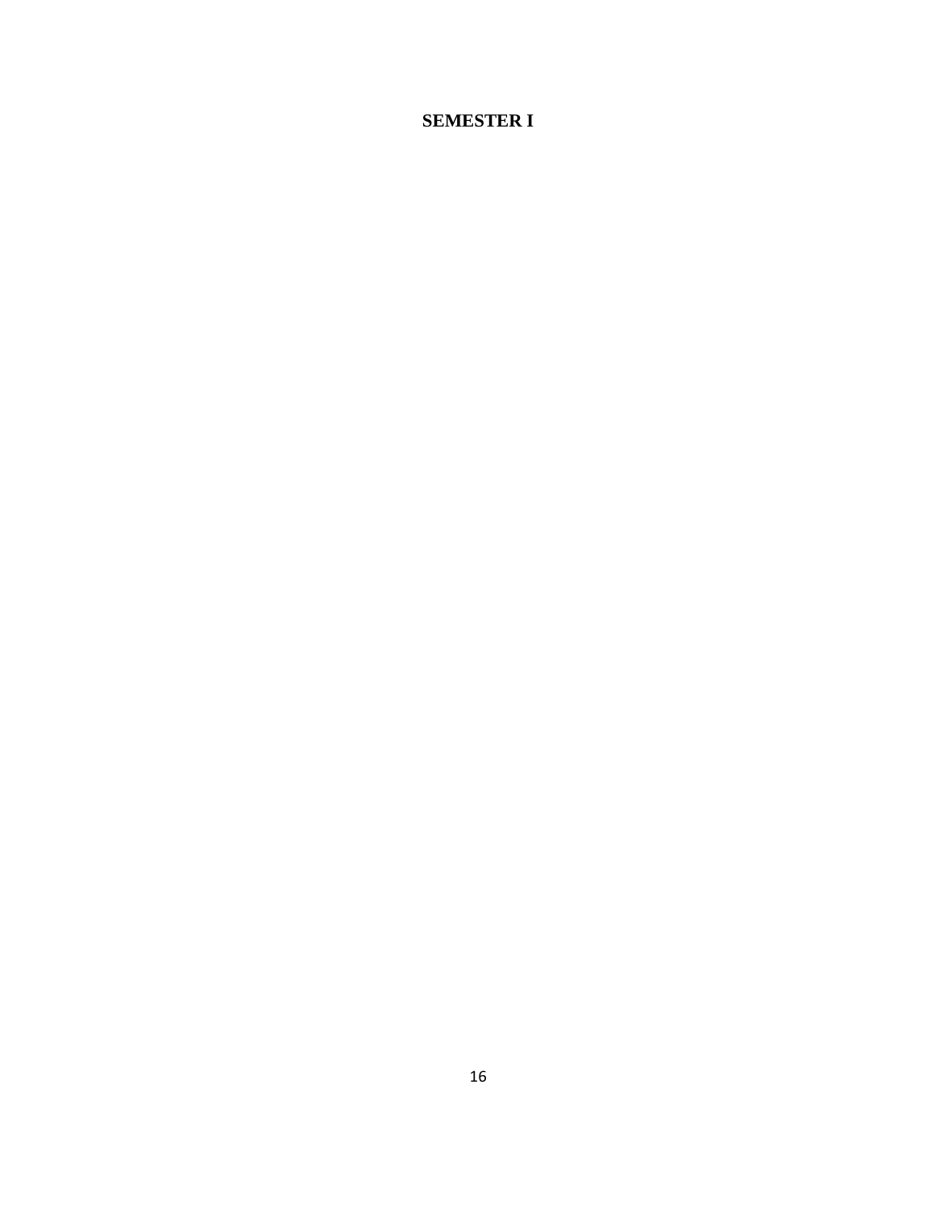# SEMESTER I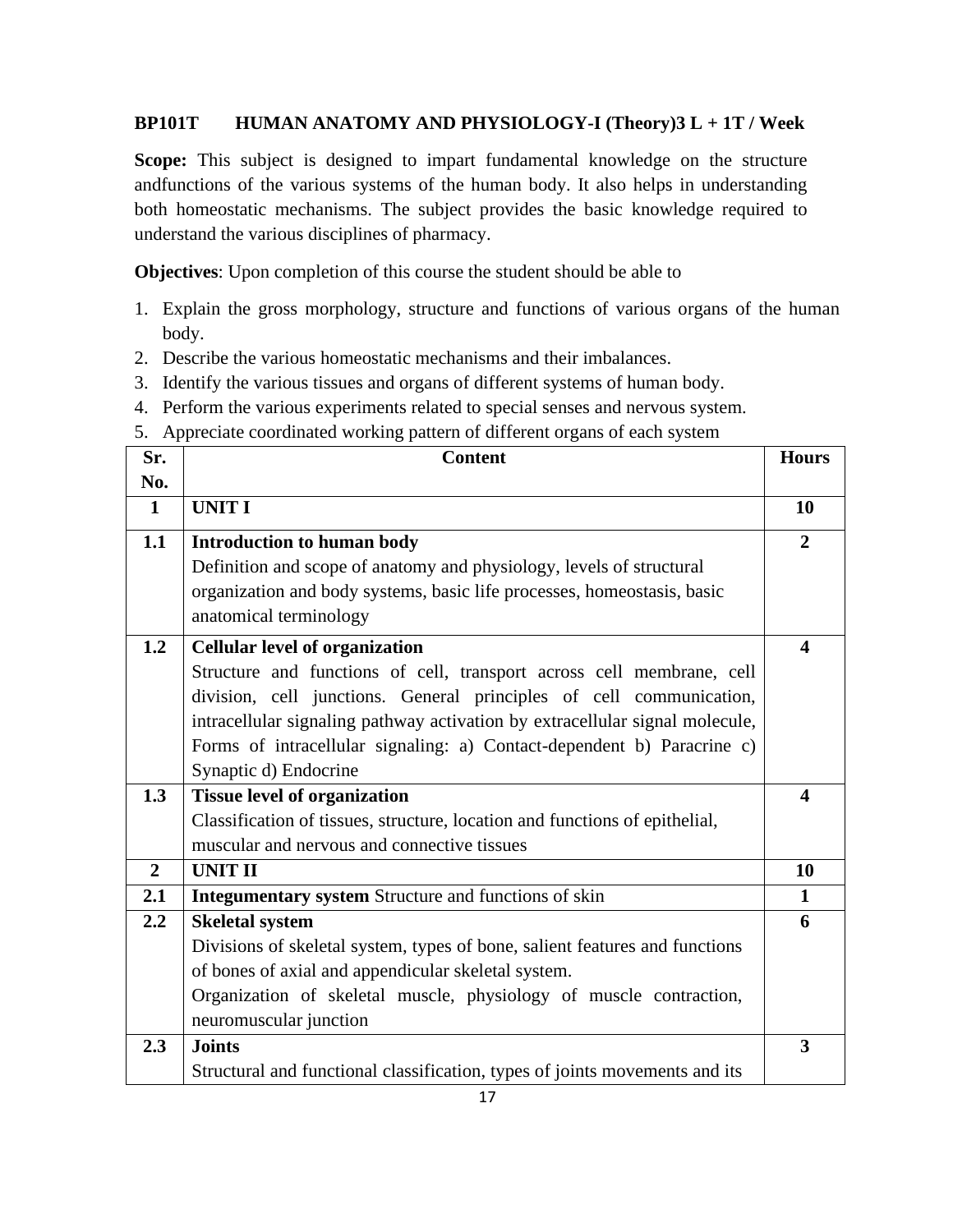**BP101T HUMAN ANATOMY AND PHYSIOLOGY-I (Theory)3 L + 1T / Week**

**Scope:** This subject is designed to impart fundamental knowledge on the structure andfunctions of the various systems of the human body. It also helps in understanding both homeostatic mechanisms. The subject provides the basic knowledge required to understand the various disciplines of pharmacy.

**Objectives**: Upon completion of this course the student should be able to

1. Explain the gross morphology, structure and functions of various organs of the human body.
2. Describe the various homeostatic mechanisms and their imbalances.
3. Identify the various tissues and organs of different systems of human body.
4. Perform the various experiments related to special senses and nervous system.
5. Appreciate coordinated working pattern of different organs of each system

| Sr. No. | Content | Hours |
|---|---|---|
| **1** | **UNIT I** | **10** |
| **1.1** | **Introduction to human body**<br>Definition and scope of anatomy and physiology, levels of structural organization and body systems, basic life processes, homeostasis, basic anatomical terminology | **2** |
| **1.2** | **Cellular level of organization**<br>Structure and functions of cell, transport across cell membrane, cell division, cell junctions. General principles of cell communication, intracellular signaling pathway activation by extracellular signal molecule, Forms of intracellular signaling: a) Contact-dependent b) Paracrine c) Synaptic d) Endocrine | **4** |
| **1.3** | **Tissue level of organization**<br>Classification of tissues, structure, location and functions of epithelial, muscular and nervous and connective tissues | **4** |
| **2** | **UNIT II** | **10** |
| **2.1** | **Integumentary system** Structure and functions of skin | **1** |
| **2.2** | **Skeletal system**<br>Divisions of skeletal system, types of bone, salient features and functions of bones of axial and appendicular skeletal system.<br>Organization of skeletal muscle, physiology of muscle contraction, neuromuscular junction | **6** |
| **2.3** | **Joints**<br>Structural and functional classification, types of joints movements and its | **3** |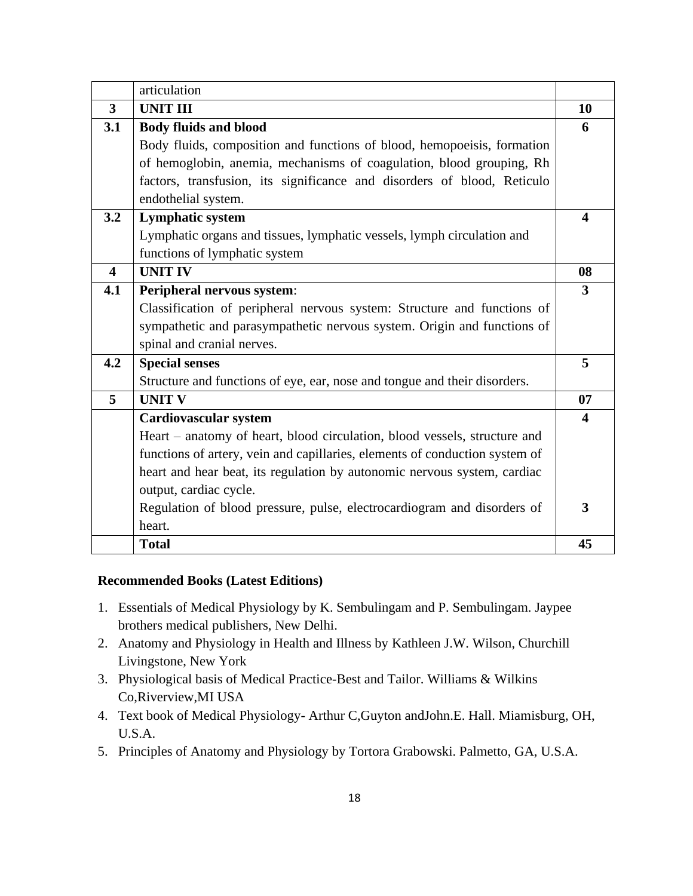| | articulation | |
|---|---|---|
| **3** | **UNIT III** | **10** |
| **3.1** | **Body fluids and blood**<br>Body fluids, composition and functions of blood, hemopoeisis, formation of hemoglobin, anemia, mechanisms of coagulation, blood grouping, Rh factors, transfusion, its significance and disorders of blood, Reticulo endothelial system. | **6** |
| **3.2** | **Lymphatic system**<br>Lymphatic organs and tissues, lymphatic vessels, lymph circulation and functions of lymphatic system | **4** |
| **4** | **UNIT IV** | **08** |
| **4.1** | **Peripheral nervous system**:<br>Classification of peripheral nervous system: Structure and functions of sympathetic and parasympathetic nervous system. Origin and functions of spinal and cranial nerves. | **3** |
| **4.2** | **Special senses**<br>Structure and functions of eye, ear, nose and tongue and their disorders. | **5** |
| **5** | **UNIT V** | **07** |
| | **Cardiovascular system**<br>Heart – anatomy of heart, blood circulation, blood vessels, structure and functions of artery, vein and capillaries, elements of conduction system of heart and hear beat, its regulation by autonomic nervous system, cardiac output, cardiac cycle. | **4** |
| | Regulation of blood pressure, pulse, electrocardiogram and disorders of heart. | **3** |
| | **Total** | **45** |

**Recommended Books (Latest Editions)**

1. Essentials of Medical Physiology by K. Sembulingam and P. Sembulingam. Jaypee brothers medical publishers, New Delhi.
2. Anatomy and Physiology in Health and Illness by Kathleen J.W. Wilson, Churchill Livingstone, New York
3. Physiological basis of Medical Practice-Best and Tailor. Williams & Wilkins Co,Riverview,MI USA
4. Text book of Medical Physiology- Arthur C,Guyton andJohn.E. Hall. Miamisburg, OH, U.S.A.
5. Principles of Anatomy and Physiology by Tortora Grabowski. Palmetto, GA, U.S.A.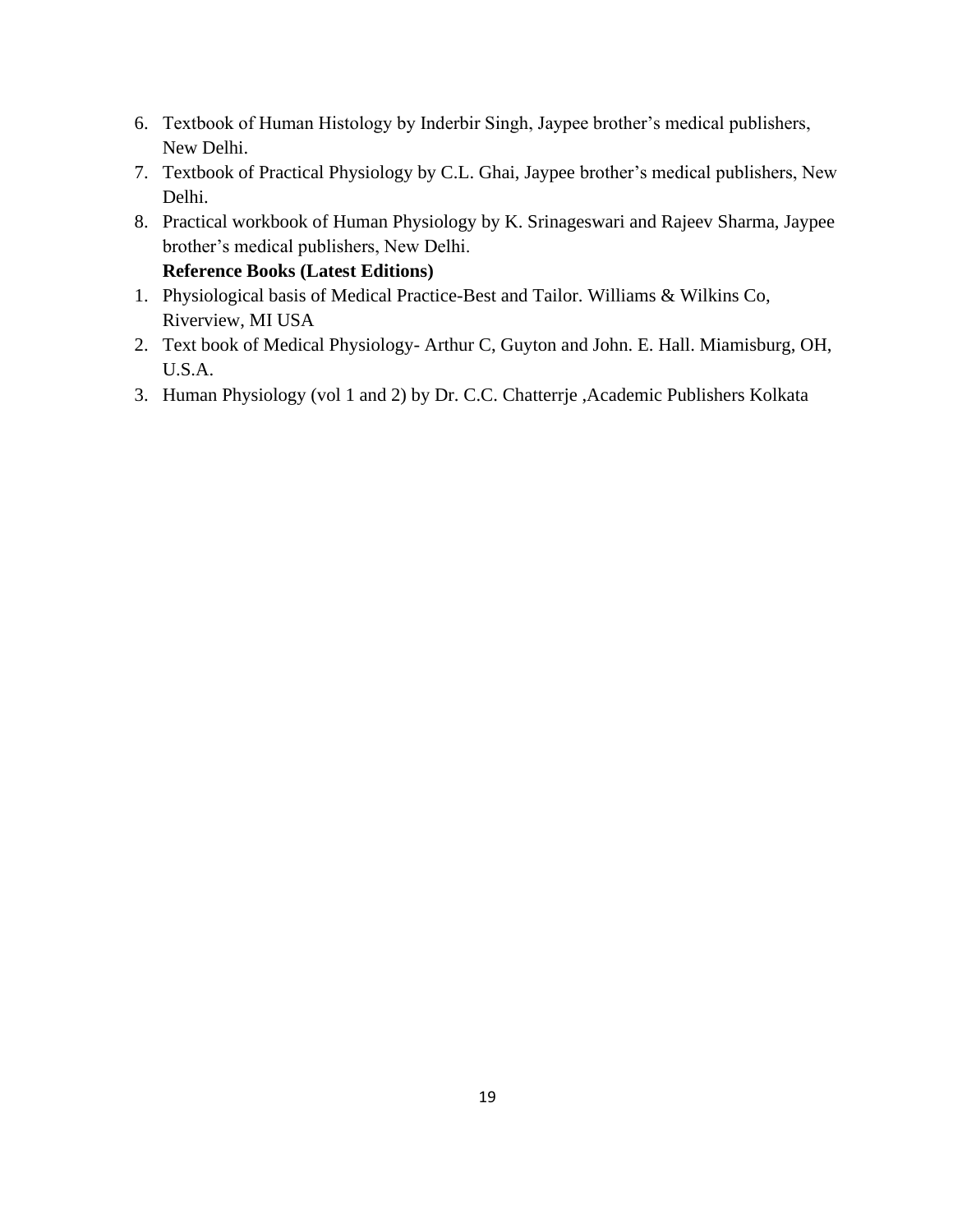6. Textbook of Human Histology by Inderbir Singh, Jaypee brother's medical publishers, New Delhi.
7. Textbook of Practical Physiology by C.L. Ghai, Jaypee brother's medical publishers, New Delhi.
8. Practical workbook of Human Physiology by K. Srinageswari and Rajeev Sharma, Jaypee brother's medical publishers, New Delhi.

**Reference Books (Latest Editions)**

1. Physiological basis of Medical Practice-Best and Tailor. Williams & Wilkins Co, Riverview, MI USA
2. Text book of Medical Physiology- Arthur C, Guyton and John. E. Hall. Miamisburg, OH, U.S.A.
3. Human Physiology (vol 1 and 2) by Dr. C.C. Chatterrje ,Academic Publishers Kolkata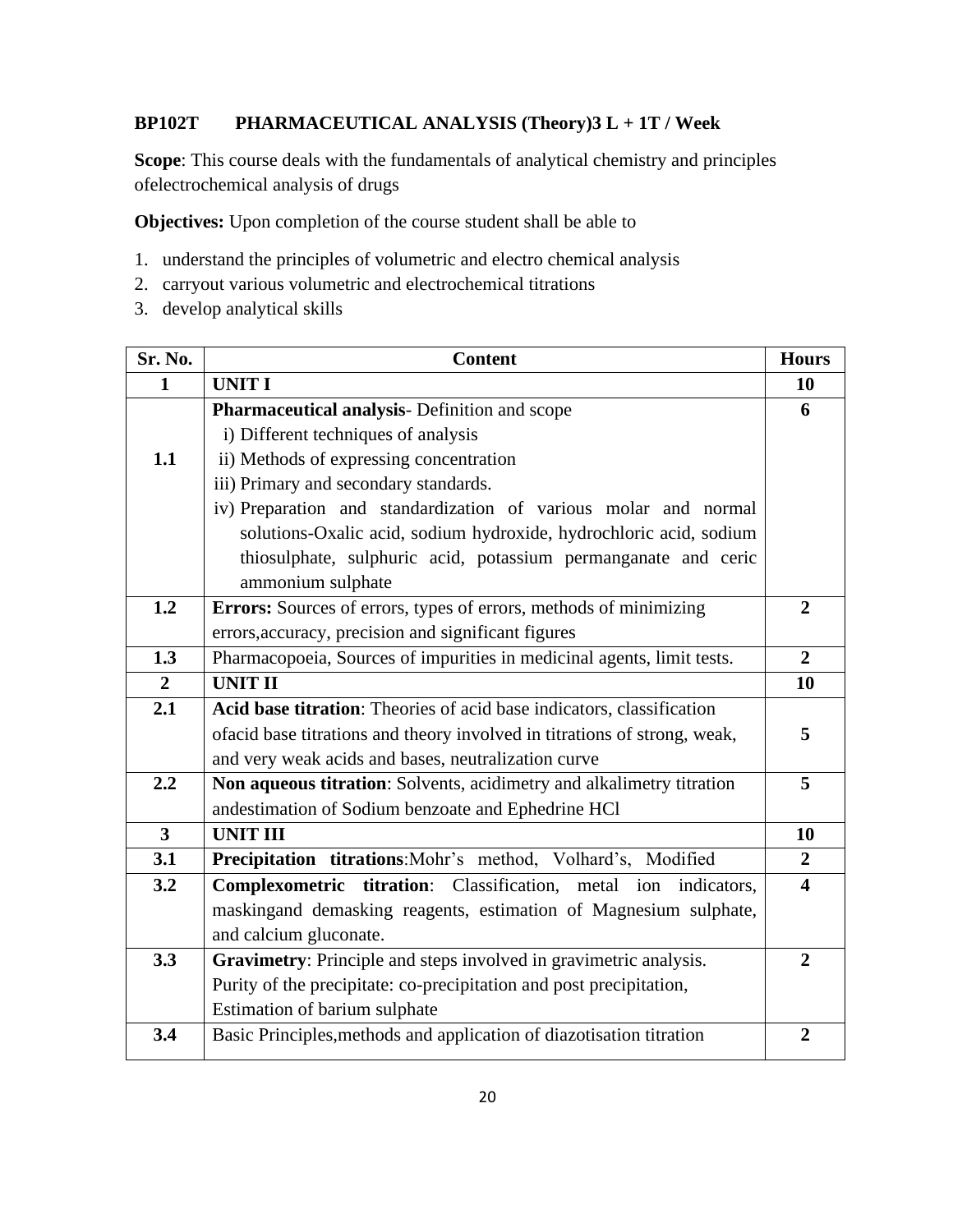**BP102T PHARMACEUTICAL ANALYSIS (Theory)3 L + 1T / Week**

**Scope**: This course deals with the fundamentals of analytical chemistry and principles ofelectrochemical analysis of drugs

**Objectives:** Upon completion of the course student shall be able to

1. understand the principles of volumetric and electro chemical analysis
2. carryout various volumetric and electrochemical titrations
3. develop analytical skills

| Sr. No. | Content | Hours |
|---|---|---|
| **1** | **UNIT I** | **10** |
| **1.1** | **Pharmaceutical analysis**- Definition and scope<br>i) Different techniques of analysis<br>ii) Methods of expressing concentration<br>iii) Primary and secondary standards.<br>iv) Preparation and standardization of various molar and normal solutions-Oxalic acid, sodium hydroxide, hydrochloric acid, sodium thiosulphate, sulphuric acid, potassium permanganate and ceric ammonium sulphate | **6** |
| **1.2** | **Errors:** Sources of errors, types of errors, methods of minimizing errors,accuracy, precision and significant figures | **2** |
| **1.3** | Pharmacopoeia, Sources of impurities in medicinal agents, limit tests. | **2** |
| **2** | **UNIT II** | **10** |
| **2.1** | **Acid base titration**: Theories of acid base indicators, classification ofacid base titrations and theory involved in titrations of strong, weak, and very weak acids and bases, neutralization curve | **5** |
| **2.2** | **Non aqueous titration**: Solvents, acidimetry and alkalimetry titration andestimation of Sodium benzoate and Ephedrine HCl | **5** |
| **3** | **UNIT III** | **10** |
| **3.1** | **Precipitation titrations**:Mohr's method, Volhard's, Modified | **2** |
| **3.2** | **Complexometric titration**: Classification, metal ion indicators, maskingand demasking reagents, estimation of Magnesium sulphate, and calcium gluconate. | **4** |
| **3.3** | **Gravimetry**: Principle and steps involved in gravimetric analysis. Purity of the precipitate: co-precipitation and post precipitation, Estimation of barium sulphate | **2** |
| **3.4** | Basic Principles,methods and application of diazotisation titration | **2** |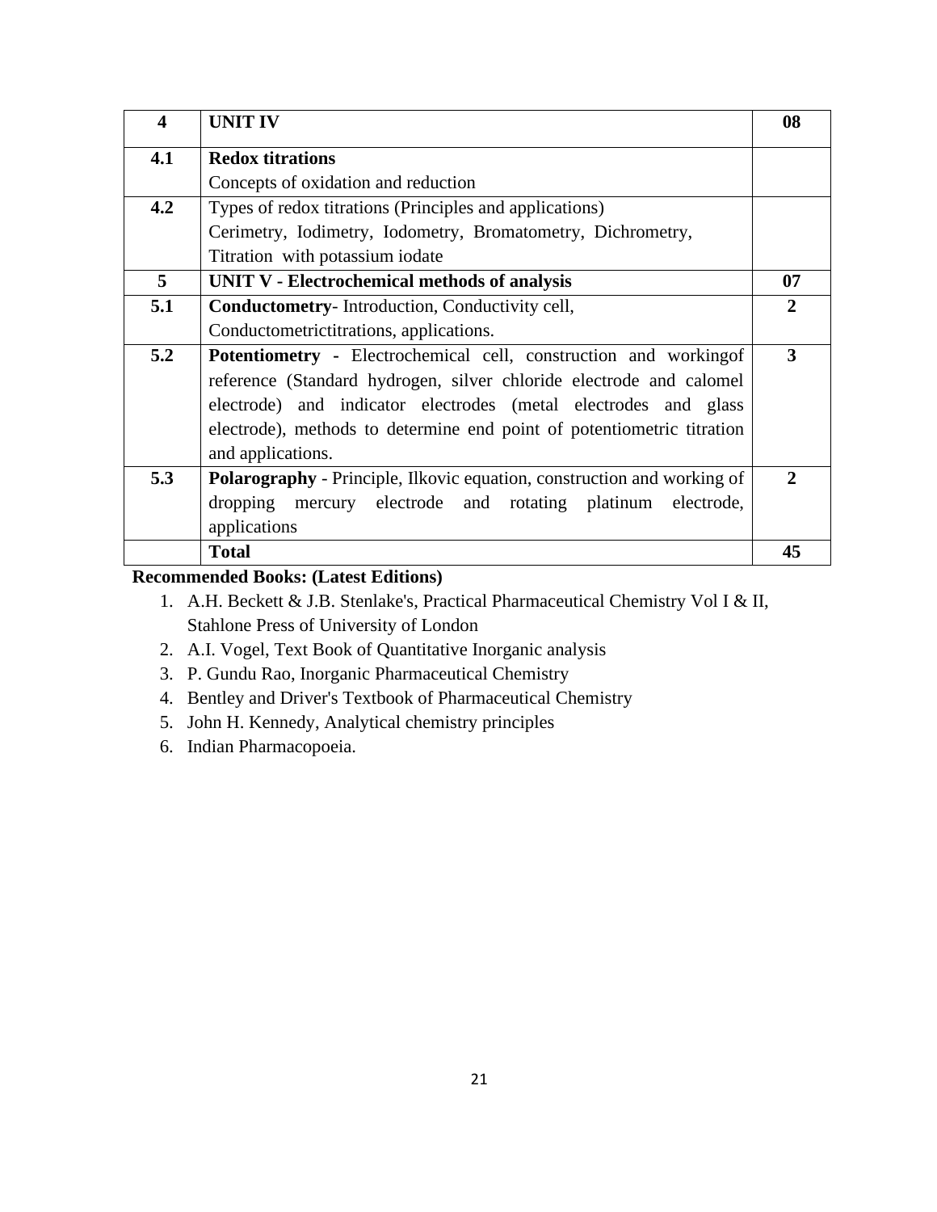| 4 | **UNIT IV** | **08** |
|---|---|---|
| **4.1** | **Redox titrations**<br>Concepts of oxidation and reduction | |
| **4.2** | Types of redox titrations (Principles and applications)<br>Cerimetry, Iodimetry, Iodometry, Bromatometry, Dichrometry, Titration with potassium iodate | |
| **5** | **UNIT V - Electrochemical methods of analysis** | **07** |
| **5.1** | **Conductometry**- Introduction, Conductivity cell, Conductometrictitrations, applications. | **2** |
| **5.2** | **Potentiometry -** Electrochemical cell, construction and workingof reference (Standard hydrogen, silver chloride electrode and calomel electrode) and indicator electrodes (metal electrodes and glass electrode), methods to determine end point of potentiometric titration and applications. | **3** |
| **5.3** | **Polarography** - Principle, Ilkovic equation, construction and working of dropping mercury electrode and rotating platinum electrode, applications | **2** |
| | **Total** | **45** |

**Recommended Books: (Latest Editions)**

1. A.H. Beckett & J.B. Stenlake's, Practical Pharmaceutical Chemistry Vol I & II, Stahlone Press of University of London
2. A.I. Vogel, Text Book of Quantitative Inorganic analysis
3. P. Gundu Rao, Inorganic Pharmaceutical Chemistry
4. Bentley and Driver's Textbook of Pharmaceutical Chemistry
5. John H. Kennedy, Analytical chemistry principles
6. Indian Pharmacopoeia.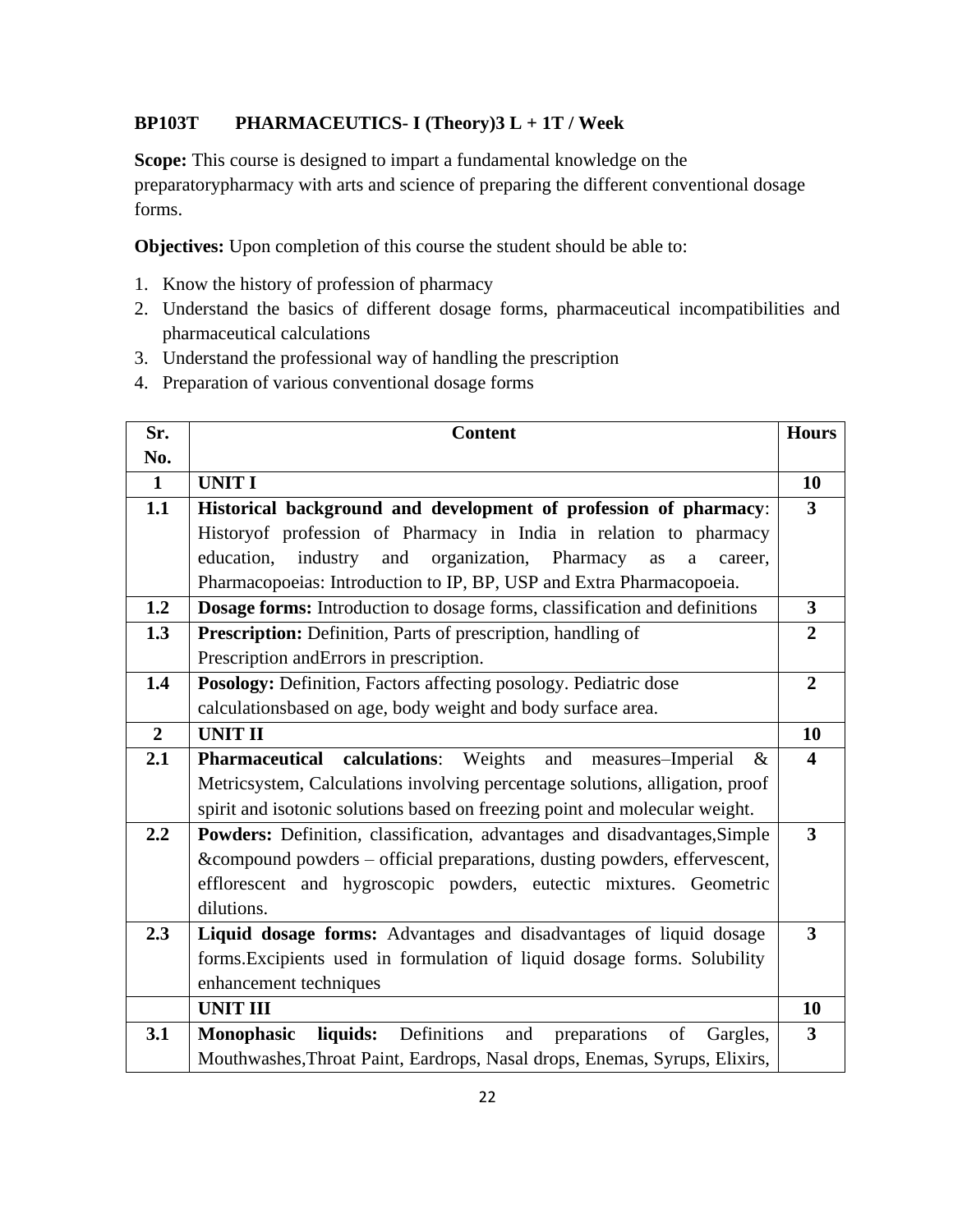**BP103T PHARMACEUTICS- I (Theory)3 L + 1T / Week**

**Scope:** This course is designed to impart a fundamental knowledge on the preparatorypharmacy with arts and science of preparing the different conventional dosage forms.

**Objectives:** Upon completion of this course the student should be able to:

1. Know the history of profession of pharmacy
2. Understand the basics of different dosage forms, pharmaceutical incompatibilities and pharmaceutical calculations
3. Understand the professional way of handling the prescription
4. Preparation of various conventional dosage forms

| Sr. No. | Content | Hours |
|---|---|---|
| **1** | **UNIT I** | **10** |
| **1.1** | **Historical background and development of profession of pharmacy**: Historyof profession of Pharmacy in India in relation to pharmacy education, industry and organization, Pharmacy as a career, Pharmacopoeias: Introduction to IP, BP, USP and Extra Pharmacopoeia. | **3** |
| **1.2** | **Dosage forms:** Introduction to dosage forms, classification and definitions | **3** |
| **1.3** | **Prescription:** Definition, Parts of prescription, handling of Prescription andErrors in prescription. | **2** |
| **1.4** | **Posology:** Definition, Factors affecting posology. Pediatric dose calculationsbased on age, body weight and body surface area. | **2** |
| **2** | **UNIT II** | **10** |
| **2.1** | **Pharmaceutical calculations**: Weights and measures–Imperial & Metricsystem, Calculations involving percentage solutions, alligation, proof spirit and isotonic solutions based on freezing point and molecular weight. | **4** |
| **2.2** | **Powders:** Definition, classification, advantages and disadvantages,Simple &compound powders – official preparations, dusting powders, effervescent, efflorescent and hygroscopic powders, eutectic mixtures. Geometric dilutions. | **3** |
| **2.3** | **Liquid dosage forms:** Advantages and disadvantages of liquid dosage forms.Excipients used in formulation of liquid dosage forms. Solubility enhancement techniques | **3** |
| | **UNIT III** | **10** |
| **3.1** | **Monophasic liquids:** Definitions and preparations of Gargles, Mouthwashes,Throat Paint, Eardrops, Nasal drops, Enemas, Syrups, Elixirs, | **3** |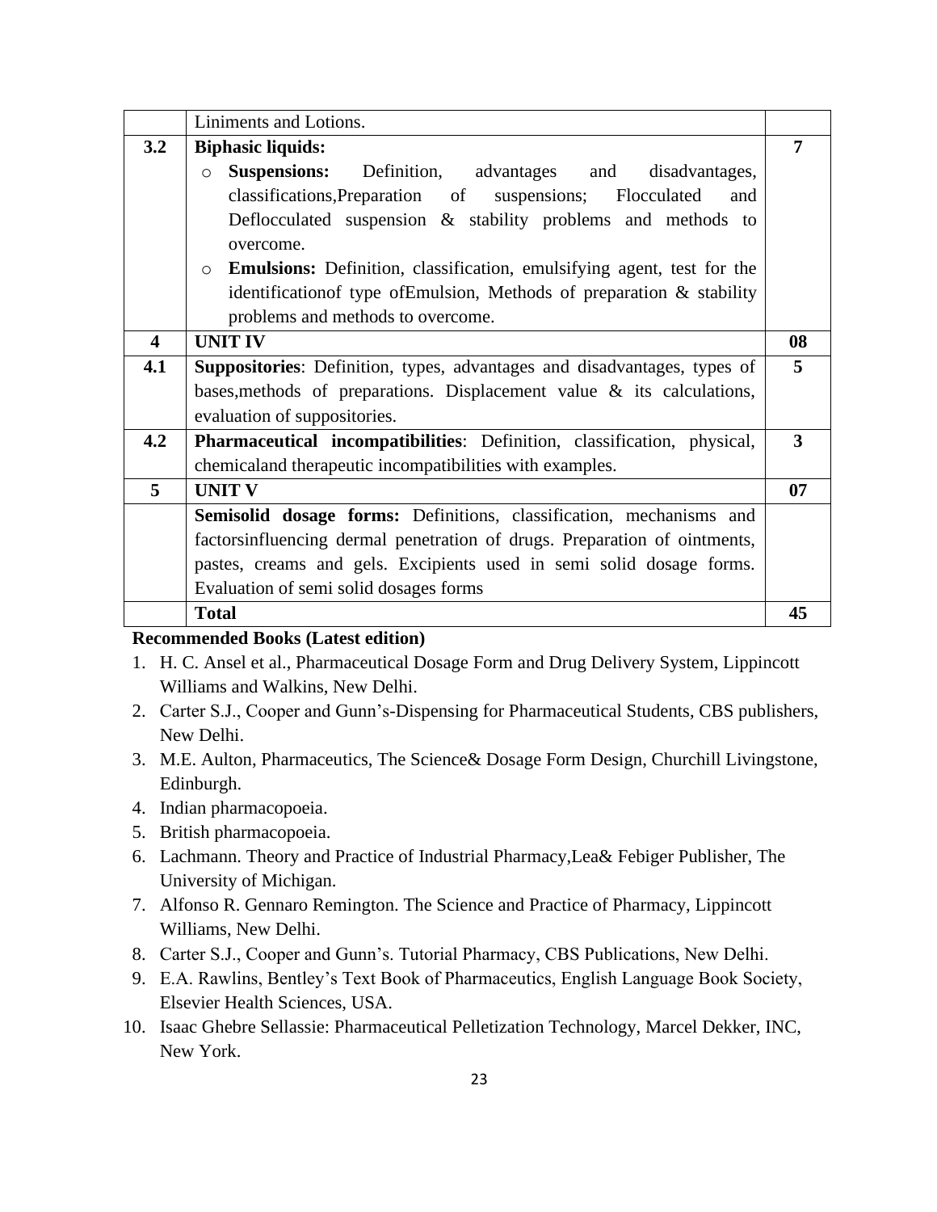| | | |
|---|---|---|
| | Liniments and Lotions. | |
| **3.2** | **Biphasic liquids:**<br>○ **Suspensions:** Definition, advantages and disadvantages, classifications,Preparation of suspensions; Flocculated and Deflocculated suspension & stability problems and methods to overcome.<br>○ **Emulsions:** Definition, classification, emulsifying agent, test for the identificationof type ofEmulsion, Methods of preparation & stability problems and methods to overcome. | **7** |
| **4** | **UNIT IV** | **08** |
| **4.1** | **Suppositories**: Definition, types, advantages and disadvantages, types of bases,methods of preparations. Displacement value & its calculations, evaluation of suppositories. | **5** |
| **4.2** | **Pharmaceutical incompatibilities**: Definition, classification, physical, chemicaland therapeutic incompatibilities with examples. | **3** |
| **5** | **UNIT V** | **07** |
| | **Semisolid dosage forms:** Definitions, classification, mechanisms and factorsinfluencing dermal penetration of drugs. Preparation of ointments, pastes, creams and gels. Excipients used in semi solid dosage forms. Evaluation of semi solid dosages forms | |
| | **Total** | **45** |

**Recommended Books (Latest edition)**

1. H. C. Ansel et al., Pharmaceutical Dosage Form and Drug Delivery System, Lippincott Williams and Walkins, New Delhi.
2. Carter S.J., Cooper and Gunn's-Dispensing for Pharmaceutical Students, CBS publishers, New Delhi.
3. M.E. Aulton, Pharmaceutics, The Science& Dosage Form Design, Churchill Livingstone, Edinburgh.
4. Indian pharmacopoeia.
5. British pharmacopoeia.
6. Lachmann. Theory and Practice of Industrial Pharmacy,Lea& Febiger Publisher, The University of Michigan.
7. Alfonso R. Gennaro Remington. The Science and Practice of Pharmacy, Lippincott Williams, New Delhi.
8. Carter S.J., Cooper and Gunn's. Tutorial Pharmacy, CBS Publications, New Delhi.
9. E.A. Rawlins, Bentley's Text Book of Pharmaceutics, English Language Book Society, Elsevier Health Sciences, USA.
10. Isaac Ghebre Sellassie: Pharmaceutical Pelletization Technology, Marcel Dekker, INC, New York.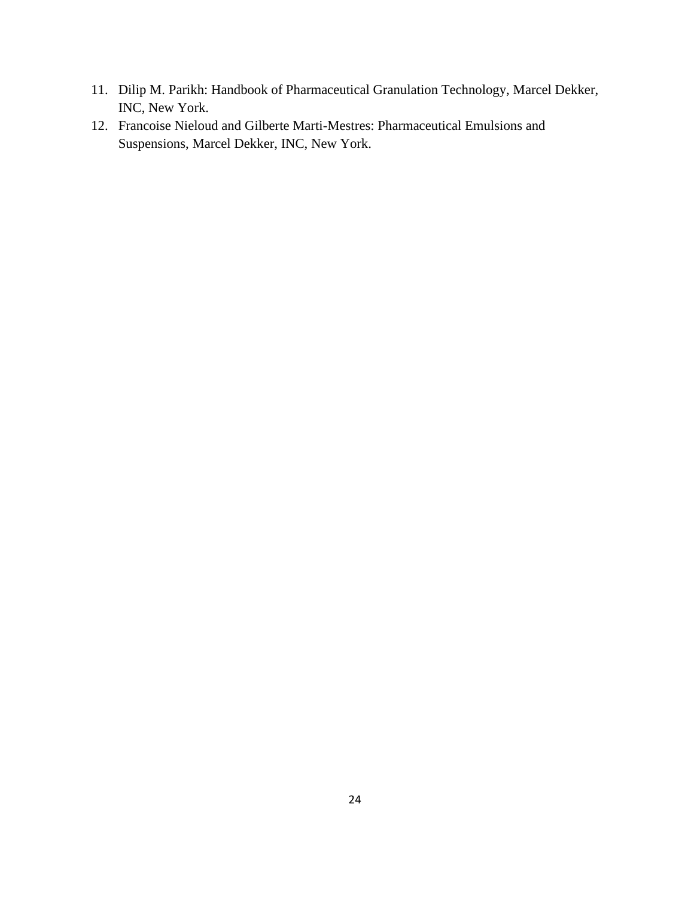11. Dilip M. Parikh: Handbook of Pharmaceutical Granulation Technology, Marcel Dekker, INC, New York.
12. Francoise Nieloud and Gilberte Marti-Mestres: Pharmaceutical Emulsions and Suspensions, Marcel Dekker, INC, New York.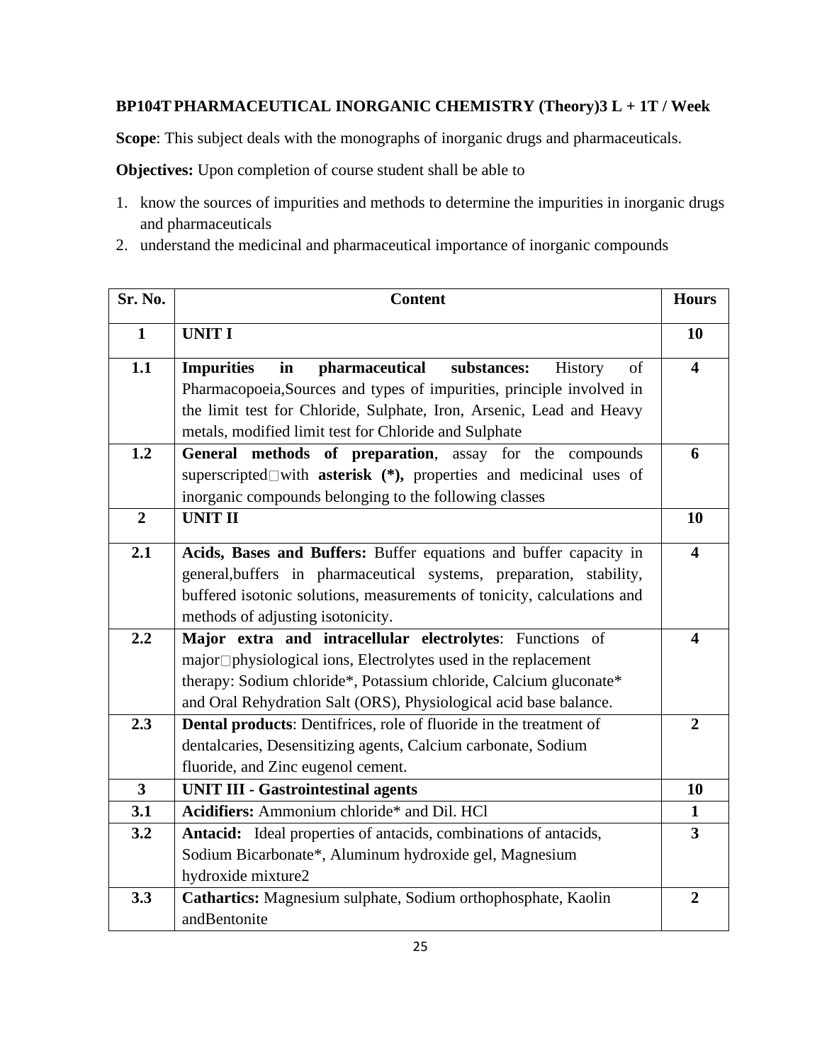**BP104T PHARMACEUTICAL INORGANIC CHEMISTRY (Theory)3 L + 1T / Week**

**Scope**: This subject deals with the monographs of inorganic drugs and pharmaceuticals.

**Objectives:** Upon completion of course student shall be able to

1. know the sources of impurities and methods to determine the impurities in inorganic drugs and pharmaceuticals
2. understand the medicinal and pharmaceutical importance of inorganic compounds

| Sr. No. | Content | Hours |
|---|---|---|
| **1** | **UNIT I** | **10** |
| **1.1** | **Impurities in pharmaceutical substances:** History of Pharmacopoeia,Sources and types of impurities, principle involved in the limit test for Chloride, Sulphate, Iron, Arsenic, Lead and Heavy metals, modified limit test for Chloride and Sulphate | **4** |
| **1.2** | **General methods of preparation**, assay for the compounds superscripted with **asterisk (*),** properties and medicinal uses of inorganic compounds belonging to the following classes | **6** |
| **2** | **UNIT II** | **10** |
| **2.1** | **Acids, Bases and Buffers:** Buffer equations and buffer capacity in general,buffers in pharmaceutical systems, preparation, stability, buffered isotonic solutions, measurements of tonicity, calculations and methods of adjusting isotonicity. | **4** |
| **2.2** | **Major extra and intracellular electrolytes**: Functions of major physiological ions, Electrolytes used in the replacement therapy: Sodium chloride*, Potassium chloride, Calcium gluconate* and Oral Rehydration Salt (ORS), Physiological acid base balance. | **4** |
| **2.3** | **Dental products**: Dentifrices, role of fluoride in the treatment of dentalcaries, Desensitizing agents, Calcium carbonate, Sodium fluoride, and Zinc eugenol cement. | **2** |
| **3** | **UNIT III - Gastrointestinal agents** | **10** |
| **3.1** | **Acidifiers:** Ammonium chloride* and Dil. HCl | **1** |
| **3.2** | **Antacid:** Ideal properties of antacids, combinations of antacids, Sodium Bicarbonate*, Aluminum hydroxide gel, Magnesium hydroxide mixture2 | **3** |
| **3.3** | **Cathartics:** Magnesium sulphate, Sodium orthophosphate, Kaolin andBentonite | **2** |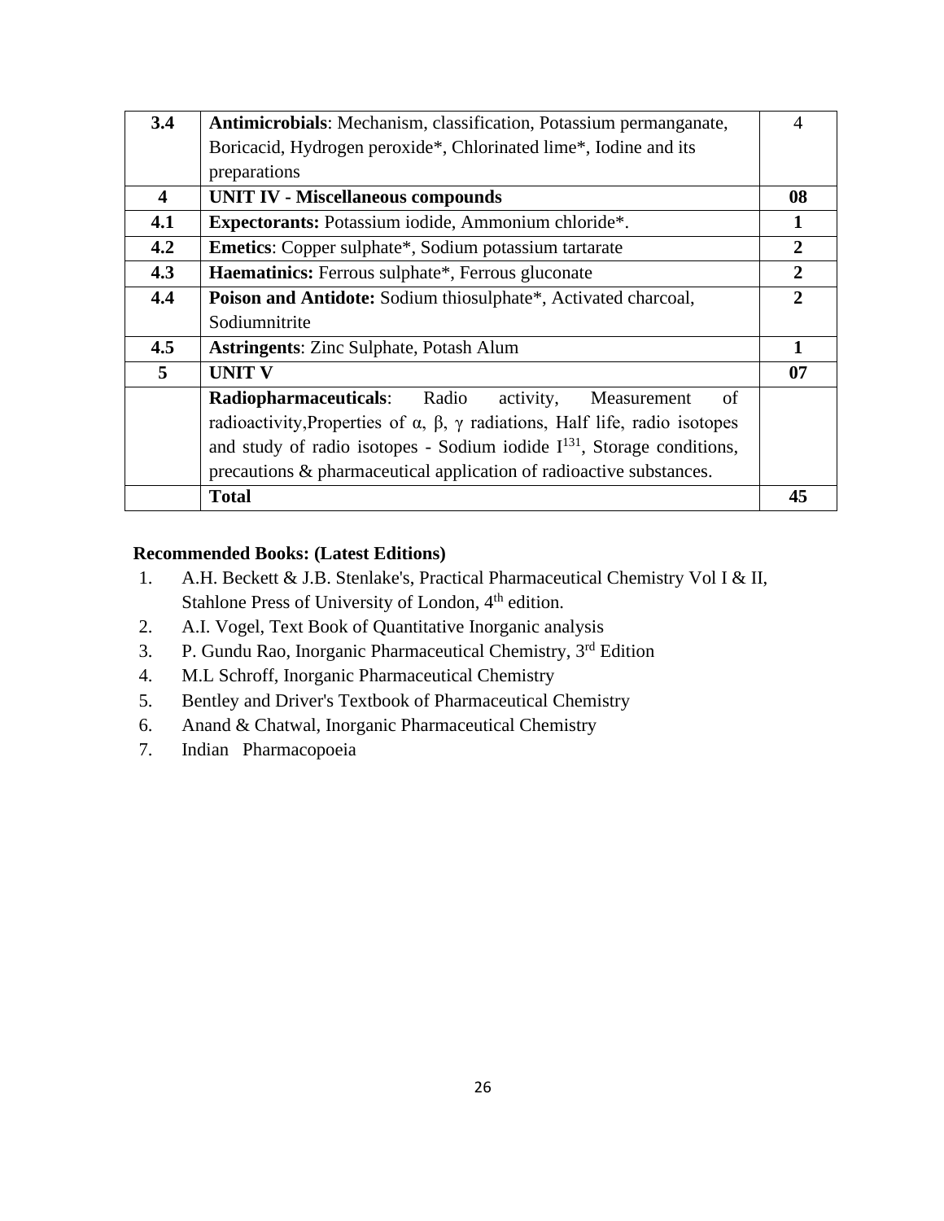| 3.4 | **Antimicrobials**: Mechanism, classification, Potassium permanganate, Boricacid, Hydrogen peroxide*, Chlorinated lime*, Iodine and its preparations | 4 |
|---|---|---|
| **4** | **UNIT IV - Miscellaneous compounds** | **08** |
| **4.1** | **Expectorants:** Potassium iodide, Ammonium chloride*. | **1** |
| **4.2** | **Emetics**: Copper sulphate*, Sodium potassium tartarate | **2** |
| **4.3** | **Haematinics:** Ferrous sulphate*, Ferrous gluconate | **2** |
| **4.4** | **Poison and Antidote:** Sodium thiosulphate*, Activated charcoal, Sodiumnitrite | **2** |
| **4.5** | **Astringents**: Zinc Sulphate, Potash Alum | **1** |
| **5** | **UNIT V** | **07** |
| | **Radiopharmaceuticals**: Radio activity, Measurement of radioactivity,Properties of α, β, γ radiations, Half life, radio isotopes and study of radio isotopes - Sodium iodide $I^{131}$, Storage conditions, precautions & pharmaceutical application of radioactive substances. | |
| | **Total** | **45** |

**Recommended Books: (Latest Editions)**

1. A.H. Beckett & J.B. Stenlake's, Practical Pharmaceutical Chemistry Vol I & II, Stahlone Press of University of London, 4th edition.
2. A.I. Vogel, Text Book of Quantitative Inorganic analysis
3. P. Gundu Rao, Inorganic Pharmaceutical Chemistry, 3rd Edition
4. M.L Schroff, Inorganic Pharmaceutical Chemistry
5. Bentley and Driver's Textbook of Pharmaceutical Chemistry
6. Anand & Chatwal, Inorganic Pharmaceutical Chemistry
7. Indian Pharmacopoeia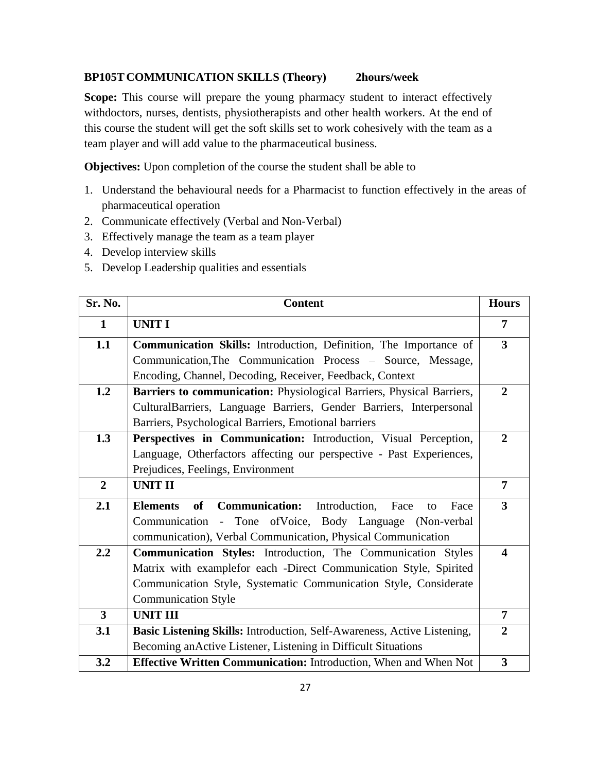**BP105T COMMUNICATION SKILLS (Theory) 2hours/week**

**Scope:** This course will prepare the young pharmacy student to interact effectively withdoctors, nurses, dentists, physiotherapists and other health workers. At the end of this course the student will get the soft skills set to work cohesively with the team as a team player and will add value to the pharmaceutical business.

**Objectives:** Upon completion of the course the student shall be able to

1. Understand the behavioural needs for a Pharmacist to function effectively in the areas of pharmaceutical operation
2. Communicate effectively (Verbal and Non-Verbal)
3. Effectively manage the team as a team player
4. Develop interview skills
5. Develop Leadership qualities and essentials

| Sr. No. | Content | Hours |
|---|---|---|
| **1** | **UNIT I** | **7** |
| **1.1** | **Communication Skills:** Introduction, Definition, The Importance of Communication,The Communication Process – Source, Message, Encoding, Channel, Decoding, Receiver, Feedback, Context | **3** |
| **1.2** | **Barriers to communication:** Physiological Barriers, Physical Barriers, CulturalBarriers, Language Barriers, Gender Barriers, Interpersonal Barriers, Psychological Barriers, Emotional barriers | **2** |
| **1.3** | **Perspectives in Communication:** Introduction, Visual Perception, Language, Otherfactors affecting our perspective - Past Experiences, Prejudices, Feelings, Environment | **2** |
| **2** | **UNIT II** | **7** |
| **2.1** | **Elements of Communication:** Introduction, Face to Face Communication - Tone ofVoice, Body Language (Non-verbal communication), Verbal Communication, Physical Communication | **3** |
| **2.2** | **Communication Styles:** Introduction, The Communication Styles Matrix with examplefor each -Direct Communication Style, Spirited Communication Style, Systematic Communication Style, Considerate Communication Style | **4** |
| **3** | **UNIT III** | **7** |
| **3.1** | **Basic Listening Skills:** Introduction, Self-Awareness, Active Listening, Becoming anActive Listener, Listening in Difficult Situations | **2** |
| **3.2** | **Effective Written Communication:** Introduction, When and When Not | **3** |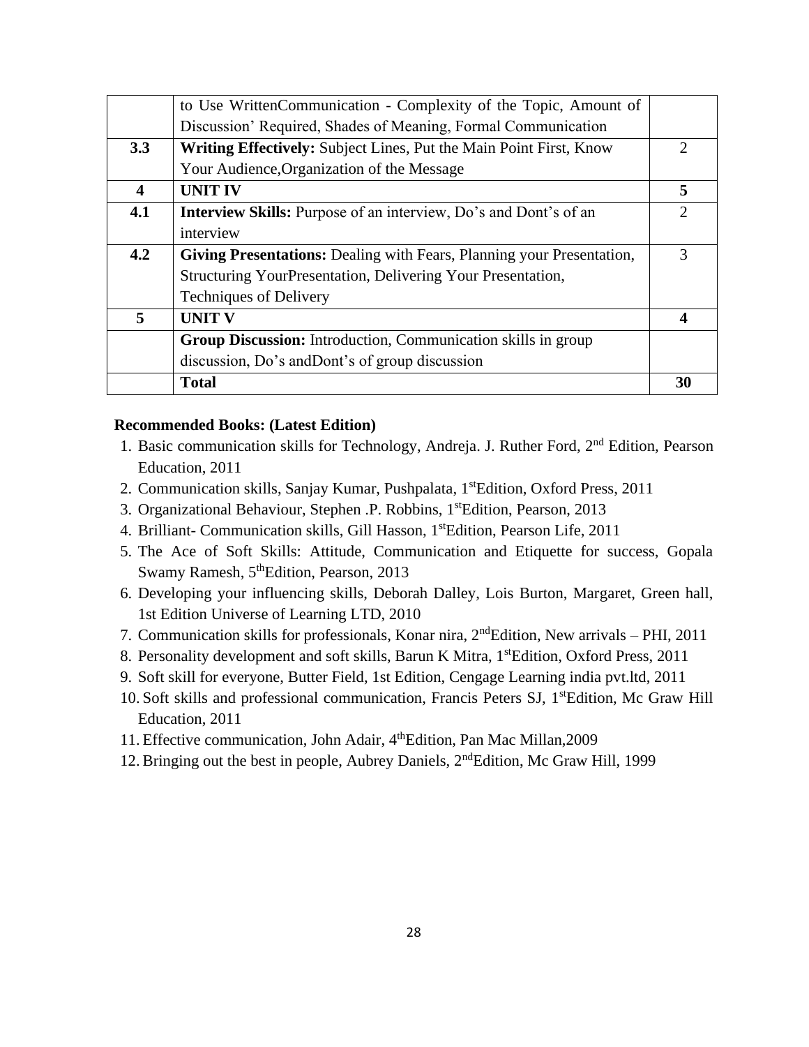| | | |
|---|---|---|
| | to Use WrittenCommunication - Complexity of the Topic, Amount of Discussion' Required, Shades of Meaning, Formal Communication | |
| **3.3** | **Writing Effectively:** Subject Lines, Put the Main Point First, Know Your Audience,Organization of the Message | 2 |
| **4** | **UNIT IV** | **5** |
| **4.1** | **Interview Skills:** Purpose of an interview, Do's and Dont's of an interview | 2 |
| **4.2** | **Giving Presentations:** Dealing with Fears, Planning your Presentation, Structuring YourPresentation, Delivering Your Presentation, Techniques of Delivery | 3 |
| **5** | **UNIT V** | **4** |
| | **Group Discussion:** Introduction, Communication skills in group discussion, Do's andDont's of group discussion | |
| | **Total** | **30** |

**Recommended Books: (Latest Edition)**

1. Basic communication skills for Technology, Andreja. J. Ruther Ford, 2nd Edition, Pearson Education, 2011
2. Communication skills, Sanjay Kumar, Pushpalata, 1stEdition, Oxford Press, 2011
3. Organizational Behaviour, Stephen .P. Robbins, 1stEdition, Pearson, 2013
4. Brilliant- Communication skills, Gill Hasson, 1stEdition, Pearson Life, 2011
5. The Ace of Soft Skills: Attitude, Communication and Etiquette for success, Gopala Swamy Ramesh, 5thEdition, Pearson, 2013
6. Developing your influencing skills, Deborah Dalley, Lois Burton, Margaret, Green hall, 1st Edition Universe of Learning LTD, 2010
7. Communication skills for professionals, Konar nira, 2ndEdition, New arrivals – PHI, 2011
8. Personality development and soft skills, Barun K Mitra, 1stEdition, Oxford Press, 2011
9. Soft skill for everyone, Butter Field, 1st Edition, Cengage Learning india pvt.ltd, 2011
10. Soft skills and professional communication, Francis Peters SJ, 1stEdition, Mc Graw Hill Education, 2011
11. Effective communication, John Adair, 4thEdition, Pan Mac Millan,2009
12. Bringing out the best in people, Aubrey Daniels, 2ndEdition, Mc Graw Hill, 1999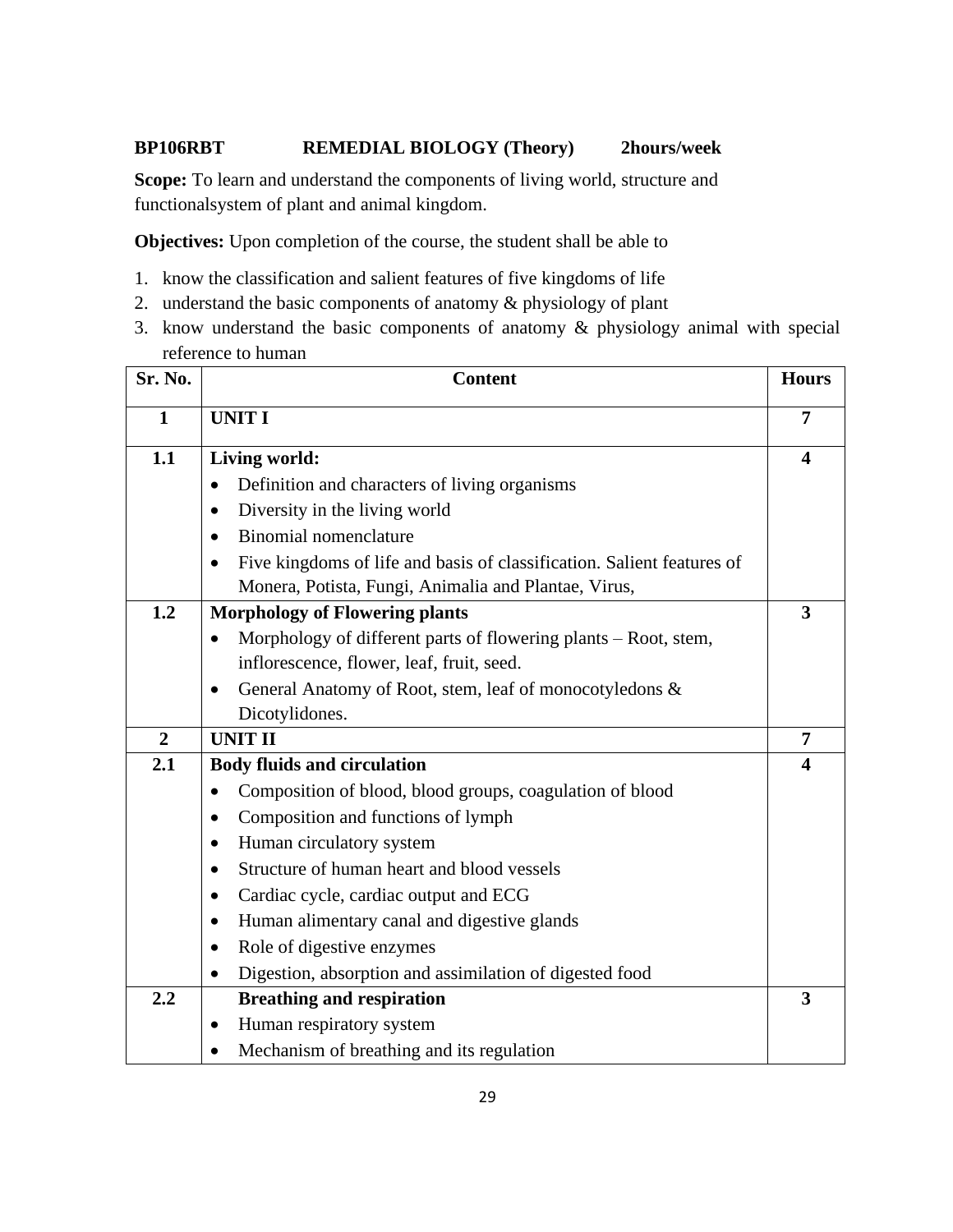**BP106RBT REMEDIAL BIOLOGY (Theory) 2hours/week**

**Scope:** To learn and understand the components of living world, structure and functionalsystem of plant and animal kingdom.

**Objectives:** Upon completion of the course, the student shall be able to

1. know the classification and salient features of five kingdoms of life
2. understand the basic components of anatomy & physiology of plant
3. know understand the basic components of anatomy & physiology animal with special reference to human

| Sr. No. | Content | Hours |
|---|---|---|
| **1** | **UNIT I** | **7** |
| **1.1** | **Living world:**<br>• Definition and characters of living organisms<br>• Diversity in the living world<br>• Binomial nomenclature<br>• Five kingdoms of life and basis of classification. Salient features of Monera, Potista, Fungi, Animalia and Plantae, Virus, | **4** |
| **1.2** | **Morphology of Flowering plants**<br>• Morphology of different parts of flowering plants – Root, stem, inflorescence, flower, leaf, fruit, seed.<br>• General Anatomy of Root, stem, leaf of monocotyledons & Dicotylidones. | **3** |
| **2** | **UNIT II** | **7** |
| **2.1** | **Body fluids and circulation**<br>• Composition of blood, blood groups, coagulation of blood<br>• Composition and functions of lymph<br>• Human circulatory system<br>• Structure of human heart and blood vessels<br>• Cardiac cycle, cardiac output and ECG<br>• Human alimentary canal and digestive glands<br>• Role of digestive enzymes<br>• Digestion, absorption and assimilation of digested food | **4** |
| **2.2** | **Breathing and respiration**<br>• Human respiratory system<br>• Mechanism of breathing and its regulation | **3** |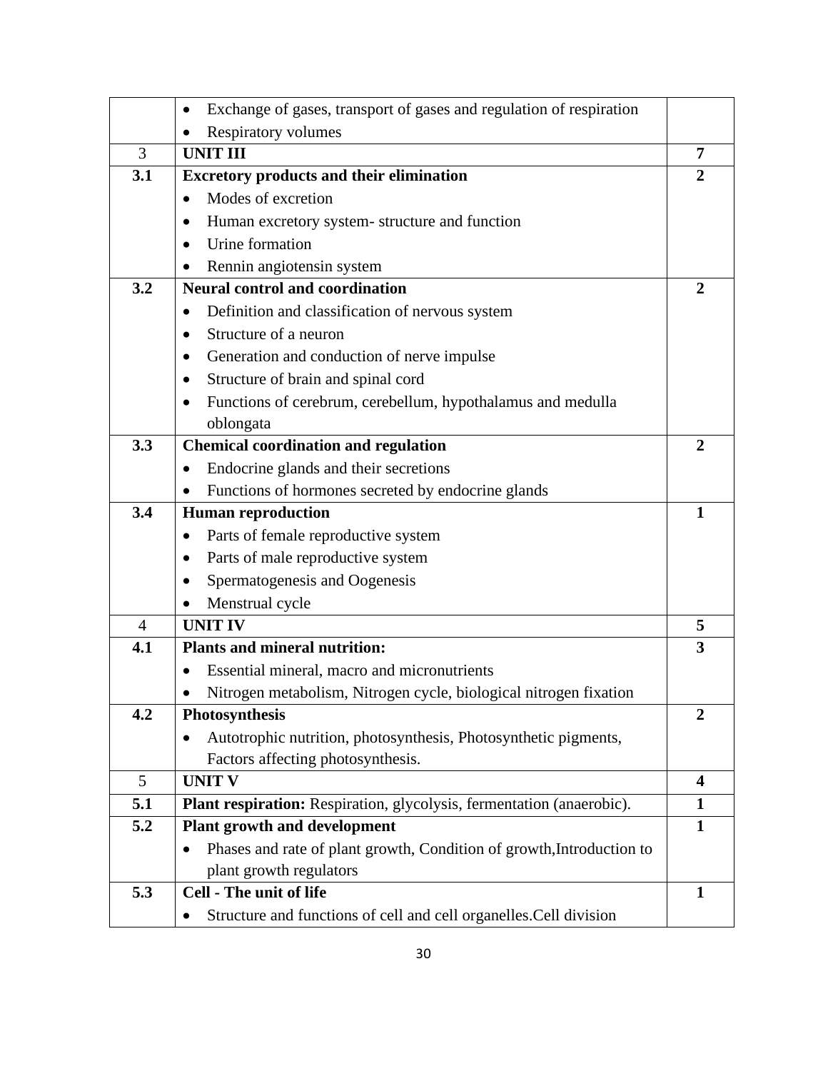| | | |
|---|---|---|
| | • Exchange of gases, transport of gases and regulation of respiration<br>• Respiratory volumes | |
| 3 | **UNIT III** | **7** |
| **3.1** | **Excretory products and their elimination**<br>• Modes of excretion<br>• Human excretory system- structure and function<br>• Urine formation<br>• Rennin angiotensin system | **2** |
| **3.2** | **Neural control and coordination**<br>• Definition and classification of nervous system<br>• Structure of a neuron<br>• Generation and conduction of nerve impulse<br>• Structure of brain and spinal cord<br>• Functions of cerebrum, cerebellum, hypothalamus and medulla oblongata | **2** |
| **3.3** | **Chemical coordination and regulation**<br>• Endocrine glands and their secretions<br>• Functions of hormones secreted by endocrine glands | **2** |
| **3.4** | **Human reproduction**<br>• Parts of female reproductive system<br>• Parts of male reproductive system<br>• Spermatogenesis and Oogenesis<br>• Menstrual cycle | **1** |
| 4 | **UNIT IV** | **5** |
| **4.1** | **Plants and mineral nutrition:**<br>• Essential mineral, macro and micronutrients<br>• Nitrogen metabolism, Nitrogen cycle, biological nitrogen fixation | **3** |
| **4.2** | **Photosynthesis**<br>• Autotrophic nutrition, photosynthesis, Photosynthetic pigments, Factors affecting photosynthesis. | **2** |
| 5 | **UNIT V** | **4** |
| **5.1** | **Plant respiration:** Respiration, glycolysis, fermentation (anaerobic). | **1** |
| **5.2** | **Plant growth and development**<br>• Phases and rate of plant growth, Condition of growth,Introduction to plant growth regulators | **1** |
| **5.3** | **Cell - The unit of life**<br>• Structure and functions of cell and cell organelles.Cell division | **1** |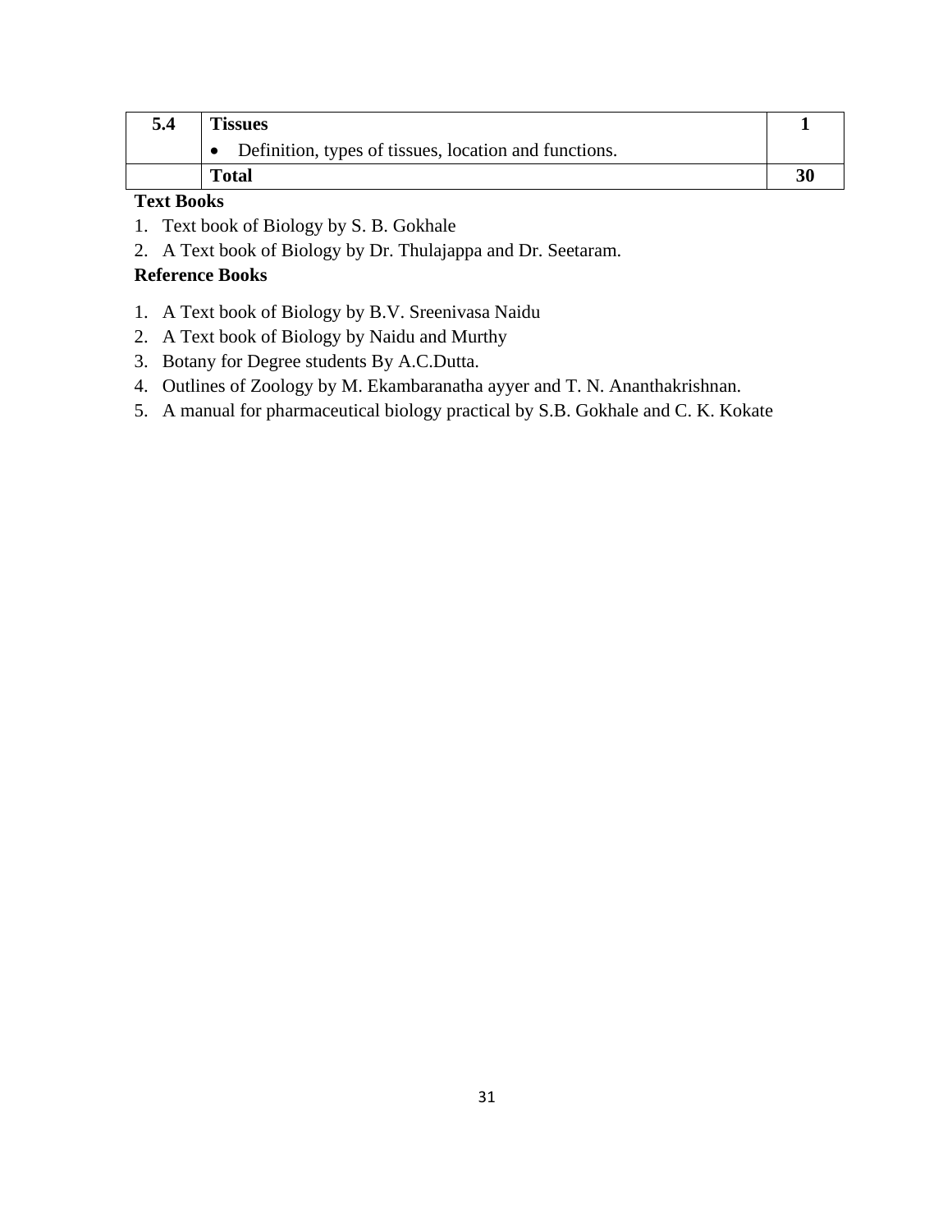| 5.4 | **Tissues**<br>• Definition, types of tissues, location and functions. | **1** |
|---|---|---|
| | **Total** | **30** |

**Text Books**

1. Text book of Biology by S. B. Gokhale
2. A Text book of Biology by Dr. Thulajappa and Dr. Seetaram.

**Reference Books**

1. A Text book of Biology by B.V. Sreenivasa Naidu
2. A Text book of Biology by Naidu and Murthy
3. Botany for Degree students By A.C.Dutta.
4. Outlines of Zoology by M. Ekambaranatha ayyer and T. N. Ananthakrishnan.
5. A manual for pharmaceutical biology practical by S.B. Gokhale and C. K. Kokate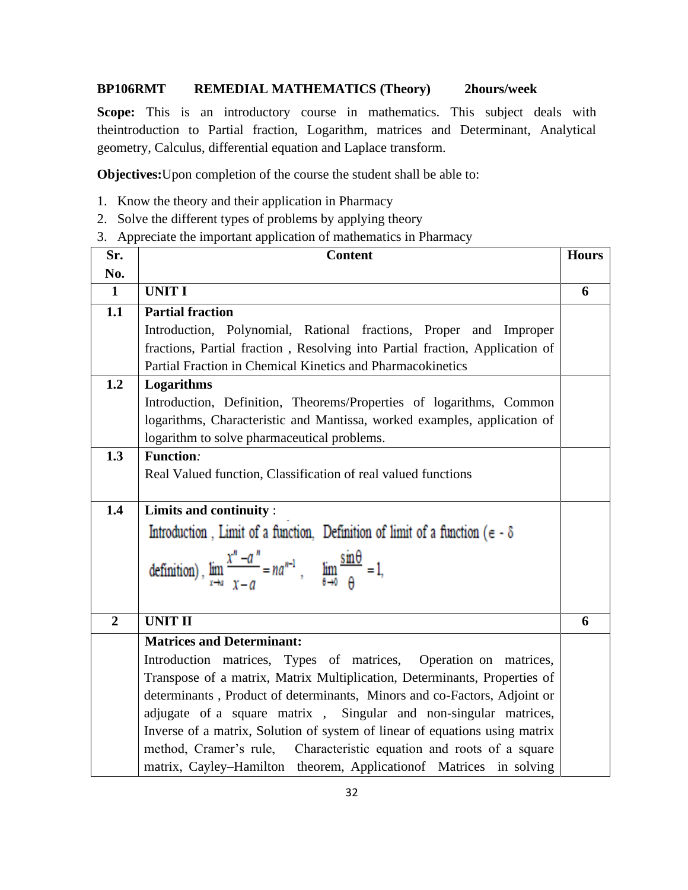**BP106RMT REMEDIAL MATHEMATICS (Theory) 2hours/week**

**Scope:** This is an introductory course in mathematics. This subject deals with theintroduction to Partial fraction, Logarithm, matrices and Determinant, Analytical geometry, Calculus, differential equation and Laplace transform.

**Objectives:**Upon completion of the course the student shall be able to:

1. Know the theory and their application in Pharmacy
2. Solve the different types of problems by applying theory
3. Appreciate the important application of mathematics in Pharmacy

| Sr. No. | Content | Hours |
|---|---|---|
| **1** | **UNIT I** | **6** |
| **1.1** | **Partial fraction**<br>Introduction, Polynomial, Rational fractions, Proper and Improper fractions, Partial fraction , Resolving into Partial fraction, Application of Partial Fraction in Chemical Kinetics and Pharmacokinetics | |
| **1.2** | **Logarithms**<br>Introduction, Definition, Theorems/Properties of logarithms, Common logarithms, Characteristic and Mantissa, worked examples, application of logarithm to solve pharmaceutical problems. | |
| **1.3** | **Function***:*<br>Real Valued function, Classification of real valued functions | |
| **1.4** | **Limits and continuity** :<br>Introduction , Limit of a function, Definition of limit of a function ($\epsilon$ - $\delta$ definition), $\lim_{x \to a} \frac{x^n - a^n}{x - a} = na^{n-1}$ , $\lim_{\theta \to 0} \frac{\sin\theta}{\theta} = 1$, | |
| **2** | **UNIT II** | **6** |
| | **Matrices and Determinant:**<br>Introduction matrices, Types of matrices, Operation on matrices, Transpose of a matrix, Matrix Multiplication, Determinants, Properties of determinants , Product of determinants, Minors and co-Factors, Adjoint or adjugate of a square matrix , Singular and non-singular matrices, Inverse of a matrix, Solution of system of linear of equations using matrix method, Cramer's rule, Characteristic equation and roots of a square matrix, Cayley–Hamilton theorem, Applicationof Matrices in solving | |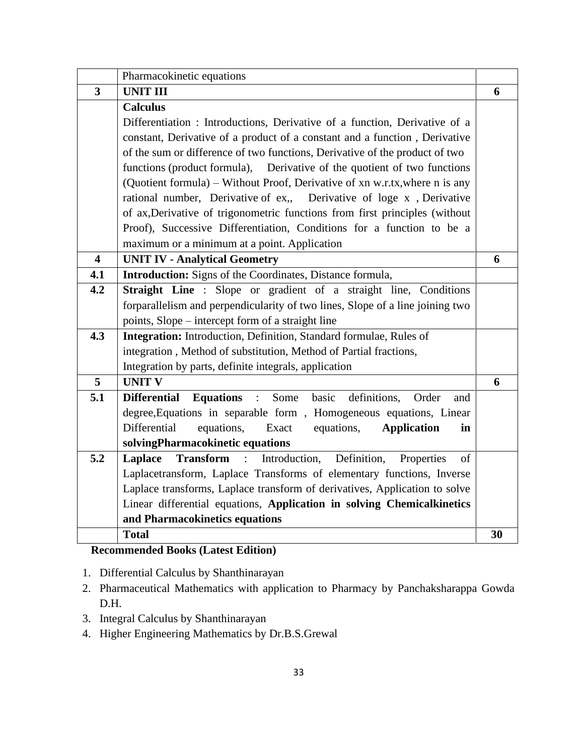|  |  |  |
|---|---|---|
|  | Pharmacokinetic equations |  |
| **3** | **UNIT III** | **6** |
|  | **Calculus**<br>Differentiation : Introductions, Derivative of a function, Derivative of a constant, Derivative of a product of a constant and a function , Derivative of the sum or difference of two functions, Derivative of the product of two functions (product formula), Derivative of the quotient of two functions (Quotient formula) – Without Proof, Derivative of xn w.r.tx,where n is any rational number, Derivative of ex,, Derivative of loge x , Derivative of ax,Derivative of trigonometric functions from first principles (without Proof), Successive Differentiation, Conditions for a function to be a maximum or a minimum at a point. Application |  |
| **4** | **UNIT IV - Analytical Geometry** | **6** |
| **4.1** | **Introduction:** Signs of the Coordinates, Distance formula, |  |
| **4.2** | **Straight Line** : Slope or gradient of a straight line, Conditions forparallelism and perpendicularity of two lines, Slope of a line joining two points, Slope – intercept form of a straight line |  |
| **4.3** | **Integration:** Introduction, Definition, Standard formulae, Rules of integration , Method of substitution, Method of Partial fractions, Integration by parts, definite integrals, application |  |
| **5** | **UNIT V** | **6** |
| **5.1** | **Differential Equations** : Some basic definitions, Order and degree,Equations in separable form , Homogeneous equations, Linear Differential equations, Exact equations, **Application in solvingPharmacokinetic equations** |  |
| **5.2** | **Laplace Transform** : Introduction, Definition, Properties of Laplacetransform, Laplace Transforms of elementary functions, Inverse Laplace transforms, Laplace transform of derivatives, Application to solve Linear differential equations, **Application in solving Chemicalkinetics and Pharmacokinetics equations** |  |
|  | **Total** | **30** |

**Recommended Books (Latest Edition)**

1. Differential Calculus by Shanthinarayan
2. Pharmaceutical Mathematics with application to Pharmacy by Panchaksharappa Gowda D.H.
3. Integral Calculus by Shanthinarayan
4. Higher Engineering Mathematics by Dr.B.S.Grewal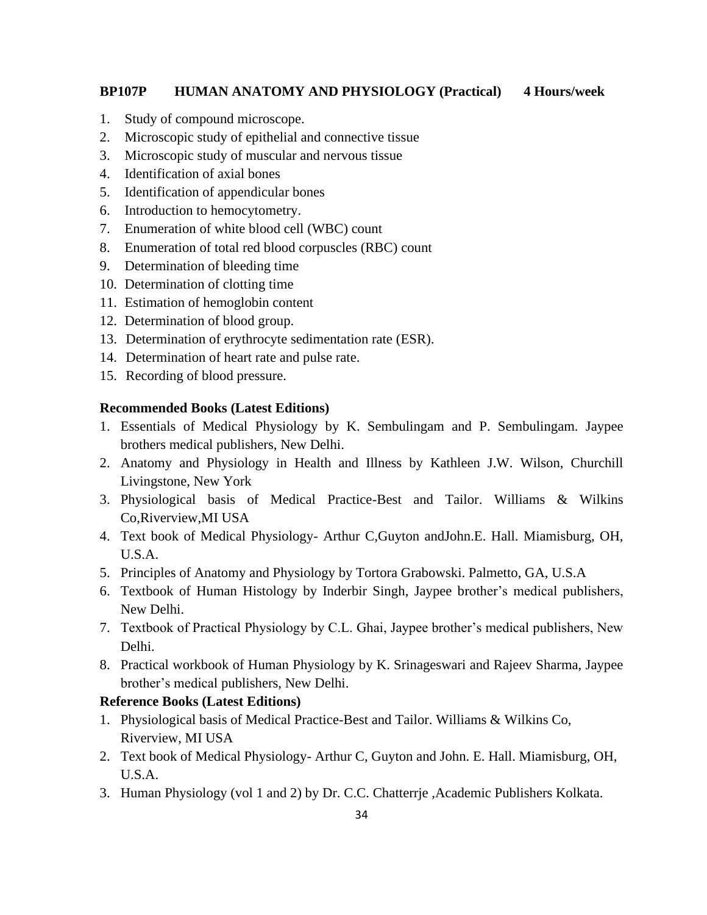**BP107P HUMAN ANATOMY AND PHYSIOLOGY (Practical) 4 Hours/week**

1. Study of compound microscope.
2. Microscopic study of epithelial and connective tissue
3. Microscopic study of muscular and nervous tissue
4. Identification of axial bones
5. Identification of appendicular bones
6. Introduction to hemocytometry.
7. Enumeration of white blood cell (WBC) count
8. Enumeration of total red blood corpuscles (RBC) count
9. Determination of bleeding time
10. Determination of clotting time
11. Estimation of hemoglobin content
12. Determination of blood group.
13. Determination of erythrocyte sedimentation rate (ESR).
14. Determination of heart rate and pulse rate.
15. Recording of blood pressure.

**Recommended Books (Latest Editions)**

1. Essentials of Medical Physiology by K. Sembulingam and P. Sembulingam. Jaypee brothers medical publishers, New Delhi.
2. Anatomy and Physiology in Health and Illness by Kathleen J.W. Wilson, Churchill Livingstone, New York
3. Physiological basis of Medical Practice-Best and Tailor. Williams & Wilkins Co,Riverview,MI USA
4. Text book of Medical Physiology- Arthur C,Guyton andJohn.E. Hall. Miamisburg, OH, U.S.A.
5. Principles of Anatomy and Physiology by Tortora Grabowski. Palmetto, GA, U.S.A
6. Textbook of Human Histology by Inderbir Singh, Jaypee brother's medical publishers, New Delhi.
7. Textbook of Practical Physiology by C.L. Ghai, Jaypee brother's medical publishers, New Delhi.
8. Practical workbook of Human Physiology by K. Srinageswari and Rajeev Sharma, Jaypee brother's medical publishers, New Delhi.

**Reference Books (Latest Editions)**

1. Physiological basis of Medical Practice-Best and Tailor. Williams & Wilkins Co, Riverview, MI USA
2. Text book of Medical Physiology- Arthur C, Guyton and John. E. Hall. Miamisburg, OH, U.S.A.
3. Human Physiology (vol 1 and 2) by Dr. C.C. Chatterrje ,Academic Publishers Kolkata.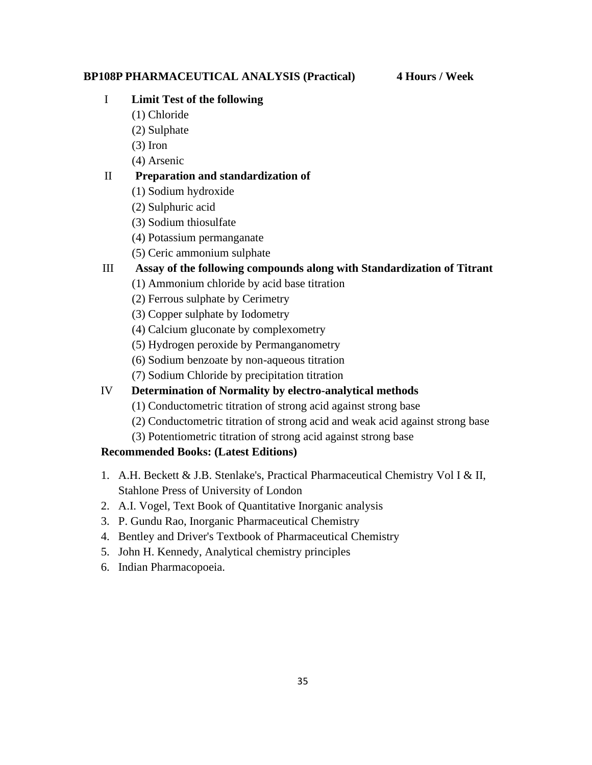**BP108P PHARMACEUTICAL ANALYSIS (Practical) 4 Hours / Week**

I **Limit Test of the following**

(1) Chloride
(2) Sulphate
(3) Iron
(4) Arsenic

II **Preparation and standardization of**

(1) Sodium hydroxide
(2) Sulphuric acid
(3) Sodium thiosulfate
(4) Potassium permanganate
(5) Ceric ammonium sulphate

III **Assay of the following compounds along with Standardization of Titrant**

(1) Ammonium chloride by acid base titration
(2) Ferrous sulphate by Cerimetry
(3) Copper sulphate by Iodometry
(4) Calcium gluconate by complexometry
(5) Hydrogen peroxide by Permanganometry
(6) Sodium benzoate by non-aqueous titration
(7) Sodium Chloride by precipitation titration

IV **Determination of Normality by electro-analytical methods**

(1) Conductometric titration of strong acid against strong base
(2) Conductometric titration of strong acid and weak acid against strong base
(3) Potentiometric titration of strong acid against strong base

**Recommended Books: (Latest Editions)**

1. A.H. Beckett & J.B. Stenlake's, Practical Pharmaceutical Chemistry Vol I & II, Stahlone Press of University of London
2. A.I. Vogel, Text Book of Quantitative Inorganic analysis
3. P. Gundu Rao, Inorganic Pharmaceutical Chemistry
4. Bentley and Driver's Textbook of Pharmaceutical Chemistry
5. John H. Kennedy, Analytical chemistry principles
6. Indian Pharmacopoeia.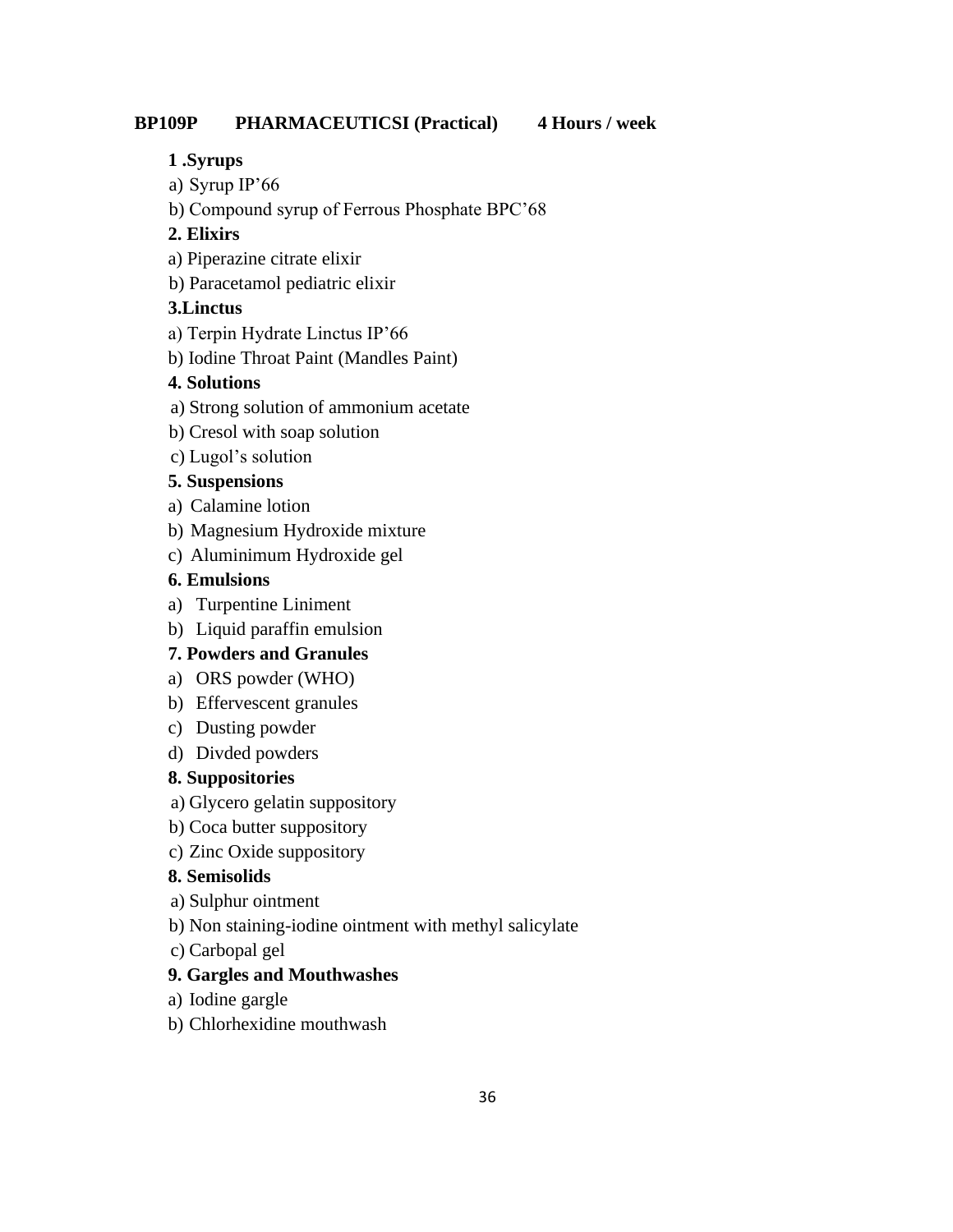**BP109P PHARMACEUTICSI (Practical) 4 Hours / week**

**1 .Syrups**

a) Syrup IP'66

b) Compound syrup of Ferrous Phosphate BPC'68

**2. Elixirs**

a) Piperazine citrate elixir

b) Paracetamol pediatric elixir

**3.Linctus**

a) Terpin Hydrate Linctus IP'66

b) Iodine Throat Paint (Mandles Paint)

**4. Solutions**

a) Strong solution of ammonium acetate

b) Cresol with soap solution

c) Lugol's solution

**5. Suspensions**

a) Calamine lotion

b) Magnesium Hydroxide mixture

c) Aluminimum Hydroxide gel

**6. Emulsions**

a) Turpentine Liniment

b) Liquid paraffin emulsion

**7. Powders and Granules**

a) ORS powder (WHO)

b) Effervescent granules

c) Dusting powder

d) Divded powders

**8. Suppositories**

a) Glycero gelatin suppository

b) Coca butter suppository

c) Zinc Oxide suppository

**8. Semisolids**

a) Sulphur ointment

b) Non staining-iodine ointment with methyl salicylate

c) Carbopal gel

**9. Gargles and Mouthwashes**

a) Iodine gargle

b) Chlorhexidine mouthwash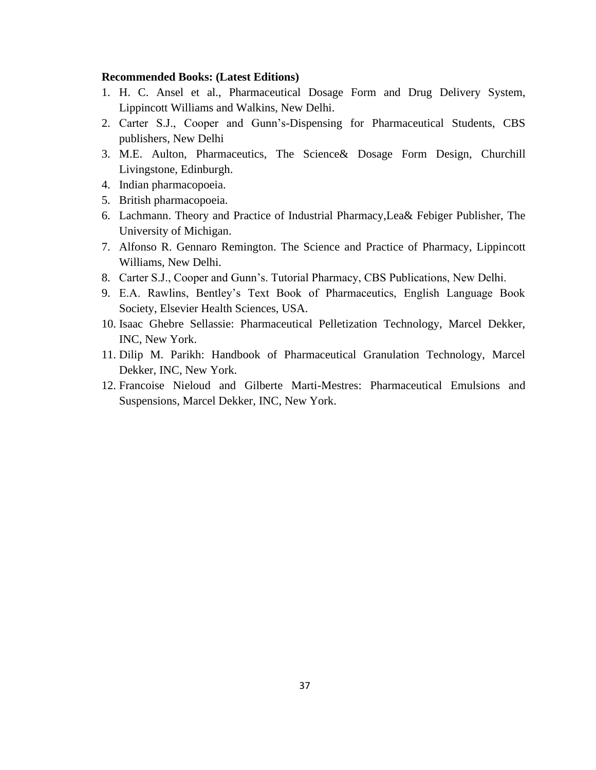**Recommended Books: (Latest Editions)**

1. H. C. Ansel et al., Pharmaceutical Dosage Form and Drug Delivery System, Lippincott Williams and Walkins, New Delhi.
2. Carter S.J., Cooper and Gunn's-Dispensing for Pharmaceutical Students, CBS publishers, New Delhi
3. M.E. Aulton, Pharmaceutics, The Science& Dosage Form Design, Churchill Livingstone, Edinburgh.
4. Indian pharmacopoeia.
5. British pharmacopoeia.
6. Lachmann. Theory and Practice of Industrial Pharmacy,Lea& Febiger Publisher, The University of Michigan.
7. Alfonso R. Gennaro Remington. The Science and Practice of Pharmacy, Lippincott Williams, New Delhi.
8. Carter S.J., Cooper and Gunn's. Tutorial Pharmacy, CBS Publications, New Delhi.
9. E.A. Rawlins, Bentley's Text Book of Pharmaceutics, English Language Book Society, Elsevier Health Sciences, USA.
10. Isaac Ghebre Sellassie: Pharmaceutical Pelletization Technology, Marcel Dekker, INC, New York.
11. Dilip M. Parikh: Handbook of Pharmaceutical Granulation Technology, Marcel Dekker, INC, New York.
12. Francoise Nieloud and Gilberte Marti-Mestres: Pharmaceutical Emulsions and Suspensions, Marcel Dekker, INC, New York.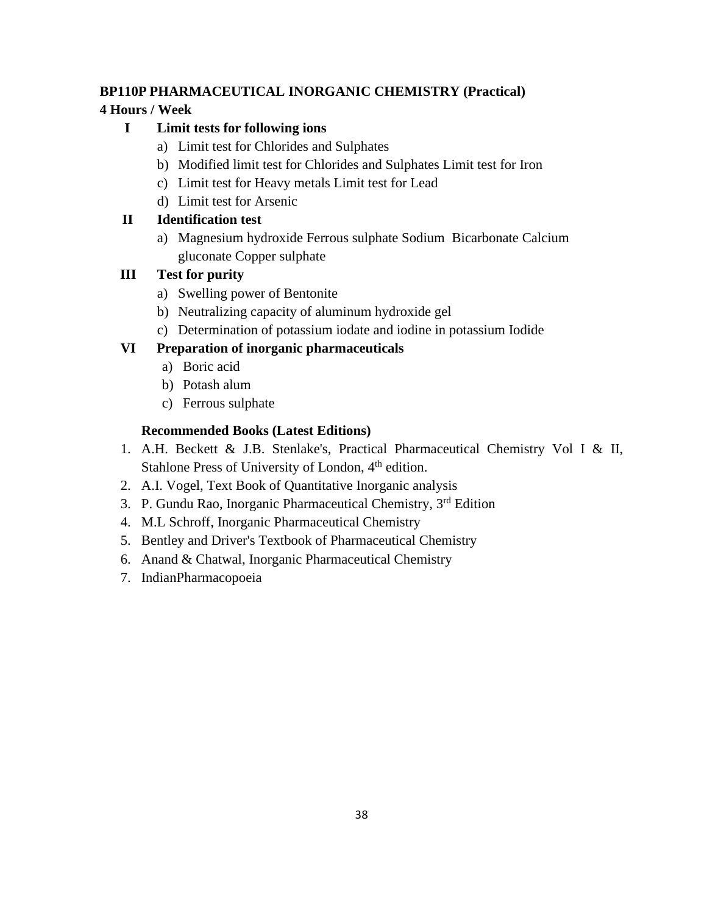**BP110P PHARMACEUTICAL INORGANIC CHEMISTRY (Practical)**

**4 Hours / Week**

**I Limit tests for following ions**

a) Limit test for Chlorides and Sulphates
b) Modified limit test for Chlorides and Sulphates Limit test for Iron
c) Limit test for Heavy metals Limit test for Lead
d) Limit test for Arsenic

**II Identification test**

a) Magnesium hydroxide Ferrous sulphate Sodium Bicarbonate Calcium gluconate Copper sulphate

**III Test for purity**

a) Swelling power of Bentonite
b) Neutralizing capacity of aluminum hydroxide gel
c) Determination of potassium iodate and iodine in potassium Iodide

**VI Preparation of inorganic pharmaceuticals**

a) Boric acid
b) Potash alum
c) Ferrous sulphate

**Recommended Books (Latest Editions)**

1. A.H. Beckett & J.B. Stenlake's, Practical Pharmaceutical Chemistry Vol I & II, Stahlone Press of University of London, 4th edition.
2. A.I. Vogel, Text Book of Quantitative Inorganic analysis
3. P. Gundu Rao, Inorganic Pharmaceutical Chemistry, 3rd Edition
4. M.L Schroff, Inorganic Pharmaceutical Chemistry
5. Bentley and Driver's Textbook of Pharmaceutical Chemistry
6. Anand & Chatwal, Inorganic Pharmaceutical Chemistry
7. IndianPharmacopoeia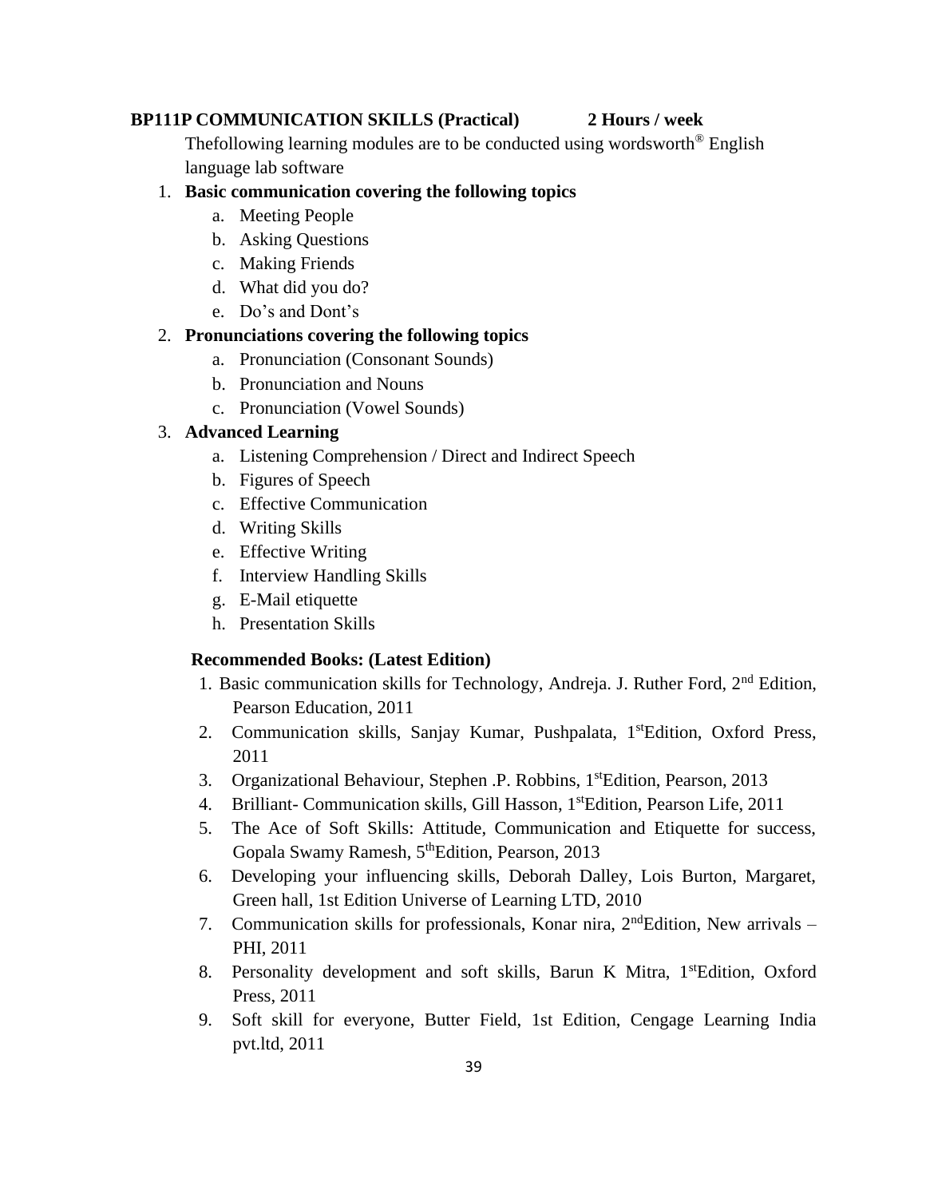**BP111P COMMUNICATION SKILLS (Practical) 2 Hours / week**

Thefollowing learning modules are to be conducted using wordsworth® English language lab software

1. **Basic communication covering the following topics**
   a. Meeting People
   b. Asking Questions
   c. Making Friends
   d. What did you do?
   e. Do’s and Dont’s
2. **Pronunciations covering the following topics**
   a. Pronunciation (Consonant Sounds)
   b. Pronunciation and Nouns
   c. Pronunciation (Vowel Sounds)
3. **Advanced Learning**
   a. Listening Comprehension / Direct and Indirect Speech
   b. Figures of Speech
   c. Effective Communication
   d. Writing Skills
   e. Effective Writing
   f. Interview Handling Skills
   g. E-Mail etiquette
   h. Presentation Skills

**Recommended Books: (Latest Edition)**

1. Basic communication skills for Technology, Andreja. J. Ruther Ford, 2nd Edition, Pearson Education, 2011
2. Communication skills, Sanjay Kumar, Pushpalata, 1stEdition, Oxford Press, 2011
3. Organizational Behaviour, Stephen .P. Robbins, 1stEdition, Pearson, 2013
4. Brilliant- Communication skills, Gill Hasson, 1stEdition, Pearson Life, 2011
5. The Ace of Soft Skills: Attitude, Communication and Etiquette for success, Gopala Swamy Ramesh, 5thEdition, Pearson, 2013
6. Developing your influencing skills, Deborah Dalley, Lois Burton, Margaret, Green hall, 1st Edition Universe of Learning LTD, 2010
7. Communication skills for professionals, Konar nira, 2ndEdition, New arrivals – PHI, 2011
8. Personality development and soft skills, Barun K Mitra, 1stEdition, Oxford Press, 2011
9. Soft skill for everyone, Butter Field, 1st Edition, Cengage Learning India pvt.ltd, 2011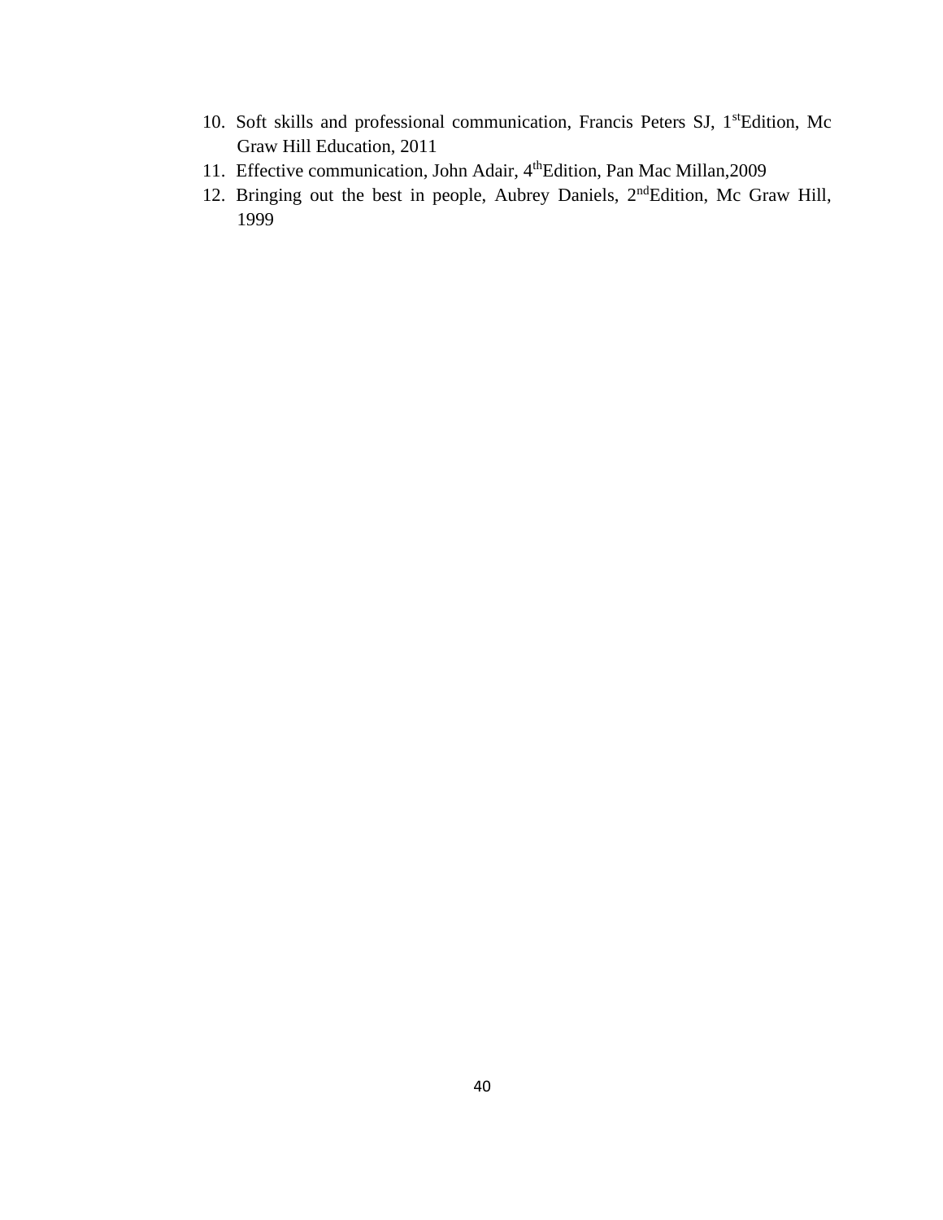10. Soft skills and professional communication, Francis Peters SJ, 1st Edition, Mc Graw Hill Education, 2011
11. Effective communication, John Adair, 4th Edition, Pan Mac Millan,2009
12. Bringing out the best in people, Aubrey Daniels, 2nd Edition, Mc Graw Hill, 1999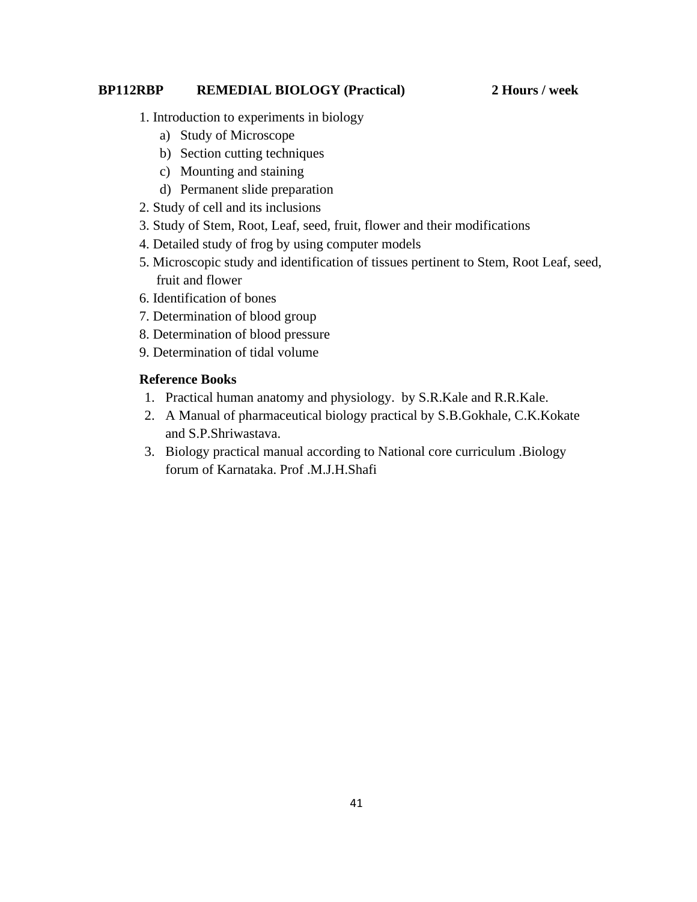**BP112RBP REMEDIAL BIOLOGY (Practical) 2 Hours / week**

1. Introduction to experiments in biology
   a) Study of Microscope
   b) Section cutting techniques
   c) Mounting and staining
   d) Permanent slide preparation
2. Study of cell and its inclusions
3. Study of Stem, Root, Leaf, seed, fruit, flower and their modifications
4. Detailed study of frog by using computer models
5. Microscopic study and identification of tissues pertinent to Stem, Root Leaf, seed, fruit and flower
6. Identification of bones
7. Determination of blood group
8. Determination of blood pressure
9. Determination of tidal volume

**Reference Books**

1. Practical human anatomy and physiology. by S.R.Kale and R.R.Kale.
2. A Manual of pharmaceutical biology practical by S.B.Gokhale, C.K.Kokate and S.P.Shriwastava.
3. Biology practical manual according to National core curriculum .Biology forum of Karnataka. Prof .M.J.H.Shafi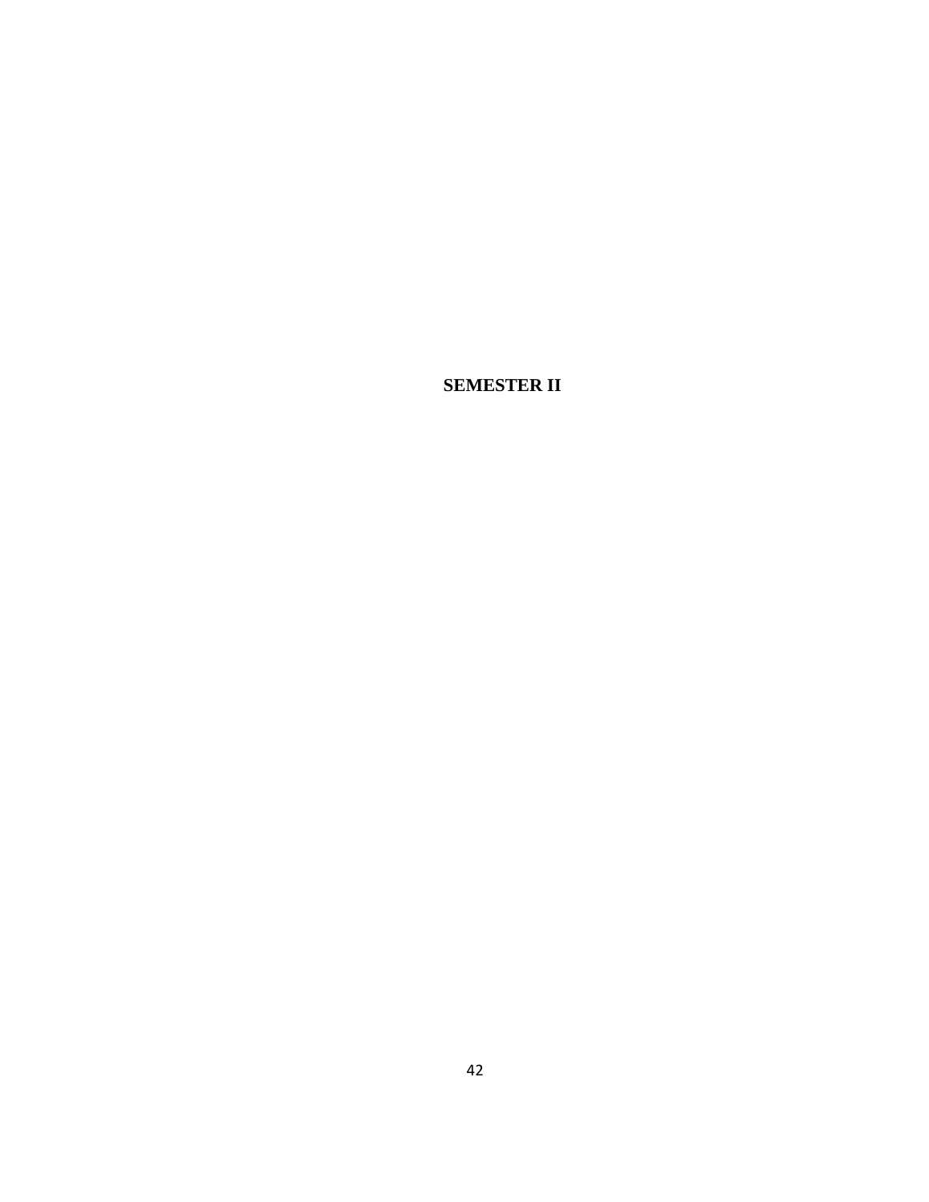**SEMESTER II**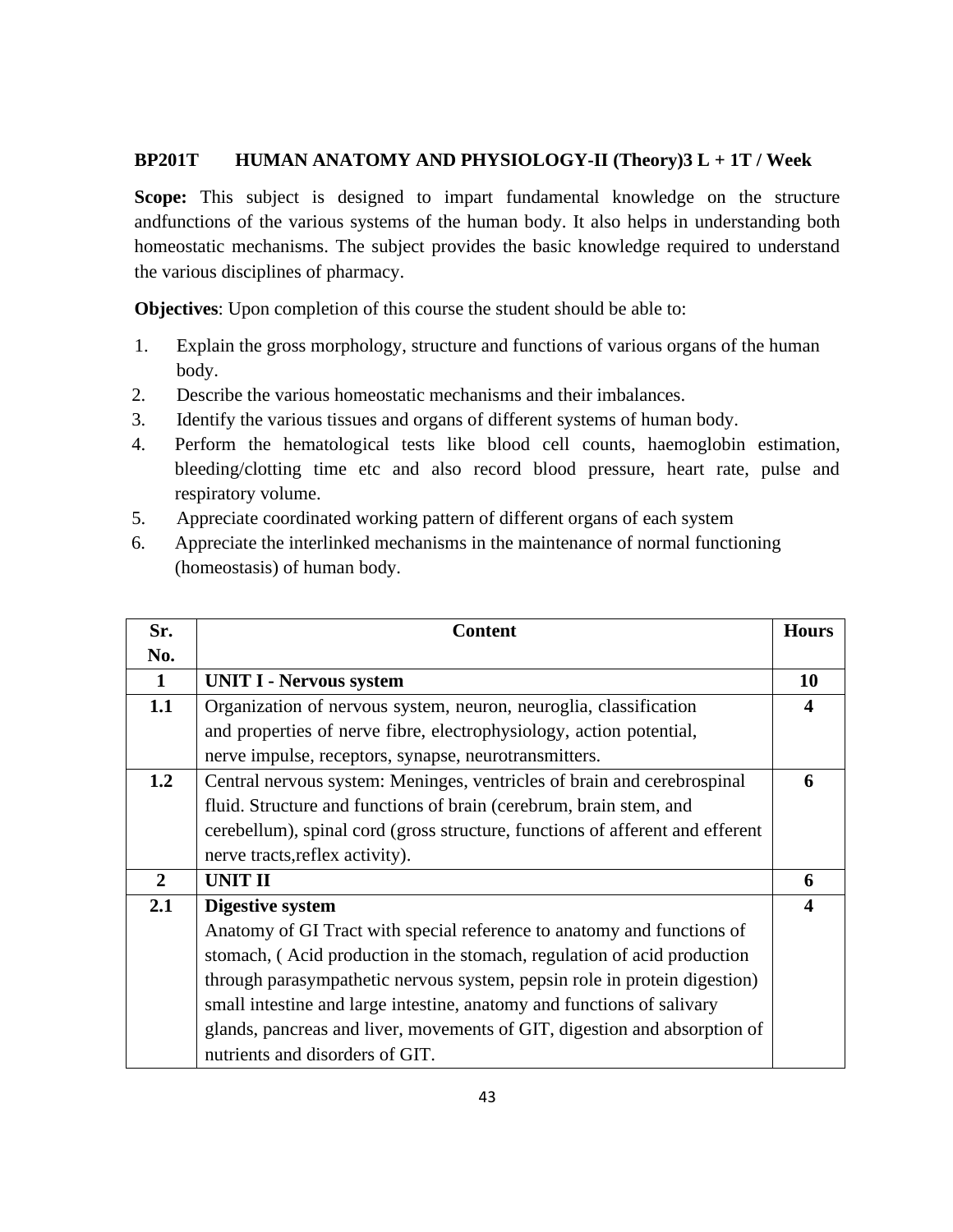**BP201T HUMAN ANATOMY AND PHYSIOLOGY-II (Theory)3 L + 1T / Week**

**Scope:** This subject is designed to impart fundamental knowledge on the structure andfunctions of the various systems of the human body. It also helps in understanding both homeostatic mechanisms. The subject provides the basic knowledge required to understand the various disciplines of pharmacy.

**Objectives**: Upon completion of this course the student should be able to:

1. Explain the gross morphology, structure and functions of various organs of the human body.
2. Describe the various homeostatic mechanisms and their imbalances.
3. Identify the various tissues and organs of different systems of human body.
4. Perform the hematological tests like blood cell counts, haemoglobin estimation, bleeding/clotting time etc and also record blood pressure, heart rate, pulse and respiratory volume.
5. Appreciate coordinated working pattern of different organs of each system
6. Appreciate the interlinked mechanisms in the maintenance of normal functioning (homeostasis) of human body.

| Sr. No. | Content | Hours |
|---|---|---|
| **1** | **UNIT I - Nervous system** | **10** |
| **1.1** | Organization of nervous system, neuron, neuroglia, classification and properties of nerve fibre, electrophysiology, action potential, nerve impulse, receptors, synapse, neurotransmitters. | **4** |
| **1.2** | Central nervous system: Meninges, ventricles of brain and cerebrospinal fluid. Structure and functions of brain (cerebrum, brain stem, and cerebellum), spinal cord (gross structure, functions of afferent and efferent nerve tracts,reflex activity). | **6** |
| **2** | **UNIT II** | **6** |
| **2.1** | **Digestive system** Anatomy of GI Tract with special reference to anatomy and functions of stomach, ( Acid production in the stomach, regulation of acid production through parasympathetic nervous system, pepsin role in protein digestion) small intestine and large intestine, anatomy and functions of salivary glands, pancreas and liver, movements of GIT, digestion and absorption of nutrients and disorders of GIT. | **4** |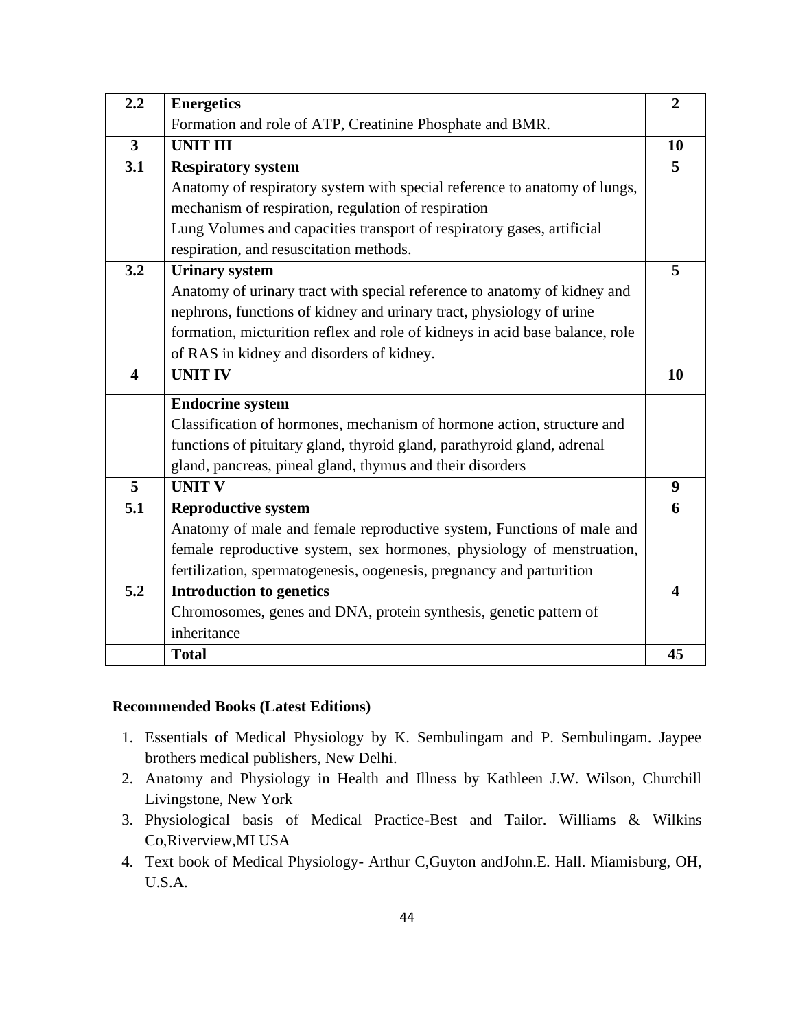| | | |
|---|---|---|
| **2.2** | **Energetics**<br>Formation and role of ATP, Creatinine Phosphate and BMR. | **2** |
| **3** | **UNIT III** | **10** |
| **3.1** | **Respiratory system**<br>Anatomy of respiratory system with special reference to anatomy of lungs, mechanism of respiration, regulation of respiration<br>Lung Volumes and capacities transport of respiratory gases, artificial respiration, and resuscitation methods. | **5** |
| **3.2** | **Urinary system**<br>Anatomy of urinary tract with special reference to anatomy of kidney and nephrons, functions of kidney and urinary tract, physiology of urine formation, micturition reflex and role of kidneys in acid base balance, role of RAS in kidney and disorders of kidney. | **5** |
| **4** | **UNIT IV** | **10** |
| | **Endocrine system**<br>Classification of hormones, mechanism of hormone action, structure and functions of pituitary gland, thyroid gland, parathyroid gland, adrenal gland, pancreas, pineal gland, thymus and their disorders | |
| **5** | **UNIT V** | **9** |
| **5.1** | **Reproductive system**<br>Anatomy of male and female reproductive system, Functions of male and female reproductive system, sex hormones, physiology of menstruation, fertilization, spermatogenesis, oogenesis, pregnancy and parturition | **6** |
| **5.2** | **Introduction to genetics**<br>Chromosomes, genes and DNA, protein synthesis, genetic pattern of inheritance | **4** |
| | **Total** | **45** |

**Recommended Books (Latest Editions)**

1. Essentials of Medical Physiology by K. Sembulingam and P. Sembulingam. Jaypee brothers medical publishers, New Delhi.
2. Anatomy and Physiology in Health and Illness by Kathleen J.W. Wilson, Churchill Livingstone, New York
3. Physiological basis of Medical Practice-Best and Tailor. Williams & Wilkins Co,Riverview,MI USA
4. Text book of Medical Physiology- Arthur C,Guyton andJohn.E. Hall. Miamisburg, OH, U.S.A.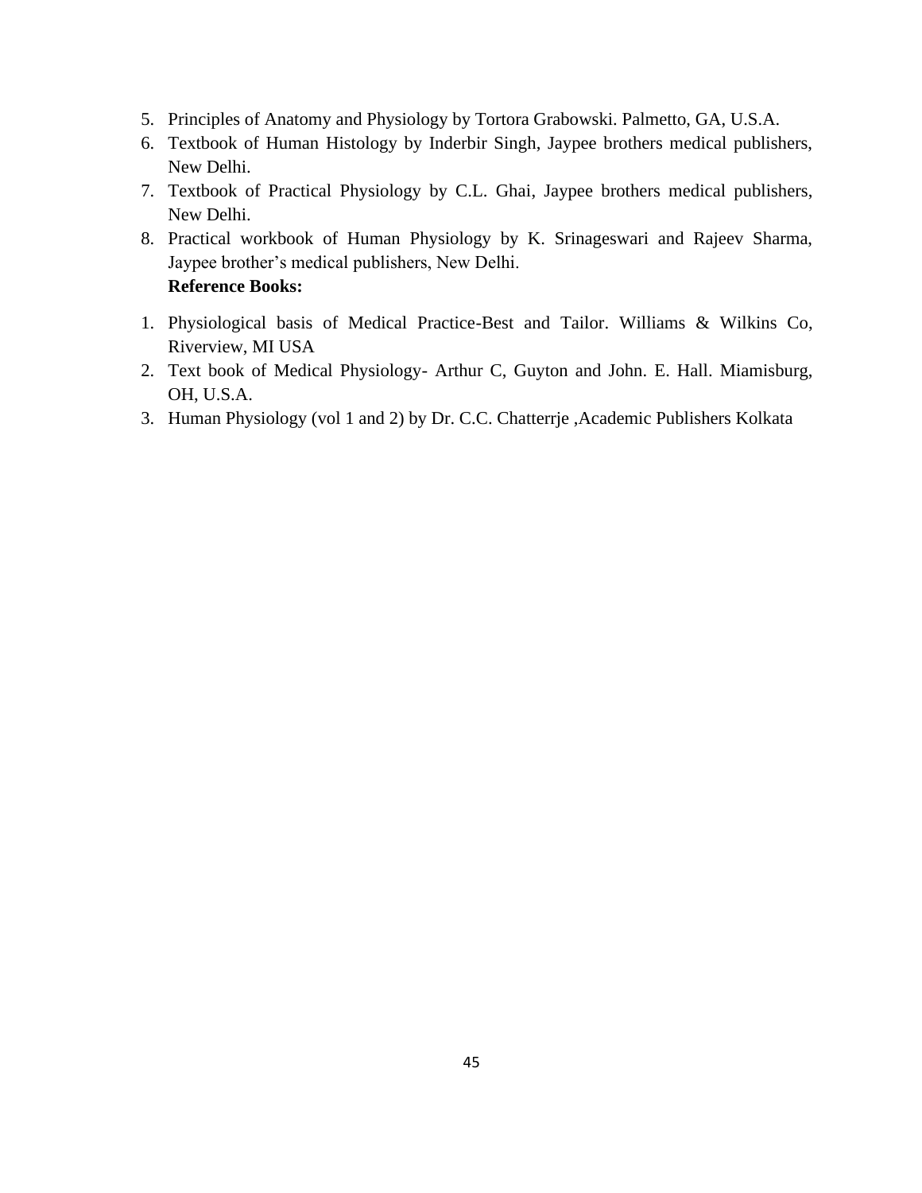5. Principles of Anatomy and Physiology by Tortora Grabowski. Palmetto, GA, U.S.A.
6. Textbook of Human Histology by Inderbir Singh, Jaypee brothers medical publishers, New Delhi.
7. Textbook of Practical Physiology by C.L. Ghai, Jaypee brothers medical publishers, New Delhi.
8. Practical workbook of Human Physiology by K. Srinageswari and Rajeev Sharma, Jaypee brother's medical publishers, New Delhi.

**Reference Books:**

1. Physiological basis of Medical Practice-Best and Tailor. Williams & Wilkins Co, Riverview, MI USA
2. Text book of Medical Physiology- Arthur C, Guyton and John. E. Hall. Miamisburg, OH, U.S.A.
3. Human Physiology (vol 1 and 2) by Dr. C.C. Chatterrje ,Academic Publishers Kolkata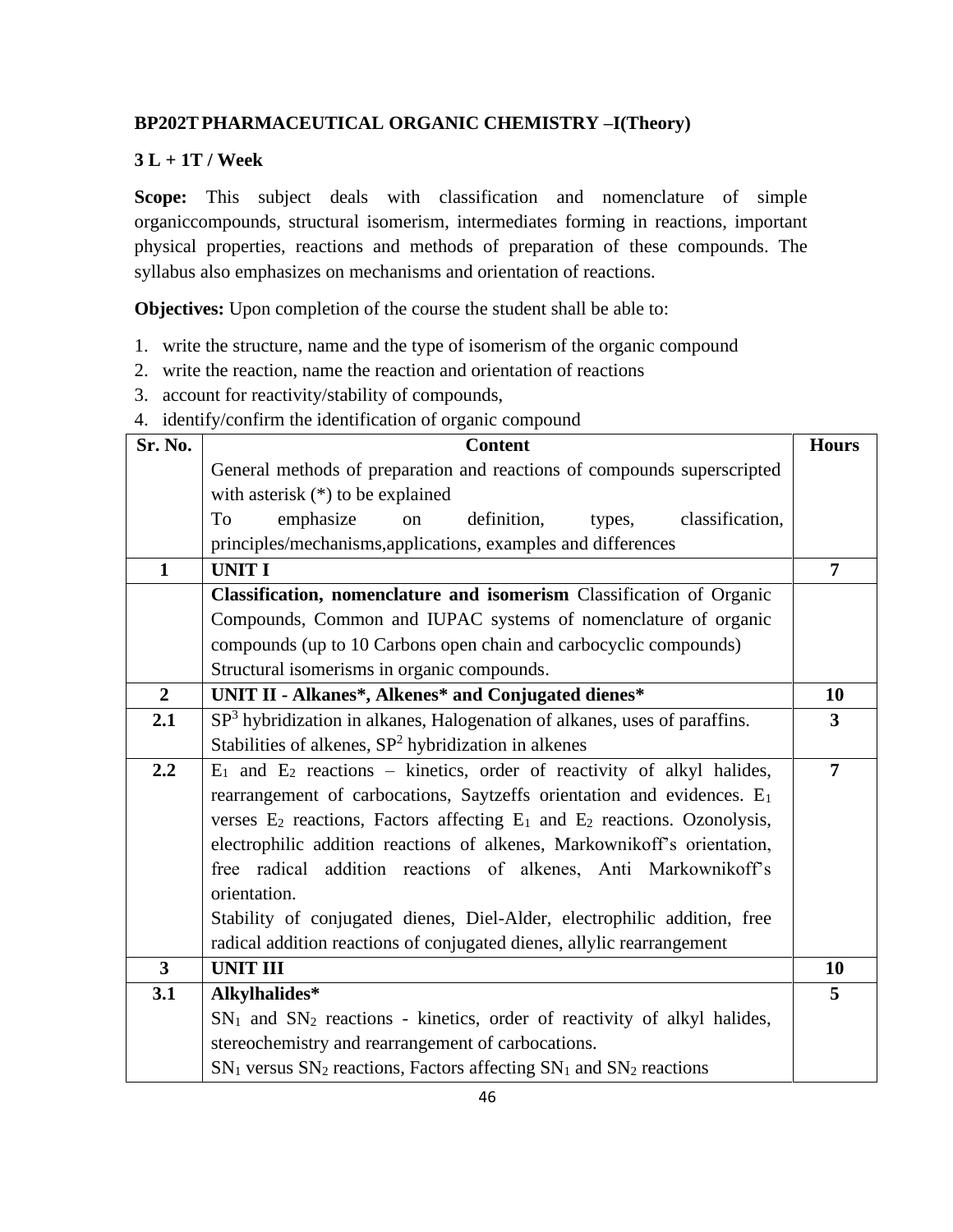**BP202T PHARMACEUTICAL ORGANIC CHEMISTRY –I(Theory)**

**3 L + 1T / Week**

**Scope:** This subject deals with classification and nomenclature of simple organiccompounds, structural isomerism, intermediates forming in reactions, important physical properties, reactions and methods of preparation of these compounds. The syllabus also emphasizes on mechanisms and orientation of reactions.

**Objectives:** Upon completion of the course the student shall be able to:

1. write the structure, name and the type of isomerism of the organic compound
2. write the reaction, name the reaction and orientation of reactions
3. account for reactivity/stability of compounds,
4. identify/confirm the identification of organic compound

| Sr. No. | Content | Hours |
|---|---|---|
| | General methods of preparation and reactions of compounds superscripted with asterisk (*) to be explained<br>To emphasize on definition, types, classification, principles/mechanisms,applications, examples and differences | |
| **1** | **UNIT I** | **7** |
| | **Classification, nomenclature and isomerism** Classification of Organic Compounds, Common and IUPAC systems of nomenclature of organic compounds (up to 10 Carbons open chain and carbocyclic compounds)<br>Structural isomerisms in organic compounds. | |
| **2** | **UNIT II - Alkanes*, Alkenes* and Conjugated dienes*** | **10** |
| **2.1** | $SP^3$ hybridization in alkanes, Halogenation of alkanes, uses of paraffins.<br>Stabilities of alkenes, $SP^2$ hybridization in alkenes | **3** |
| **2.2** | $E_1$ and $E_2$ reactions – kinetics, order of reactivity of alkyl halides, rearrangement of carbocations, Saytzeffs orientation and evidences. $E_1$ verses $E_2$ reactions, Factors affecting $E_1$ and $E_2$ reactions. Ozonolysis, electrophilic addition reactions of alkenes, Markownikoff's orientation, free radical addition reactions of alkenes, Anti Markownikoff's orientation.<br>Stability of conjugated dienes, Diel-Alder, electrophilic addition, free radical addition reactions of conjugated dienes, allylic rearrangement | **7** |
| **3** | **UNIT III** | **10** |
| **3.1** | **Alkylhalides***<br>$SN_1$ and $SN_2$ reactions - kinetics, order of reactivity of alkyl halides, stereochemistry and rearrangement of carbocations.<br>$SN_1$ versus $SN_2$ reactions, Factors affecting $SN_1$ and $SN_2$ reactions | **5** |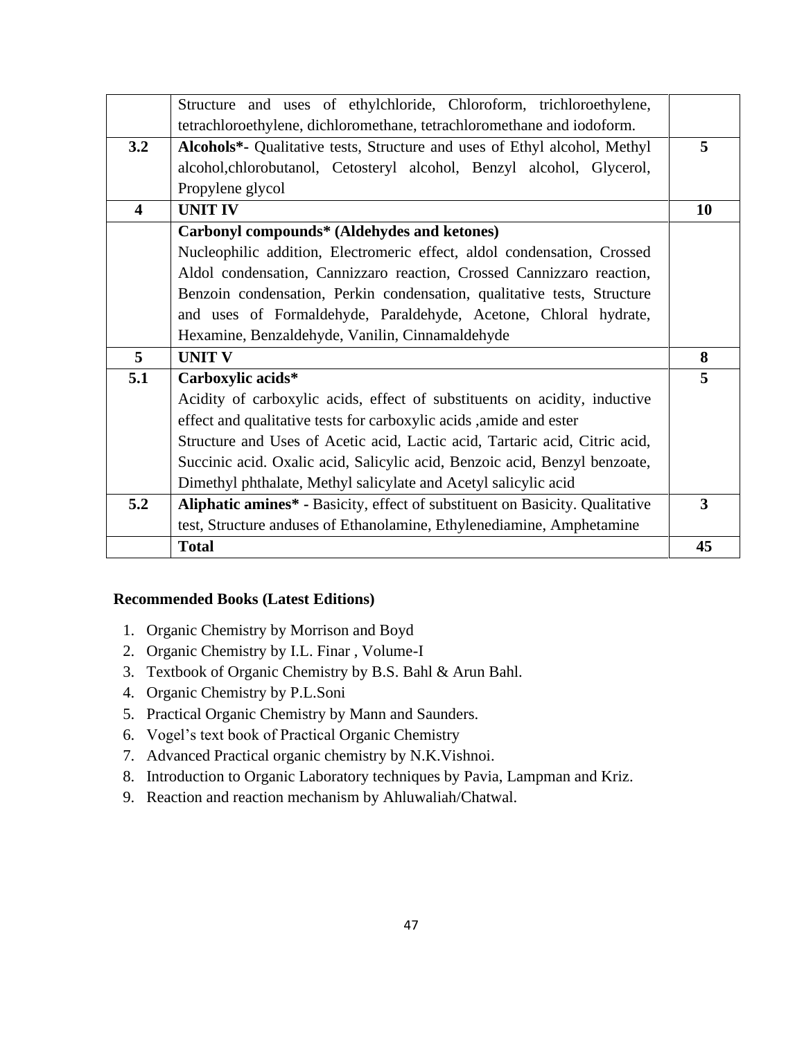|  |  |  |
| --- | --- | --- |
|  | Structure and uses of ethylchloride, Chloroform, trichloroethylene, tetrachloroethylene, dichloromethane, tetrachloromethane and iodoform. |  |
| **3.2** | **Alcohols*-** Qualitative tests, Structure and uses of Ethyl alcohol, Methyl alcohol,chlorobutanol, Cetosteryl alcohol, Benzyl alcohol, Glycerol, Propylene glycol | **5** |
| **4** | **UNIT IV** | **10** |
|  | **Carbonyl compounds* (Aldehydes and ketones)**<br>Nucleophilic addition, Electromeric effect, aldol condensation, Crossed Aldol condensation, Cannizzaro reaction, Crossed Cannizzaro reaction, Benzoin condensation, Perkin condensation, qualitative tests, Structure and uses of Formaldehyde, Paraldehyde, Acetone, Chloral hydrate, Hexamine, Benzaldehyde, Vanilin, Cinnamaldehyde |  |
| **5** | **UNIT V** | **8** |
| **5.1** | **Carboxylic acids***<br>Acidity of carboxylic acids, effect of substituents on acidity, inductive effect and qualitative tests for carboxylic acids ,amide and ester<br>Structure and Uses of Acetic acid, Lactic acid, Tartaric acid, Citric acid, Succinic acid. Oxalic acid, Salicylic acid, Benzoic acid, Benzyl benzoate, Dimethyl phthalate, Methyl salicylate and Acetyl salicylic acid | **5** |
| **5.2** | **Aliphatic amines* -** Basicity, effect of substituent on Basicity. Qualitative test, Structure anduses of Ethanolamine, Ethylenediamine, Amphetamine | **3** |
|  | **Total** | **45** |

**Recommended Books (Latest Editions)**

1. Organic Chemistry by Morrison and Boyd
2. Organic Chemistry by I.L. Finar , Volume-I
3. Textbook of Organic Chemistry by B.S. Bahl & Arun Bahl.
4. Organic Chemistry by P.L.Soni
5. Practical Organic Chemistry by Mann and Saunders.
6. Vogel's text book of Practical Organic Chemistry
7. Advanced Practical organic chemistry by N.K.Vishnoi.
8. Introduction to Organic Laboratory techniques by Pavia, Lampman and Kriz.
9. Reaction and reaction mechanism by Ahluwaliah/Chatwal.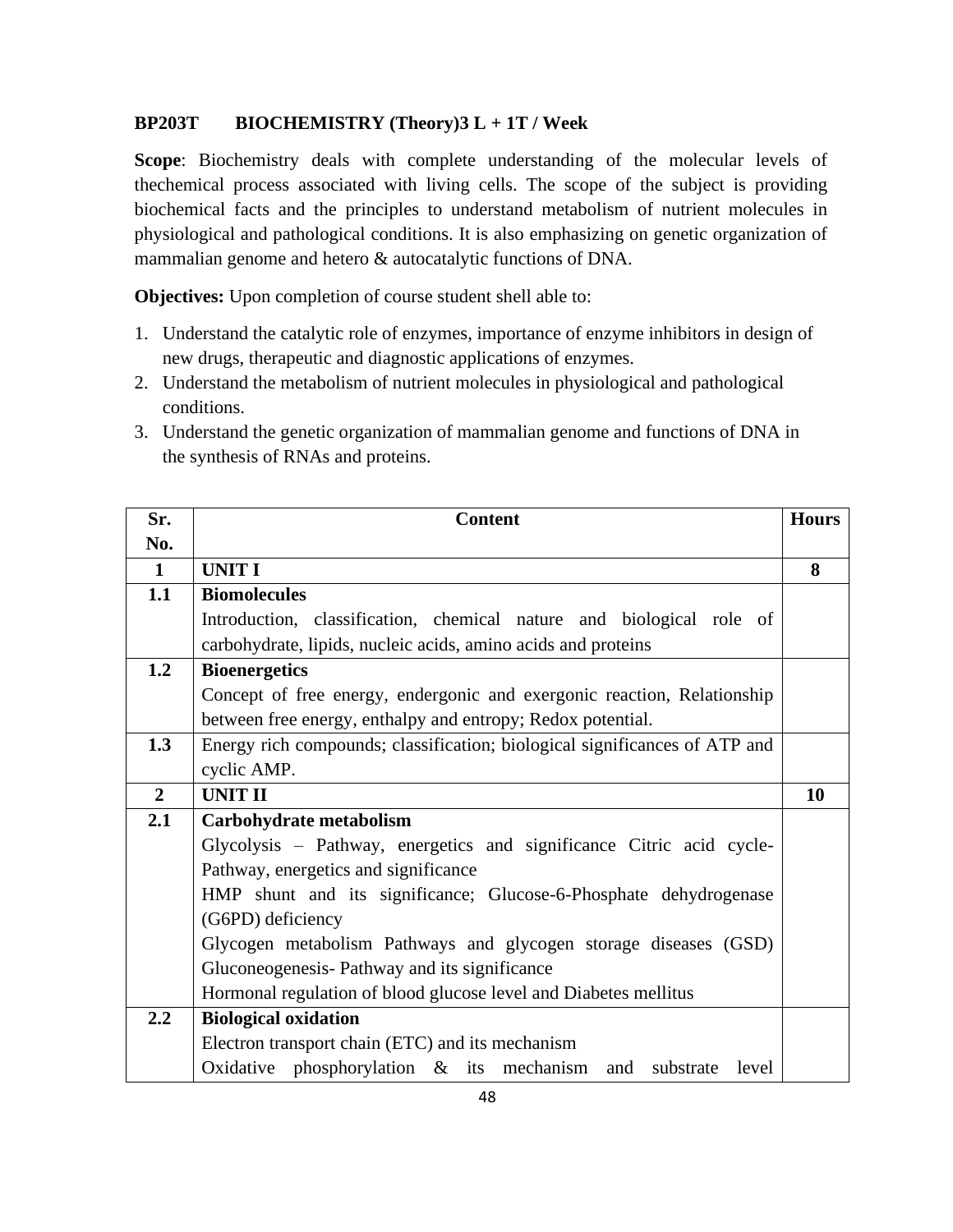**BP203T BIOCHEMISTRY (Theory)3 L + 1T / Week**

**Scope**: Biochemistry deals with complete understanding of the molecular levels of thechemical process associated with living cells. The scope of the subject is providing biochemical facts and the principles to understand metabolism of nutrient molecules in physiological and pathological conditions. It is also emphasizing on genetic organization of mammalian genome and hetero & autocatalytic functions of DNA.

**Objectives:** Upon completion of course student shell able to:

1. Understand the catalytic role of enzymes, importance of enzyme inhibitors in design of new drugs, therapeutic and diagnostic applications of enzymes.
2. Understand the metabolism of nutrient molecules in physiological and pathological conditions.
3. Understand the genetic organization of mammalian genome and functions of DNA in the synthesis of RNAs and proteins.

| Sr. No. | Content | Hours |
|---|---|---|
| **1** | **UNIT I** | **8** |
| **1.1** | **Biomolecules**<br>Introduction, classification, chemical nature and biological role of carbohydrate, lipids, nucleic acids, amino acids and proteins | |
| **1.2** | **Bioenergetics**<br>Concept of free energy, endergonic and exergonic reaction, Relationship between free energy, enthalpy and entropy; Redox potential. | |
| **1.3** | Energy rich compounds; classification; biological significances of ATP and cyclic AMP. | |
| **2** | **UNIT II** | **10** |
| **2.1** | **Carbohydrate metabolism**<br>Glycolysis – Pathway, energetics and significance Citric acid cycle-Pathway, energetics and significance<br>HMP shunt and its significance; Glucose-6-Phosphate dehydrogenase (G6PD) deficiency<br>Glycogen metabolism Pathways and glycogen storage diseases (GSD)<br>Gluconeogenesis- Pathway and its significance<br>Hormonal regulation of blood glucose level and Diabetes mellitus | |
| **2.2** | **Biological oxidation**<br>Electron transport chain (ETC) and its mechanism<br>Oxidative phosphorylation & its mechanism and substrate level | |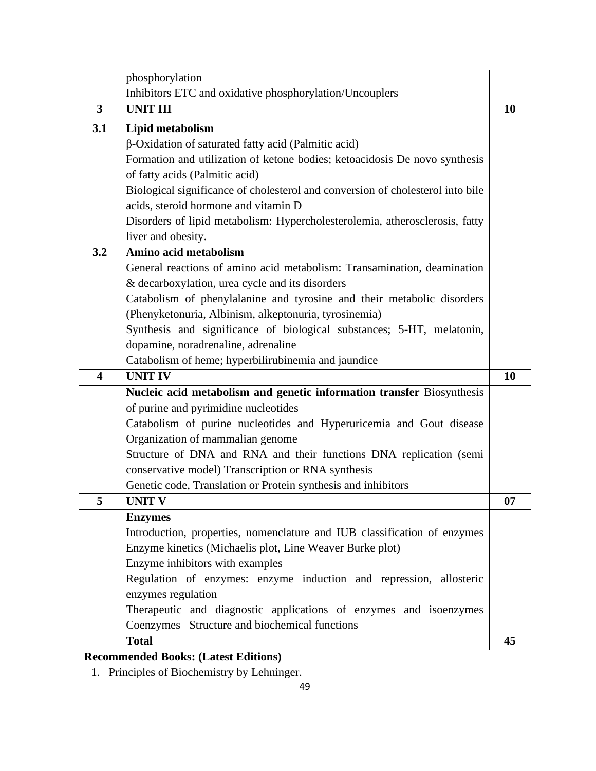| | | |
|---|---|---|
| | phosphorylation<br>Inhibitors ETC and oxidative phosphorylation/Uncouplers | |
| **3** | **UNIT III** | **10** |
| **3.1** | **Lipid metabolism**<br>β-Oxidation of saturated fatty acid (Palmitic acid)<br>Formation and utilization of ketone bodies; ketoacidosis De novo synthesis of fatty acids (Palmitic acid)<br>Biological significance of cholesterol and conversion of cholesterol into bile acids, steroid hormone and vitamin D<br>Disorders of lipid metabolism: Hypercholesterolemia, atherosclerosis, fatty liver and obesity. | |
| **3.2** | **Amino acid metabolism**<br>General reactions of amino acid metabolism: Transamination, deamination & decarboxylation, urea cycle and its disorders<br>Catabolism of phenylalanine and tyrosine and their metabolic disorders (Phenyketonuria, Albinism, alkeptonuria, tyrosinemia)<br>Synthesis and significance of biological substances; 5-HT, melatonin, dopamine, noradrenaline, adrenaline<br>Catabolism of heme; hyperbilirubinemia and jaundice | |
| **4** | **UNIT IV** | **10** |
| | **Nucleic acid metabolism and genetic information transfer** Biosynthesis of purine and pyrimidine nucleotides<br>Catabolism of purine nucleotides and Hyperuricemia and Gout disease<br>Organization of mammalian genome<br>Structure of DNA and RNA and their functions DNA replication (semi conservative model) Transcription or RNA synthesis<br>Genetic code, Translation or Protein synthesis and inhibitors | |
| **5** | **UNIT V** | **07** |
| | **Enzymes**<br>Introduction, properties, nomenclature and IUB classification of enzymes<br>Enzyme kinetics (Michaelis plot, Line Weaver Burke plot)<br>Enzyme inhibitors with examples<br>Regulation of enzymes: enzyme induction and repression, allosteric enzymes regulation<br>Therapeutic and diagnostic applications of enzymes and isoenzymes<br>Coenzymes –Structure and biochemical functions | |
| | **Total** | **45** |

**Recommended Books: (Latest Editions)**

1. Principles of Biochemistry by Lehninger.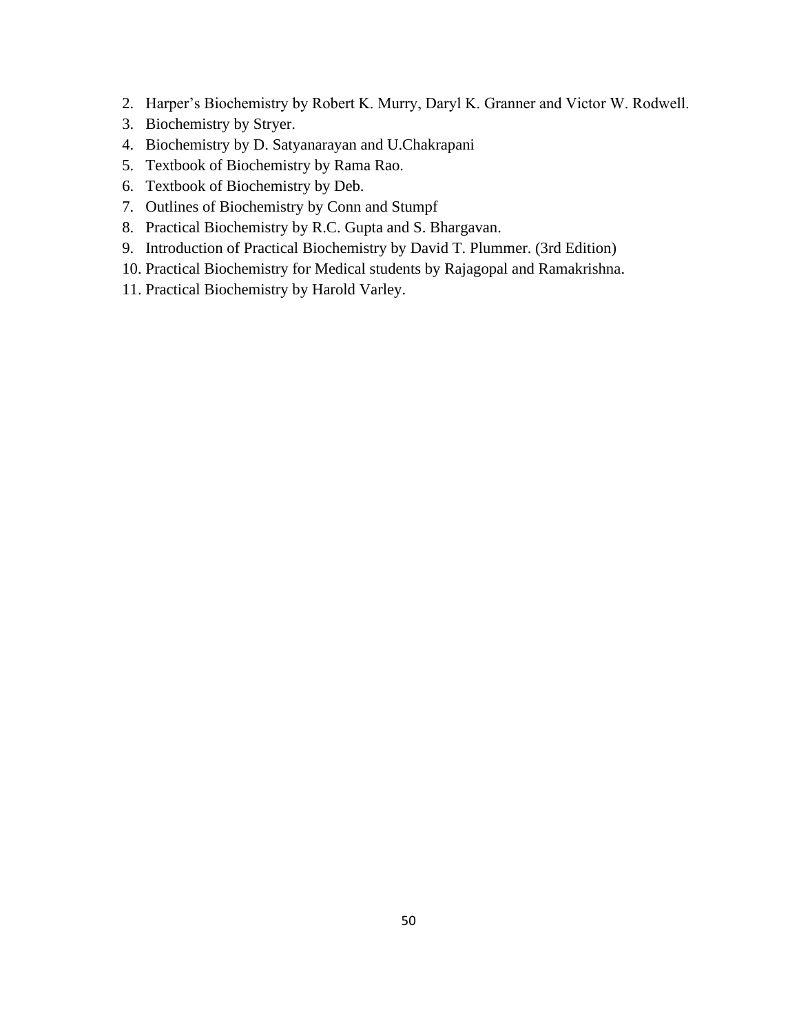2. Harper's Biochemistry by Robert K. Murry, Daryl K. Granner and Victor W. Rodwell.
3. Biochemistry by Stryer.
4. Biochemistry by D. Satyanarayan and U.Chakrapani
5. Textbook of Biochemistry by Rama Rao.
6. Textbook of Biochemistry by Deb.
7. Outlines of Biochemistry by Conn and Stumpf
8. Practical Biochemistry by R.C. Gupta and S. Bhargavan.
9. Introduction of Practical Biochemistry by David T. Plummer. (3rd Edition)
10. Practical Biochemistry for Medical students by Rajagopal and Ramakrishna.
11. Practical Biochemistry by Harold Varley.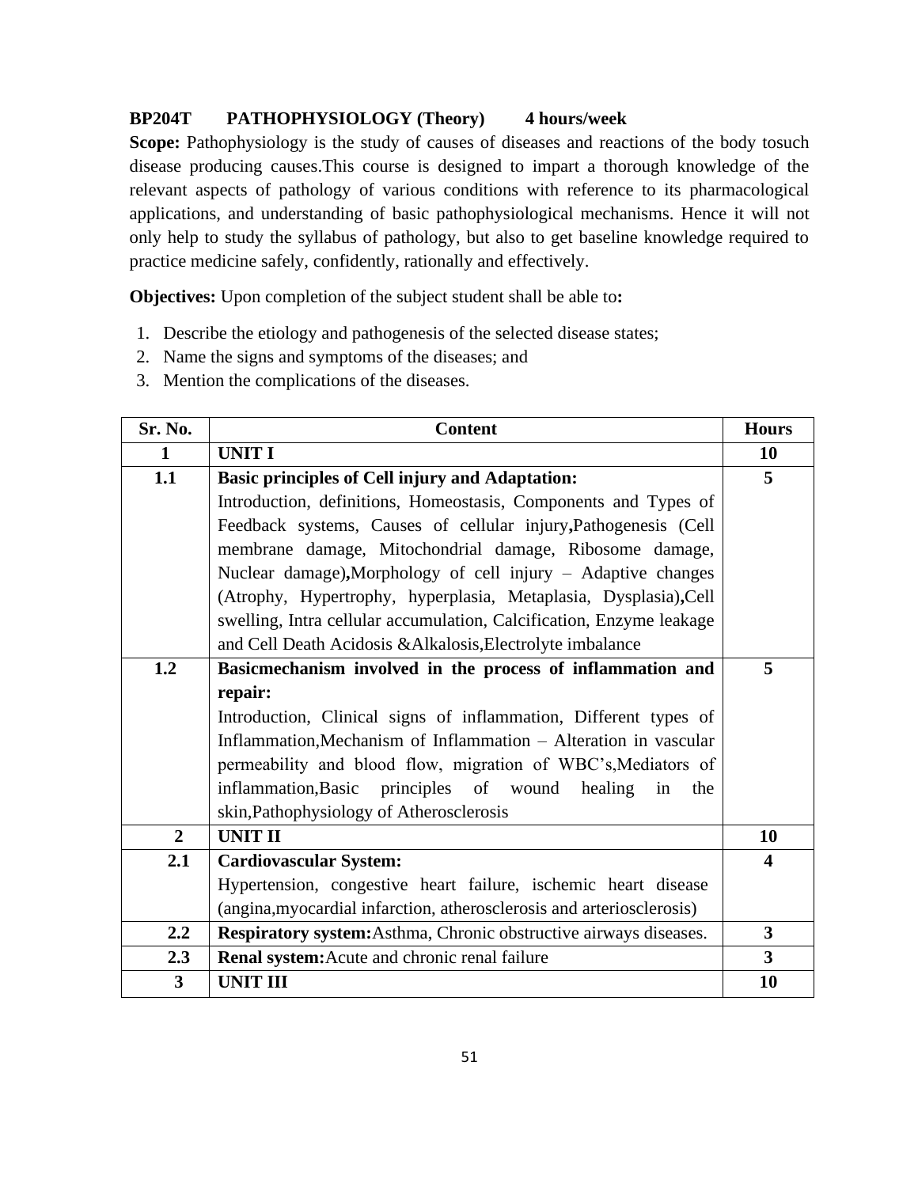**BP204T PATHOPHYSIOLOGY (Theory) 4 hours/week**

**Scope:** Pathophysiology is the study of causes of diseases and reactions of the body tosuch disease producing causes.This course is designed to impart a thorough knowledge of the relevant aspects of pathology of various conditions with reference to its pharmacological applications, and understanding of basic pathophysiological mechanisms. Hence it will not only help to study the syllabus of pathology, but also to get baseline knowledge required to practice medicine safely, confidently, rationally and effectively.

**Objectives:** Upon completion of the subject student shall be able to**:**

1. Describe the etiology and pathogenesis of the selected disease states;
2. Name the signs and symptoms of the diseases; and
3. Mention the complications of the diseases.

| Sr. No. | Content | Hours |
|---|---|---|
| **1** | **UNIT I** | **10** |
| **1.1** | **Basic principles of Cell injury and Adaptation:** Introduction, definitions, Homeostasis, Components and Types of Feedback systems, Causes of cellular injury**,**Pathogenesis (Cell membrane damage, Mitochondrial damage, Ribosome damage, Nuclear damage)**,**Morphology of cell injury – Adaptive changes (Atrophy, Hypertrophy, hyperplasia, Metaplasia, Dysplasia)**,**Cell swelling, Intra cellular accumulation, Calcification, Enzyme leakage and Cell Death Acidosis &Alkalosis,Electrolyte imbalance | **5** |
| **1.2** | **Basicmechanism involved in the process of inflammation and repair:** Introduction, Clinical signs of inflammation, Different types of Inflammation,Mechanism of Inflammation – Alteration in vascular permeability and blood flow, migration of WBC's,Mediators of inflammation,Basic principles of wound healing in the skin,Pathophysiology of Atherosclerosis | **5** |
| **2** | **UNIT II** | **10** |
| **2.1** | **Cardiovascular System:** Hypertension, congestive heart failure, ischemic heart disease (angina,myocardial infarction, atherosclerosis and arteriosclerosis) | **4** |
| **2.2** | **Respiratory system:**Asthma, Chronic obstructive airways diseases. | **3** |
| **2.3** | **Renal system:**Acute and chronic renal failure | **3** |
| **3** | **UNIT III** | **10** |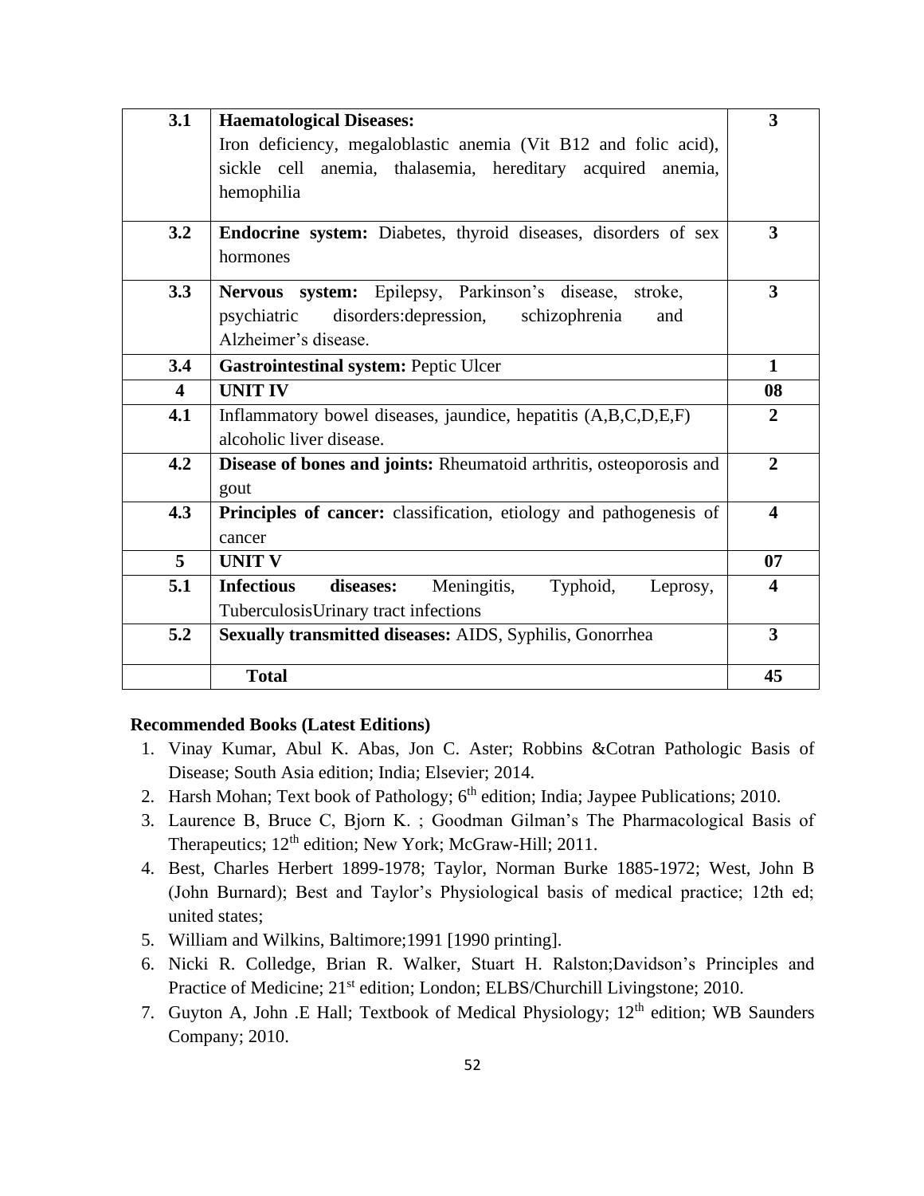| 3.1 | **Haematological Diseases:** Iron deficiency, megaloblastic anemia (Vit B12 and folic acid), sickle cell anemia, thalasemia, hereditary acquired anemia, hemophilia | **3** |
|---|---|---|
| **3.2** | **Endocrine system:** Diabetes, thyroid diseases, disorders of sex hormones | **3** |
| **3.3** | **Nervous system:** Epilepsy, Parkinson's disease, stroke, psychiatric disorders:depression, schizophrenia and Alzheimer's disease. | **3** |
| **3.4** | **Gastrointestinal system:** Peptic Ulcer | **1** |
| **4** | **UNIT IV** | **08** |
| **4.1** | Inflammatory bowel diseases, jaundice, hepatitis (A,B,C,D,E,F) alcoholic liver disease. | **2** |
| **4.2** | **Disease of bones and joints:** Rheumatoid arthritis, osteoporosis and gout | **2** |
| **4.3** | **Principles of cancer:** classification, etiology and pathogenesis of cancer | **4** |
| **5** | **UNIT V** | **07** |
| **5.1** | **Infectious diseases:** Meningitis, Typhoid, Leprosy, TuberculosisUrinary tract infections | **4** |
| **5.2** | **Sexually transmitted diseases:** AIDS, Syphilis, Gonorrhea | **3** |
| | **Total** | **45** |

**Recommended Books (Latest Editions)**

1. Vinay Kumar, Abul K. Abas, Jon C. Aster; Robbins &Cotran Pathologic Basis of Disease; South Asia edition; India; Elsevier; 2014.
2. Harsh Mohan; Text book of Pathology; 6th edition; India; Jaypee Publications; 2010.
3. Laurence B, Bruce C, Bjorn K. ; Goodman Gilman's The Pharmacological Basis of Therapeutics; 12th edition; New York; McGraw-Hill; 2011.
4. Best, Charles Herbert 1899-1978; Taylor, Norman Burke 1885-1972; West, John B (John Burnard); Best and Taylor's Physiological basis of medical practice; 12th ed; united states;
5. William and Wilkins, Baltimore;1991 [1990 printing].
6. Nicki R. Colledge, Brian R. Walker, Stuart H. Ralston;Davidson's Principles and Practice of Medicine; 21st edition; London; ELBS/Churchill Livingstone; 2010.
7. Guyton A, John .E Hall; Textbook of Medical Physiology; 12th edition; WB Saunders Company; 2010.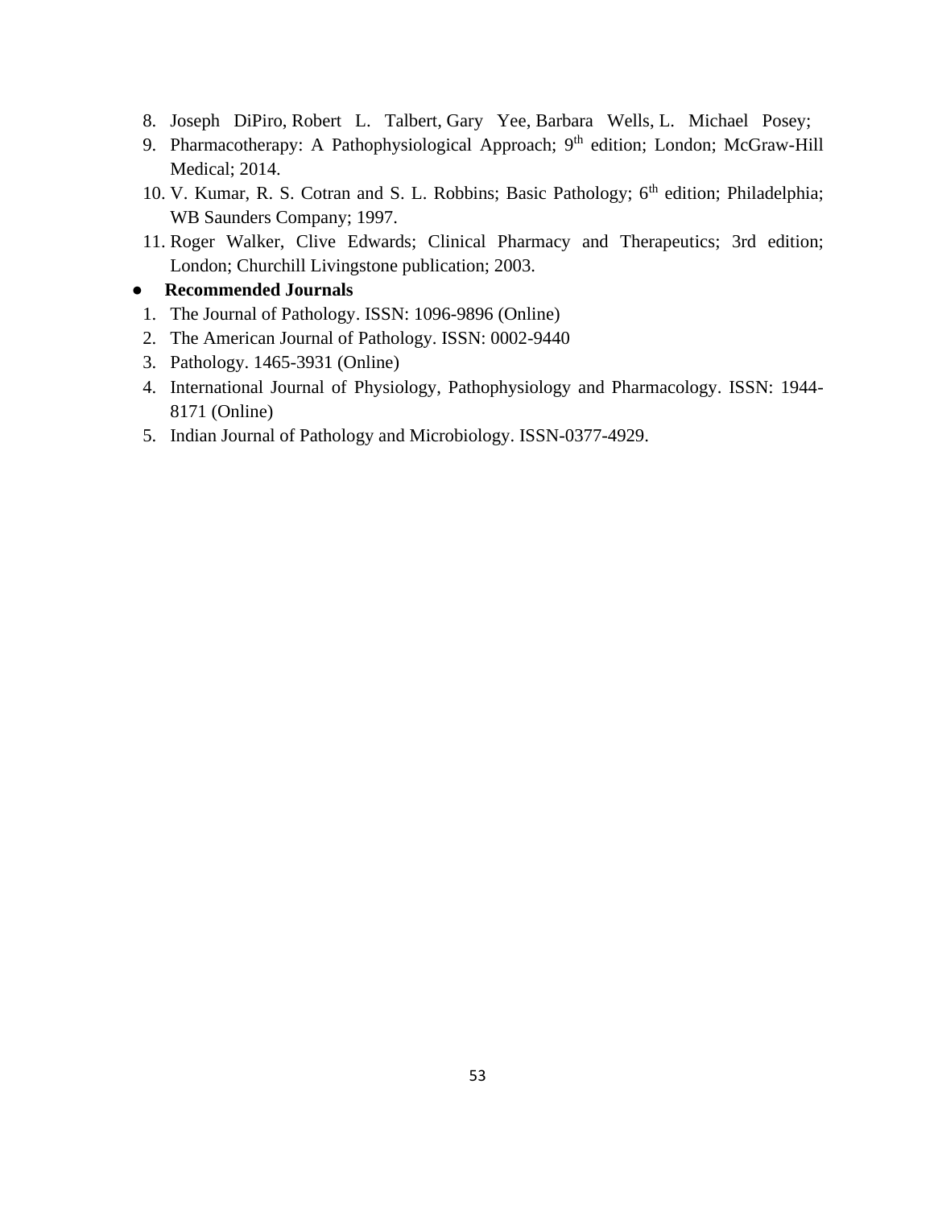8. Joseph DiPiro, Robert L. Talbert, Gary Yee, Barbara Wells, L. Michael Posey;
9. Pharmacotherapy: A Pathophysiological Approach; 9th edition; London; McGraw-Hill Medical; 2014.
10. V. Kumar, R. S. Cotran and S. L. Robbins; Basic Pathology; 6th edition; Philadelphia; WB Saunders Company; 1997.
11. Roger Walker, Clive Edwards; Clinical Pharmacy and Therapeutics; 3rd edition; London; Churchill Livingstone publication; 2003.

- **Recommended Journals**

1. The Journal of Pathology. ISSN: 1096-9896 (Online)
2. The American Journal of Pathology. ISSN: 0002-9440
3. Pathology. 1465-3931 (Online)
4. International Journal of Physiology, Pathophysiology and Pharmacology. ISSN: 1944-8171 (Online)
5. Indian Journal of Pathology and Microbiology. ISSN-0377-4929.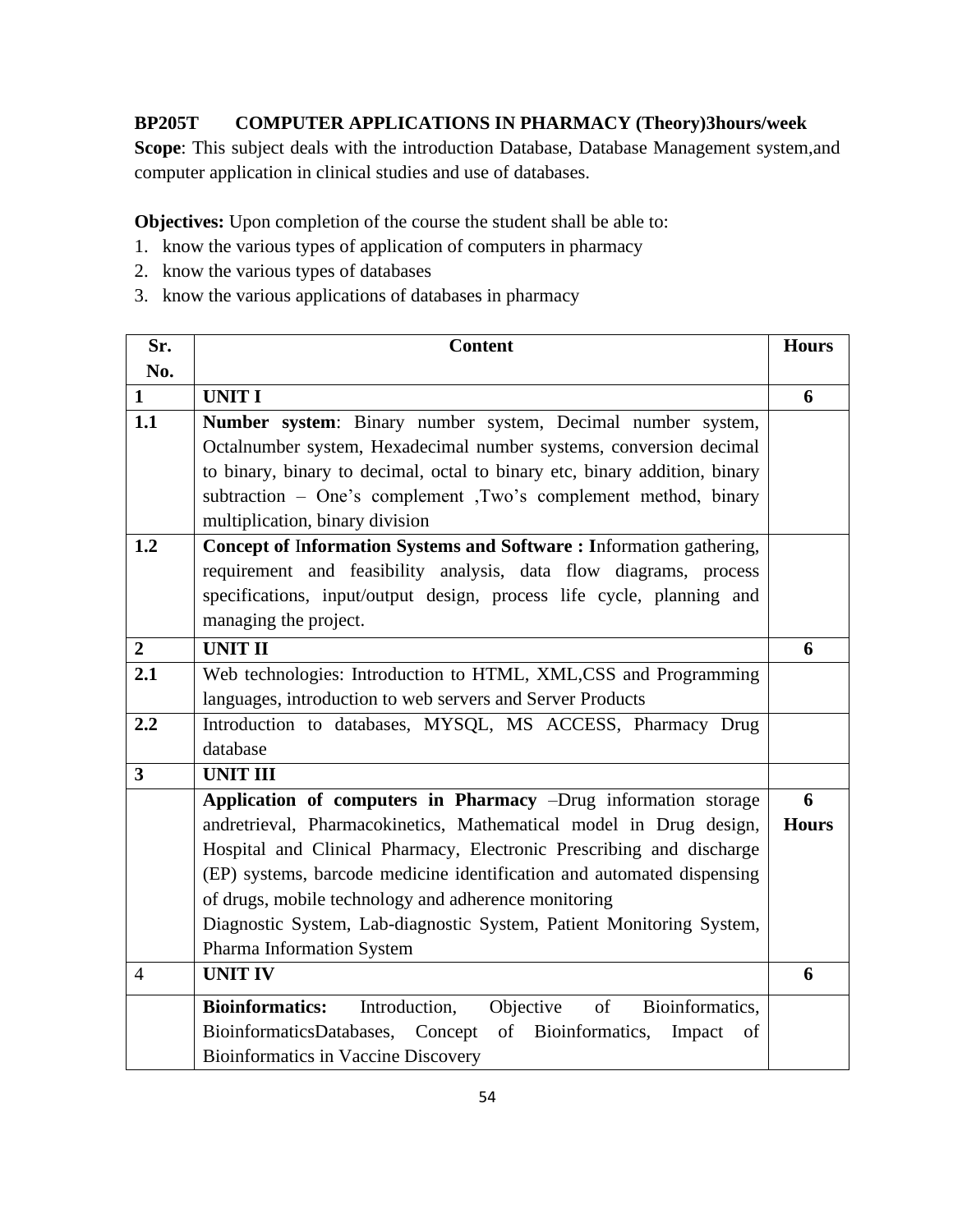**BP205T COMPUTER APPLICATIONS IN PHARMACY (Theory)3hours/week**

**Scope**: This subject deals with the introduction Database, Database Management system,and computer application in clinical studies and use of databases.

**Objectives:** Upon completion of the course the student shall be able to:

1. know the various types of application of computers in pharmacy
2. know the various types of databases
3. know the various applications of databases in pharmacy

| Sr. No. | Content | Hours |
|---|---|---|
| **1** | **UNIT I** | **6** |
| **1.1** | **Number system**: Binary number system, Decimal number system, Octalnumber system, Hexadecimal number systems, conversion decimal to binary, binary to decimal, octal to binary etc, binary addition, binary subtraction – One's complement ,Two's complement method, binary multiplication, binary division | |
| **1.2** | **Concept of Information Systems and Software : I**nformation gathering, requirement and feasibility analysis, data flow diagrams, process specifications, input/output design, process life cycle, planning and managing the project. | |
| **2** | **UNIT II** | **6** |
| **2.1** | Web technologies: Introduction to HTML, XML,CSS and Programming languages, introduction to web servers and Server Products | |
| **2.2** | Introduction to databases, MYSQL, MS ACCESS, Pharmacy Drug database | |
| **3** | **UNIT III** | |
| | **Application of computers in Pharmacy** –Drug information storage andretrieval, Pharmacokinetics, Mathematical model in Drug design, Hospital and Clinical Pharmacy, Electronic Prescribing and discharge (EP) systems, barcode medicine identification and automated dispensing of drugs, mobile technology and adherence monitoring<br>Diagnostic System, Lab-diagnostic System, Patient Monitoring System, Pharma Information System | **6 Hours** |
| 4 | **UNIT IV** | **6** |
| | **Bioinformatics:** Introduction, Objective of Bioinformatics, BioinformaticsDatabases, Concept of Bioinformatics, Impact of Bioinformatics in Vaccine Discovery | |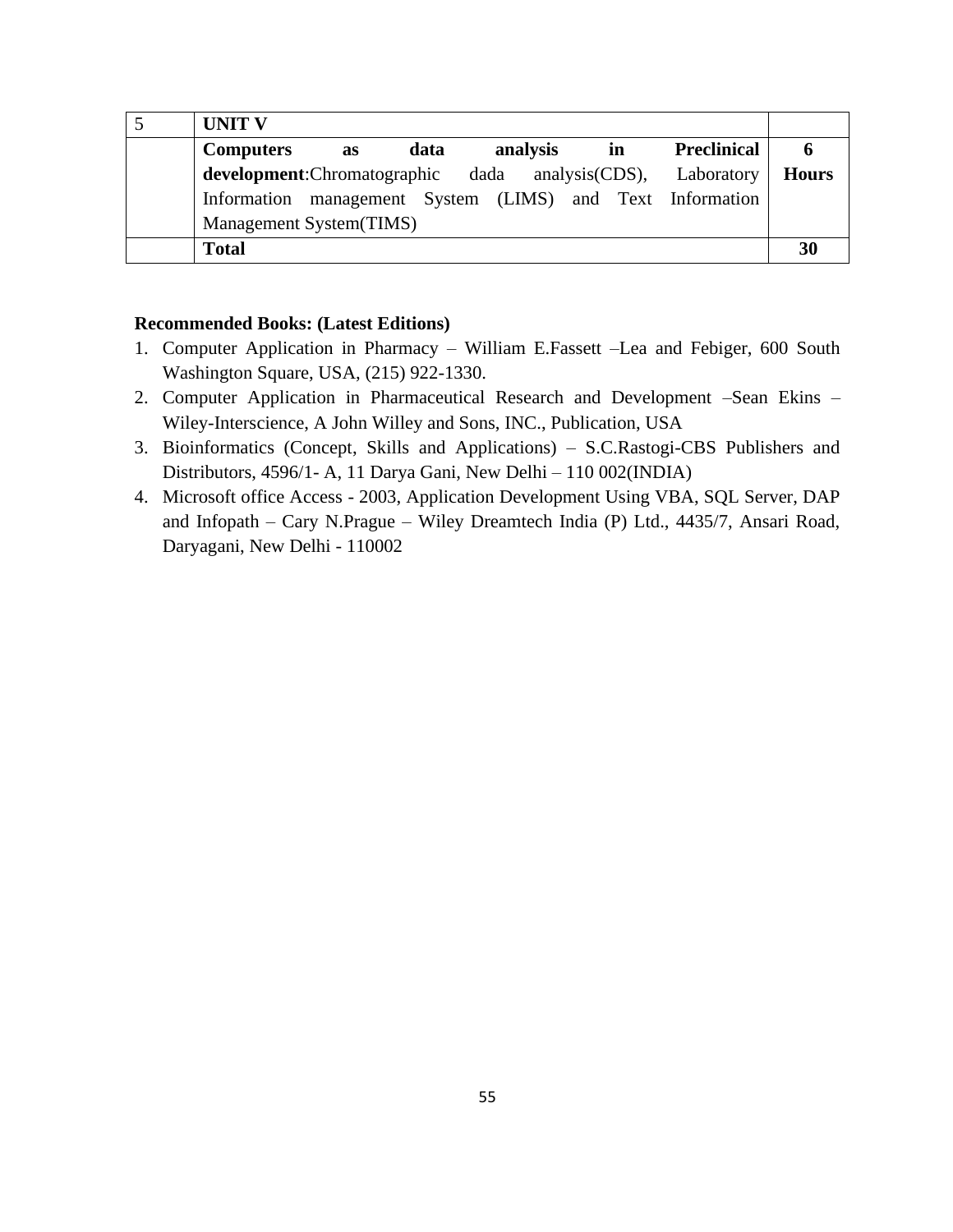| 5 | **UNIT V** | |
|---|---|---|
| | **Computers as data analysis in Preclinical development**:Chromatographic dada analysis(CDS), Laboratory Information management System (LIMS) and Text Information Management System(TIMS) | **6 Hours** |
| | **Total** | **30** |

**Recommended Books: (Latest Editions)**

1. Computer Application in Pharmacy – William E.Fassett –Lea and Febiger, 600 South Washington Square, USA, (215) 922-1330.
2. Computer Application in Pharmaceutical Research and Development –Sean Ekins – Wiley-Interscience, A John Willey and Sons, INC., Publication, USA
3. Bioinformatics (Concept, Skills and Applications) – S.C.Rastogi-CBS Publishers and Distributors, 4596/1- A, 11 Darya Gani, New Delhi – 110 002(INDIA)
4. Microsoft office Access - 2003, Application Development Using VBA, SQL Server, DAP and Infopath – Cary N.Prague – Wiley Dreamtech India (P) Ltd., 4435/7, Ansari Road, Daryagani, New Delhi - 110002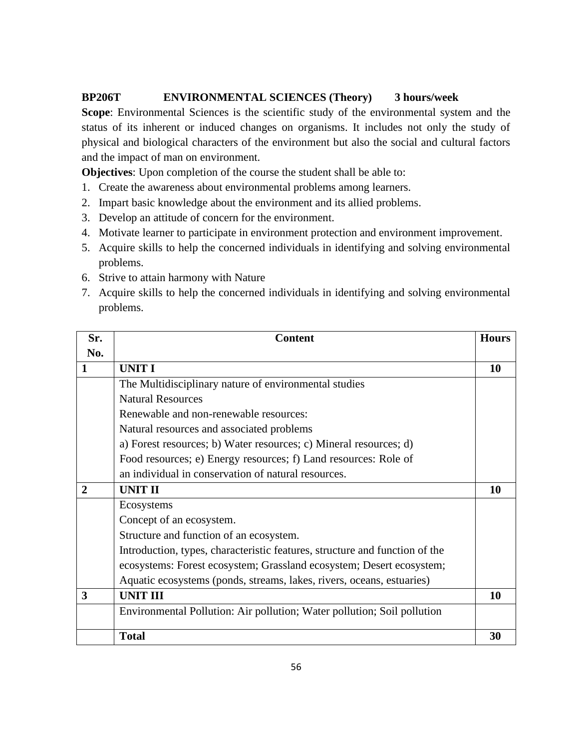**BP206T ENVIRONMENTAL SCIENCES (Theory) 3 hours/week**

**Scope**: Environmental Sciences is the scientific study of the environmental system and the status of its inherent or induced changes on organisms. It includes not only the study of physical and biological characters of the environment but also the social and cultural factors and the impact of man on environment.

**Objectives**: Upon completion of the course the student shall be able to:

1. Create the awareness about environmental problems among learners.
2. Impart basic knowledge about the environment and its allied problems.
3. Develop an attitude of concern for the environment.
4. Motivate learner to participate in environment protection and environment improvement.
5. Acquire skills to help the concerned individuals in identifying and solving environmental problems.
6. Strive to attain harmony with Nature
7. Acquire skills to help the concerned individuals in identifying and solving environmental problems.

| Sr. No. | Content | Hours |
|---|---|---|
| **1** | **UNIT I** | **10** |
| | The Multidisciplinary nature of environmental studies<br>Natural Resources<br>Renewable and non-renewable resources:<br>Natural resources and associated problems<br>a) Forest resources; b) Water resources; c) Mineral resources; d) Food resources; e) Energy resources; f) Land resources: Role of an individual in conservation of natural resources. | |
| **2** | **UNIT II** | **10** |
| | Ecosystems<br>Concept of an ecosystem.<br>Structure and function of an ecosystem.<br>Introduction, types, characteristic features, structure and function of the ecosystems: Forest ecosystem; Grassland ecosystem; Desert ecosystem; Aquatic ecosystems (ponds, streams, lakes, rivers, oceans, estuaries) | |
| **3** | **UNIT III** | **10** |
| | Environmental Pollution: Air pollution; Water pollution; Soil pollution | |
| | **Total** | **30** |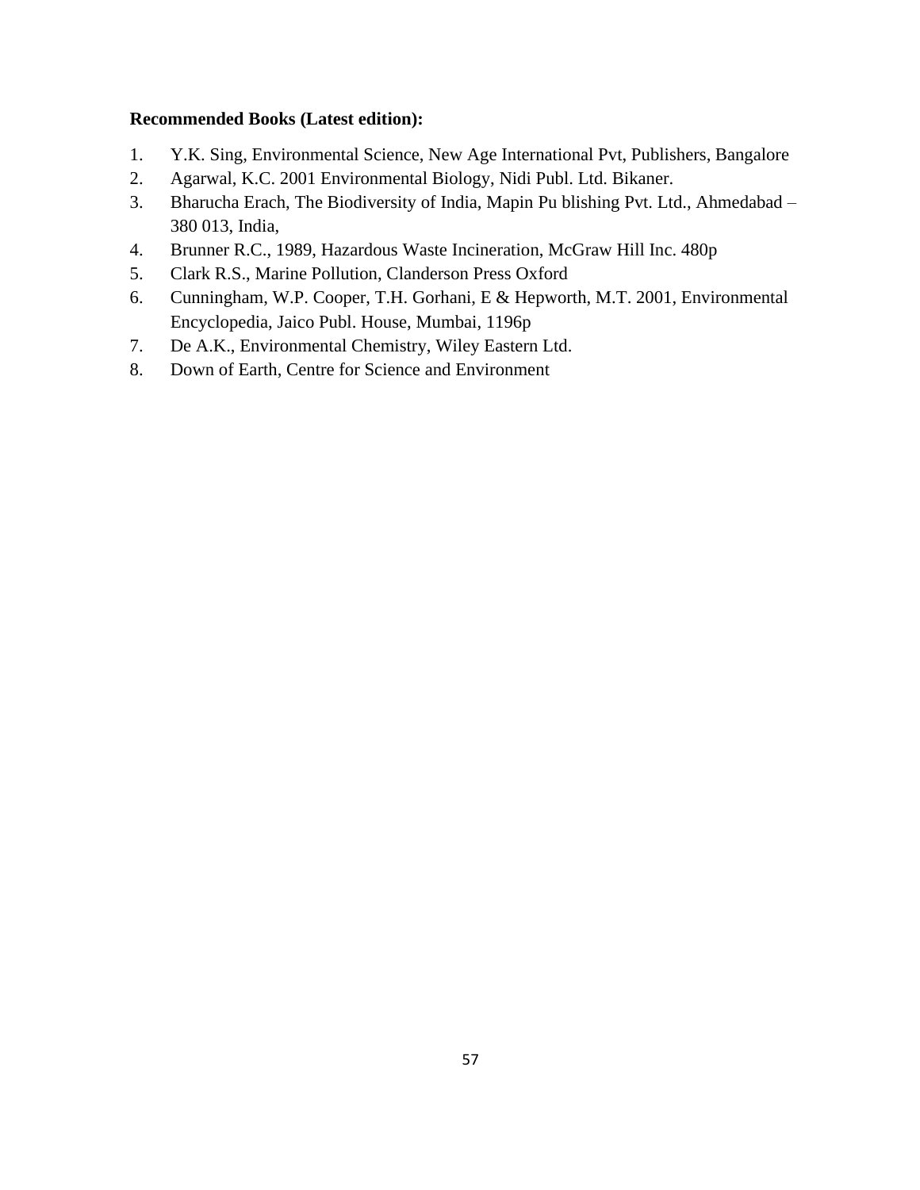**Recommended Books (Latest edition):**

1. Y.K. Sing, Environmental Science, New Age International Pvt, Publishers, Bangalore
2. Agarwal, K.C. 2001 Environmental Biology, Nidi Publ. Ltd. Bikaner.
3. Bharucha Erach, The Biodiversity of India, Mapin Pu blishing Pvt. Ltd., Ahmedabad – 380 013, India,
4. Brunner R.C., 1989, Hazardous Waste Incineration, McGraw Hill Inc. 480p
5. Clark R.S., Marine Pollution, Clanderson Press Oxford
6. Cunningham, W.P. Cooper, T.H. Gorhani, E & Hepworth, M.T. 2001, Environmental Encyclopedia, Jaico Publ. House, Mumbai, 1196p
7. De A.K., Environmental Chemistry, Wiley Eastern Ltd.
8. Down of Earth, Centre for Science and Environment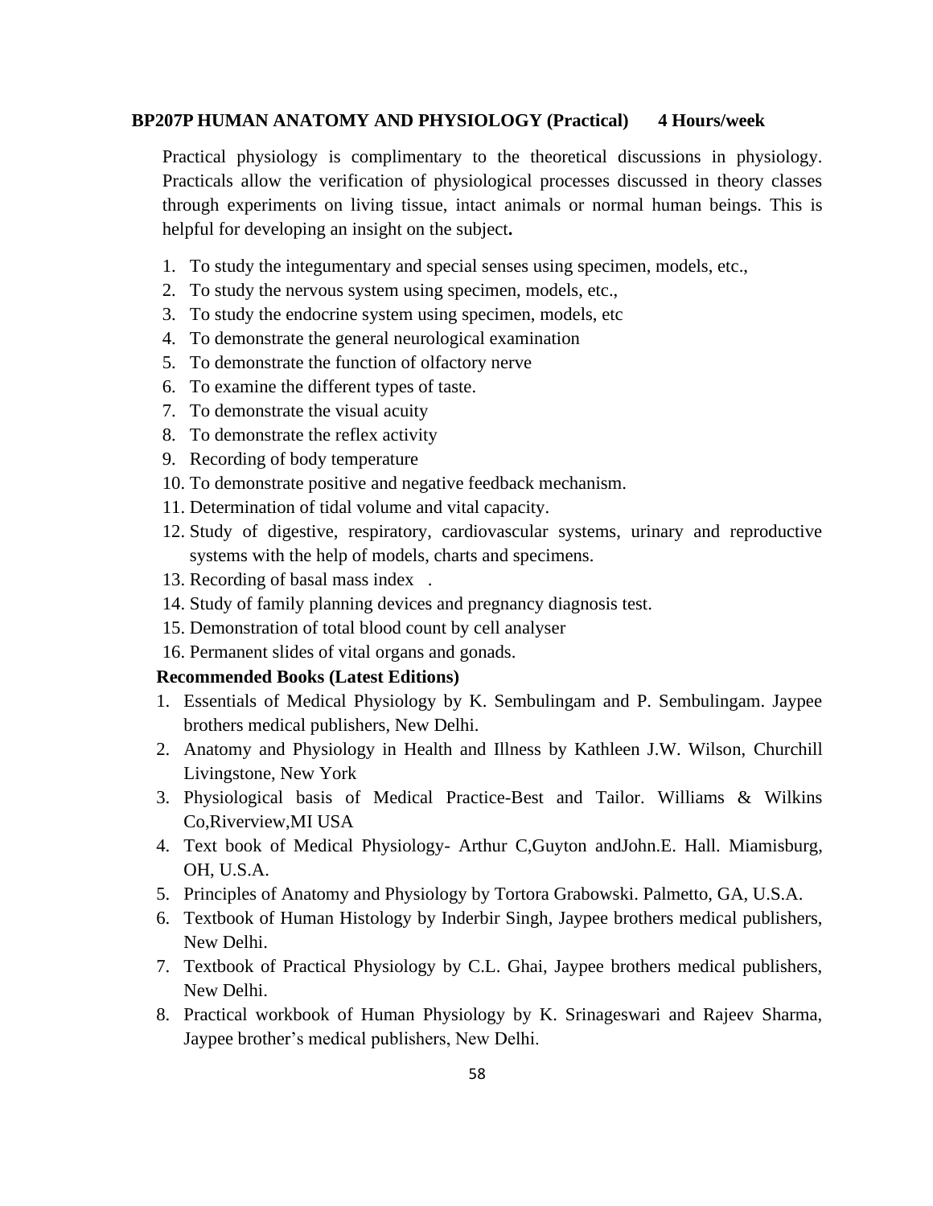## BP207P HUMAN ANATOMY AND PHYSIOLOGY (Practical) 4 Hours/week

Practical physiology is complimentary to the theoretical discussions in physiology. Practicals allow the verification of physiological processes discussed in theory classes through experiments on living tissue, intact animals or normal human beings. This is helpful for developing an insight on the subject**.**

1. To study the integumentary and special senses using specimen, models, etc.,
2. To study the nervous system using specimen, models, etc.,
3. To study the endocrine system using specimen, models, etc
4. To demonstrate the general neurological examination
5. To demonstrate the function of olfactory nerve
6. To examine the different types of taste.
7. To demonstrate the visual acuity
8. To demonstrate the reflex activity
9. Recording of body temperature
10. To demonstrate positive and negative feedback mechanism.
11. Determination of tidal volume and vital capacity.
12. Study of digestive, respiratory, cardiovascular systems, urinary and reproductive systems with the help of models, charts and specimens.
13. Recording of basal mass index .
14. Study of family planning devices and pregnancy diagnosis test.
15. Demonstration of total blood count by cell analyser
16. Permanent slides of vital organs and gonads.

**Recommended Books (Latest Editions)**

1. Essentials of Medical Physiology by K. Sembulingam and P. Sembulingam. Jaypee brothers medical publishers, New Delhi.
2. Anatomy and Physiology in Health and Illness by Kathleen J.W. Wilson, Churchill Livingstone, New York
3. Physiological basis of Medical Practice-Best and Tailor. Williams & Wilkins Co,Riverview,MI USA
4. Text book of Medical Physiology- Arthur C,Guyton andJohn.E. Hall. Miamisburg, OH, U.S.A.
5. Principles of Anatomy and Physiology by Tortora Grabowski. Palmetto, GA, U.S.A.
6. Textbook of Human Histology by Inderbir Singh, Jaypee brothers medical publishers, New Delhi.
7. Textbook of Practical Physiology by C.L. Ghai, Jaypee brothers medical publishers, New Delhi.
8. Practical workbook of Human Physiology by K. Srinageswari and Rajeev Sharma, Jaypee brother's medical publishers, New Delhi.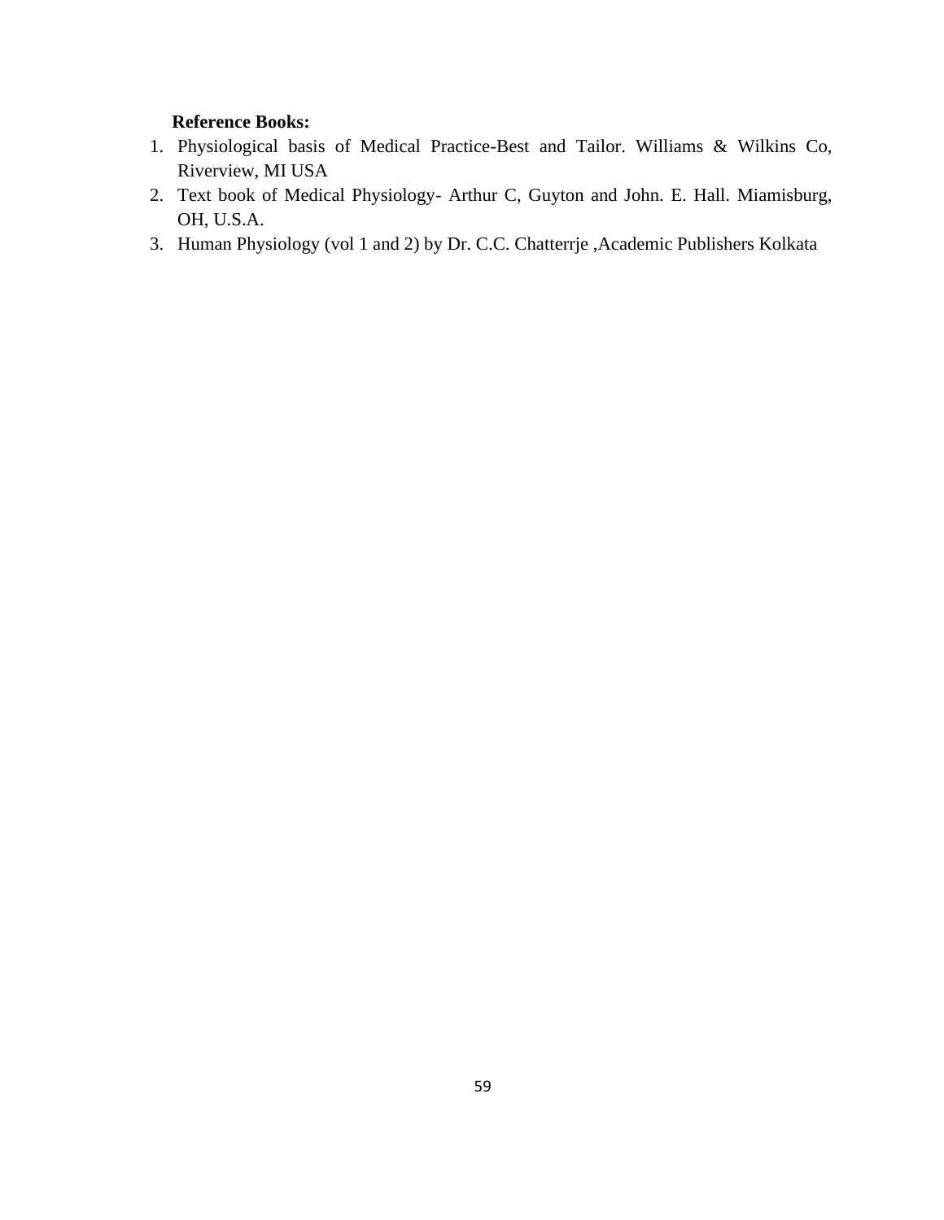**Reference Books:**

1. Physiological basis of Medical Practice-Best and Tailor. Williams & Wilkins Co, Riverview, MI USA
2. Text book of Medical Physiology- Arthur C, Guyton and John. E. Hall. Miamisburg, OH, U.S.A.
3. Human Physiology (vol 1 and 2) by Dr. C.C. Chatterrje ,Academic Publishers Kolkata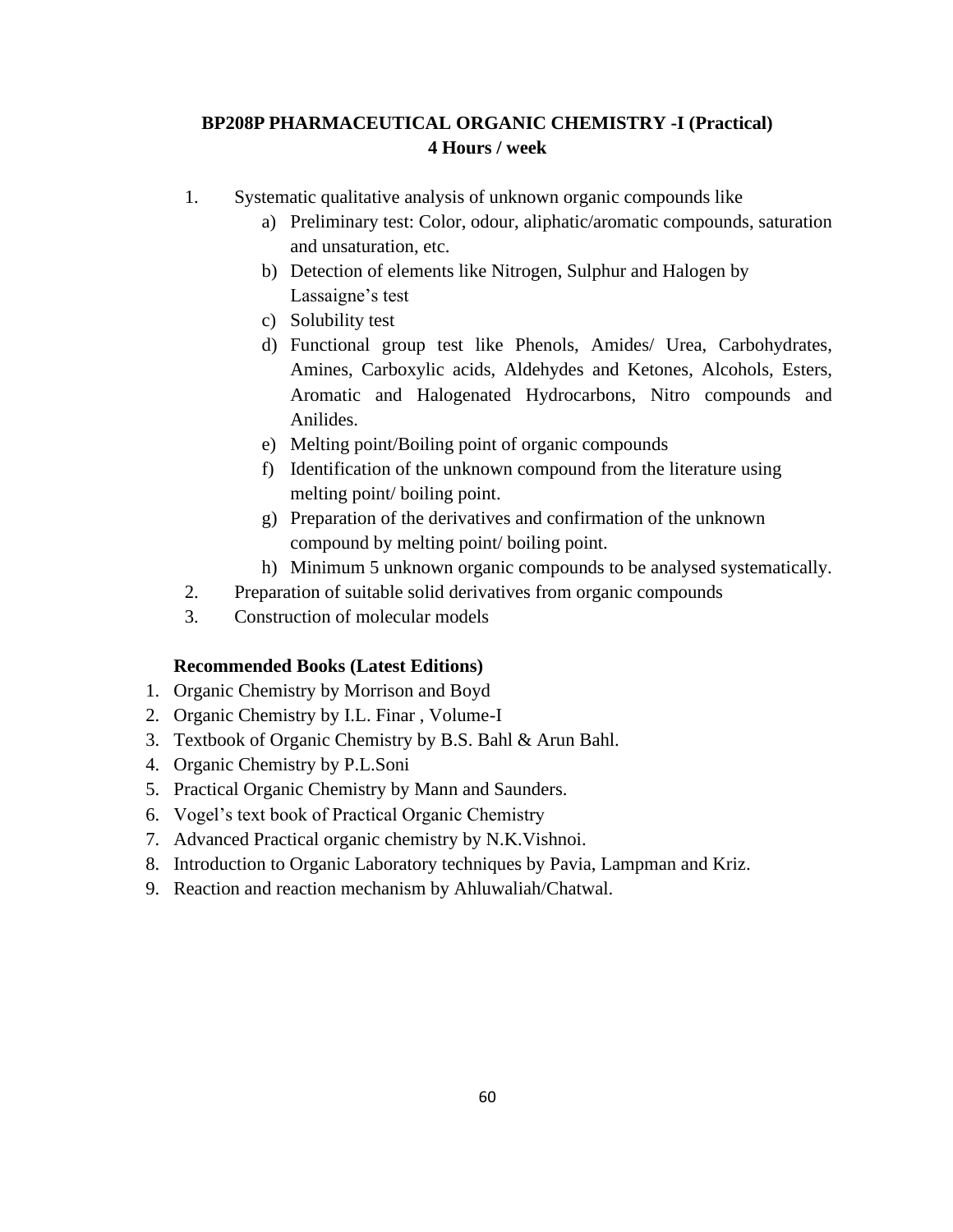## BP208P PHARMACEUTICAL ORGANIC CHEMISTRY -I (Practical)
**4 Hours / week**

1. Systematic qualitative analysis of unknown organic compounds like
   a) Preliminary test: Color, odour, aliphatic/aromatic compounds, saturation and unsaturation, etc.
   b) Detection of elements like Nitrogen, Sulphur and Halogen by Lassaigne's test
   c) Solubility test
   d) Functional group test like Phenols, Amides/ Urea, Carbohydrates, Amines, Carboxylic acids, Aldehydes and Ketones, Alcohols, Esters, Aromatic and Halogenated Hydrocarbons, Nitro compounds and Anilides.
   e) Melting point/Boiling point of organic compounds
   f) Identification of the unknown compound from the literature using melting point/ boiling point.
   g) Preparation of the derivatives and confirmation of the unknown compound by melting point/ boiling point.
   h) Minimum 5 unknown organic compounds to be analysed systematically.
2. Preparation of suitable solid derivatives from organic compounds
3. Construction of molecular models

**Recommended Books (Latest Editions)**

1. Organic Chemistry by Morrison and Boyd
2. Organic Chemistry by I.L. Finar , Volume-I
3. Textbook of Organic Chemistry by B.S. Bahl & Arun Bahl.
4. Organic Chemistry by P.L.Soni
5. Practical Organic Chemistry by Mann and Saunders.
6. Vogel's text book of Practical Organic Chemistry
7. Advanced Practical organic chemistry by N.K.Vishnoi.
8. Introduction to Organic Laboratory techniques by Pavia, Lampman and Kriz.
9. Reaction and reaction mechanism by Ahluwaliah/Chatwal.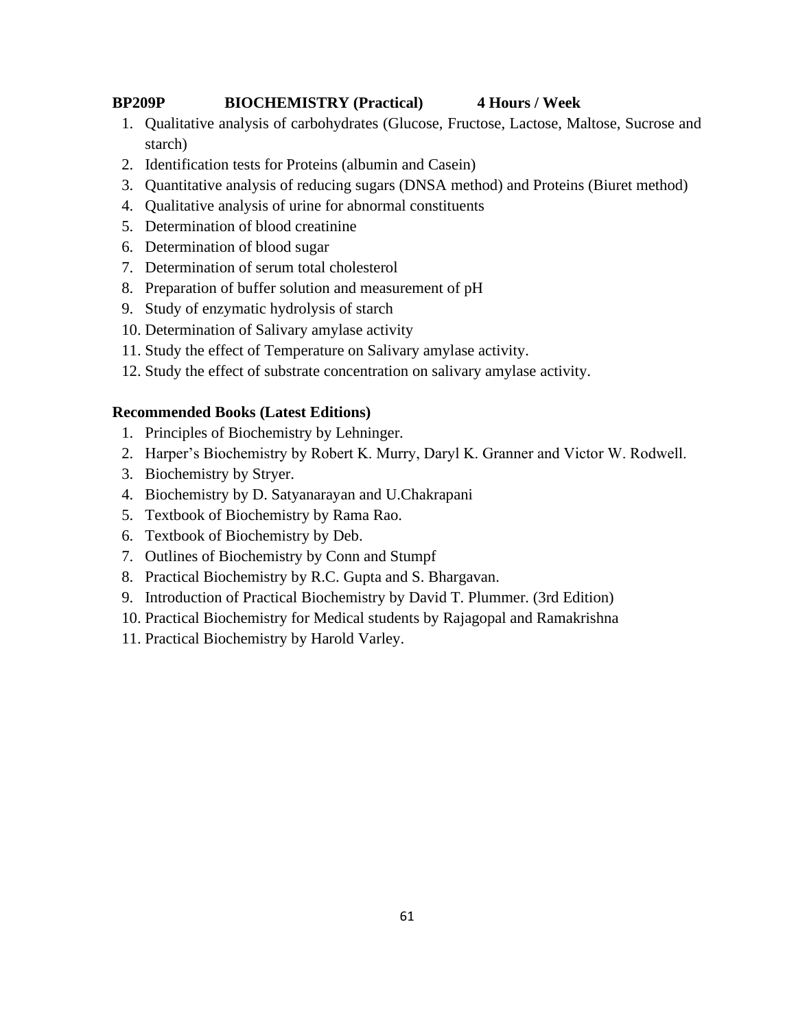**BP209P BIOCHEMISTRY (Practical) 4 Hours / Week**

1. Qualitative analysis of carbohydrates (Glucose, Fructose, Lactose, Maltose, Sucrose and starch)
2. Identification tests for Proteins (albumin and Casein)
3. Quantitative analysis of reducing sugars (DNSA method) and Proteins (Biuret method)
4. Qualitative analysis of urine for abnormal constituents
5. Determination of blood creatinine
6. Determination of blood sugar
7. Determination of serum total cholesterol
8. Preparation of buffer solution and measurement of pH
9. Study of enzymatic hydrolysis of starch
10. Determination of Salivary amylase activity
11. Study the effect of Temperature on Salivary amylase activity.
12. Study the effect of substrate concentration on salivary amylase activity.

**Recommended Books (Latest Editions)**

1. Principles of Biochemistry by Lehninger.
2. Harper's Biochemistry by Robert K. Murry, Daryl K. Granner and Victor W. Rodwell.
3. Biochemistry by Stryer.
4. Biochemistry by D. Satyanarayan and U.Chakrapani
5. Textbook of Biochemistry by Rama Rao.
6. Textbook of Biochemistry by Deb.
7. Outlines of Biochemistry by Conn and Stumpf
8. Practical Biochemistry by R.C. Gupta and S. Bhargavan.
9. Introduction of Practical Biochemistry by David T. Plummer. (3rd Edition)
10. Practical Biochemistry for Medical students by Rajagopal and Ramakrishna
11. Practical Biochemistry by Harold Varley.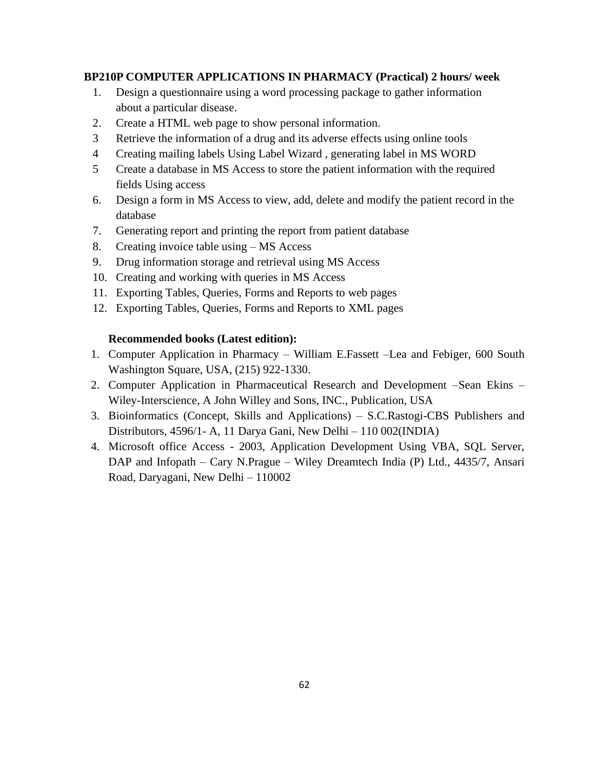**BP210P COMPUTER APPLICATIONS IN PHARMACY (Practical) 2 hours/ week**

1. Design a questionnaire using a word processing package to gather information about a particular disease.
2. Create a HTML web page to show personal information.
3. Retrieve the information of a drug and its adverse effects using online tools
4. Creating mailing labels Using Label Wizard , generating label in MS WORD
5. Create a database in MS Access to store the patient information with the required fields Using access
6. Design a form in MS Access to view, add, delete and modify the patient record in the database
7. Generating report and printing the report from patient database
8. Creating invoice table using – MS Access
9. Drug information storage and retrieval using MS Access
10. Creating and working with queries in MS Access
11. Exporting Tables, Queries, Forms and Reports to web pages
12. Exporting Tables, Queries, Forms and Reports to XML pages

**Recommended books (Latest edition):**

1. Computer Application in Pharmacy – William E.Fassett –Lea and Febiger, 600 South Washington Square, USA, (215) 922-1330.
2. Computer Application in Pharmaceutical Research and Development –Sean Ekins – Wiley-Interscience, A John Willey and Sons, INC., Publication, USA
3. Bioinformatics (Concept, Skills and Applications) – S.C.Rastogi-CBS Publishers and Distributors, 4596/1- A, 11 Darya Gani, New Delhi – 110 002(INDIA)
4. Microsoft office Access - 2003, Application Development Using VBA, SQL Server, DAP and Infopath – Cary N.Prague – Wiley Dreamtech India (P) Ltd., 4435/7, Ansari Road, Daryagani, New Delhi – 110002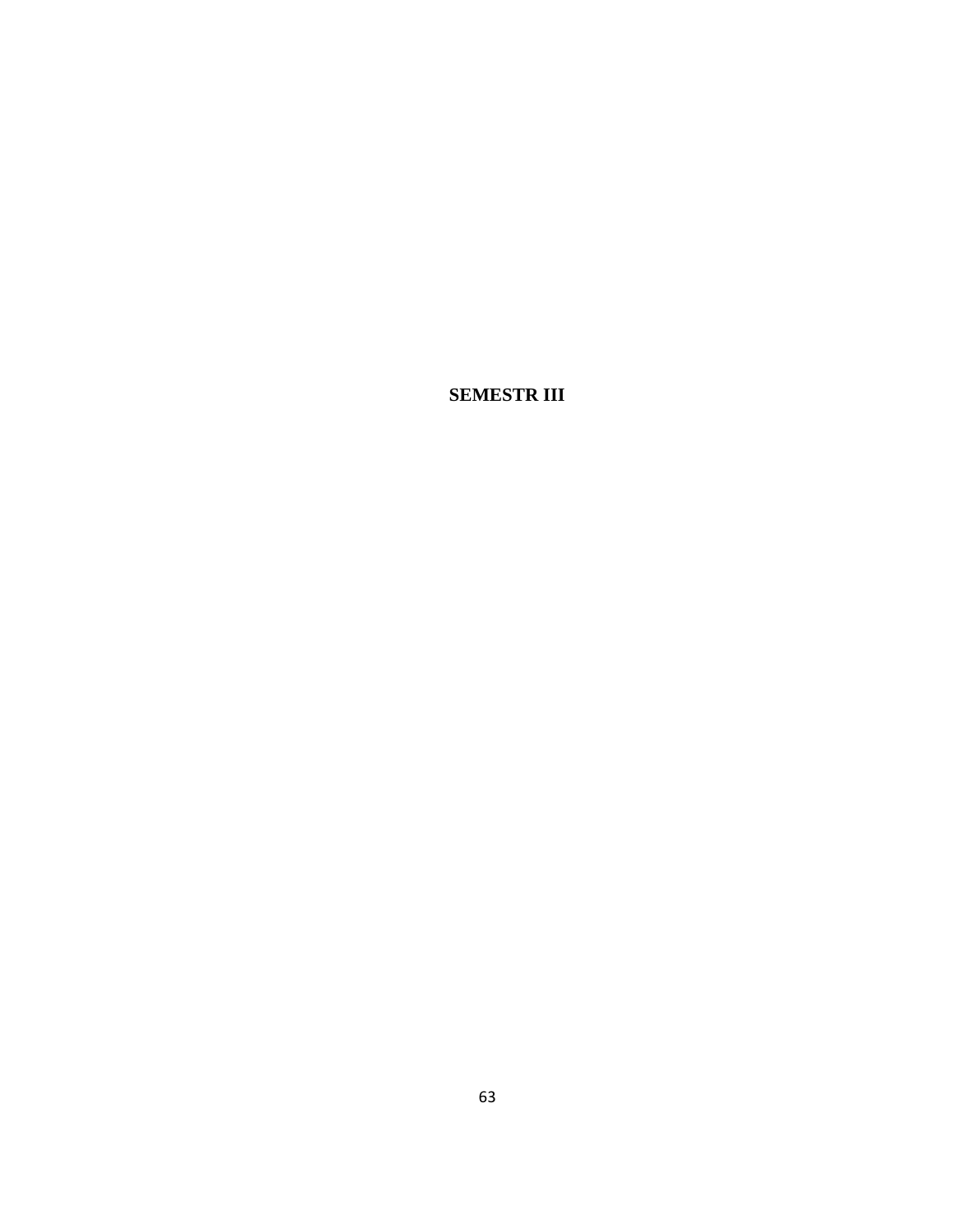**SEMESTR III**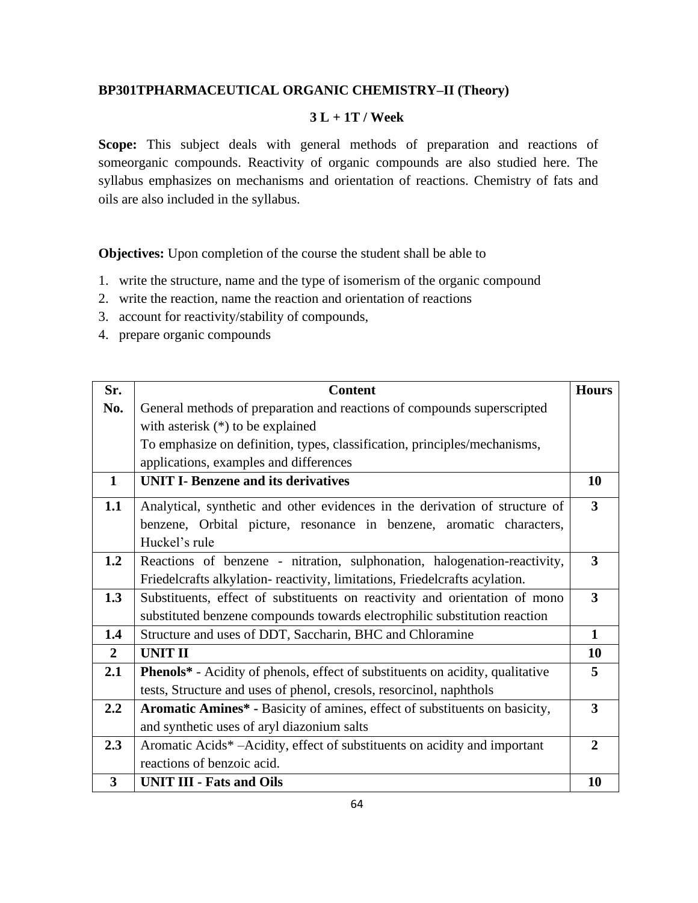**BP301TPHARMACEUTICAL ORGANIC CHEMISTRY–II (Theory)**

**3 L + 1T / Week**

**Scope:** This subject deals with general methods of preparation and reactions of someorganic compounds. Reactivity of organic compounds are also studied here. The syllabus emphasizes on mechanisms and orientation of reactions. Chemistry of fats and oils are also included in the syllabus.

**Objectives:** Upon completion of the course the student shall be able to

1. write the structure, name and the type of isomerism of the organic compound
2. write the reaction, name the reaction and orientation of reactions
3. account for reactivity/stability of compounds,
4. prepare organic compounds

| Sr. No. | Content<br>General methods of preparation and reactions of compounds superscripted with asterisk (*) to be explained<br>To emphasize on definition, types, classification, principles/mechanisms, applications, examples and differences | Hours |
|---|---|---|
| **1** | **UNIT I- Benzene and its derivatives** | **10** |
| **1.1** | Analytical, synthetic and other evidences in the derivation of structure of benzene, Orbital picture, resonance in benzene, aromatic characters, Huckel's rule | **3** |
| **1.2** | Reactions of benzene - nitration, sulphonation, halogenation-reactivity, Friedelcrafts alkylation- reactivity, limitations, Friedelcrafts acylation. | **3** |
| **1.3** | Substituents, effect of substituents on reactivity and orientation of mono substituted benzene compounds towards electrophilic substitution reaction | **3** |
| **1.4** | Structure and uses of DDT, Saccharin, BHC and Chloramine | **1** |
| **2** | **UNIT II** | **10** |
| **2.1** | **Phenols*** - Acidity of phenols, effect of substituents on acidity, qualitative tests, Structure and uses of phenol, cresols, resorcinol, naphthols | **5** |
| **2.2** | **Aromatic Amines* -** Basicity of amines, effect of substituents on basicity, and synthetic uses of aryl diazonium salts | **3** |
| **2.3** | Aromatic Acids* –Acidity, effect of substituents on acidity and important reactions of benzoic acid. | **2** |
| **3** | **UNIT III - Fats and Oils** | **10** |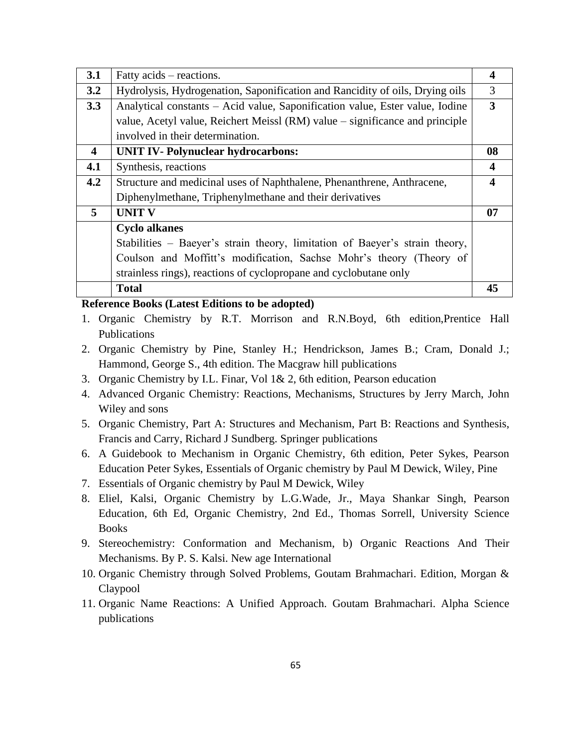| | | |
|---|---|---|
| **3.1** | Fatty acids – reactions. | **4** |
| **3.2** | Hydrolysis, Hydrogenation, Saponification and Rancidity of oils, Drying oils | 3 |
| **3.3** | Analytical constants – Acid value, Saponification value, Ester value, Iodine value, Acetyl value, Reichert Meissl (RM) value – significance and principle involved in their determination. | **3** |
| **4** | **UNIT IV- Polynuclear hydrocarbons:** | **08** |
| **4.1** | Synthesis, reactions | **4** |
| **4.2** | Structure and medicinal uses of Naphthalene, Phenanthrene, Anthracene, Diphenylmethane, Triphenylmethane and their derivatives | **4** |
| **5** | **UNIT V** | **07** |
| | **Cyclo alkanes**<br>Stabilities – Baeyer's strain theory, limitation of Baeyer's strain theory, Coulson and Moffitt's modification, Sachse Mohr's theory (Theory of strainless rings), reactions of cyclopropane and cyclobutane only | |
| | **Total** | **45** |

**Reference Books (Latest Editions to be adopted)**

1. Organic Chemistry by R.T. Morrison and R.N.Boyd, 6th edition,Prentice Hall Publications
2. Organic Chemistry by Pine, Stanley H.; Hendrickson, James B.; Cram, Donald J.; Hammond, George S., 4th edition. The Macgraw hill publications
3. Organic Chemistry by I.L. Finar, Vol 1& 2, 6th edition, Pearson education
4. Advanced Organic Chemistry: Reactions, Mechanisms, Structures by Jerry March, John Wiley and sons
5. Organic Chemistry, Part A: Structures and Mechanism, Part B: Reactions and Synthesis, Francis and Carry, Richard J Sundberg. Springer publications
6. A Guidebook to Mechanism in Organic Chemistry, 6th edition, Peter Sykes, Pearson Education Peter Sykes, Essentials of Organic chemistry by Paul M Dewick, Wiley, Pine
7. Essentials of Organic chemistry by Paul M Dewick, Wiley
8. Eliel, Kalsi, Organic Chemistry by L.G.Wade, Jr., Maya Shankar Singh, Pearson Education, 6th Ed, Organic Chemistry, 2nd Ed., Thomas Sorrell, University Science Books
9. Stereochemistry: Conformation and Mechanism, b) Organic Reactions And Their Mechanisms. By P. S. Kalsi. New age International
10. Organic Chemistry through Solved Problems, Goutam Brahmachari. Edition, Morgan & Claypool
11. Organic Name Reactions: A Unified Approach. Goutam Brahmachari. Alpha Science publications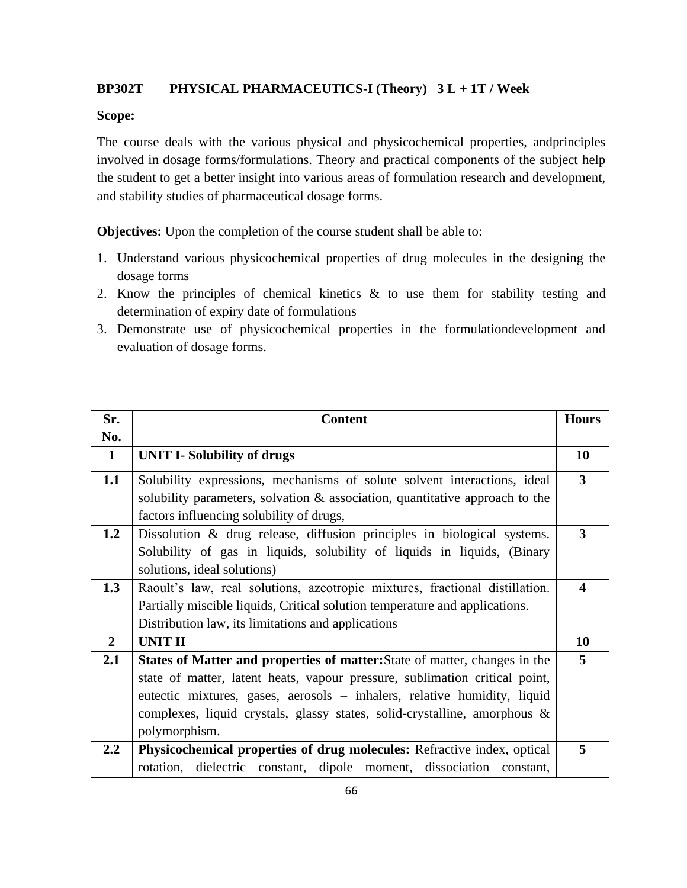**BP302T PHYSICAL PHARMACEUTICS-I (Theory) 3 L + 1T / Week**

**Scope:**

The course deals with the various physical and physicochemical properties, andprinciples involved in dosage forms/formulations. Theory and practical components of the subject help the student to get a better insight into various areas of formulation research and development, and stability studies of pharmaceutical dosage forms.

**Objectives:** Upon the completion of the course student shall be able to:

1. Understand various physicochemical properties of drug molecules in the designing the dosage forms
2. Know the principles of chemical kinetics & to use them for stability testing and determination of expiry date of formulations
3. Demonstrate use of physicochemical properties in the formulationdevelopment and evaluation of dosage forms.

| Sr. No. | Content | Hours |
|---|---|---|
| **1** | **UNIT I- Solubility of drugs** | **10** |
| **1.1** | Solubility expressions, mechanisms of solute solvent interactions, ideal solubility parameters, solvation & association, quantitative approach to the factors influencing solubility of drugs, | **3** |
| **1.2** | Dissolution & drug release, diffusion principles in biological systems. Solubility of gas in liquids, solubility of liquids in liquids, (Binary solutions, ideal solutions) | **3** |
| **1.3** | Raoult's law, real solutions, azeotropic mixtures, fractional distillation. Partially miscible liquids, Critical solution temperature and applications. Distribution law, its limitations and applications | **4** |
| **2** | **UNIT II** | **10** |
| **2.1** | **States of Matter and properties of matter:**State of matter, changes in the state of matter, latent heats, vapour pressure, sublimation critical point, eutectic mixtures, gases, aerosols – inhalers, relative humidity, liquid complexes, liquid crystals, glassy states, solid-crystalline, amorphous & polymorphism. | **5** |
| **2.2** | **Physicochemical properties of drug molecules:** Refractive index, optical rotation, dielectric constant, dipole moment, dissociation constant, | **5** |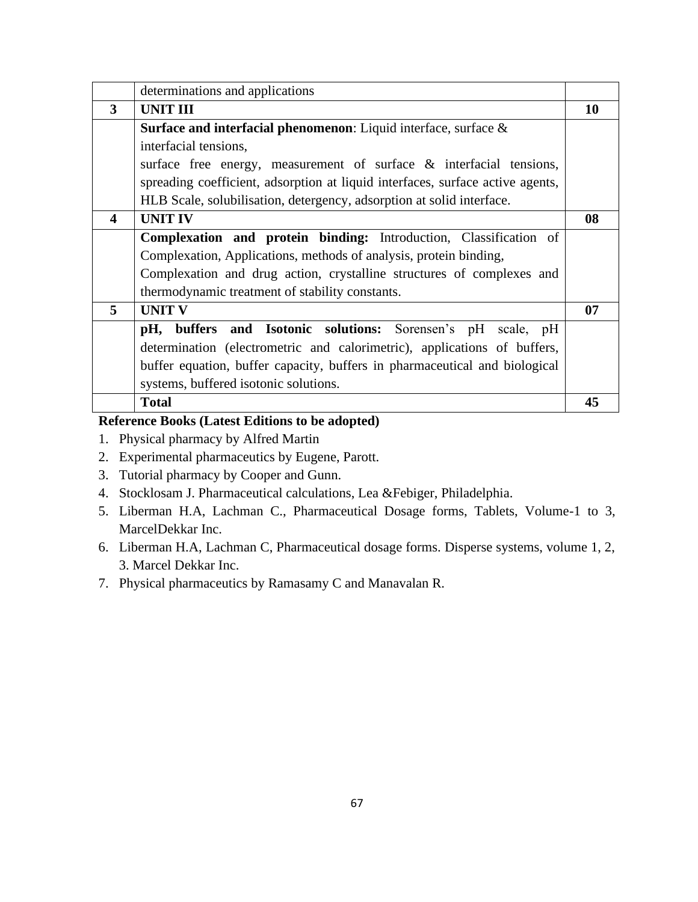| | | |
|---|---|---|
| | determinations and applications | |
| **3** | **UNIT III** | **10** |
| | **Surface and interfacial phenomenon**: Liquid interface, surface & interfacial tensions, surface free energy, measurement of surface & interfacial tensions, spreading coefficient, adsorption at liquid interfaces, surface active agents, HLB Scale, solubilisation, detergency, adsorption at solid interface. | |
| **4** | **UNIT IV** | **08** |
| | **Complexation and protein binding:** Introduction, Classification of Complexation, Applications, methods of analysis, protein binding, Complexation and drug action, crystalline structures of complexes and thermodynamic treatment of stability constants. | |
| **5** | **UNIT V** | **07** |
| | **pH, buffers and Isotonic solutions:** Sorensen's pH scale, pH determination (electrometric and calorimetric), applications of buffers, buffer equation, buffer capacity, buffers in pharmaceutical and biological systems, buffered isotonic solutions. | |
| | **Total** | **45** |

**Reference Books (Latest Editions to be adopted)**

1. Physical pharmacy by Alfred Martin
2. Experimental pharmaceutics by Eugene, Parott.
3. Tutorial pharmacy by Cooper and Gunn.
4. Stocklosam J. Pharmaceutical calculations, Lea &Febiger, Philadelphia.
5. Liberman H.A, Lachman C., Pharmaceutical Dosage forms, Tablets, Volume-1 to 3, MarcelDekkar Inc.
6. Liberman H.A, Lachman C, Pharmaceutical dosage forms. Disperse systems, volume 1, 2, 3. Marcel Dekkar Inc.
7. Physical pharmaceutics by Ramasamy C and Manavalan R.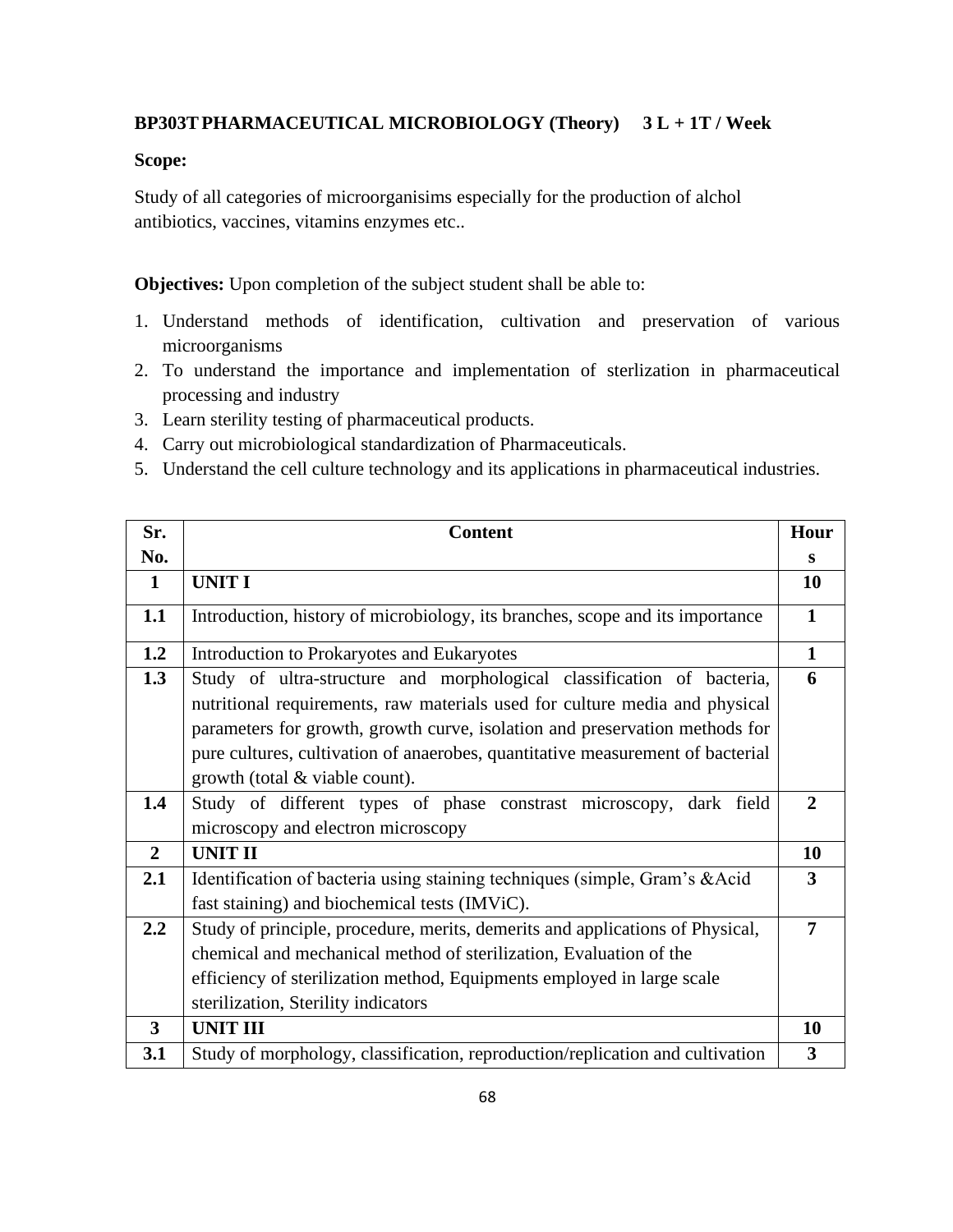**BP303T PHARMACEUTICAL MICROBIOLOGY (Theory) 3 L + 1T / Week**

**Scope:**

Study of all categories of microorganisims especially for the production of alchol antibiotics, vaccines, vitamins enzymes etc..

**Objectives:** Upon completion of the subject student shall be able to:

1. Understand methods of identification, cultivation and preservation of various microorganisms
2. To understand the importance and implementation of sterlization in pharmaceutical processing and industry
3. Learn sterility testing of pharmaceutical products.
4. Carry out microbiological standardization of Pharmaceuticals.
5. Understand the cell culture technology and its applications in pharmaceutical industries.

| Sr. No. | Content | Hours |
|---|---|---|
| **1** | **UNIT I** | **10** |
| **1.1** | Introduction, history of microbiology, its branches, scope and its importance | **1** |
| **1.2** | Introduction to Prokaryotes and Eukaryotes | **1** |
| **1.3** | Study of ultra-structure and morphological classification of bacteria, nutritional requirements, raw materials used for culture media and physical parameters for growth, growth curve, isolation and preservation methods for pure cultures, cultivation of anaerobes, quantitative measurement of bacterial growth (total & viable count). | **6** |
| **1.4** | Study of different types of phase constrast microscopy, dark field microscopy and electron microscopy | **2** |
| **2** | **UNIT II** | **10** |
| **2.1** | Identification of bacteria using staining techniques (simple, Gram's &Acid fast staining) and biochemical tests (IMViC). | **3** |
| **2.2** | Study of principle, procedure, merits, demerits and applications of Physical, chemical and mechanical method of sterilization, Evaluation of the efficiency of sterilization method, Equipments employed in large scale sterilization, Sterility indicators | **7** |
| **3** | **UNIT III** | **10** |
| **3.1** | Study of morphology, classification, reproduction/replication and cultivation | **3** |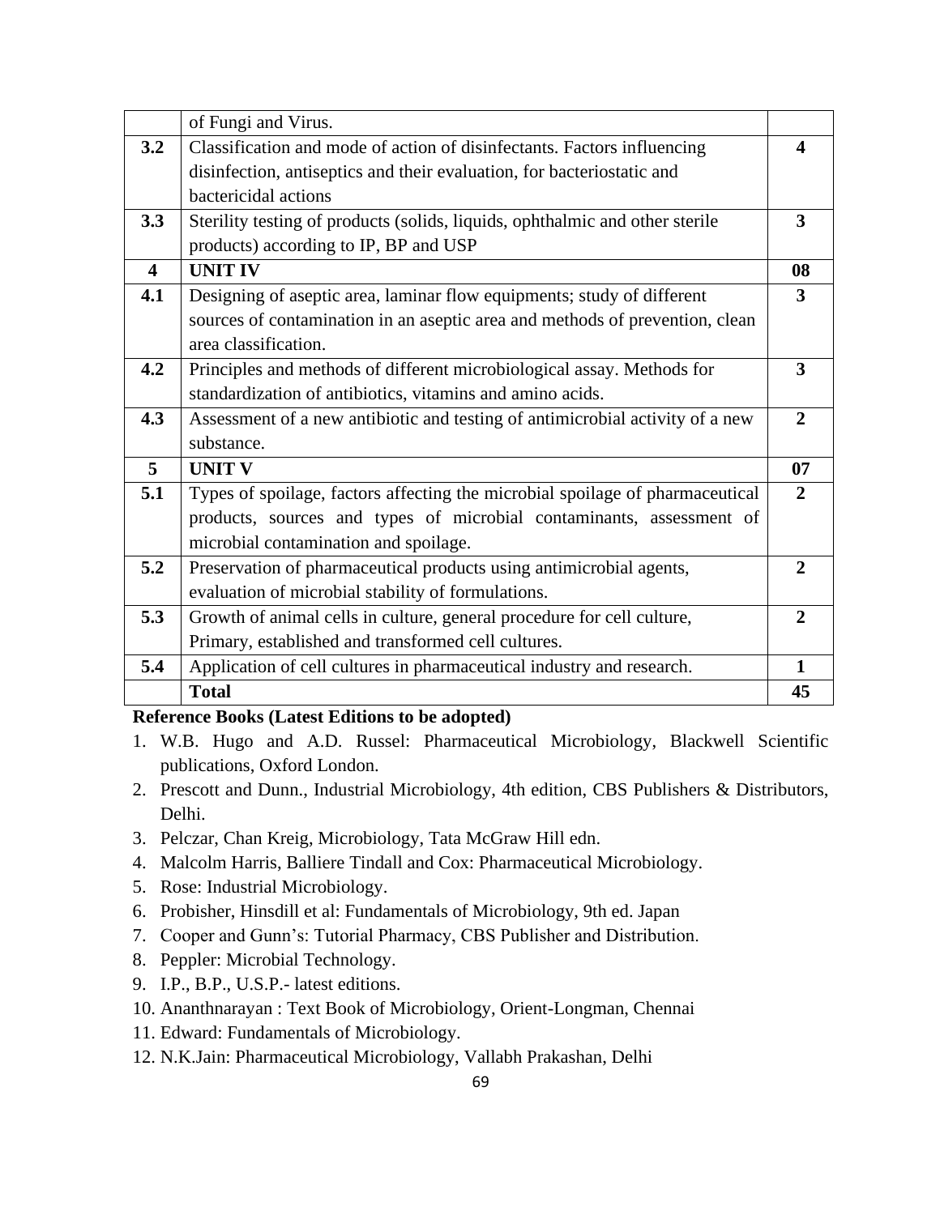| | | |
|---|---|---|
| | of Fungi and Virus. | |
| **3.2** | Classification and mode of action of disinfectants. Factors influencing disinfection, antiseptics and their evaluation, for bacteriostatic and bactericidal actions | **4** |
| **3.3** | Sterility testing of products (solids, liquids, ophthalmic and other sterile products) according to IP, BP and USP | **3** |
| **4** | **UNIT IV** | **08** |
| **4.1** | Designing of aseptic area, laminar flow equipments; study of different sources of contamination in an aseptic area and methods of prevention, clean area classification. | **3** |
| **4.2** | Principles and methods of different microbiological assay. Methods for standardization of antibiotics, vitamins and amino acids. | **3** |
| **4.3** | Assessment of a new antibiotic and testing of antimicrobial activity of a new substance. | **2** |
| **5** | **UNIT V** | **07** |
| **5.1** | Types of spoilage, factors affecting the microbial spoilage of pharmaceutical products, sources and types of microbial contaminants, assessment of microbial contamination and spoilage. | **2** |
| **5.2** | Preservation of pharmaceutical products using antimicrobial agents, evaluation of microbial stability of formulations. | **2** |
| **5.3** | Growth of animal cells in culture, general procedure for cell culture, Primary, established and transformed cell cultures. | **2** |
| **5.4** | Application of cell cultures in pharmaceutical industry and research. | **1** |
| | **Total** | **45** |

**Reference Books (Latest Editions to be adopted)**

1. W.B. Hugo and A.D. Russel: Pharmaceutical Microbiology, Blackwell Scientific publications, Oxford London.
2. Prescott and Dunn., Industrial Microbiology, 4th edition, CBS Publishers & Distributors, Delhi.
3. Pelczar, Chan Kreig, Microbiology, Tata McGraw Hill edn.
4. Malcolm Harris, Balliere Tindall and Cox: Pharmaceutical Microbiology.
5. Rose: Industrial Microbiology.
6. Probisher, Hinsdill et al: Fundamentals of Microbiology, 9th ed. Japan
7. Cooper and Gunn's: Tutorial Pharmacy, CBS Publisher and Distribution.
8. Peppler: Microbial Technology.
9. I.P., B.P., U.S.P.- latest editions.
10. Ananthnarayan : Text Book of Microbiology, Orient-Longman, Chennai
11. Edward: Fundamentals of Microbiology.
12. N.K.Jain: Pharmaceutical Microbiology, Vallabh Prakashan, Delhi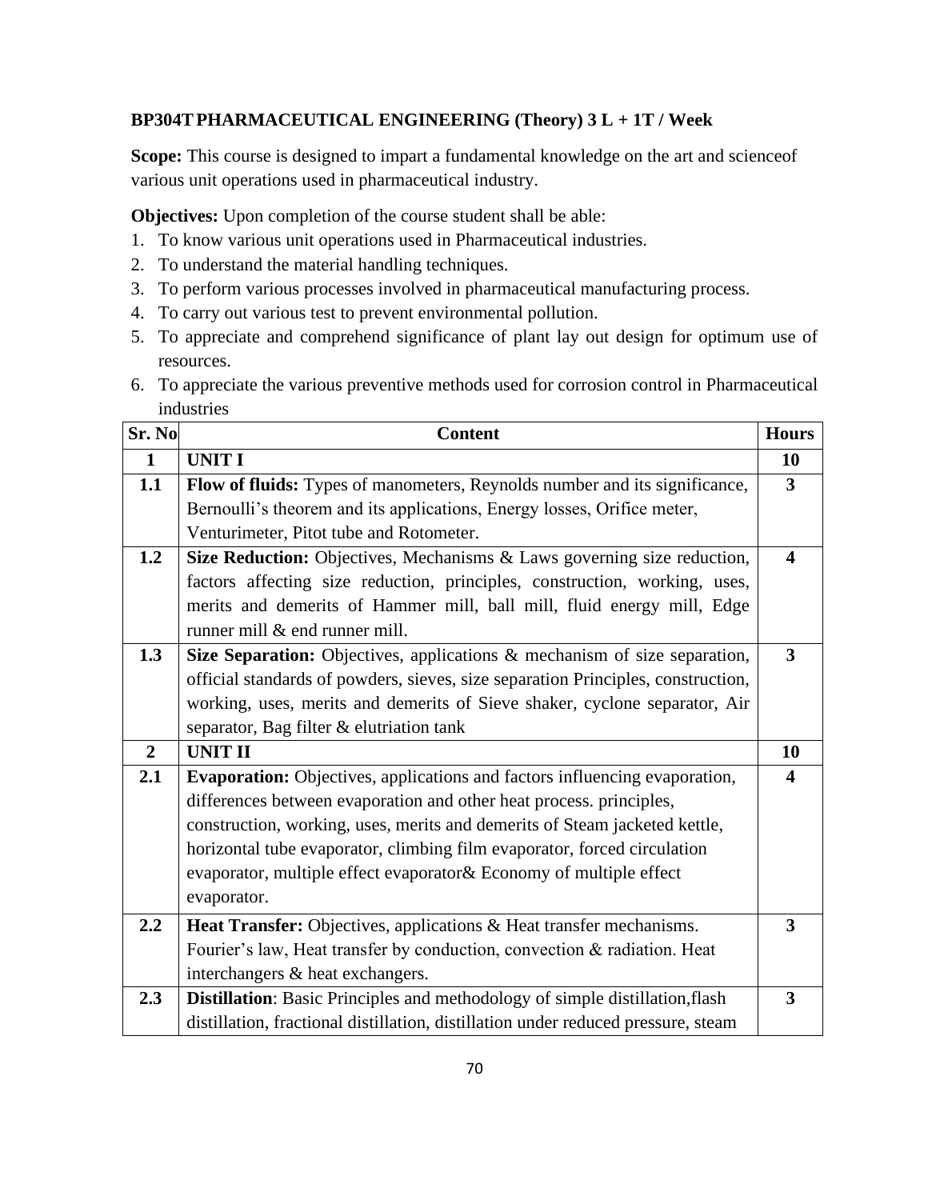**BP304T PHARMACEUTICAL ENGINEERING (Theory) 3 L + 1T / Week**

**Scope:** This course is designed to impart a fundamental knowledge on the art and scienceof various unit operations used in pharmaceutical industry.

**Objectives:** Upon completion of the course student shall be able:

1. To know various unit operations used in Pharmaceutical industries.
2. To understand the material handling techniques.
3. To perform various processes involved in pharmaceutical manufacturing process.
4. To carry out various test to prevent environmental pollution.
5. To appreciate and comprehend significance of plant lay out design for optimum use of resources.
6. To appreciate the various preventive methods used for corrosion control in Pharmaceutical industries

| Sr. No | Content | Hours |
|---|---|---|
| **1** | **UNIT I** | **10** |
| **1.1** | **Flow of fluids:** Types of manometers, Reynolds number and its significance, Bernoulli's theorem and its applications, Energy losses, Orifice meter, Venturimeter, Pitot tube and Rotometer. | **3** |
| **1.2** | **Size Reduction:** Objectives, Mechanisms & Laws governing size reduction, factors affecting size reduction, principles, construction, working, uses, merits and demerits of Hammer mill, ball mill, fluid energy mill, Edge runner mill & end runner mill. | **4** |
| **1.3** | **Size Separation:** Objectives, applications & mechanism of size separation, official standards of powders, sieves, size separation Principles, construction, working, uses, merits and demerits of Sieve shaker, cyclone separator, Air separator, Bag filter & elutriation tank | **3** |
| **2** | **UNIT II** | **10** |
| **2.1** | **Evaporation:** Objectives, applications and factors influencing evaporation, differences between evaporation and other heat process. principles, construction, working, uses, merits and demerits of Steam jacketed kettle, horizontal tube evaporator, climbing film evaporator, forced circulation evaporator, multiple effect evaporator& Economy of multiple effect evaporator. | **4** |
| **2.2** | **Heat Transfer:** Objectives, applications & Heat transfer mechanisms. Fourier's law, Heat transfer by conduction, convection & radiation. Heat interchangers & heat exchangers. | **3** |
| **2.3** | **Distillation**: Basic Principles and methodology of simple distillation,flash distillation, fractional distillation, distillation under reduced pressure, steam | **3** |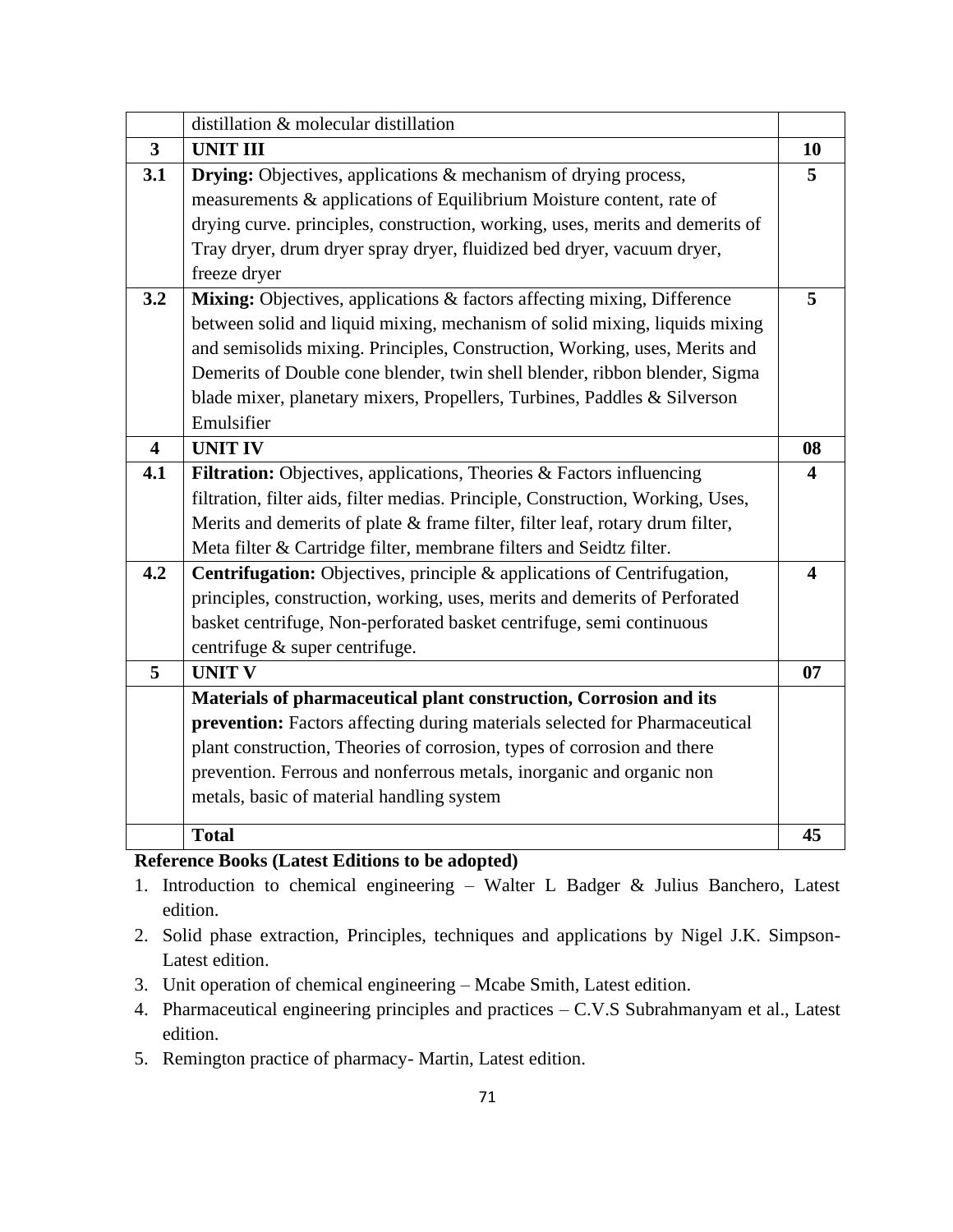| | | |
|---|---|---|
| | distillation & molecular distillation | |
| **3** | **UNIT III** | **10** |
| **3.1** | **Drying:** Objectives, applications & mechanism of drying process, measurements & applications of Equilibrium Moisture content, rate of drying curve. principles, construction, working, uses, merits and demerits of Tray dryer, drum dryer spray dryer, fluidized bed dryer, vacuum dryer, freeze dryer | **5** |
| **3.2** | **Mixing:** Objectives, applications & factors affecting mixing, Difference between solid and liquid mixing, mechanism of solid mixing, liquids mixing and semisolids mixing. Principles, Construction, Working, uses, Merits and Demerits of Double cone blender, twin shell blender, ribbon blender, Sigma blade mixer, planetary mixers, Propellers, Turbines, Paddles & Silverson Emulsifier | **5** |
| **4** | **UNIT IV** | **08** |
| **4.1** | **Filtration:** Objectives, applications, Theories & Factors influencing filtration, filter aids, filter medias. Principle, Construction, Working, Uses, Merits and demerits of plate & frame filter, filter leaf, rotary drum filter, Meta filter & Cartridge filter, membrane filters and Seidtz filter. | **4** |
| **4.2** | **Centrifugation:** Objectives, principle & applications of Centrifugation, principles, construction, working, uses, merits and demerits of Perforated basket centrifuge, Non-perforated basket centrifuge, semi continuous centrifuge & super centrifuge. | **4** |
| **5** | **UNIT V** | **07** |
| | **Materials of pharmaceutical plant construction, Corrosion and its prevention:** Factors affecting during materials selected for Pharmaceutical plant construction, Theories of corrosion, types of corrosion and there prevention. Ferrous and nonferrous metals, inorganic and organic non metals, basic of material handling system | |
| | **Total** | **45** |

**Reference Books (Latest Editions to be adopted)**

1. Introduction to chemical engineering – Walter L Badger & Julius Banchero, Latest edition.
2. Solid phase extraction, Principles, techniques and applications by Nigel J.K. Simpson- Latest edition.
3. Unit operation of chemical engineering – Mcabe Smith, Latest edition.
4. Pharmaceutical engineering principles and practices – C.V.S Subrahmanyam et al., Latest edition.
5. Remington practice of pharmacy- Martin, Latest edition.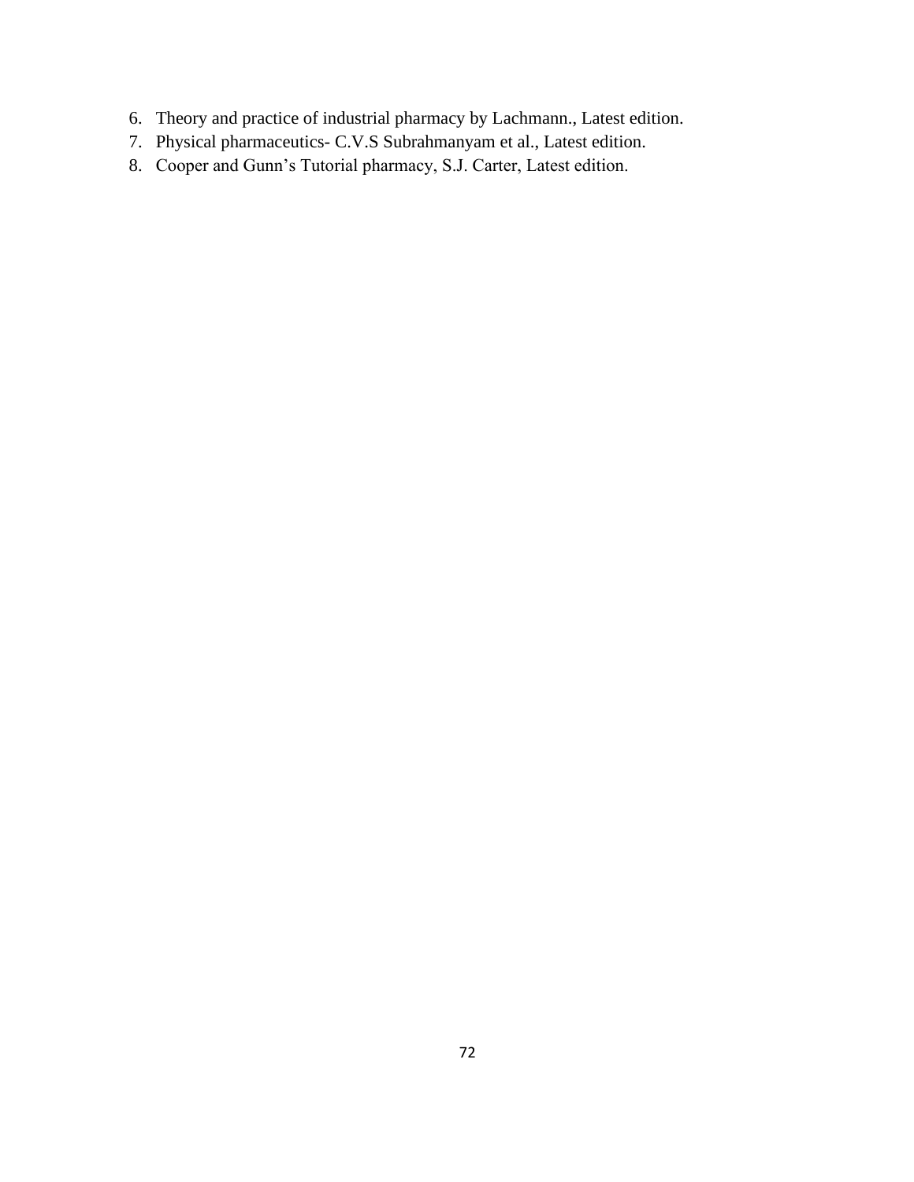6. Theory and practice of industrial pharmacy by Lachmann., Latest edition.
7. Physical pharmaceutics- C.V.S Subrahmanyam et al., Latest edition.
8. Cooper and Gunn's Tutorial pharmacy, S.J. Carter, Latest edition.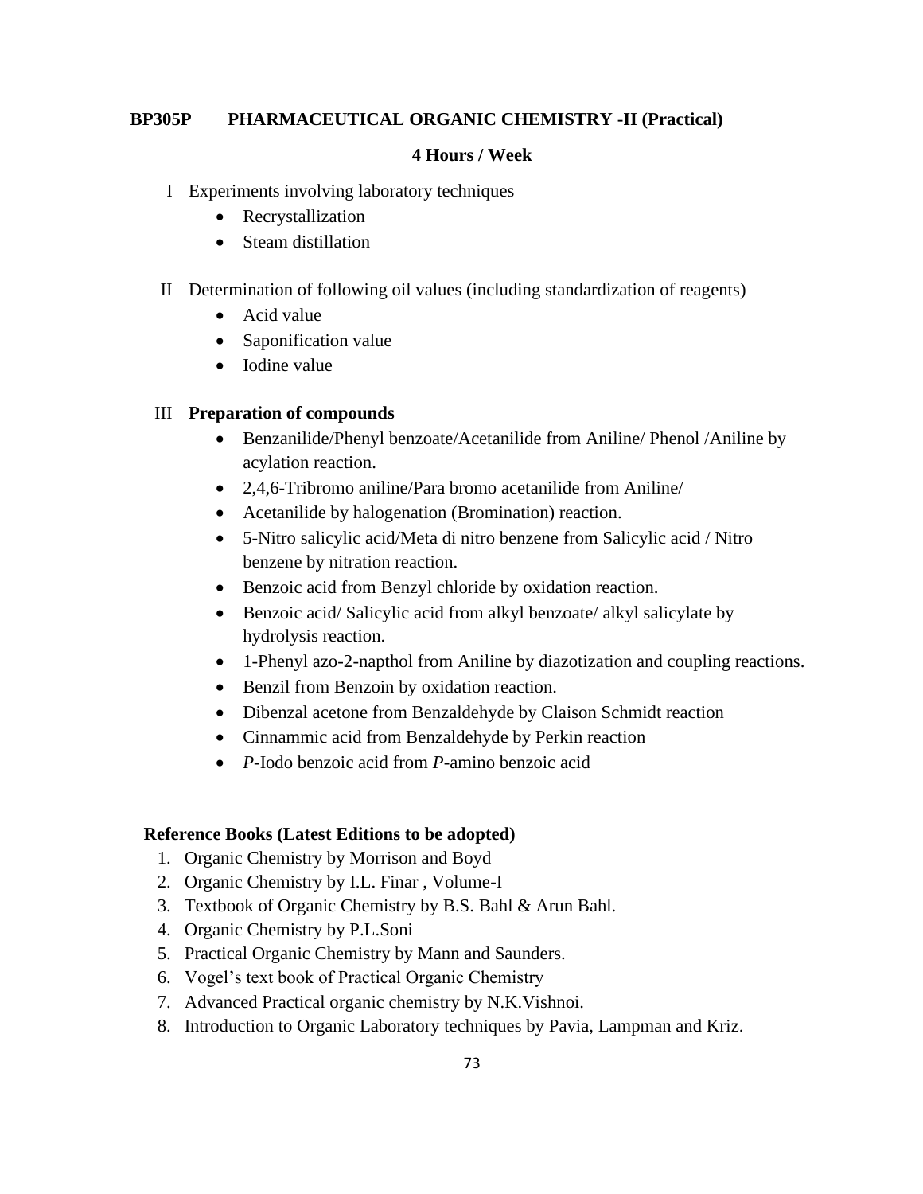## BP305P PHARMACEUTICAL ORGANIC CHEMISTRY -II (Practical)

**4 Hours / Week**

I Experiments involving laboratory techniques

- Recrystallization
- Steam distillation

II Determination of following oil values (including standardization of reagents)

- Acid value
- Saponification value
- Iodine value

III **Preparation of compounds**

- Benzanilide/Phenyl benzoate/Acetanilide from Aniline/ Phenol /Aniline by acylation reaction.
- 2,4,6-Tribromo aniline/Para bromo acetanilide from Aniline/
- Acetanilide by halogenation (Bromination) reaction.
- 5-Nitro salicylic acid/Meta di nitro benzene from Salicylic acid / Nitro benzene by nitration reaction.
- Benzoic acid from Benzyl chloride by oxidation reaction.
- Benzoic acid/ Salicylic acid from alkyl benzoate/ alkyl salicylate by hydrolysis reaction.
- 1-Phenyl azo-2-napthol from Aniline by diazotization and coupling reactions.
- Benzil from Benzoin by oxidation reaction.
- Dibenzal acetone from Benzaldehyde by Claison Schmidt reaction
- Cinnammic acid from Benzaldehyde by Perkin reaction
- *P*-Iodo benzoic acid from *P*-amino benzoic acid

**Reference Books (Latest Editions to be adopted)**

1. Organic Chemistry by Morrison and Boyd
2. Organic Chemistry by I.L. Finar , Volume-I
3. Textbook of Organic Chemistry by B.S. Bahl & Arun Bahl.
4. Organic Chemistry by P.L.Soni
5. Practical Organic Chemistry by Mann and Saunders.
6. Vogel's text book of Practical Organic Chemistry
7. Advanced Practical organic chemistry by N.K.Vishnoi.
8. Introduction to Organic Laboratory techniques by Pavia, Lampman and Kriz.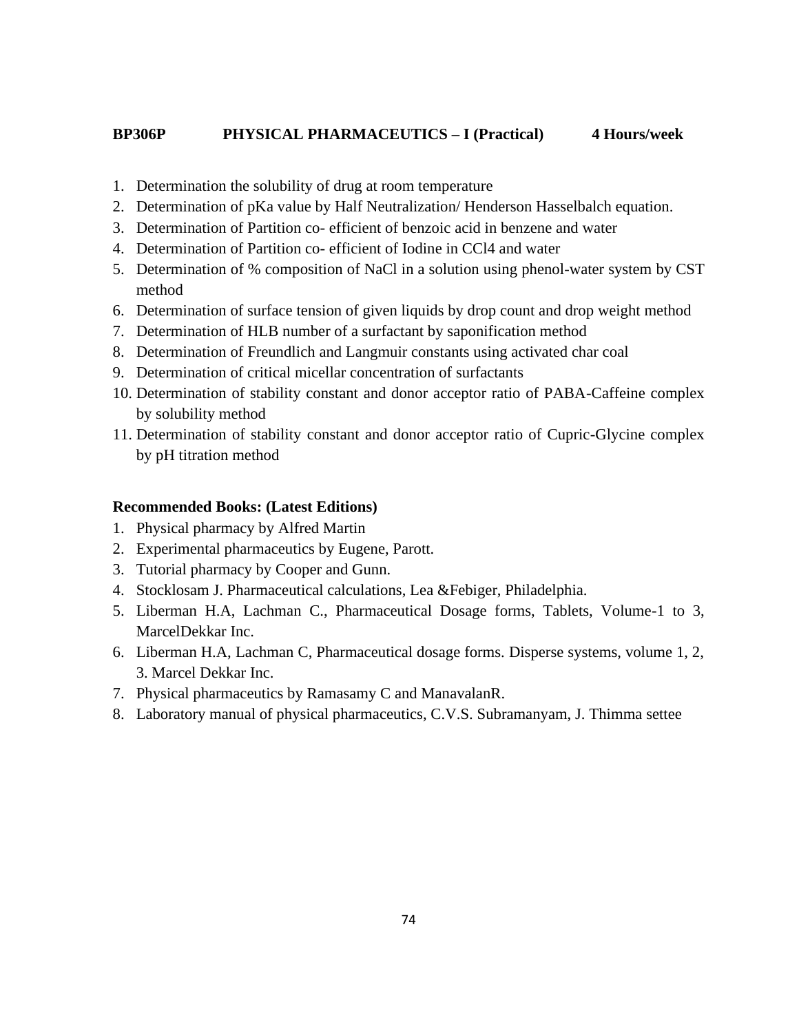**BP306P PHYSICAL PHARMACEUTICS – I (Practical) 4 Hours/week**

1. Determination the solubility of drug at room temperature
2. Determination of pKa value by Half Neutralization/ Henderson Hasselbalch equation.
3. Determination of Partition co- efficient of benzoic acid in benzene and water
4. Determination of Partition co- efficient of Iodine in $CCl_4$ and water
5. Determination of % composition of NaCl in a solution using phenol-water system by CST method
6. Determination of surface tension of given liquids by drop count and drop weight method
7. Determination of HLB number of a surfactant by saponification method
8. Determination of Freundlich and Langmuir constants using activated char coal
9. Determination of critical micellar concentration of surfactants
10. Determination of stability constant and donor acceptor ratio of PABA-Caffeine complex by solubility method
11. Determination of stability constant and donor acceptor ratio of Cupric-Glycine complex by pH titration method

**Recommended Books: (Latest Editions)**

1. Physical pharmacy by Alfred Martin
2. Experimental pharmaceutics by Eugene, Parott.
3. Tutorial pharmacy by Cooper and Gunn.
4. Stocklosam J. Pharmaceutical calculations, Lea &Febiger, Philadelphia.
5. Liberman H.A, Lachman C., Pharmaceutical Dosage forms, Tablets, Volume-1 to 3, MarcelDekkar Inc.
6. Liberman H.A, Lachman C, Pharmaceutical dosage forms. Disperse systems, volume 1, 2, 3. Marcel Dekkar Inc.
7. Physical pharmaceutics by Ramasamy C and ManavalanR.
8. Laboratory manual of physical pharmaceutics, C.V.S. Subramanyam, J. Thimma settee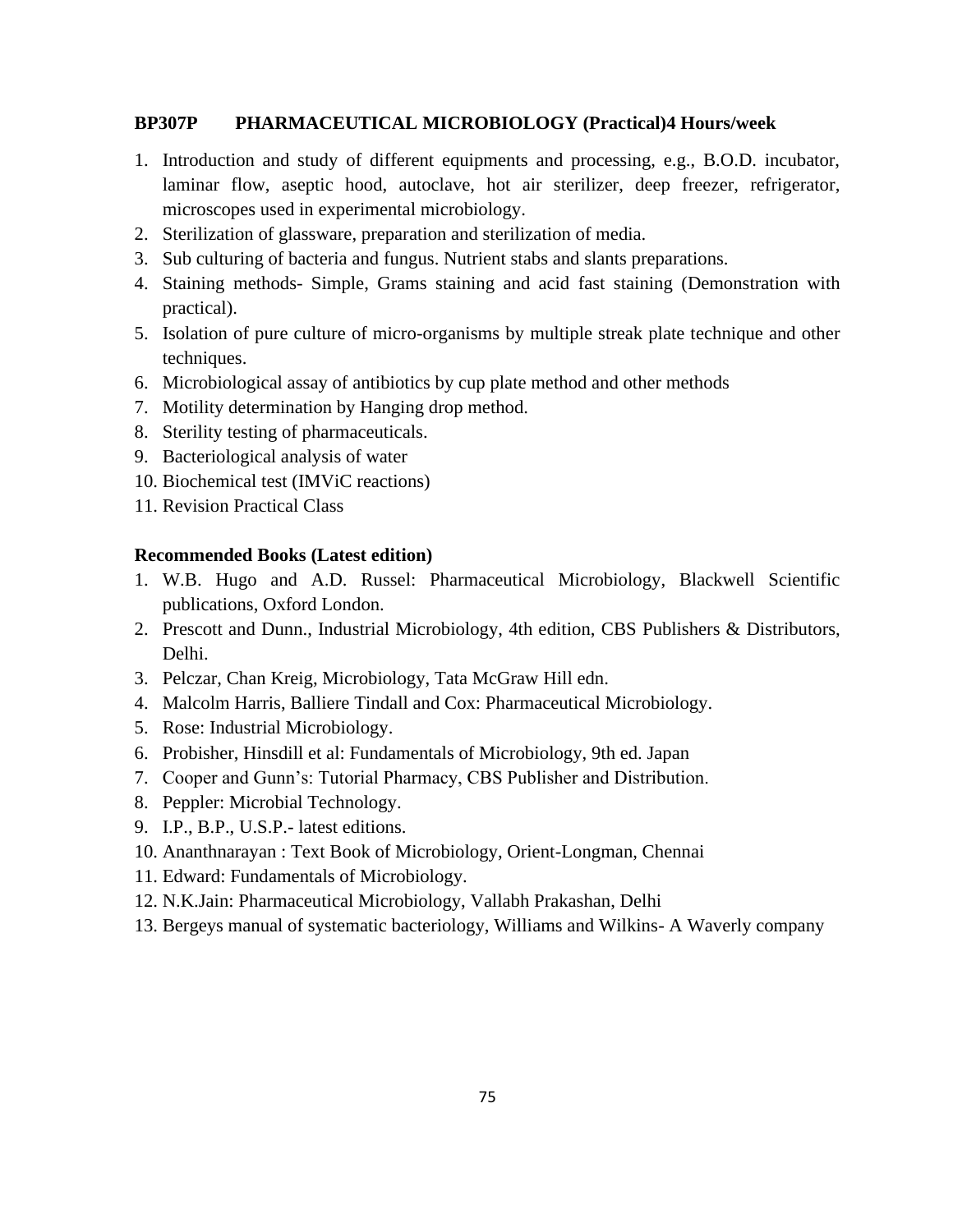**BP307P PHARMACEUTICAL MICROBIOLOGY (Practical)4 Hours/week**

1. Introduction and study of different equipments and processing, e.g., B.O.D. incubator, laminar flow, aseptic hood, autoclave, hot air sterilizer, deep freezer, refrigerator, microscopes used in experimental microbiology.
2. Sterilization of glassware, preparation and sterilization of media.
3. Sub culturing of bacteria and fungus. Nutrient stabs and slants preparations.
4. Staining methods- Simple, Grams staining and acid fast staining (Demonstration with practical).
5. Isolation of pure culture of micro-organisms by multiple streak plate technique and other techniques.
6. Microbiological assay of antibiotics by cup plate method and other methods
7. Motility determination by Hanging drop method.
8. Sterility testing of pharmaceuticals.
9. Bacteriological analysis of water
10. Biochemical test (IMViC reactions)
11. Revision Practical Class

**Recommended Books (Latest edition)**

1. W.B. Hugo and A.D. Russel: Pharmaceutical Microbiology, Blackwell Scientific publications, Oxford London.
2. Prescott and Dunn., Industrial Microbiology, 4th edition, CBS Publishers & Distributors, Delhi.
3. Pelczar, Chan Kreig, Microbiology, Tata McGraw Hill edn.
4. Malcolm Harris, Balliere Tindall and Cox: Pharmaceutical Microbiology.
5. Rose: Industrial Microbiology.
6. Probisher, Hinsdill et al: Fundamentals of Microbiology, 9th ed. Japan
7. Cooper and Gunn's: Tutorial Pharmacy, CBS Publisher and Distribution.
8. Peppler: Microbial Technology.
9. I.P., B.P., U.S.P.- latest editions.
10. Ananthnarayan : Text Book of Microbiology, Orient-Longman, Chennai
11. Edward: Fundamentals of Microbiology.
12. N.K.Jain: Pharmaceutical Microbiology, Vallabh Prakashan, Delhi
13. Bergeys manual of systematic bacteriology, Williams and Wilkins- A Waverly company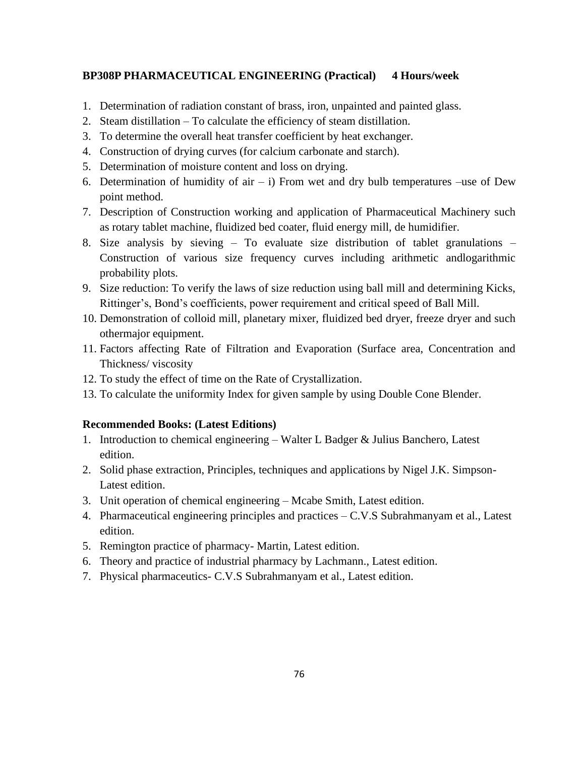**BP308P PHARMACEUTICAL ENGINEERING (Practical) 4 Hours/week**

1. Determination of radiation constant of brass, iron, unpainted and painted glass.
2. Steam distillation – To calculate the efficiency of steam distillation.
3. To determine the overall heat transfer coefficient by heat exchanger.
4. Construction of drying curves (for calcium carbonate and starch).
5. Determination of moisture content and loss on drying.
6. Determination of humidity of air – i) From wet and dry bulb temperatures –use of Dew point method.
7. Description of Construction working and application of Pharmaceutical Machinery such as rotary tablet machine, fluidized bed coater, fluid energy mill, de humidifier.
8. Size analysis by sieving – To evaluate size distribution of tablet granulations – Construction of various size frequency curves including arithmetic andlogarithmic probability plots.
9. Size reduction: To verify the laws of size reduction using ball mill and determining Kicks, Rittinger's, Bond's coefficients, power requirement and critical speed of Ball Mill.
10. Demonstration of colloid mill, planetary mixer, fluidized bed dryer, freeze dryer and such othermajor equipment.
11. Factors affecting Rate of Filtration and Evaporation (Surface area, Concentration and Thickness/ viscosity
12. To study the effect of time on the Rate of Crystallization.
13. To calculate the uniformity Index for given sample by using Double Cone Blender.

**Recommended Books: (Latest Editions)**

1. Introduction to chemical engineering – Walter L Badger & Julius Banchero, Latest edition.
2. Solid phase extraction, Principles, techniques and applications by Nigel J.K. Simpson- Latest edition.
3. Unit operation of chemical engineering – Mcabe Smith, Latest edition.
4. Pharmaceutical engineering principles and practices – C.V.S Subrahmanyam et al., Latest edition.
5. Remington practice of pharmacy- Martin, Latest edition.
6. Theory and practice of industrial pharmacy by Lachmann., Latest edition.
7. Physical pharmaceutics- C.V.S Subrahmanyam et al., Latest edition.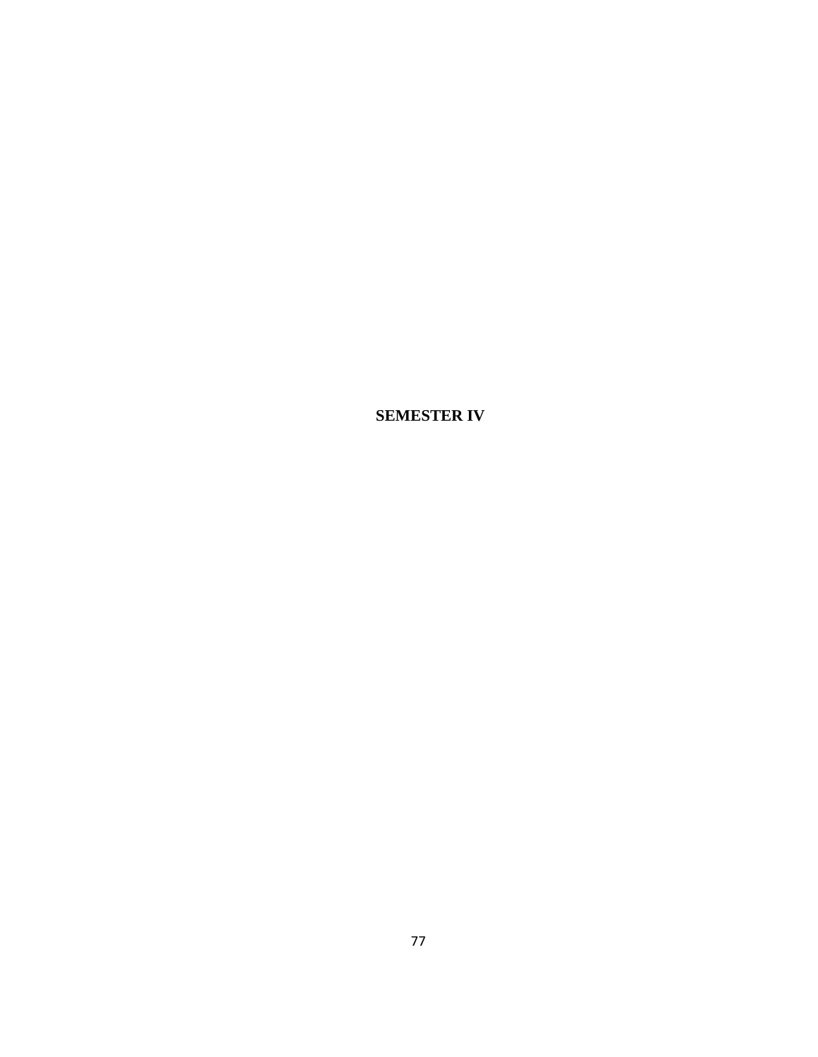# SEMESTER IV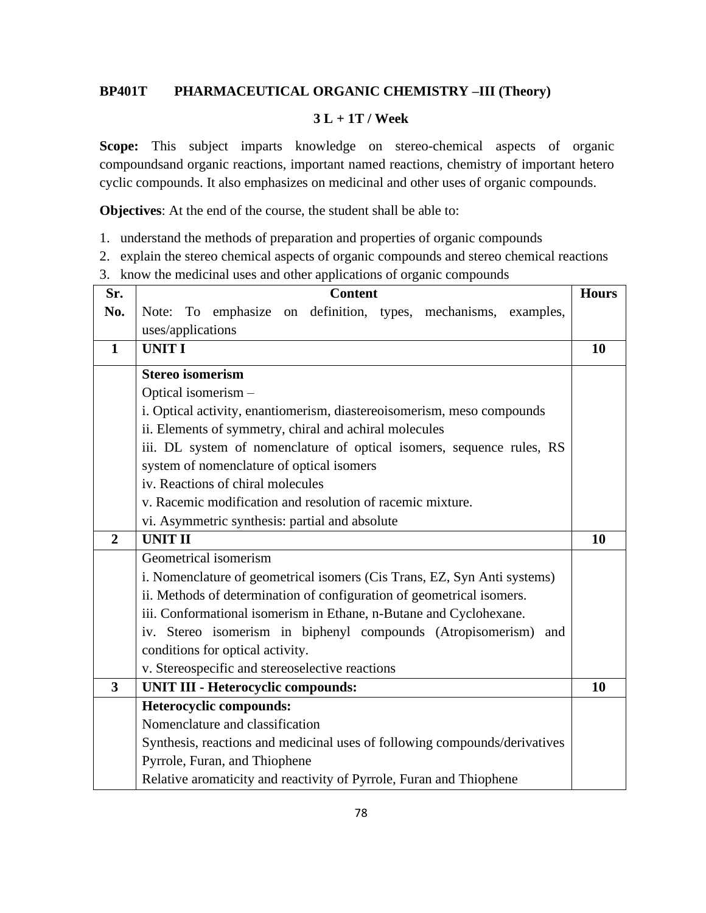**BP401T PHARMACEUTICAL ORGANIC CHEMISTRY –III (Theory)**

**3 L + 1T / Week**

**Scope:** This subject imparts knowledge on stereo-chemical aspects of organic compoundsand organic reactions, important named reactions, chemistry of important hetero cyclic compounds. It also emphasizes on medicinal and other uses of organic compounds.

**Objectives**: At the end of the course, the student shall be able to:

1. understand the methods of preparation and properties of organic compounds
2. explain the stereo chemical aspects of organic compounds and stereo chemical reactions
3. know the medicinal uses and other applications of organic compounds

| Sr. No. | Content<br>Note: To emphasize on definition, types, mechanisms, examples, uses/applications | Hours |
|---|---|---|
| **1** | **UNIT I** | **10** |
| | **Stereo isomerism**<br>Optical isomerism –<br>i. Optical activity, enantiomerism, diastereoisomerism, meso compounds<br>ii. Elements of symmetry, chiral and achiral molecules<br>iii. DL system of nomenclature of optical isomers, sequence rules, RS system of nomenclature of optical isomers<br>iv. Reactions of chiral molecules<br>v. Racemic modification and resolution of racemic mixture.<br>vi. Asymmetric synthesis: partial and absolute | |
| **2** | **UNIT II** | **10** |
| | Geometrical isomerism<br>i. Nomenclature of geometrical isomers (Cis Trans, EZ, Syn Anti systems)<br>ii. Methods of determination of configuration of geometrical isomers.<br>iii. Conformational isomerism in Ethane, n-Butane and Cyclohexane.<br>iv. Stereo isomerism in biphenyl compounds (Atropisomerism) and conditions for optical activity.<br>v. Stereospecific and stereoselective reactions | |
| **3** | **UNIT III - Heterocyclic compounds:** | **10** |
| | **Heterocyclic compounds:**<br>Nomenclature and classification<br>Synthesis, reactions and medicinal uses of following compounds/derivatives<br>Pyrrole, Furan, and Thiophene<br>Relative aromaticity and reactivity of Pyrrole, Furan and Thiophene | |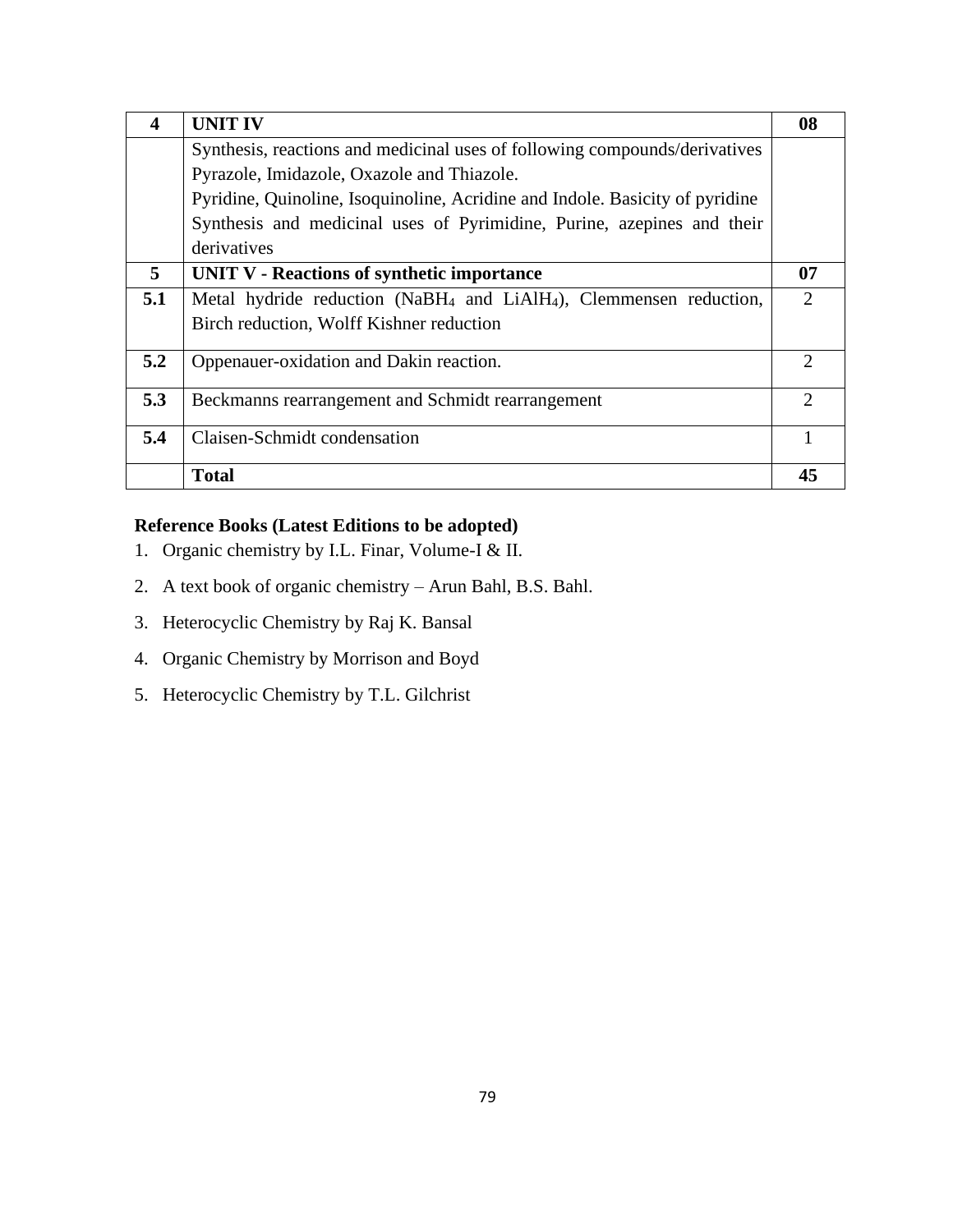| **4** | **UNIT IV** | **08** |
|---|---|---|
| | Synthesis, reactions and medicinal uses of following compounds/derivatives Pyrazole, Imidazole, Oxazole and Thiazole.<br>Pyridine, Quinoline, Isoquinoline, Acridine and Indole. Basicity of pyridine<br>Synthesis and medicinal uses of Pyrimidine, Purine, azepines and their derivatives | |
| **5** | **UNIT V - Reactions of synthetic importance** | **07** |
| **5.1** | Metal hydride reduction ($NaBH_4$ and $LiAlH_4$), Clemmensen reduction, Birch reduction, Wolff Kishner reduction | 2 |
| **5.2** | Oppenauer-oxidation and Dakin reaction. | 2 |
| **5.3** | Beckmanns rearrangement and Schmidt rearrangement | 2 |
| **5.4** | Claisen-Schmidt condensation | 1 |
| | **Total** | **45** |

**Reference Books (Latest Editions to be adopted)**

1. Organic chemistry by I.L. Finar, Volume-I & II.
2. A text book of organic chemistry – Arun Bahl, B.S. Bahl.
3. Heterocyclic Chemistry by Raj K. Bansal
4. Organic Chemistry by Morrison and Boyd
5. Heterocyclic Chemistry by T.L. Gilchrist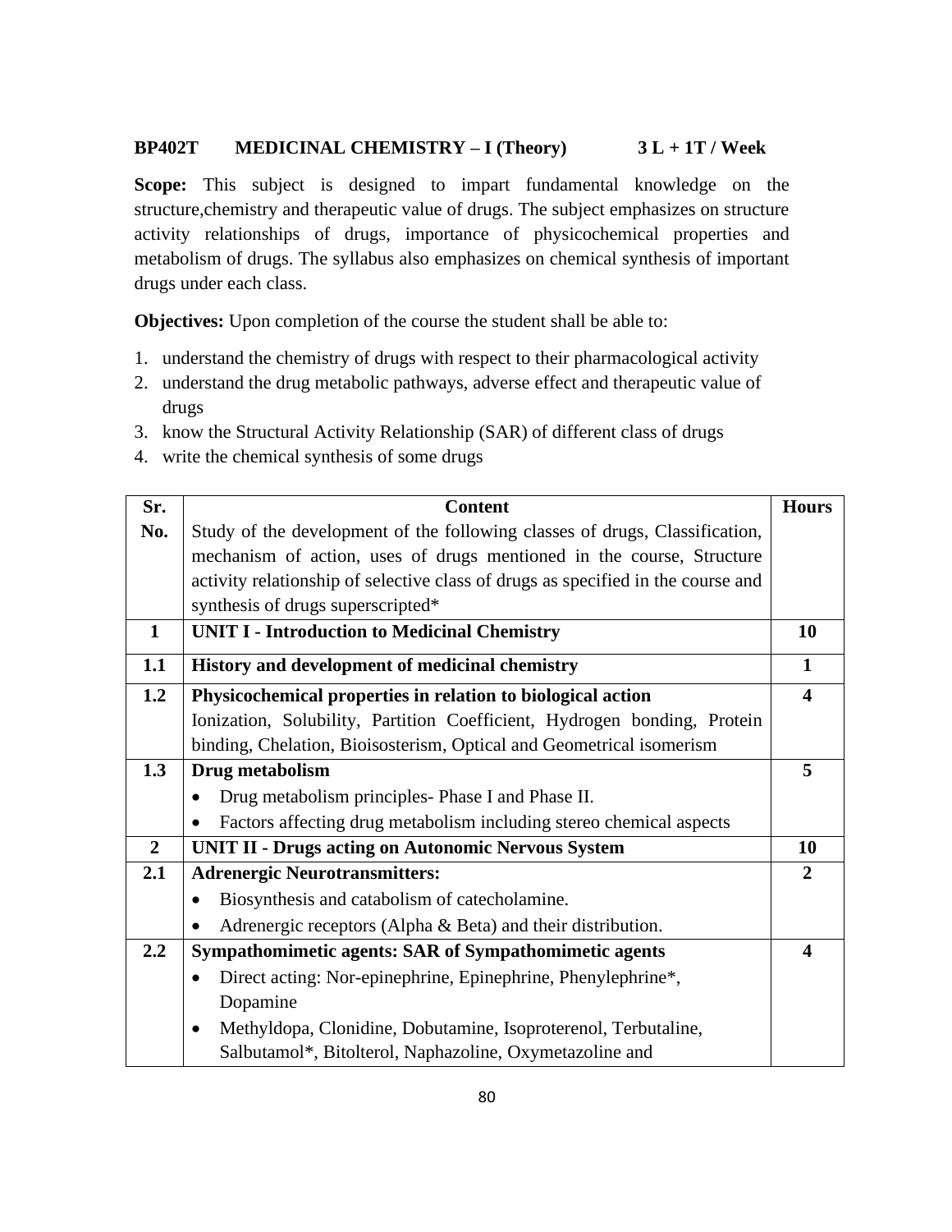**BP402T MEDICINAL CHEMISTRY – I (Theory) 3 L + 1T / Week**

**Scope:** This subject is designed to impart fundamental knowledge on the structure,chemistry and therapeutic value of drugs. The subject emphasizes on structure activity relationships of drugs, importance of physicochemical properties and metabolism of drugs. The syllabus also emphasizes on chemical synthesis of important drugs under each class.

**Objectives:** Upon completion of the course the student shall be able to:

1. understand the chemistry of drugs with respect to their pharmacological activity
2. understand the drug metabolic pathways, adverse effect and therapeutic value of drugs
3. know the Structural Activity Relationship (SAR) of different class of drugs
4. write the chemical synthesis of some drugs

| Sr. No. | Content | Hours |
|---|---|---|
| | Study of the development of the following classes of drugs, Classification, mechanism of action, uses of drugs mentioned in the course, Structure activity relationship of selective class of drugs as specified in the course and synthesis of drugs superscripted* | |
| **1** | **UNIT I - Introduction to Medicinal Chemistry** | **10** |
| **1.1** | **History and development of medicinal chemistry** | **1** |
| **1.2** | **Physicochemical properties in relation to biological action** Ionization, Solubility, Partition Coefficient, Hydrogen bonding, Protein binding, Chelation, Bioisosterism, Optical and Geometrical isomerism | **4** |
| **1.3** | **Drug metabolism** • Drug metabolism principles- Phase I and Phase II. • Factors affecting drug metabolism including stereo chemical aspects | **5** |
| **2** | **UNIT II - Drugs acting on Autonomic Nervous System** | **10** |
| **2.1** | **Adrenergic Neurotransmitters:** • Biosynthesis and catabolism of catecholamine. • Adrenergic receptors (Alpha & Beta) and their distribution. | **2** |
| **2.2** | **Sympathomimetic agents: SAR of Sympathomimetic agents** • Direct acting: Nor-epinephrine, Epinephrine, Phenylephrine*, Dopamine • Methyldopa, Clonidine, Dobutamine, Isoproterenol, Terbutaline, Salbutamol*, Bitolterol, Naphazoline, Oxymetazoline and | **4** |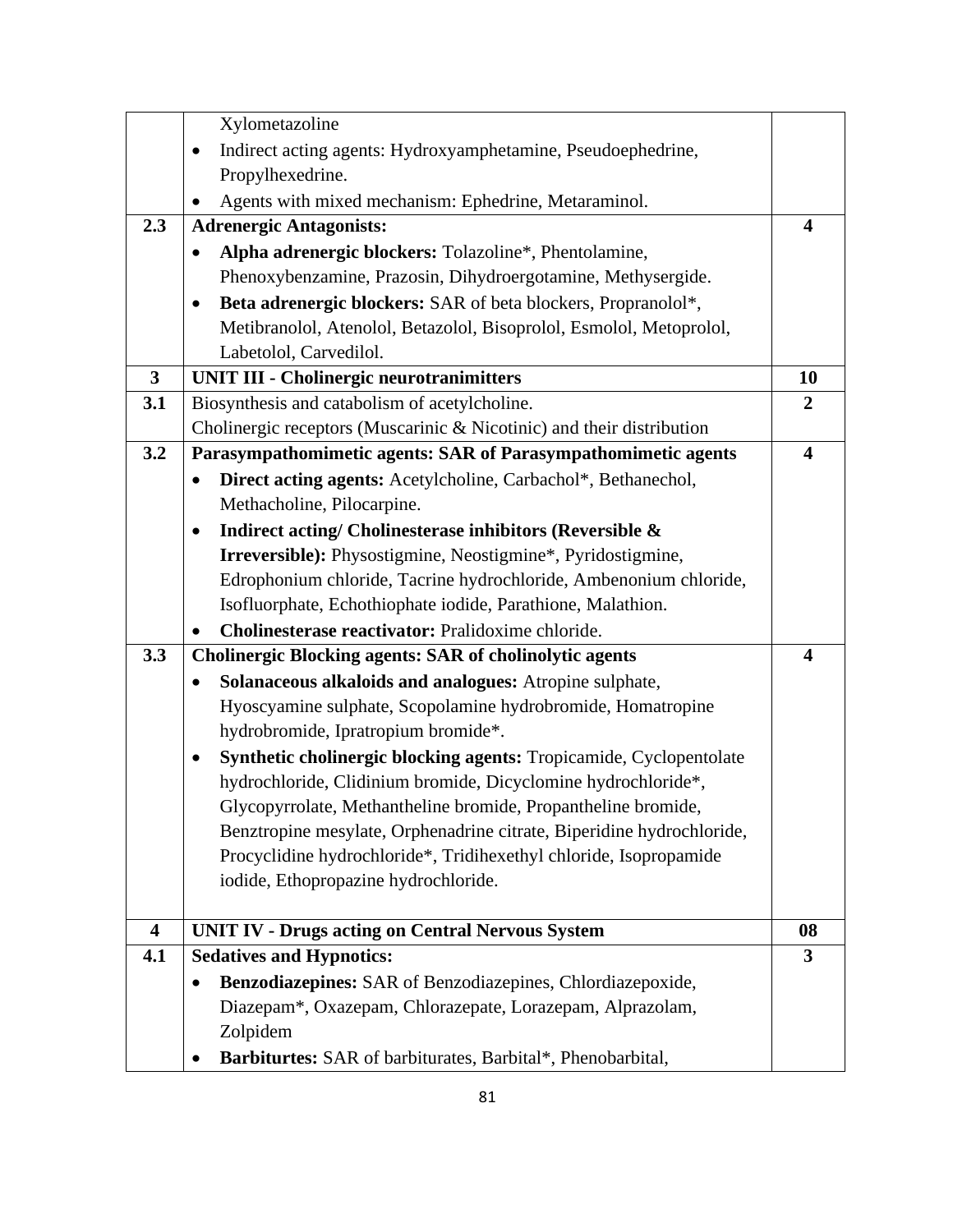| | | |
|---|---|---|
| | Xylometazoline<br>• Indirect acting agents: Hydroxyamphetamine, Pseudoephedrine, Propylhexedrine.<br>• Agents with mixed mechanism: Ephedrine, Metaraminol. | |
| **2.3** | **Adrenergic Antagonists:**<br>• **Alpha adrenergic blockers:** Tolazoline*, Phentolamine, Phenoxybenzamine, Prazosin, Dihydroergotamine, Methysergide.<br>• **Beta adrenergic blockers:** SAR of beta blockers, Propranolol*, Metibranolol, Atenolol, Betazolol, Bisoprolol, Esmolol, Metoprolol, Labetolol, Carvedilol. | **4** |
| **3** | **UNIT III - Cholinergic neurotranimitters** | **10** |
| **3.1** | Biosynthesis and catabolism of acetylcholine.<br>Cholinergic receptors (Muscarinic & Nicotinic) and their distribution | **2** |
| **3.2** | **Parasympathomimetic agents: SAR of Parasympathomimetic agents**<br>• **Direct acting agents:** Acetylcholine, Carbachol*, Bethanechol, Methacholine, Pilocarpine.<br>• **Indirect acting/ Cholinesterase inhibitors (Reversible & Irreversible):** Physostigmine, Neostigmine*, Pyridostigmine, Edrophonium chloride, Tacrine hydrochloride, Ambenonium chloride, Isofluorphate, Echothiophate iodide, Parathione, Malathion.<br>• **Cholinesterase reactivator:** Pralidoxime chloride. | **4** |
| **3.3** | **Cholinergic Blocking agents: SAR of cholinolytic agents**<br>• **Solanaceous alkaloids and analogues:** Atropine sulphate, Hyoscyamine sulphate, Scopolamine hydrobromide, Homatropine hydrobromide, Ipratropium bromide*.<br>• **Synthetic cholinergic blocking agents:** Tropicamide, Cyclopentolate hydrochloride, Clidinium bromide, Dicyclomine hydrochloride*, Glycopyrrolate, Methantheline bromide, Propantheline bromide, Benztropine mesylate, Orphenadrine citrate, Biperidine hydrochloride, Procyclidine hydrochloride*, Tridihexethyl chloride, Isopropamide iodide, Ethopropazine hydrochloride. | **4** |
| **4** | **UNIT IV - Drugs acting on Central Nervous System** | **08** |
| **4.1** | **Sedatives and Hypnotics:**<br>• **Benzodiazepines:** SAR of Benzodiazepines, Chlordiazepoxide, Diazepam*, Oxazepam, Chlorazepate, Lorazepam, Alprazolam, Zolpidem<br>• **Barbiturtes:** SAR of barbiturates, Barbital*, Phenobarbital, | **3** |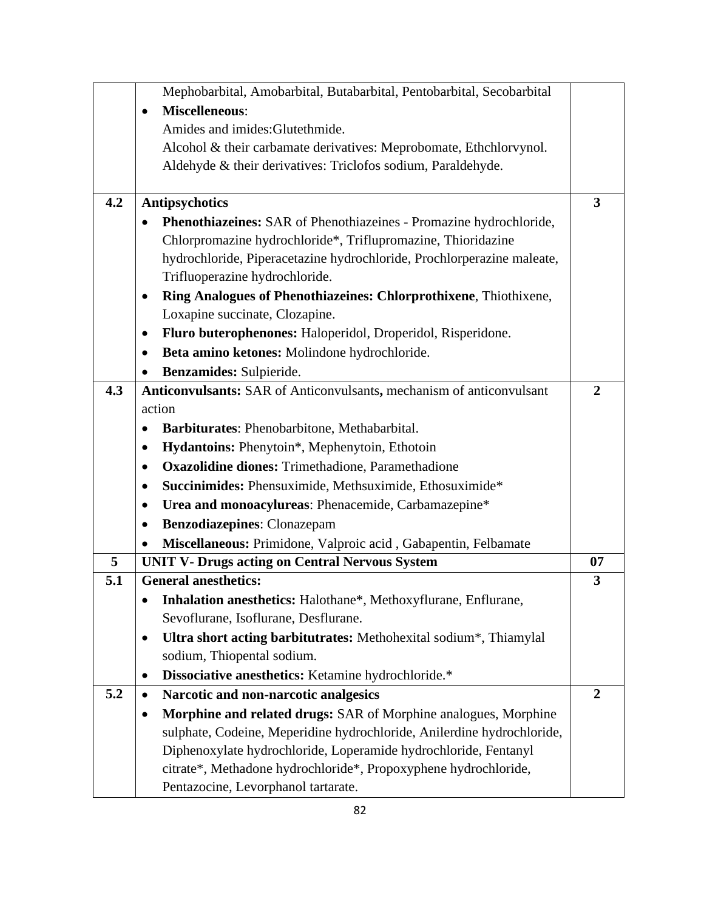| | | |
|---|---|---|
| | Mephobarbital, Amobarbital, Butabarbital, Pentobarbital, Secobarbital<br>• **Miscelleneous**:<br>Amides and imides:Glutethmide.<br>Alcohol & their carbamate derivatives: Meprobomate, Ethchlorvynol.<br>Aldehyde & their derivatives: Triclofos sodium, Paraldehyde. | |
| **4.2** | **Antipsychotics**<br>• **Phenothiazeines:** SAR of Phenothiazeines - Promazine hydrochloride, Chlorpromazine hydrochloride*, Triflupromazine, Thioridazine hydrochloride, Piperacetazine hydrochloride, Prochlorperazine maleate, Trifluoperazine hydrochloride.<br>• **Ring Analogues of Phenothiazeines: Chlorprothixene**, Thiothixene, Loxapine succinate, Clozapine.<br>• **Fluro buterophenones:** Haloperidol, Droperidol, Risperidone.<br>• **Beta amino ketones:** Molindone hydrochloride.<br>• **Benzamides:** Sulpieride. | **3** |
| **4.3** | **Anticonvulsants:** SAR of Anticonvulsants**,** mechanism of anticonvulsant action<br>• **Barbiturates**: Phenobarbitone, Methabarbital.<br>• **Hydantoins:** Phenytoin*, Mephenytoin, Ethotoin<br>• **Oxazolidine diones:** Trimethadione, Paramethadione<br>• **Succinimides:** Phensuximide, Methsuximide, Ethosuximide*<br>• **Urea and monoacylureas**: Phenacemide, Carbamazepine*<br>• **Benzodiazepines**: Clonazepam<br>• **Miscellaneous:** Primidone, Valproic acid , Gabapentin, Felbamate | **2** |
| **5** | **UNIT V- Drugs acting on Central Nervous System** | **07** |
| **5.1** | **General anesthetics:**<br>• **Inhalation anesthetics:** Halothane*, Methoxyflurane, Enflurane, Sevoflurane, Isoflurane, Desflurane.<br>• **Ultra short acting barbitutrates:** Methohexital sodium*, Thiamylal sodium, Thiopental sodium.<br>• **Dissociative anesthetics:** Ketamine hydrochloride.* | **3** |
| **5.2** | • **Narcotic and non-narcotic analgesics**<br>• **Morphine and related drugs:** SAR of Morphine analogues, Morphine sulphate, Codeine, Meperidine hydrochloride, Anilerdine hydrochloride, Diphenoxylate hydrochloride, Loperamide hydrochloride, Fentanyl citrate*, Methadone hydrochloride*, Propoxyphene hydrochloride, Pentazocine, Levorphanol tartarate. | **2** |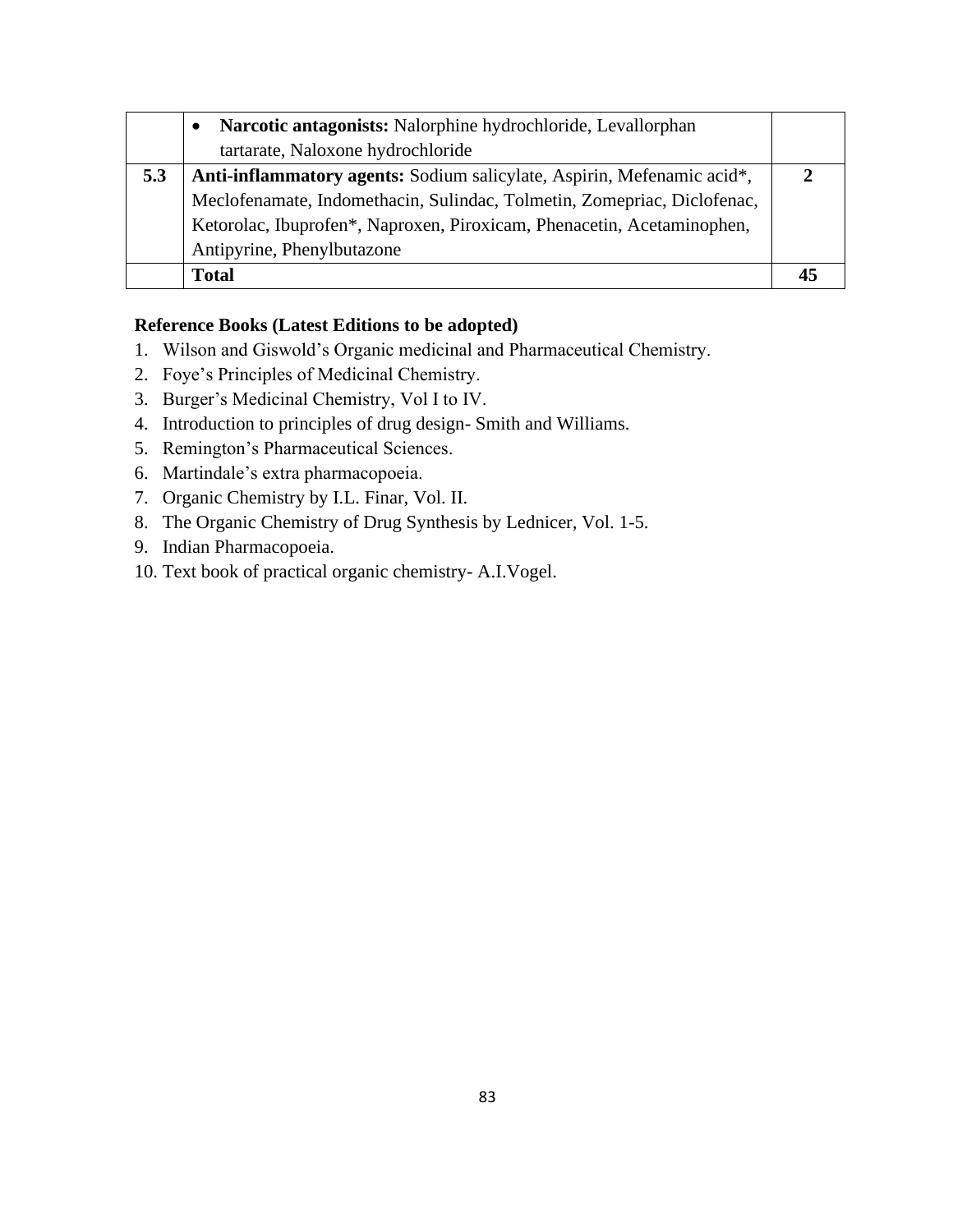| | | |
|---|---|---|
| | • **Narcotic antagonists:** Nalorphine hydrochloride, Levallorphan tartarate, Naloxone hydrochloride | |
| **5.3** | **Anti-inflammatory agents:** Sodium salicylate, Aspirin, Mefenamic acid*, Meclofenamate, Indomethacin, Sulindac, Tolmetin, Zomepriac, Diclofenac, Ketorolac, Ibuprofen*, Naproxen, Piroxicam, Phenacetin, Acetaminophen, Antipyrine, Phenylbutazone | **2** |
| | **Total** | **45** |

**Reference Books (Latest Editions to be adopted)**

1. Wilson and Giswold's Organic medicinal and Pharmaceutical Chemistry.
2. Foye's Principles of Medicinal Chemistry.
3. Burger's Medicinal Chemistry, Vol I to IV.
4. Introduction to principles of drug design- Smith and Williams.
5. Remington's Pharmaceutical Sciences.
6. Martindale's extra pharmacopoeia.
7. Organic Chemistry by I.L. Finar, Vol. II.
8. The Organic Chemistry of Drug Synthesis by Lednicer, Vol. 1-5.
9. Indian Pharmacopoeia.
10. Text book of practical organic chemistry- A.I.Vogel.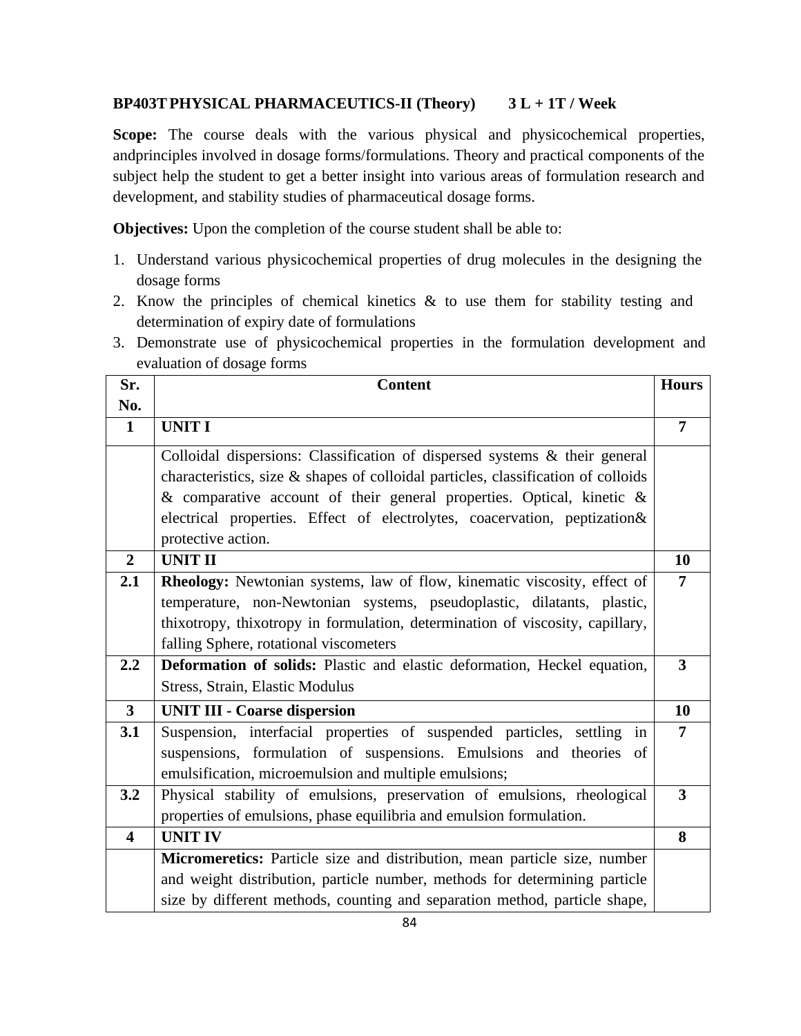**BP403T PHYSICAL PHARMACEUTICS-II (Theory) 3 L + 1T / Week**

**Scope:** The course deals with the various physical and physicochemical properties, andprinciples involved in dosage forms/formulations. Theory and practical components of the subject help the student to get a better insight into various areas of formulation research and development, and stability studies of pharmaceutical dosage forms.

**Objectives:** Upon the completion of the course student shall be able to:

1. Understand various physicochemical properties of drug molecules in the designing the dosage forms
2. Know the principles of chemical kinetics & to use them for stability testing and determination of expiry date of formulations
3. Demonstrate use of physicochemical properties in the formulation development and evaluation of dosage forms

| Sr. No. | Content | Hours |
|---|---|---|
| **1** | **UNIT I** | **7** |
| | Colloidal dispersions: Classification of dispersed systems & their general characteristics, size & shapes of colloidal particles, classification of colloids & comparative account of their general properties. Optical, kinetic & electrical properties. Effect of electrolytes, coacervation, peptization& protective action. | |
| **2** | **UNIT II** | **10** |
| **2.1** | **Rheology:** Newtonian systems, law of flow, kinematic viscosity, effect of temperature, non-Newtonian systems, pseudoplastic, dilatants, plastic, thixotropy, thixotropy in formulation, determination of viscosity, capillary, falling Sphere, rotational viscometers | **7** |
| **2.2** | **Deformation of solids:** Plastic and elastic deformation, Heckel equation, Stress, Strain, Elastic Modulus | **3** |
| **3** | **UNIT III - Coarse dispersion** | **10** |
| **3.1** | Suspension, interfacial properties of suspended particles, settling in suspensions, formulation of suspensions. Emulsions and theories of emulsification, microemulsion and multiple emulsions; | **7** |
| **3.2** | Physical stability of emulsions, preservation of emulsions, rheological properties of emulsions, phase equilibria and emulsion formulation. | **3** |
| **4** | **UNIT IV** | **8** |
| | **Micromeretics:** Particle size and distribution, mean particle size, number and weight distribution, particle number, methods for determining particle size by different methods, counting and separation method, particle shape, | |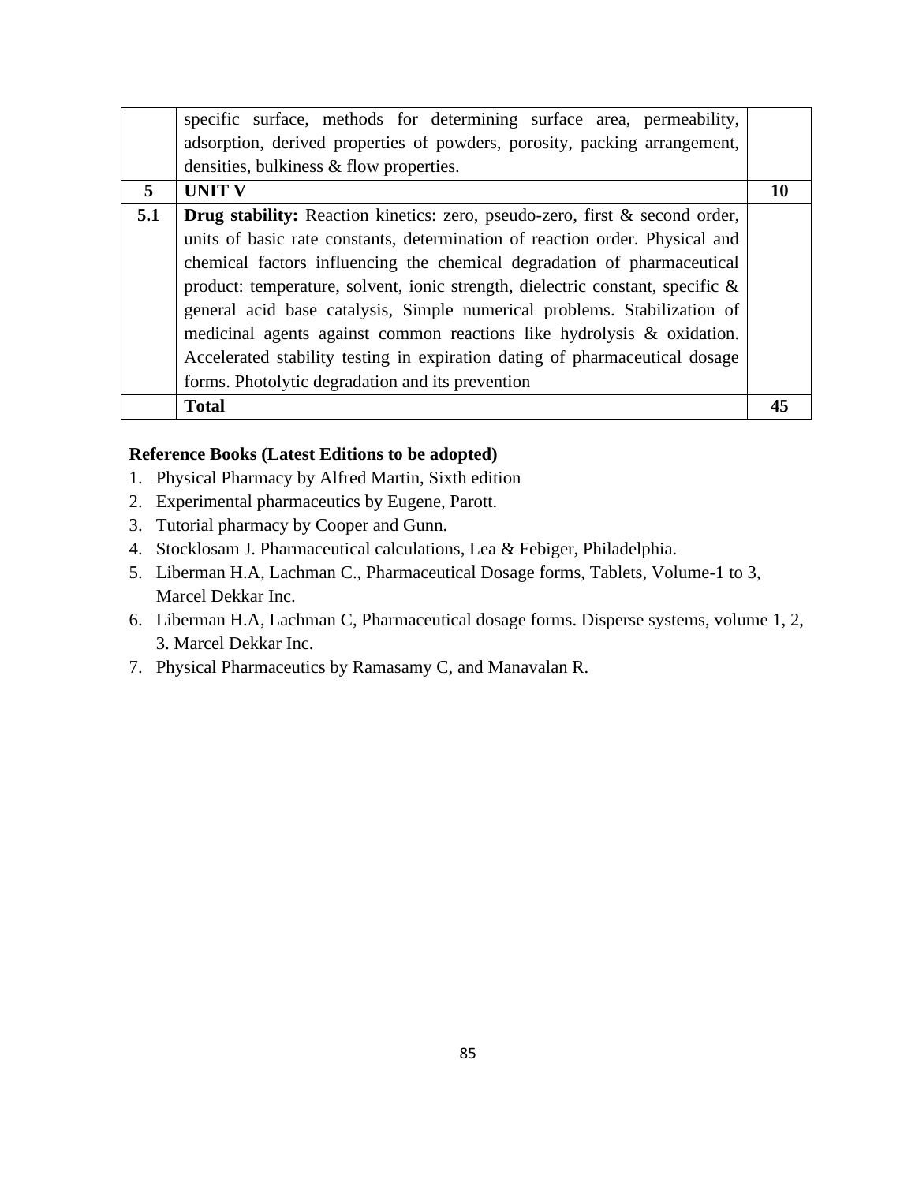|  |  |  |
|---|---|---|
|  | specific surface, methods for determining surface area, permeability, adsorption, derived properties of powders, porosity, packing arrangement, densities, bulkiness & flow properties. |  |
| **5** | **UNIT V** | **10** |
| **5.1** | **Drug stability:** Reaction kinetics: zero, pseudo-zero, first & second order, units of basic rate constants, determination of reaction order. Physical and chemical factors influencing the chemical degradation of pharmaceutical product: temperature, solvent, ionic strength, dielectric constant, specific & general acid base catalysis, Simple numerical problems. Stabilization of medicinal agents against common reactions like hydrolysis & oxidation. Accelerated stability testing in expiration dating of pharmaceutical dosage forms. Photolytic degradation and its prevention |  |
|  | **Total** | **45** |

**Reference Books (Latest Editions to be adopted)**

1. Physical Pharmacy by Alfred Martin, Sixth edition
2. Experimental pharmaceutics by Eugene, Parott.
3. Tutorial pharmacy by Cooper and Gunn.
4. Stocklosam J. Pharmaceutical calculations, Lea & Febiger, Philadelphia.
5. Liberman H.A, Lachman C., Pharmaceutical Dosage forms, Tablets, Volume-1 to 3, Marcel Dekkar Inc.
6. Liberman H.A, Lachman C, Pharmaceutical dosage forms. Disperse systems, volume 1, 2, 3. Marcel Dekkar Inc.
7. Physical Pharmaceutics by Ramasamy C, and Manavalan R.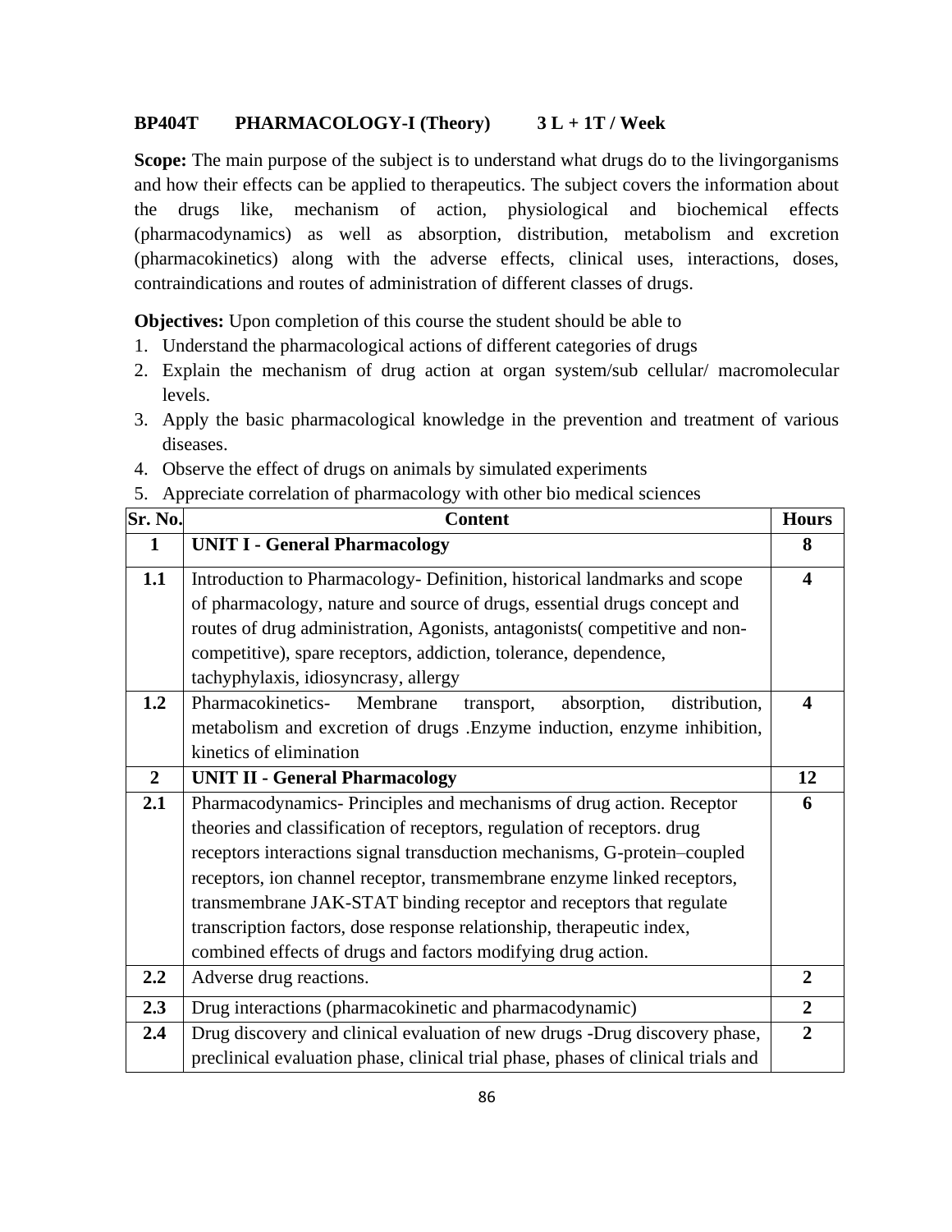**BP404T PHARMACOLOGY-I (Theory) 3 L + 1T / Week**

**Scope:** The main purpose of the subject is to understand what drugs do to the livingorganisms and how their effects can be applied to therapeutics. The subject covers the information about the drugs like, mechanism of action, physiological and biochemical effects (pharmacodynamics) as well as absorption, distribution, metabolism and excretion (pharmacokinetics) along with the adverse effects, clinical uses, interactions, doses, contraindications and routes of administration of different classes of drugs.

**Objectives:** Upon completion of this course the student should be able to

1. Understand the pharmacological actions of different categories of drugs
2. Explain the mechanism of drug action at organ system/sub cellular/ macromolecular levels.
3. Apply the basic pharmacological knowledge in the prevention and treatment of various diseases.
4. Observe the effect of drugs on animals by simulated experiments
5. Appreciate correlation of pharmacology with other bio medical sciences

| Sr. No. | Content | Hours |
|---|---|---|
| **1** | **UNIT I - General Pharmacology** | **8** |
| **1.1** | Introduction to Pharmacology- Definition, historical landmarks and scope of pharmacology, nature and source of drugs, essential drugs concept and routes of drug administration, Agonists, antagonists( competitive and non-competitive), spare receptors, addiction, tolerance, dependence, tachyphylaxis, idiosyncrasy, allergy | **4** |
| **1.2** | Pharmacokinetics- Membrane transport, absorption, distribution, metabolism and excretion of drugs .Enzyme induction, enzyme inhibition, kinetics of elimination | **4** |
| **2** | **UNIT II - General Pharmacology** | **12** |
| **2.1** | Pharmacodynamics- Principles and mechanisms of drug action. Receptor theories and classification of receptors, regulation of receptors. drug receptors interactions signal transduction mechanisms, G-protein–coupled receptors, ion channel receptor, transmembrane enzyme linked receptors, transmembrane JAK-STAT binding receptor and receptors that regulate transcription factors, dose response relationship, therapeutic index, combined effects of drugs and factors modifying drug action. | **6** |
| **2.2** | Adverse drug reactions. | **2** |
| **2.3** | Drug interactions (pharmacokinetic and pharmacodynamic) | **2** |
| **2.4** | Drug discovery and clinical evaluation of new drugs -Drug discovery phase, preclinical evaluation phase, clinical trial phase, phases of clinical trials and | **2** |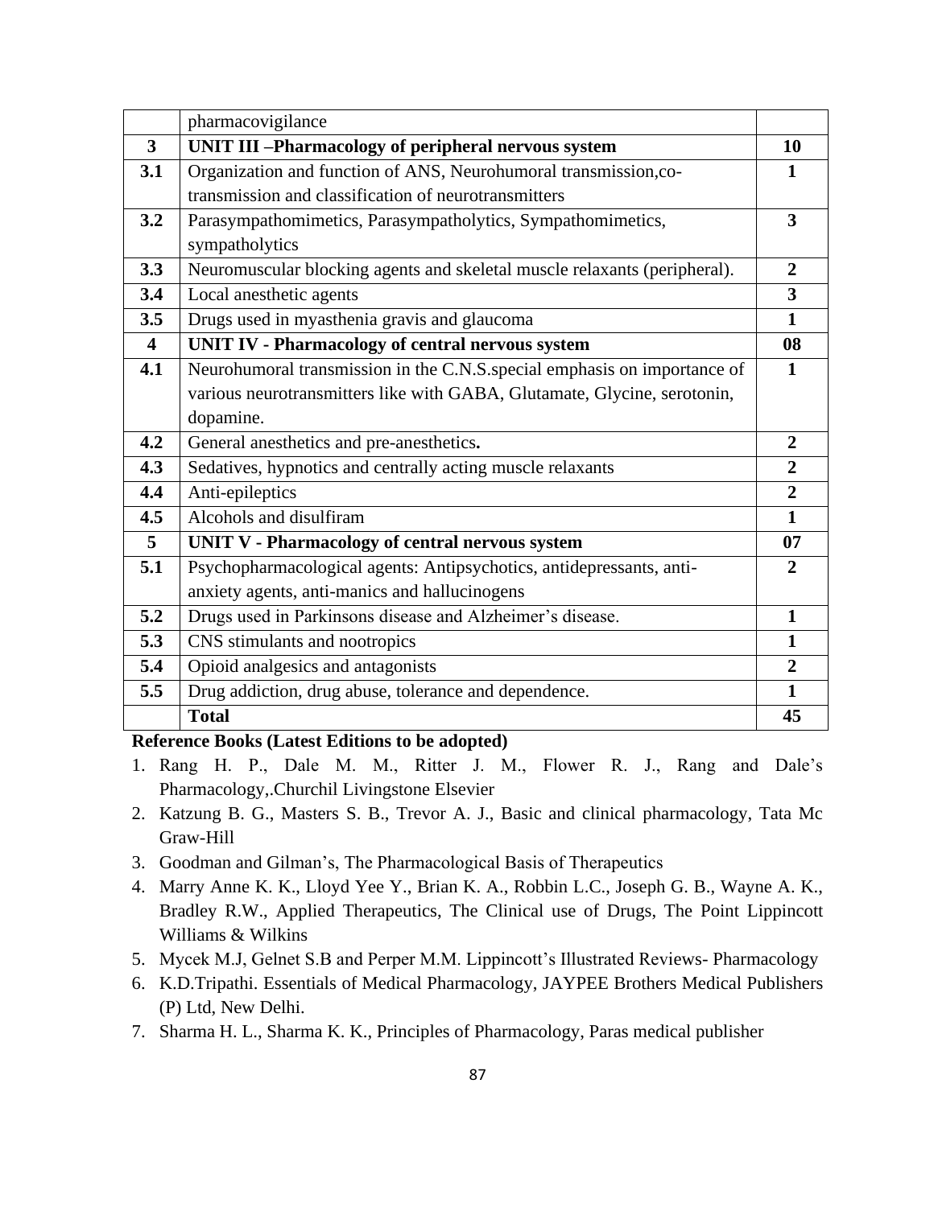| | | |
|---|---|---|
| | pharmacovigilance | |
| **3** | **UNIT III –Pharmacology of peripheral nervous system** | **10** |
| **3.1** | Organization and function of ANS, Neurohumoral transmission,co-transmission and classification of neurotransmitters | **1** |
| **3.2** | Parasympathomimetics, Parasympatholytics, Sympathomimetics, sympatholytics | **3** |
| **3.3** | Neuromuscular blocking agents and skeletal muscle relaxants (peripheral). | **2** |
| **3.4** | Local anesthetic agents | **3** |
| **3.5** | Drugs used in myasthenia gravis and glaucoma | **1** |
| **4** | **UNIT IV - Pharmacology of central nervous system** | **08** |
| **4.1** | Neurohumoral transmission in the C.N.S.special emphasis on importance of various neurotransmitters like with GABA, Glutamate, Glycine, serotonin, dopamine. | **1** |
| **4.2** | General anesthetics and pre-anesthetics**.** | **2** |
| **4.3** | Sedatives, hypnotics and centrally acting muscle relaxants | **2** |
| **4.4** | Anti-epileptics | **2** |
| **4.5** | Alcohols and disulfiram | **1** |
| **5** | **UNIT V - Pharmacology of central nervous system** | **07** |
| **5.1** | Psychopharmacological agents: Antipsychotics, antidepressants, anti-anxiety agents, anti-manics and hallucinogens | **2** |
| **5.2** | Drugs used in Parkinsons disease and Alzheimer's disease. | **1** |
| **5.3** | CNS stimulants and nootropics | **1** |
| **5.4** | Opioid analgesics and antagonists | **2** |
| **5.5** | Drug addiction, drug abuse, tolerance and dependence. | **1** |
| | **Total** | **45** |

**Reference Books (Latest Editions to be adopted)**

1. Rang H. P., Dale M. M., Ritter J. M., Flower R. J., Rang and Dale's Pharmacology,.Churchil Livingstone Elsevier
2. Katzung B. G., Masters S. B., Trevor A. J., Basic and clinical pharmacology, Tata Mc Graw-Hill
3. Goodman and Gilman's, The Pharmacological Basis of Therapeutics
4. Marry Anne K. K., Lloyd Yee Y., Brian K. A., Robbin L.C., Joseph G. B., Wayne A. K., Bradley R.W., Applied Therapeutics, The Clinical use of Drugs, The Point Lippincott Williams & Wilkins
5. Mycek M.J, Gelnet S.B and Perper M.M. Lippincott's Illustrated Reviews- Pharmacology
6. K.D.Tripathi. Essentials of Medical Pharmacology, JAYPEE Brothers Medical Publishers (P) Ltd, New Delhi.
7. Sharma H. L., Sharma K. K., Principles of Pharmacology, Paras medical publisher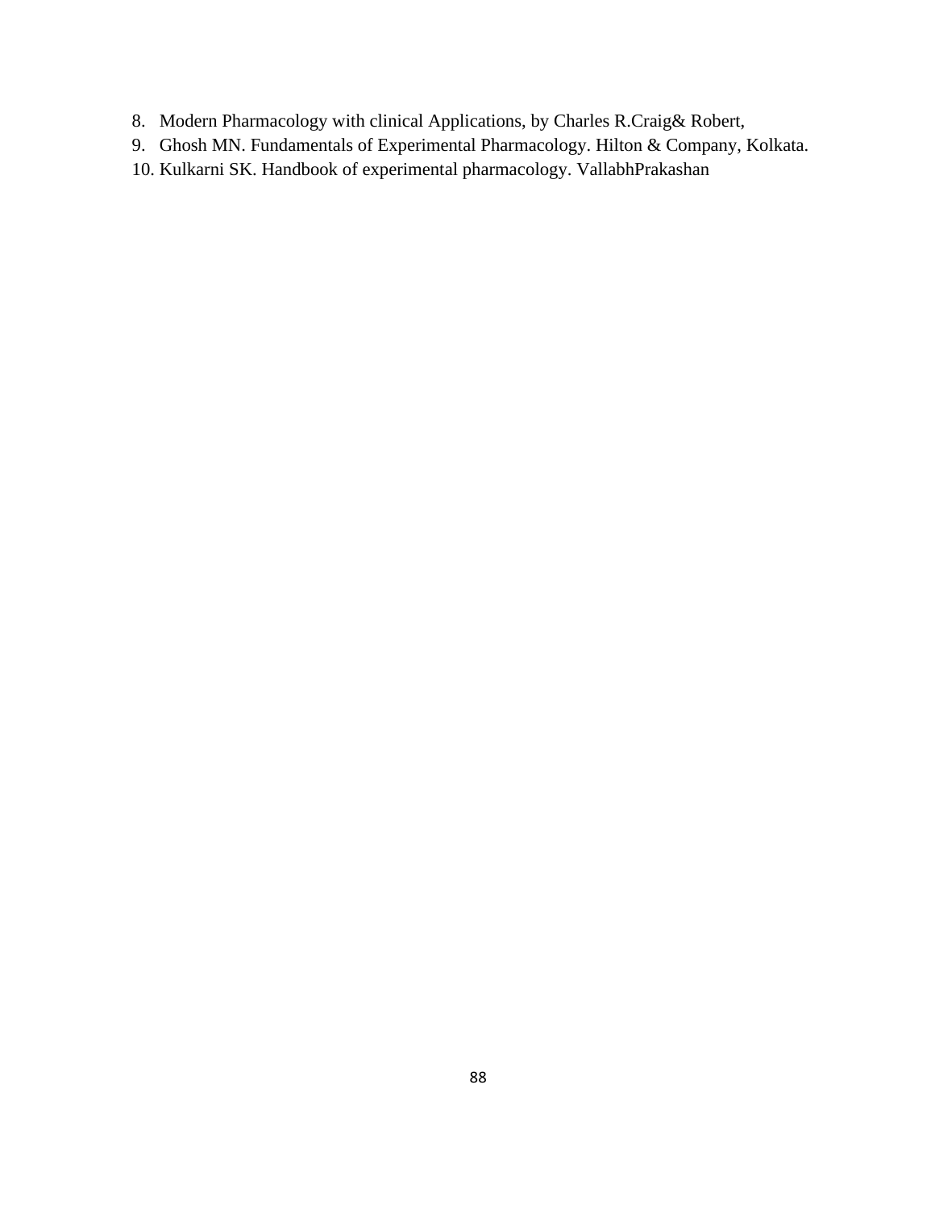8. Modern Pharmacology with clinical Applications, by Charles R.Craig& Robert,
9. Ghosh MN. Fundamentals of Experimental Pharmacology. Hilton & Company, Kolkata.
10. Kulkarni SK. Handbook of experimental pharmacology. VallabhPrakashan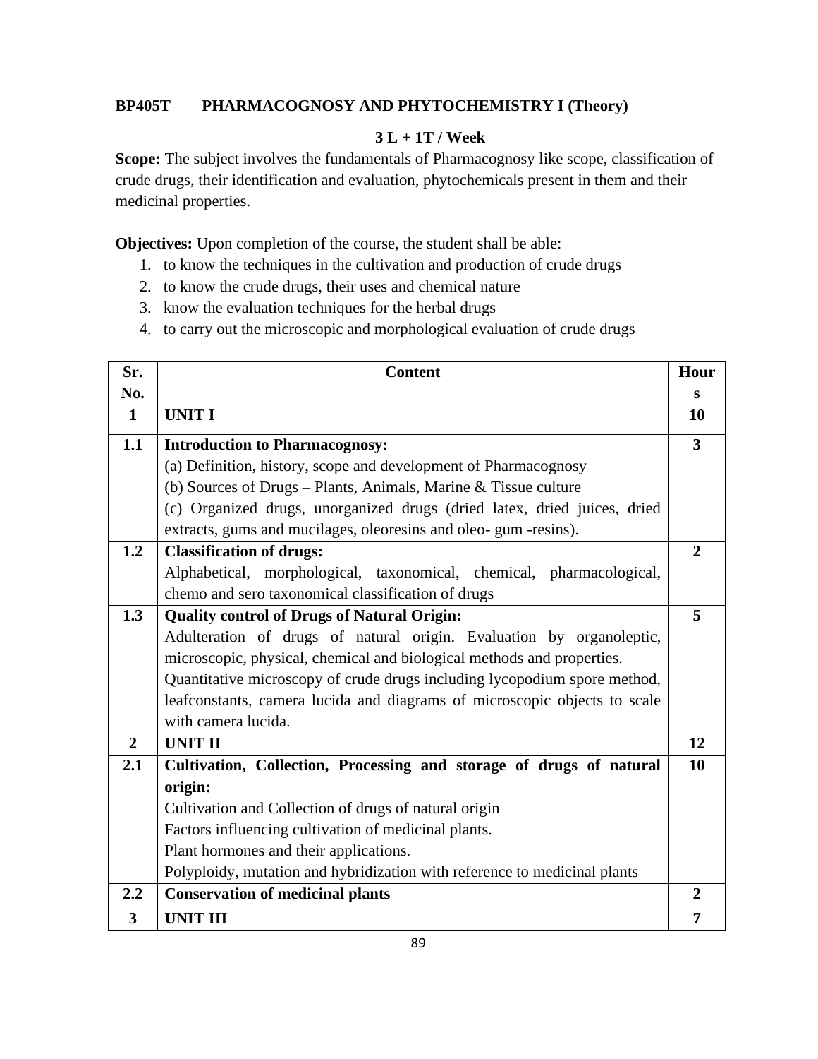**BP405T PHARMACOGNOSY AND PHYTOCHEMISTRY I (Theory)**

**3 L + 1T / Week**

**Scope:** The subject involves the fundamentals of Pharmacognosy like scope, classification of crude drugs, their identification and evaluation, phytochemicals present in them and their medicinal properties.

**Objectives:** Upon completion of the course, the student shall be able:

1. to know the techniques in the cultivation and production of crude drugs
2. to know the crude drugs, their uses and chemical nature
3. know the evaluation techniques for the herbal drugs
4. to carry out the microscopic and morphological evaluation of crude drugs

| Sr. No. | Content | Hours |
|---|---|---|
| **1** | **UNIT I** | **10** |
| **1.1** | **Introduction to Pharmacognosy:**<br>(a) Definition, history, scope and development of Pharmacognosy<br>(b) Sources of Drugs – Plants, Animals, Marine & Tissue culture<br>(c) Organized drugs, unorganized drugs (dried latex, dried juices, dried extracts, gums and mucilages, oleoresins and oleo- gum -resins). | **3** |
| **1.2** | **Classification of drugs:**<br>Alphabetical, morphological, taxonomical, chemical, pharmacological, chemo and sero taxonomical classification of drugs | **2** |
| **1.3** | **Quality control of Drugs of Natural Origin:**<br>Adulteration of drugs of natural origin. Evaluation by organoleptic, microscopic, physical, chemical and biological methods and properties.<br>Quantitative microscopy of crude drugs including lycopodium spore method, leafconstants, camera lucida and diagrams of microscopic objects to scale with camera lucida. | **5** |
| **2** | **UNIT II** | **12** |
| **2.1** | **Cultivation, Collection, Processing and storage of drugs of natural origin:**<br>Cultivation and Collection of drugs of natural origin<br>Factors influencing cultivation of medicinal plants.<br>Plant hormones and their applications.<br>Polyploidy, mutation and hybridization with reference to medicinal plants | **10** |
| **2.2** | **Conservation of medicinal plants** | **2** |
| **3** | **UNIT III** | **7** |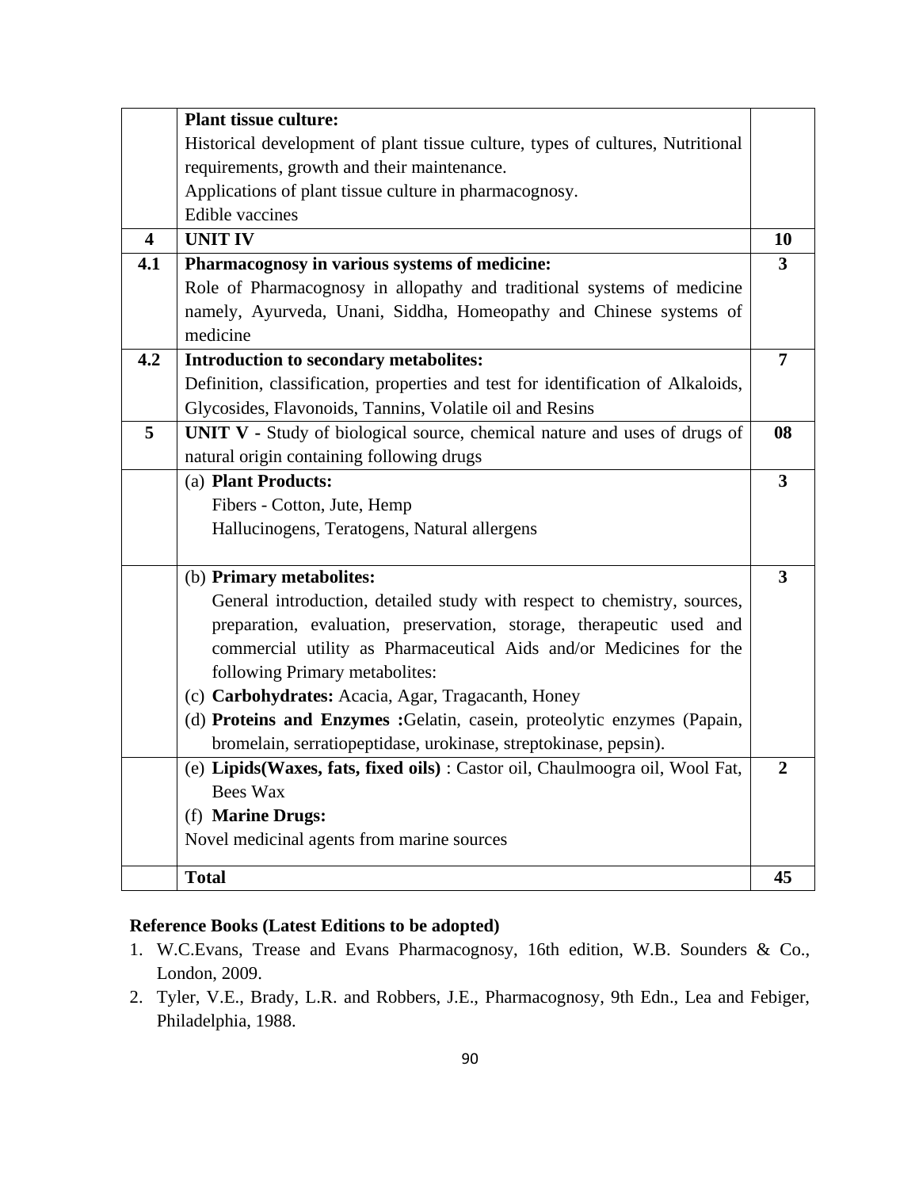| | | |
|---|---|---|
| | **Plant tissue culture:**<br>Historical development of plant tissue culture, types of cultures, Nutritional requirements, growth and their maintenance.<br>Applications of plant tissue culture in pharmacognosy.<br>Edible vaccines | |
| **4** | **UNIT IV** | **10** |
| **4.1** | **Pharmacognosy in various systems of medicine:**<br>Role of Pharmacognosy in allopathy and traditional systems of medicine namely, Ayurveda, Unani, Siddha, Homeopathy and Chinese systems of medicine | **3** |
| **4.2** | **Introduction to secondary metabolites:**<br>Definition, classification, properties and test for identification of Alkaloids, Glycosides, Flavonoids, Tannins, Volatile oil and Resins | **7** |
| **5** | **UNIT V** - Study of biological source, chemical nature and uses of drugs of natural origin containing following drugs | **08** |
| | (a) **Plant Products:**<br>Fibers - Cotton, Jute, Hemp<br>Hallucinogens, Teratogens, Natural allergens | **3** |
| | (b) **Primary metabolites:**<br>General introduction, detailed study with respect to chemistry, sources, preparation, evaluation, preservation, storage, therapeutic used and commercial utility as Pharmaceutical Aids and/or Medicines for the following Primary metabolites:<br>(c) **Carbohydrates:** Acacia, Agar, Tragacanth, Honey<br>(d) **Proteins and Enzymes :**Gelatin, casein, proteolytic enzymes (Papain, bromelain, serratiopeptidase, urokinase, streptokinase, pepsin). | **3** |
| | (e) **Lipids(Waxes, fats, fixed oils)** : Castor oil, Chaulmoogra oil, Wool Fat, Bees Wax<br>(f) **Marine Drugs:**<br>Novel medicinal agents from marine sources | **2** |
| | **Total** | **45** |

**Reference Books (Latest Editions to be adopted)**

1. W.C.Evans, Trease and Evans Pharmacognosy, 16th edition, W.B. Sounders & Co., London, 2009.
2. Tyler, V.E., Brady, L.R. and Robbers, J.E., Pharmacognosy, 9th Edn., Lea and Febiger, Philadelphia, 1988.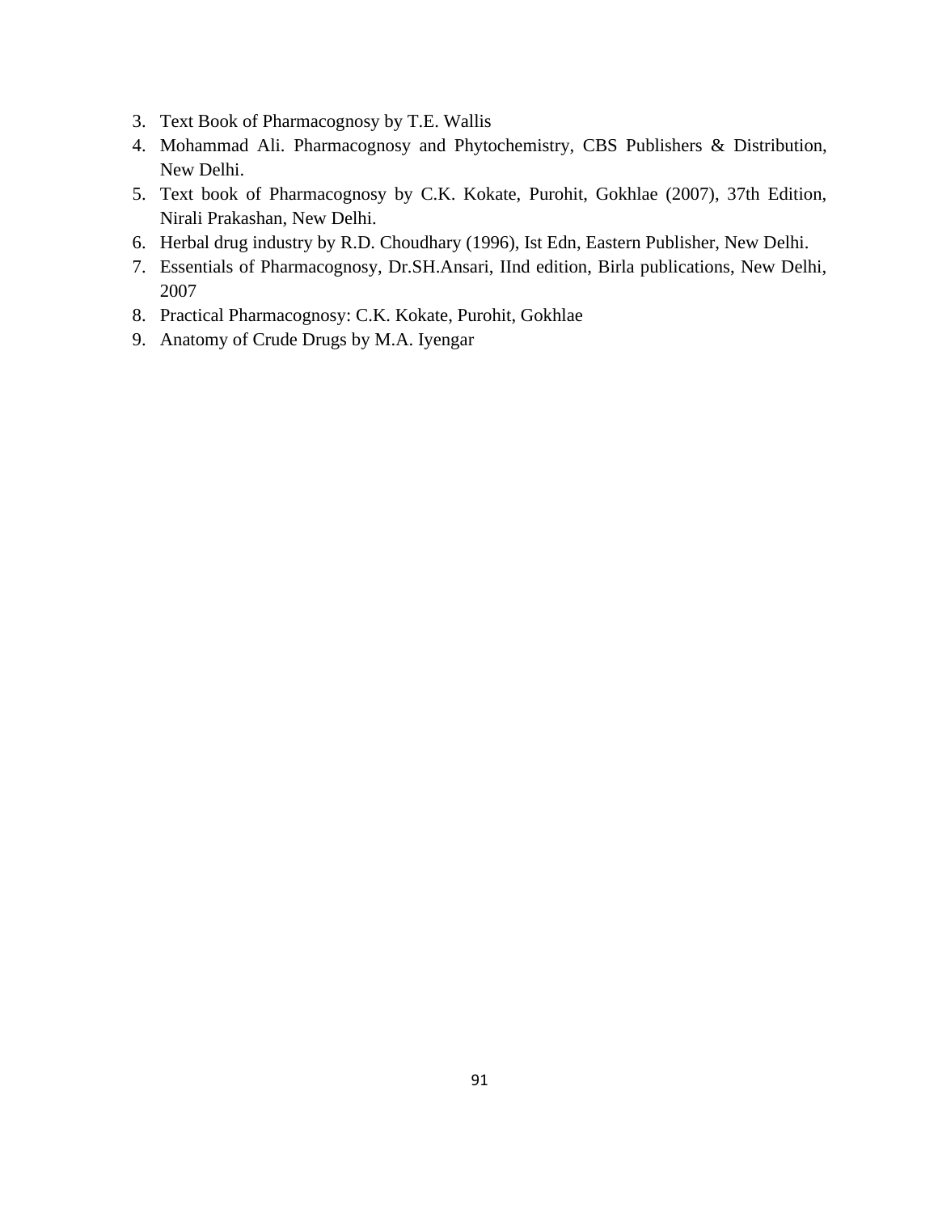3. Text Book of Pharmacognosy by T.E. Wallis
4. Mohammad Ali. Pharmacognosy and Phytochemistry, CBS Publishers & Distribution, New Delhi.
5. Text book of Pharmacognosy by C.K. Kokate, Purohit, Gokhlae (2007), 37th Edition, Nirali Prakashan, New Delhi.
6. Herbal drug industry by R.D. Choudhary (1996), Ist Edn, Eastern Publisher, New Delhi.
7. Essentials of Pharmacognosy, Dr.SH.Ansari, IInd edition, Birla publications, New Delhi, 2007
8. Practical Pharmacognosy: C.K. Kokate, Purohit, Gokhlae
9. Anatomy of Crude Drugs by M.A. Iyengar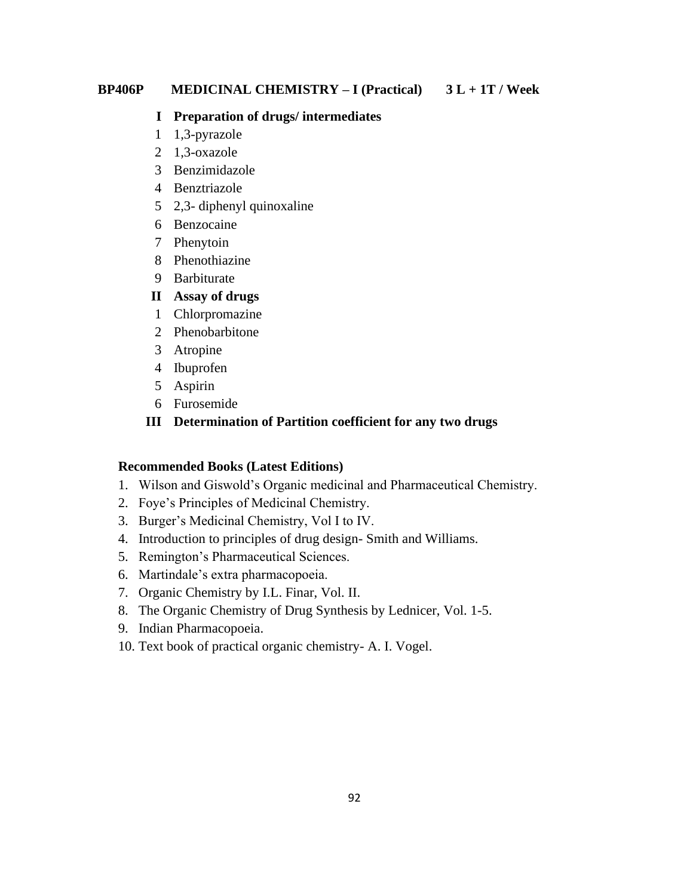**BP406P MEDICINAL CHEMISTRY – I (Practical) 3 L + 1T / Week**

**I Preparation of drugs/ intermediates**

1. 1,3-pyrazole
2. 1,3-oxazole
3. Benzimidazole
4. Benztriazole
5. 2,3- diphenyl quinoxaline
6. Benzocaine
7. Phenytoin
8. Phenothiazine
9. Barbiturate

**II Assay of drugs**

1. Chlorpromazine
2. Phenobarbitone
3. Atropine
4. Ibuprofen
5. Aspirin
6. Furosemide

**III Determination of Partition coefficient for any two drugs**

**Recommended Books (Latest Editions)**

1. Wilson and Giswold's Organic medicinal and Pharmaceutical Chemistry.
2. Foye's Principles of Medicinal Chemistry.
3. Burger's Medicinal Chemistry, Vol I to IV.
4. Introduction to principles of drug design- Smith and Williams.
5. Remington's Pharmaceutical Sciences.
6. Martindale's extra pharmacopoeia.
7. Organic Chemistry by I.L. Finar, Vol. II.
8. The Organic Chemistry of Drug Synthesis by Lednicer, Vol. 1-5.
9. Indian Pharmacopoeia.
10. Text book of practical organic chemistry- A. I. Vogel.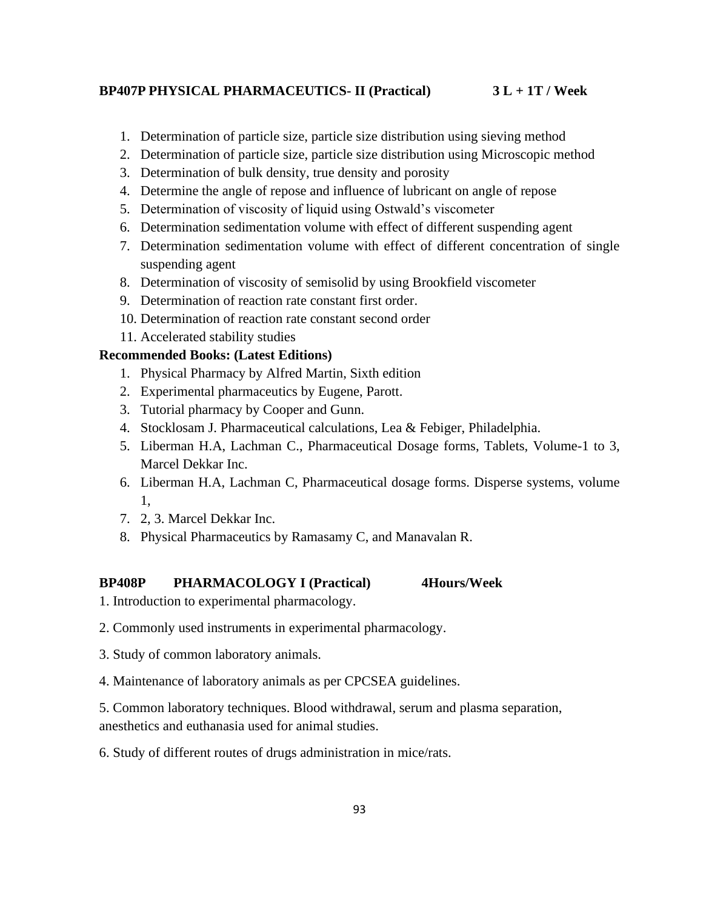**BP407P PHYSICAL PHARMACEUTICS- II (Practical) 3 L + 1T / Week**

1. Determination of particle size, particle size distribution using sieving method
2. Determination of particle size, particle size distribution using Microscopic method
3. Determination of bulk density, true density and porosity
4. Determine the angle of repose and influence of lubricant on angle of repose
5. Determination of viscosity of liquid using Ostwald's viscometer
6. Determination sedimentation volume with effect of different suspending agent
7. Determination sedimentation volume with effect of different concentration of single suspending agent
8. Determination of viscosity of semisolid by using Brookfield viscometer
9. Determination of reaction rate constant first order.
10. Determination of reaction rate constant second order
11. Accelerated stability studies

**Recommended Books: (Latest Editions)**

1. Physical Pharmacy by Alfred Martin, Sixth edition
2. Experimental pharmaceutics by Eugene, Parott.
3. Tutorial pharmacy by Cooper and Gunn.
4. Stocklosam J. Pharmaceutical calculations, Lea & Febiger, Philadelphia.
5. Liberman H.A, Lachman C., Pharmaceutical Dosage forms, Tablets, Volume-1 to 3, Marcel Dekkar Inc.
6. Liberman H.A, Lachman C, Pharmaceutical dosage forms. Disperse systems, volume 1,
7. 2, 3. Marcel Dekkar Inc.
8. Physical Pharmaceutics by Ramasamy C, and Manavalan R.

**BP408P PHARMACOLOGY I (Practical) 4Hours/Week**

1. Introduction to experimental pharmacology.

2. Commonly used instruments in experimental pharmacology.

3. Study of common laboratory animals.

4. Maintenance of laboratory animals as per CPCSEA guidelines.

5. Common laboratory techniques. Blood withdrawal, serum and plasma separation, anesthetics and euthanasia used for animal studies.

6. Study of different routes of drugs administration in mice/rats.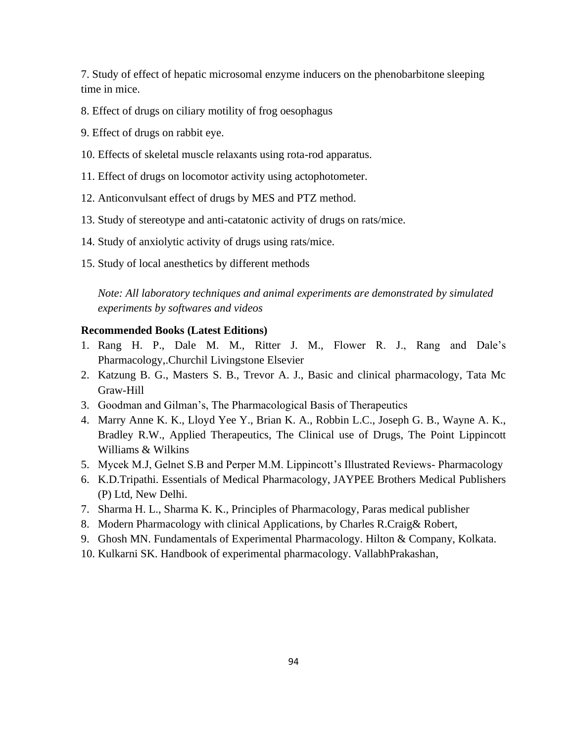7. Study of effect of hepatic microsomal enzyme inducers on the phenobarbitone sleeping time in mice.

8. Effect of drugs on ciliary motility of frog oesophagus

9. Effect of drugs on rabbit eye.

10. Effects of skeletal muscle relaxants using rota-rod apparatus.

11. Effect of drugs on locomotor activity using actophotometer.

12. Anticonvulsant effect of drugs by MES and PTZ method.

13. Study of stereotype and anti-catatonic activity of drugs on rats/mice.

14. Study of anxiolytic activity of drugs using rats/mice.

15. Study of local anesthetics by different methods

*Note: All laboratory techniques and animal experiments are demonstrated by simulated experiments by softwares and videos*

**Recommended Books (Latest Editions)**

1. Rang H. P., Dale M. M., Ritter J. M., Flower R. J., Rang and Dale's Pharmacology,.Churchil Livingstone Elsevier
2. Katzung B. G., Masters S. B., Trevor A. J., Basic and clinical pharmacology, Tata Mc Graw-Hill
3. Goodman and Gilman's, The Pharmacological Basis of Therapeutics
4. Marry Anne K. K., Lloyd Yee Y., Brian K. A., Robbin L.C., Joseph G. B., Wayne A. K., Bradley R.W., Applied Therapeutics, The Clinical use of Drugs, The Point Lippincott Williams & Wilkins
5. Mycek M.J, Gelnet S.B and Perper M.M. Lippincott's Illustrated Reviews- Pharmacology
6. K.D.Tripathi. Essentials of Medical Pharmacology, JAYPEE Brothers Medical Publishers (P) Ltd, New Delhi.
7. Sharma H. L., Sharma K. K., Principles of Pharmacology, Paras medical publisher
8. Modern Pharmacology with clinical Applications, by Charles R.Craig& Robert,
9. Ghosh MN. Fundamentals of Experimental Pharmacology. Hilton & Company, Kolkata.
10. Kulkarni SK. Handbook of experimental pharmacology. VallabhPrakashan,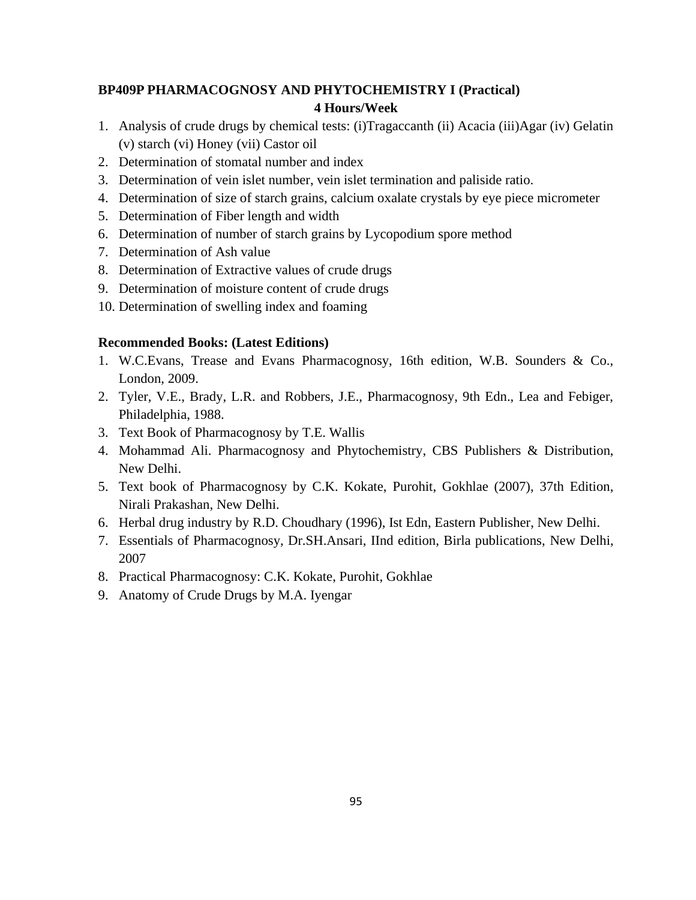**BP409P PHARMACOGNOSY AND PHYTOCHEMISTRY I (Practical)**

**4 Hours/Week**

1. Analysis of crude drugs by chemical tests: (i)Tragaccanth (ii) Acacia (iii)Agar (iv) Gelatin (v) starch (vi) Honey (vii) Castor oil
2. Determination of stomatal number and index
3. Determination of vein islet number, vein islet termination and paliside ratio.
4. Determination of size of starch grains, calcium oxalate crystals by eye piece micrometer
5. Determination of Fiber length and width
6. Determination of number of starch grains by Lycopodium spore method
7. Determination of Ash value
8. Determination of Extractive values of crude drugs
9. Determination of moisture content of crude drugs
10. Determination of swelling index and foaming

**Recommended Books: (Latest Editions)**

1. W.C.Evans, Trease and Evans Pharmacognosy, 16th edition, W.B. Sounders & Co., London, 2009.
2. Tyler, V.E., Brady, L.R. and Robbers, J.E., Pharmacognosy, 9th Edn., Lea and Febiger, Philadelphia, 1988.
3. Text Book of Pharmacognosy by T.E. Wallis
4. Mohammad Ali. Pharmacognosy and Phytochemistry, CBS Publishers & Distribution, New Delhi.
5. Text book of Pharmacognosy by C.K. Kokate, Purohit, Gokhlae (2007), 37th Edition, Nirali Prakashan, New Delhi.
6. Herbal drug industry by R.D. Choudhary (1996), Ist Edn, Eastern Publisher, New Delhi.
7. Essentials of Pharmacognosy, Dr.SH.Ansari, IInd edition, Birla publications, New Delhi, 2007
8. Practical Pharmacognosy: C.K. Kokate, Purohit, Gokhlae
9. Anatomy of Crude Drugs by M.A. Iyengar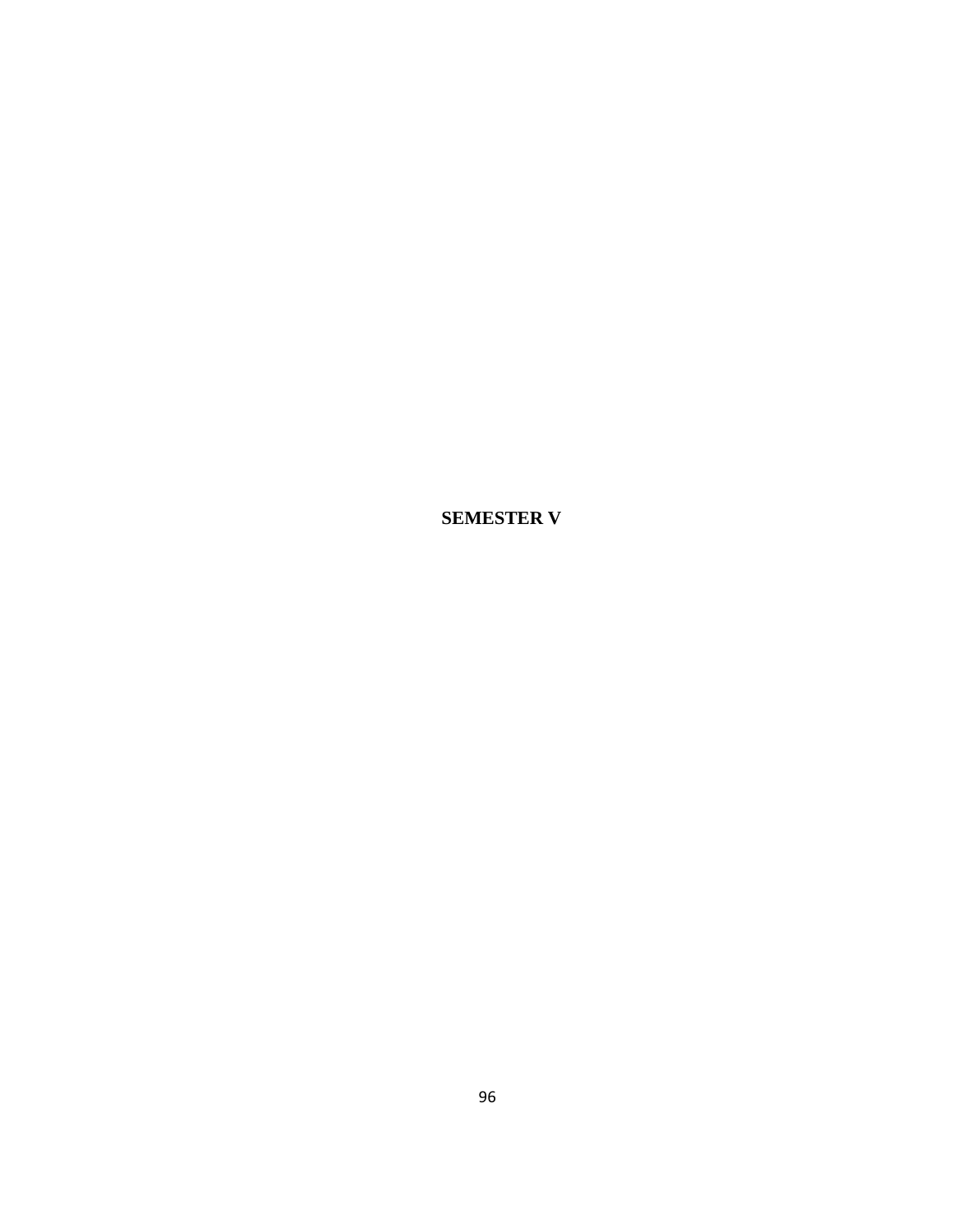# SEMESTER V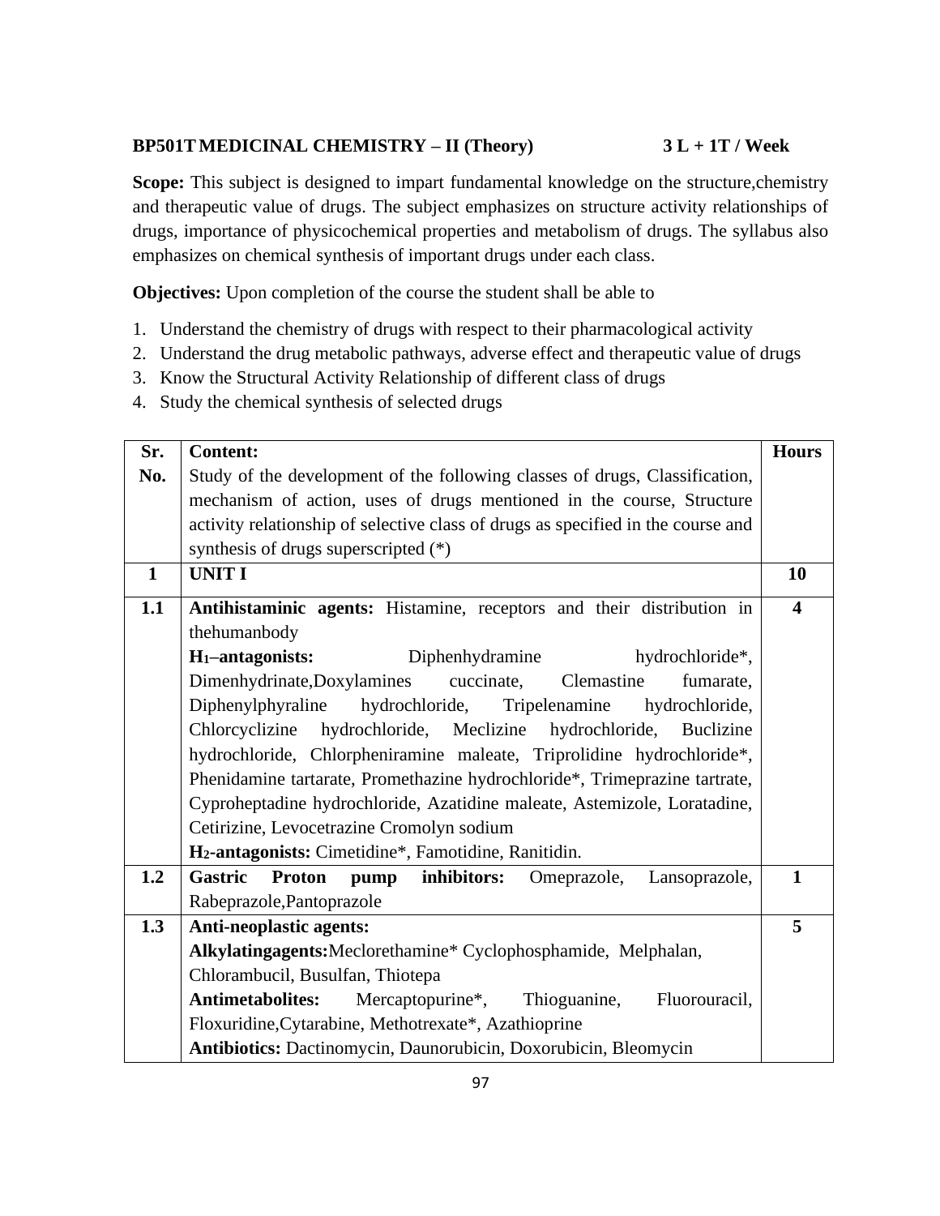**BP501T MEDICINAL CHEMISTRY – II (Theory) 3 L + 1T / Week**

**Scope:** This subject is designed to impart fundamental knowledge on the structure,chemistry and therapeutic value of drugs. The subject emphasizes on structure activity relationships of drugs, importance of physicochemical properties and metabolism of drugs. The syllabus also emphasizes on chemical synthesis of important drugs under each class.

**Objectives:** Upon completion of the course the student shall be able to

1. Understand the chemistry of drugs with respect to their pharmacological activity
2. Understand the drug metabolic pathways, adverse effect and therapeutic value of drugs
3. Know the Structural Activity Relationship of different class of drugs
4. Study the chemical synthesis of selected drugs

| Sr. No. | Content: Study of the development of the following classes of drugs, Classification, mechanism of action, uses of drugs mentioned in the course, Structure activity relationship of selective class of drugs as specified in the course and synthesis of drugs superscripted (*) | Hours |
|---|---|---|
| **1** | **UNIT I** | **10** |
| **1.1** | **Antihistaminic agents:** Histamine, receptors and their distribution in thehumanbody<br>**$H_1$–antagonists:** Diphenhydramine hydrochloride*, Dimenhydrinate,Doxylamines cuccinate, Clemastine fumarate, Diphenylphyraline hydrochloride, Tripelenamine hydrochloride, Chlorcyclizine hydrochloride, Meclizine hydrochloride, Buclizine hydrochloride, Chlorpheniramine maleate, Triprolidine hydrochloride*, Phenidamine tartarate, Promethazine hydrochloride*, Trimeprazine tartrate, Cyproheptadine hydrochloride, Azatidine maleate, Astemizole, Loratadine, Cetirizine, Levocetrazine Cromolyn sodium<br>**$H_2$-antagonists:** Cimetidine*, Famotidine, Ranitidin. | **4** |
| **1.2** | **Gastric Proton pump inhibitors:** Omeprazole, Lansoprazole, Rabeprazole,Pantoprazole | **1** |
| **1.3** | **Anti-neoplastic agents:**<br>**Alkylatingagents:**Meclorethamine* Cyclophosphamide, Melphalan, Chlorambucil, Busulfan, Thiotepa<br>**Antimetabolites:** Mercaptopurine*, Thioguanine, Fluorouracil, Floxuridine,Cytarabine, Methotrexate*, Azathioprine<br>**Antibiotics:** Dactinomycin, Daunorubicin, Doxorubicin, Bleomycin | **5** |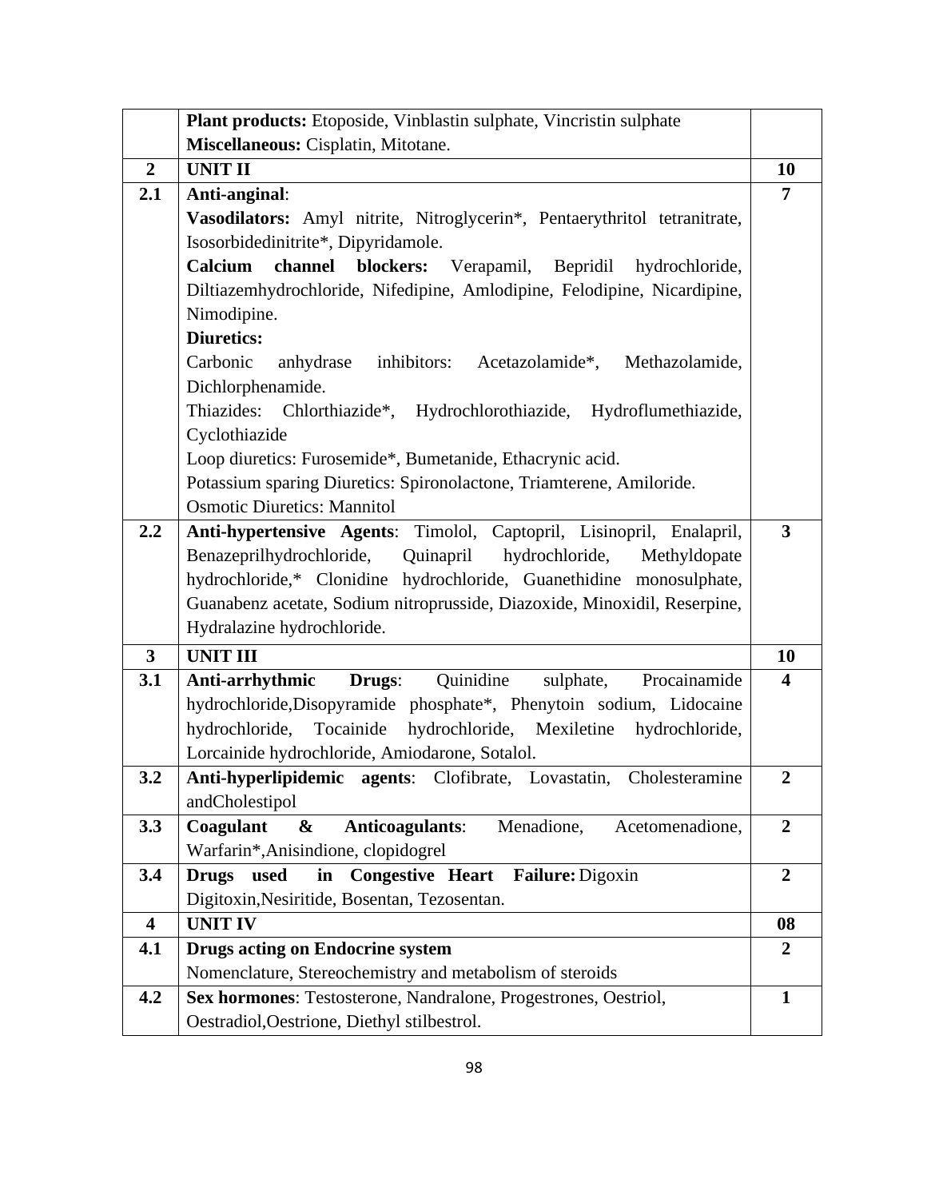| | | |
|---|---|---|
| | **Plant products:** Etoposide, Vinblastin sulphate, Vincristin sulphate<br>**Miscellaneous:** Cisplatin, Mitotane. | |
| **2** | **UNIT II** | **10** |
| **2.1** | **Anti-anginal**:<br>**Vasodilators:** Amyl nitrite, Nitroglycerin*, Pentaerythritol tetranitrate, Isosorbidedinitrite*, Dipyridamole.<br>**Calcium channel blockers:** Verapamil, Bepridil hydrochloride, Diltiazemhydrochloride, Nifedipine, Amlodipine, Felodipine, Nicardipine, Nimodipine.<br>**Diuretics:**<br>Carbonic anhydrase inhibitors: Acetazolamide*, Methazolamide, Dichlorphenamide.<br>Thiazides: Chlorthiazide*, Hydrochlorothiazide, Hydroflumethiazide, Cyclothiazide<br>Loop diuretics: Furosemide*, Bumetanide, Ethacrynic acid.<br>Potassium sparing Diuretics: Spironolactone, Triamterene, Amiloride.<br>Osmotic Diuretics: Mannitol | **7** |
| **2.2** | **Anti-hypertensive Agents**: Timolol, Captopril, Lisinopril, Enalapril, Benazeprilhydrochloride, Quinapril hydrochloride, Methyldopate hydrochloride,* Clonidine hydrochloride, Guanethidine monosulphate, Guanabenz acetate, Sodium nitroprusside, Diazoxide, Minoxidil, Reserpine, Hydralazine hydrochloride. | **3** |
| **3** | **UNIT III** | **10** |
| **3.1** | **Anti-arrhythmic Drugs**: Quinidine sulphate, Procainamide hydrochloride,Disopyramide phosphate*, Phenytoin sodium, Lidocaine hydrochloride, Tocainide hydrochloride, Mexiletine hydrochloride, Lorcainide hydrochloride, Amiodarone, Sotalol. | **4** |
| **3.2** | **Anti-hyperlipidemic agents**: Clofibrate, Lovastatin, Cholesteramine andCholestipol | **2** |
| **3.3** | **Coagulant & Anticoagulants**: Menadione, Acetomenadione, Warfarin*,Anisindione, clopidogrel | **2** |
| **3.4** | **Drugs used in Congestive Heart Failure:** Digoxin Digitoxin,Nesiritide, Bosentan, Tezosentan. | **2** |
| **4** | **UNIT IV** | **08** |
| **4.1** | **Drugs acting on Endocrine system**<br>Nomenclature, Stereochemistry and metabolism of steroids | **2** |
| **4.2** | **Sex hormones**: Testosterone, Nandralone, Progestrones, Oestriol, Oestradiol,Oestrione, Diethyl stilbestrol. | **1** |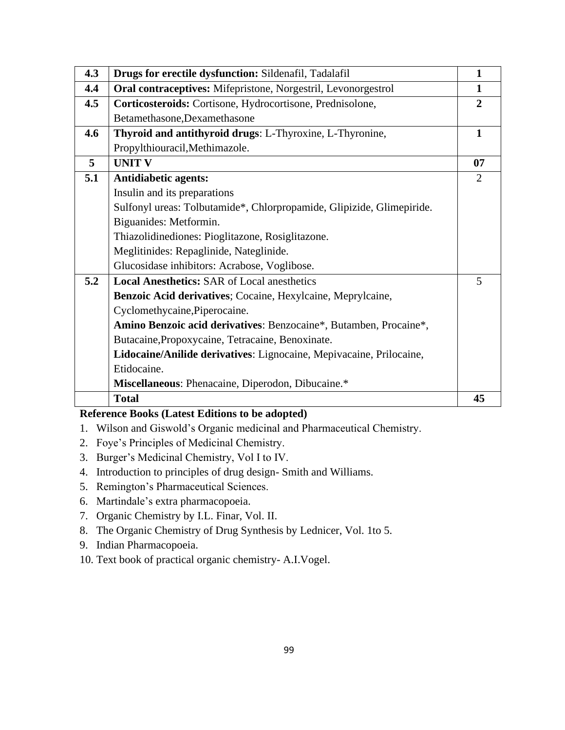| 4.3 | **Drugs for erectile dysfunction:** Sildenafil, Tadalafil | **1** |
|---|---|---|
| **4.4** | **Oral contraceptives:** Mifepristone, Norgestril, Levonorgestrol | **1** |
| **4.5** | **Corticosteroids:** Cortisone, Hydrocortisone, Prednisolone, Betamethasone,Dexamethasone | **2** |
| **4.6** | **Thyroid and antithyroid drugs**: L-Thyroxine, L-Thyronine, Propylthiouracil,Methimazole. | **1** |
| **5** | **UNIT V** | **07** |
| **5.1** | **Antidiabetic agents:**<br>Insulin and its preparations<br>Sulfonyl ureas: Tolbutamide*, Chlorpropamide, Glipizide, Glimepiride.<br>Biguanides: Metformin.<br>Thiazolidinediones: Pioglitazone, Rosiglitazone.<br>Meglitinides: Repaglinide, Nateglinide.<br>Glucosidase inhibitors: Acrabose, Voglibose. | 2 |
| **5.2** | **Local Anesthetics:** SAR of Local anesthetics<br>**Benzoic Acid derivatives**; Cocaine, Hexylcaine, Meprylcaine, Cyclomethycaine,Piperocaine.<br>**Amino Benzoic acid derivatives**: Benzocaine*, Butamben, Procaine*, Butacaine,Propoxycaine, Tetracaine, Benoxinate.<br>**Lidocaine/Anilide derivatives**: Lignocaine, Mepivacaine, Prilocaine, Etidocaine.<br>**Miscellaneous**: Phenacaine, Diperodon, Dibucaine.* | 5 |
| | **Total** | **45** |

**Reference Books (Latest Editions to be adopted)**

1. Wilson and Giswold's Organic medicinal and Pharmaceutical Chemistry.
2. Foye's Principles of Medicinal Chemistry.
3. Burger's Medicinal Chemistry, Vol I to IV.
4. Introduction to principles of drug design- Smith and Williams.
5. Remington's Pharmaceutical Sciences.
6. Martindale's extra pharmacopoeia.
7. Organic Chemistry by I.L. Finar, Vol. II.
8. The Organic Chemistry of Drug Synthesis by Lednicer, Vol. 1to 5.
9. Indian Pharmacopoeia.
10. Text book of practical organic chemistry- A.I.Vogel.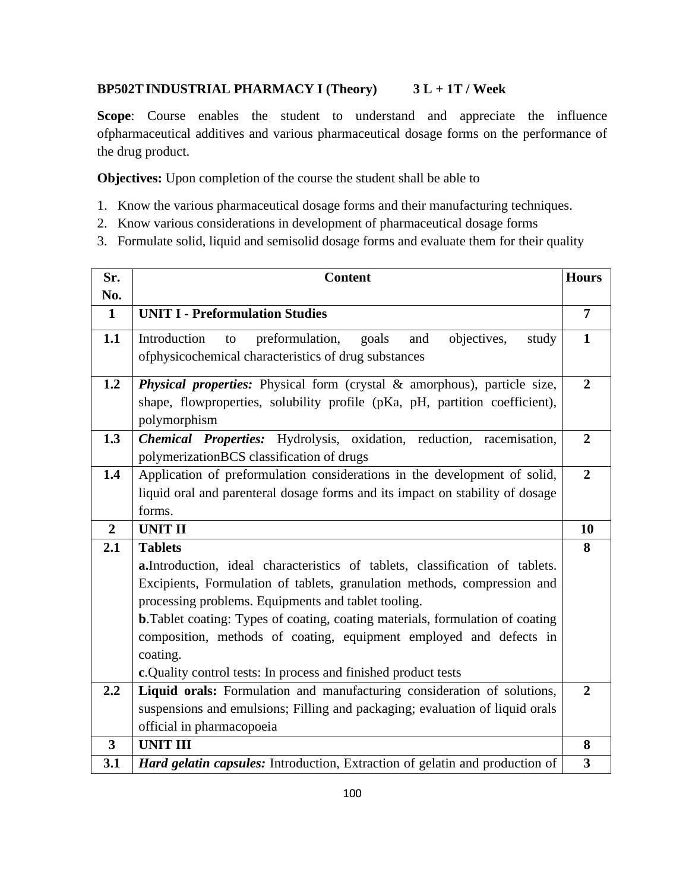**BP502T INDUSTRIAL PHARMACY I (Theory) 3 L + 1T / Week**

**Scope**: Course enables the student to understand and appreciate the influence ofpharmaceutical additives and various pharmaceutical dosage forms on the performance of the drug product.

**Objectives:** Upon completion of the course the student shall be able to

1. Know the various pharmaceutical dosage forms and their manufacturing techniques.
2. Know various considerations in development of pharmaceutical dosage forms
3. Formulate solid, liquid and semisolid dosage forms and evaluate them for their quality

| Sr. No. | Content | Hours |
|---|---|---|
| **1** | **UNIT I - Preformulation Studies** | **7** |
| **1.1** | Introduction to preformulation, goals and objectives, study ofphysicochemical characteristics of drug substances | **1** |
| **1.2** | ***Physical properties:*** Physical form (crystal & amorphous), particle size, shape, flowproperties, solubility profile (pKa, pH, partition coefficient), polymorphism | **2** |
| **1.3** | ***Chemical Properties:*** Hydrolysis, oxidation, reduction, racemisation, polymerizationBCS classification of drugs | **2** |
| **1.4** | Application of preformulation considerations in the development of solid, liquid oral and parenteral dosage forms and its impact on stability of dosage forms. | **2** |
| **2** | **UNIT II** | **10** |
| **2.1** | **Tables**<br>**a.**Introduction, ideal characteristics of tablets, classification of tablets. Excipients, Formulation of tablets, granulation methods, compression and processing problems. Equipments and tablet tooling.<br>**b**.Tablet coating: Types of coating, coating materials, formulation of coating composition, methods of coating, equipment employed and defects in coating.<br>**c**.Quality control tests: In process and finished product tests | **8** |
| **2.2** | **Liquid orals:** Formulation and manufacturing consideration of solutions, suspensions and emulsions; Filling and packaging; evaluation of liquid orals official in pharmacopoeia | **2** |
| **3** | **UNIT III** | **8** |
| **3.1** | ***Hard gelatin capsules:*** Introduction, Extraction of gelatin and production of | **3** |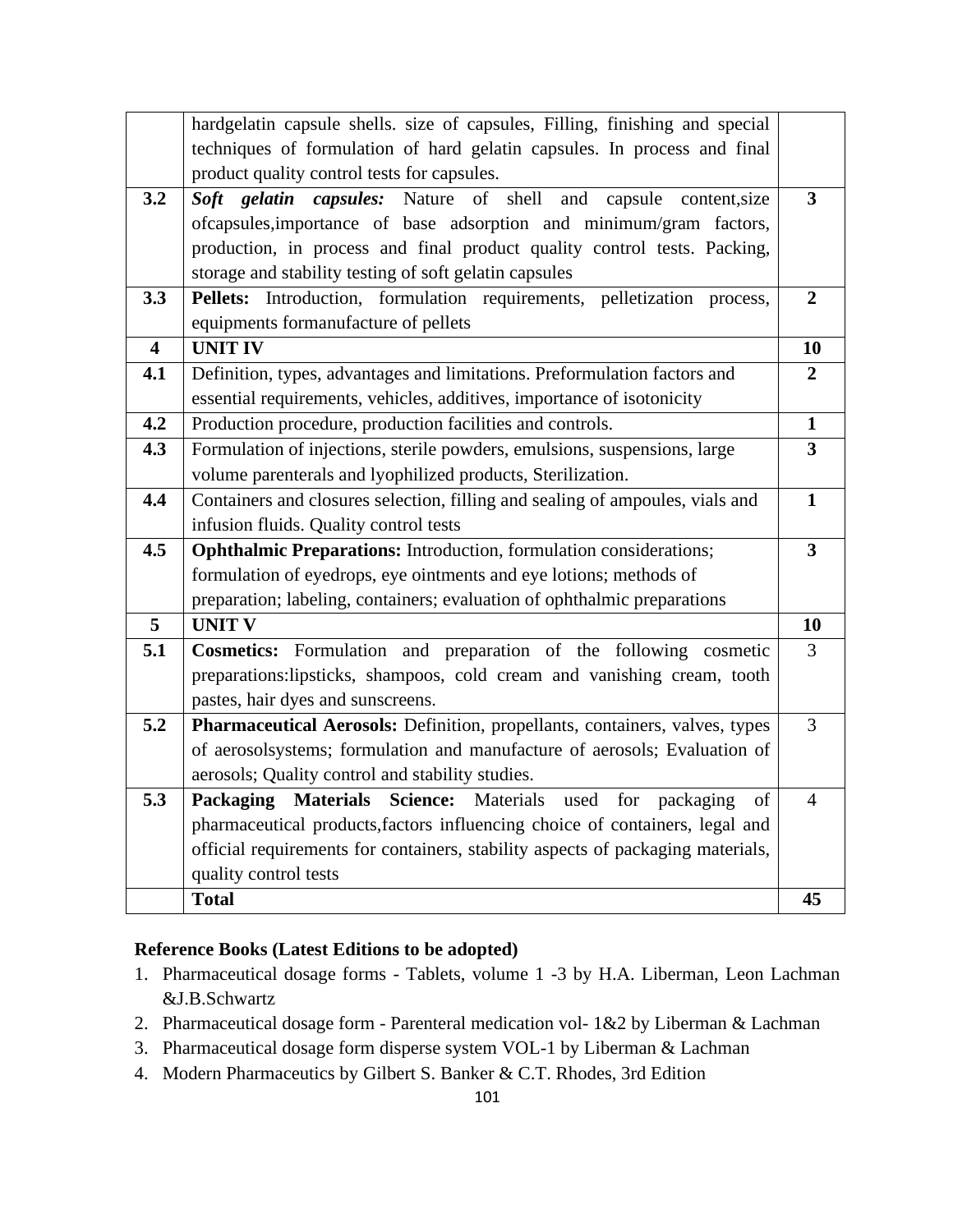| | | |
|---|---|---|
| | hardgelatin capsule shells. size of capsules, Filling, finishing and special techniques of formulation of hard gelatin capsules. In process and final product quality control tests for capsules. | |
| **3.2** | ***Soft gelatin capsules:*** Nature of shell and capsule content,size ofcapsules,importance of base adsorption and minimum/gram factors, production, in process and final product quality control tests. Packing, storage and stability testing of soft gelatin capsules | **3** |
| **3.3** | **Pellets:** Introduction, formulation requirements, pelletization process, equipments formanufacture of pellets | **2** |
| **4** | **UNIT IV** | **10** |
| **4.1** | Definition, types, advantages and limitations. Preformulation factors and essential requirements, vehicles, additives, importance of isotonicity | **2** |
| **4.2** | Production procedure, production facilities and controls. | **1** |
| **4.3** | Formulation of injections, sterile powders, emulsions, suspensions, large volume parenterals and lyophilized products, Sterilization. | **3** |
| **4.4** | Containers and closures selection, filling and sealing of ampoules, vials and infusion fluids. Quality control tests | **1** |
| **4.5** | **Ophthalmic Preparations:** Introduction, formulation considerations; formulation of eyedrops, eye ointments and eye lotions; methods of preparation; labeling, containers; evaluation of ophthalmic preparations | **3** |
| **5** | **UNIT V** | **10** |
| **5.1** | **Cosmetics:** Formulation and preparation of the following cosmetic preparations:lipsticks, shampoos, cold cream and vanishing cream, tooth pastes, hair dyes and sunscreens. | 3 |
| **5.2** | **Pharmaceutical Aerosols:** Definition, propellants, containers, valves, types of aerosolsystems; formulation and manufacture of aerosols; Evaluation of aerosols; Quality control and stability studies. | 3 |
| **5.3** | **Packaging Materials Science:** Materials used for packaging of pharmaceutical products,factors influencing choice of containers, legal and official requirements for containers, stability aspects of packaging materials, quality control tests | 4 |
| | **Total** | **45** |

**Reference Books (Latest Editions to be adopted)**

1. Pharmaceutical dosage forms - Tablets, volume 1 -3 by H.A. Liberman, Leon Lachman &J.B.Schwartz
2. Pharmaceutical dosage form - Parenteral medication vol- 1&2 by Liberman & Lachman
3. Pharmaceutical dosage form disperse system VOL-1 by Liberman & Lachman
4. Modern Pharmaceutics by Gilbert S. Banker & C.T. Rhodes, 3rd Edition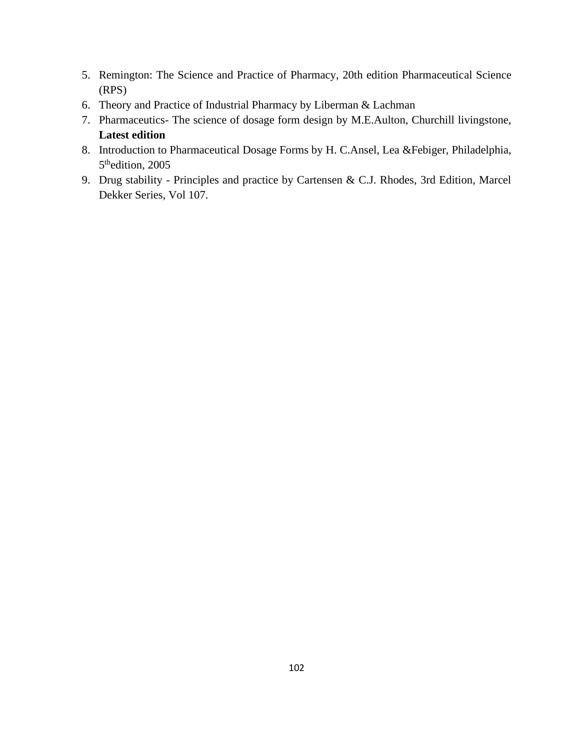5. Remington: The Science and Practice of Pharmacy, 20th edition Pharmaceutical Science (RPS)
6. Theory and Practice of Industrial Pharmacy by Liberman & Lachman
7. Pharmaceutics- The science of dosage form design by M.E.Aulton, Churchill livingstone, **Latest edition**
8. Introduction to Pharmaceutical Dosage Forms by H. C.Ansel, Lea &Febiger, Philadelphia, $5^{th}$edition, 2005
9. Drug stability - Principles and practice by Cartensen & C.J. Rhodes, 3rd Edition, Marcel Dekker Series, Vol 107.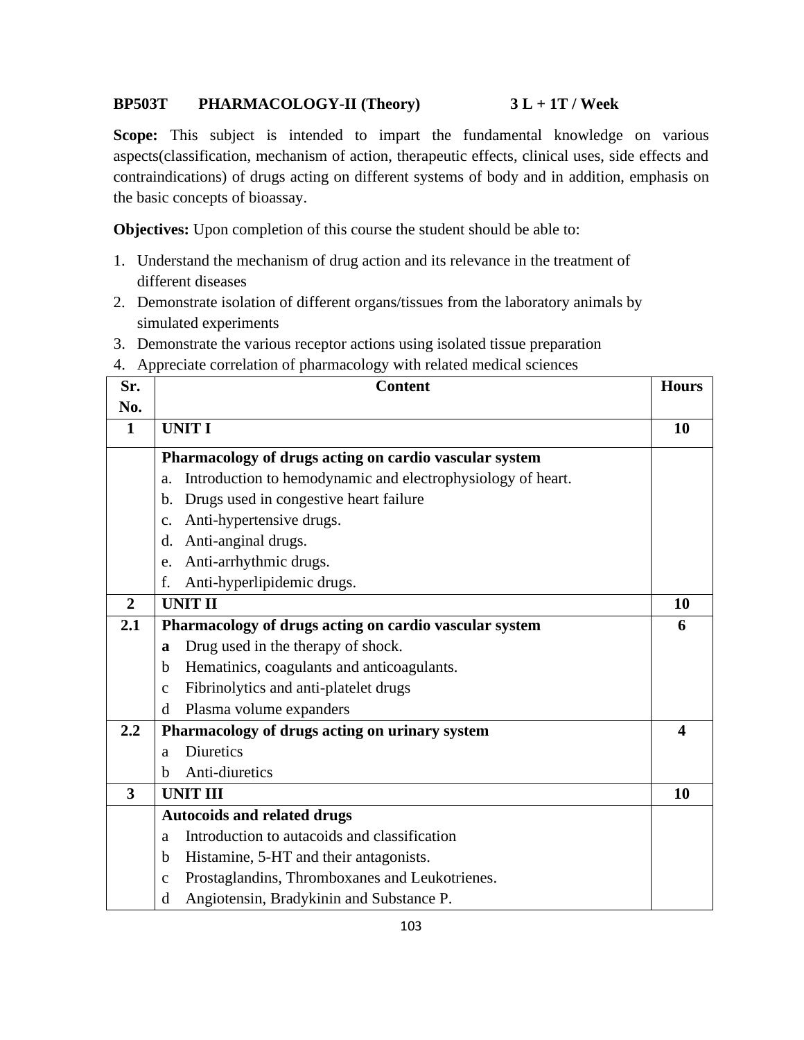**BP503T PHARMACOLOGY-II (Theory) 3 L + 1T / Week**

**Scope:** This subject is intended to impart the fundamental knowledge on various aspects(classification, mechanism of action, therapeutic effects, clinical uses, side effects and contraindications) of drugs acting on different systems of body and in addition, emphasis on the basic concepts of bioassay.

**Objectives:** Upon completion of this course the student should be able to:

1. Understand the mechanism of drug action and its relevance in the treatment of different diseases
2. Demonstrate isolation of different organs/tissues from the laboratory animals by simulated experiments
3. Demonstrate the various receptor actions using isolated tissue preparation
4. Appreciate correlation of pharmacology with related medical sciences

| Sr. No. | Content | Hours |
|---|---|---|
| **1** | **UNIT I** | **10** |
| | **Pharmacology of drugs acting on cardio vascular system**<br>a. Introduction to hemodynamic and electrophysiology of heart.<br>b. Drugs used in congestive heart failure<br>c. Anti-hypertensive drugs.<br>d. Anti-anginal drugs.<br>e. Anti-arrhythmic drugs.<br>f. Anti-hyperlipidemic drugs. | |
| **2** | **UNIT II** | **10** |
| **2.1** | **Pharmacology of drugs acting on cardio vascular system**<br>**a** Drug used in the therapy of shock.<br>b Hematinics, coagulants and anticoagulants.<br>c Fibrinolytics and anti-platelet drugs<br>d Plasma volume expanders | **6** |
| **2.2** | **Pharmacology of drugs acting on urinary system**<br>a Diuretics<br>b Anti-diuretics | **4** |
| **3** | **UNIT III** | **10** |
| | **Autocoids and related drugs**<br>a Introduction to autacoids and classification<br>b Histamine, 5-HT and their antagonists.<br>c Prostaglandins, Thromboxanes and Leukotrienes.<br>d Angiotensin, Bradykinin and Substance P. | |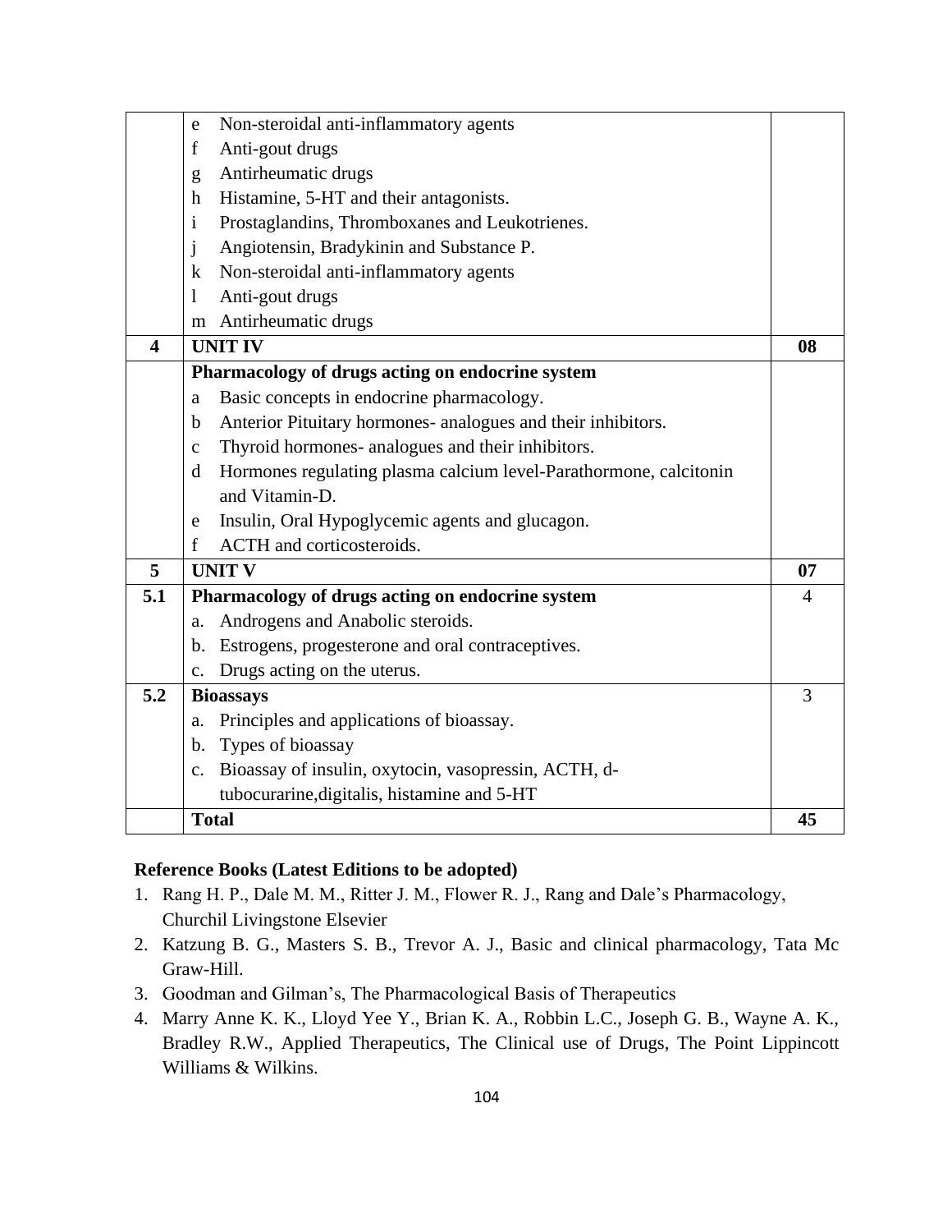| | | |
|---|---|---|
| | e Non-steroidal anti-inflammatory agents<br>f Anti-gout drugs<br>g Antirheumatic drugs<br>h Histamine, 5-HT and their antagonists.<br>i Prostaglandins, Thromboxanes and Leukotrienes.<br>j Angiotensin, Bradykinin and Substance P.<br>k Non-steroidal anti-inflammatory agents<br>l Anti-gout drugs<br>m Antirheumatic drugs | |
| **4** | **UNIT IV** | **08** |
| | **Pharmacology of drugs acting on endocrine system**<br>a Basic concepts in endocrine pharmacology.<br>b Anterior Pituitary hormones- analogues and their inhibitors.<br>c Thyroid hormones- analogues and their inhibitors.<br>d Hormones regulating plasma calcium level-Parathormone, calcitonin and Vitamin-D.<br>e Insulin, Oral Hypoglycemic agents and glucagon.<br>f ACTH and corticosteroids. | |
| **5** | **UNIT V** | **07** |
| **5.1** | **Pharmacology of drugs acting on endocrine system**<br>a. Androgens and Anabolic steroids.<br>b. Estrogens, progesterone and oral contraceptives.<br>c. Drugs acting on the uterus. | 4 |
| **5.2** | **Bioassays**<br>a. Principles and applications of bioassay.<br>b. Types of bioassay<br>c. Bioassay of insulin, oxytocin, vasopressin, ACTH, d-tubocurarine,digitalis, histamine and 5-HT | 3 |
| | **Total** | **45** |

**Reference Books (Latest Editions to be adopted)**

1. Rang H. P., Dale M. M., Ritter J. M., Flower R. J., Rang and Dale's Pharmacology, Churchil Livingstone Elsevier
2. Katzung B. G., Masters S. B., Trevor A. J., Basic and clinical pharmacology, Tata Mc Graw-Hill.
3. Goodman and Gilman's, The Pharmacological Basis of Therapeutics
4. Marry Anne K. K., Lloyd Yee Y., Brian K. A., Robbin L.C., Joseph G. B., Wayne A. K., Bradley R.W., Applied Therapeutics, The Clinical use of Drugs, The Point Lippincott Williams & Wilkins.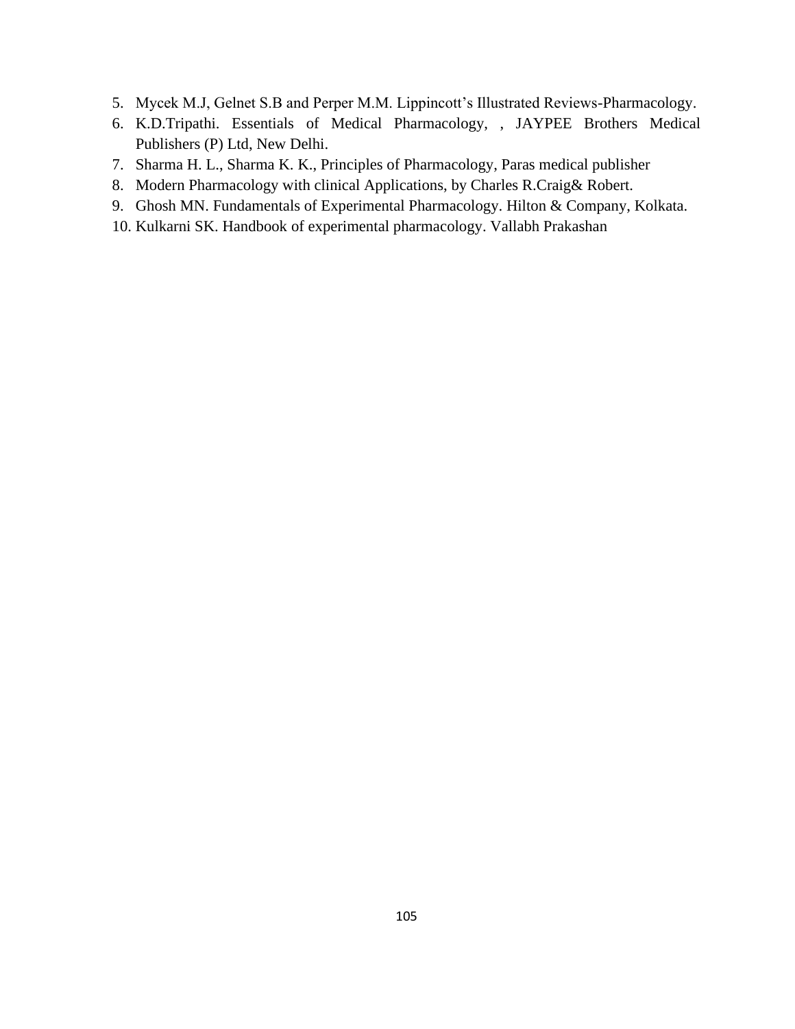5. Mycek M.J, Gelnet S.B and Perper M.M. Lippincott's Illustrated Reviews-Pharmacology.
6. K.D.Tripathi. Essentials of Medical Pharmacology, , JAYPEE Brothers Medical Publishers (P) Ltd, New Delhi.
7. Sharma H. L., Sharma K. K., Principles of Pharmacology, Paras medical publisher
8. Modern Pharmacology with clinical Applications, by Charles R.Craig& Robert.
9. Ghosh MN. Fundamentals of Experimental Pharmacology. Hilton & Company, Kolkata.
10. Kulkarni SK. Handbook of experimental pharmacology. Vallabh Prakashan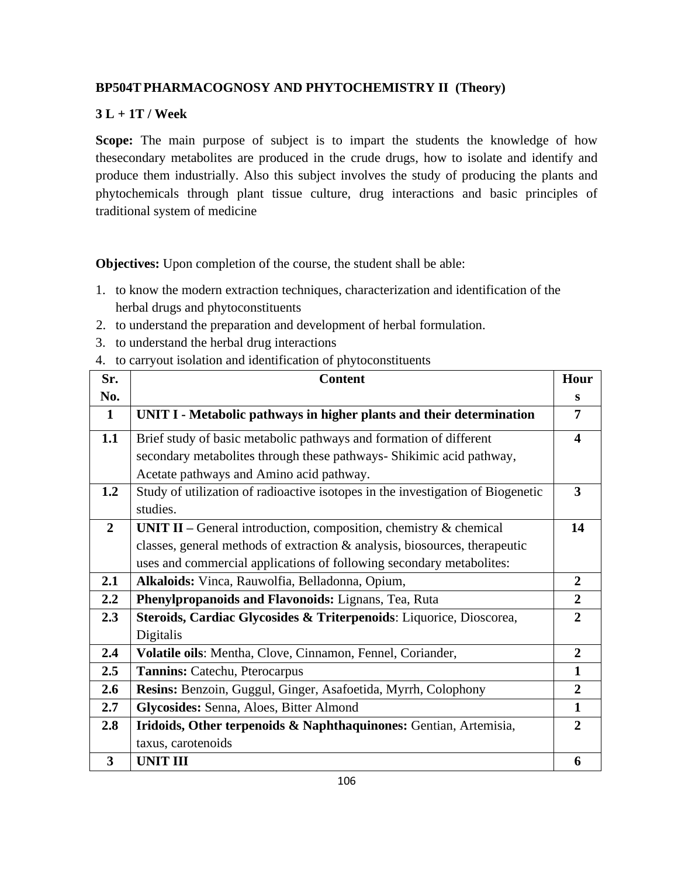**BP504T PHARMACOGNOSY AND PHYTOCHEMISTRY II (Theory)**

**3 L + 1T / Week**

**Scope:** The main purpose of subject is to impart the students the knowledge of how thesecondary metabolites are produced in the crude drugs, how to isolate and identify and produce them industrially. Also this subject involves the study of producing the plants and phytochemicals through plant tissue culture, drug interactions and basic principles of traditional system of medicine

**Objectives:** Upon completion of the course, the student shall be able:

1. to know the modern extraction techniques, characterization and identification of the herbal drugs and phytoconstituents
2. to understand the preparation and development of herbal formulation.
3. to understand the herbal drug interactions
4. to carryout isolation and identification of phytoconstituents

| Sr. No. | Content | Hours |
|---|---|---|
| **1** | **UNIT I - Metabolic pathways in higher plants and their determination** | **7** |
| **1.1** | Brief study of basic metabolic pathways and formation of different secondary metabolites through these pathways- Shikimic acid pathway, Acetate pathways and Amino acid pathway. | **4** |
| **1.2** | Study of utilization of radioactive isotopes in the investigation of Biogenetic studies. | **3** |
| **2** | **UNIT II –** General introduction, composition, chemistry & chemical classes, general methods of extraction & analysis, biosources, therapeutic uses and commercial applications of following secondary metabolites: | **14** |
| **2.1** | **Alkaloids:** Vinca, Rauwolfia, Belladonna, Opium, | **2** |
| **2.2** | **Phenylpropanoids and Flavonoids:** Lignans, Tea, Ruta | **2** |
| **2.3** | **Steroids, Cardiac Glycosides & Triterpenoids**: Liquorice, Dioscorea, Digitalis | **2** |
| **2.4** | **Volatile oils**: Mentha, Clove, Cinnamon, Fennel, Coriander, | **2** |
| **2.5** | **Tannins:** Catechu, Pterocarpus | **1** |
| **2.6** | **Resins:** Benzoin, Guggul, Ginger, Asafoetida, Myrrh, Colophony | **2** |
| **2.7** | **Glycosides:** Senna, Aloes, Bitter Almond | **1** |
| **2.8** | **Iridoids, Other terpenoids & Naphthaquinones:** Gentian, Artemisia, taxus, carotenoids | **2** |
| **3** | **UNIT III** | **6** |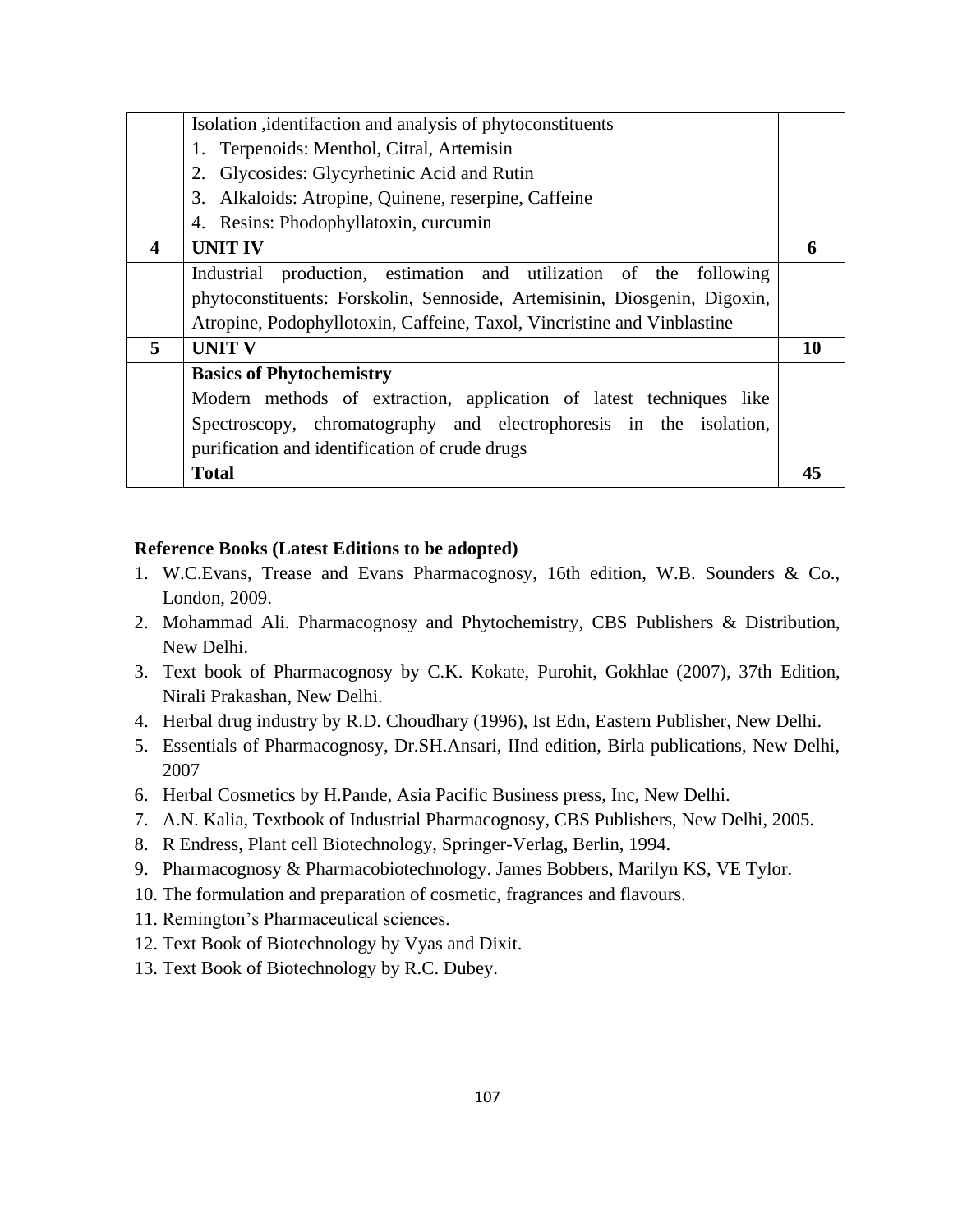|   |   |   |
|---|---|---|
|   | Isolation ,identifaction and analysis of phytoconstituents<br>1. Terpenoids: Menthol, Citral, Artemisin<br>2. Glycosides: Glycyrhetinic Acid and Rutin<br>3. Alkaloids: Atropine, Quinene, reserpine, Caffeine<br>4. Resins: Phodophyllatoxin, curcumin |   |
| **4** | **UNIT IV** | **6** |
|   | Industrial production, estimation and utilization of the following phytoconstituents: Forskolin, Sennoside, Artemisinin, Diosgenin, Digoxin, Atropine, Podophyllotoxin, Caffeine, Taxol, Vincristine and Vinblastine |   |
| **5** | **UNIT V** | **10** |
|   | **Basics of Phytochemistry**<br>Modern methods of extraction, application of latest techniques like Spectroscopy, chromatography and electrophoresis in the isolation, purification and identification of crude drugs |   |
|   | **Total** | **45** |

**Reference Books (Latest Editions to be adopted)**

1. W.C.Evans, Trease and Evans Pharmacognosy, 16th edition, W.B. Sounders & Co., London, 2009.
2. Mohammad Ali. Pharmacognosy and Phytochemistry, CBS Publishers & Distribution, New Delhi.
3. Text book of Pharmacognosy by C.K. Kokate, Purohit, Gokhlae (2007), 37th Edition, Nirali Prakashan, New Delhi.
4. Herbal drug industry by R.D. Choudhary (1996), Ist Edn, Eastern Publisher, New Delhi.
5. Essentials of Pharmacognosy, Dr.SH.Ansari, IInd edition, Birla publications, New Delhi, 2007
6. Herbal Cosmetics by H.Pande, Asia Pacific Business press, Inc, New Delhi.
7. A.N. Kalia, Textbook of Industrial Pharmacognosy, CBS Publishers, New Delhi, 2005.
8. R Endress, Plant cell Biotechnology, Springer-Verlag, Berlin, 1994.
9. Pharmacognosy & Pharmacobiotechnology. James Bobbers, Marilyn KS, VE Tylor.
10. The formulation and preparation of cosmetic, fragrances and flavours.
11. Remington's Pharmaceutical sciences.
12. Text Book of Biotechnology by Vyas and Dixit.
13. Text Book of Biotechnology by R.C. Dubey.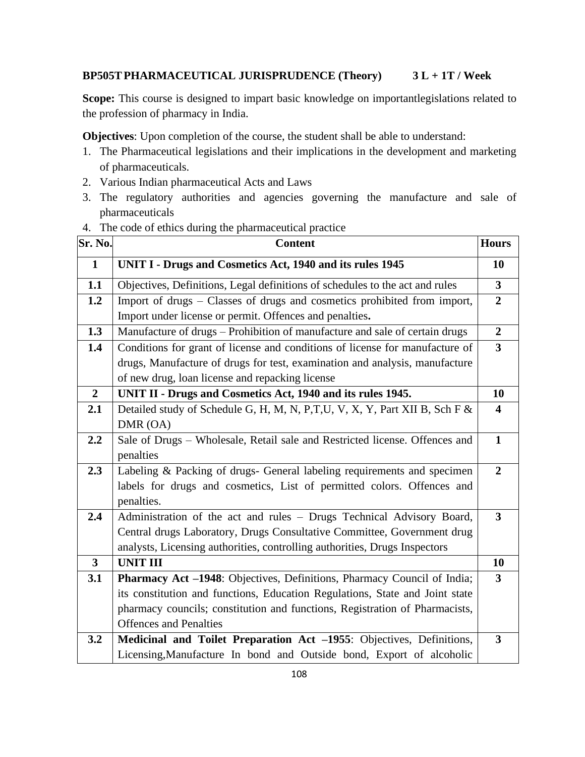**BP505T PHARMACEUTICAL JURISPRUDENCE (Theory) 3 L + 1T / Week**

**Scope:** This course is designed to impart basic knowledge on importantlegislations related to the profession of pharmacy in India.

**Objectives**: Upon completion of the course, the student shall be able to understand:

1. The Pharmaceutical legislations and their implications in the development and marketing of pharmaceuticals.
2. Various Indian pharmaceutical Acts and Laws
3. The regulatory authorities and agencies governing the manufacture and sale of pharmaceuticals
4. The code of ethics during the pharmaceutical practice

| Sr. No. | Content | Hours |
|---|---|---|
| **1** | **UNIT I - Drugs and Cosmetics Act, 1940 and its rules 1945** | **10** |
| **1.1** | Objectives, Definitions, Legal definitions of schedules to the act and rules | **3** |
| **1.2** | Import of drugs – Classes of drugs and cosmetics prohibited from import, Import under license or permit. Offences and penalties**.** | **2** |
| **1.3** | Manufacture of drugs – Prohibition of manufacture and sale of certain drugs | **2** |
| **1.4** | Conditions for grant of license and conditions of license for manufacture of drugs, Manufacture of drugs for test, examination and analysis, manufacture of new drug, loan license and repacking license | **3** |
| **2** | **UNIT II - Drugs and Cosmetics Act, 1940 and its rules 1945.** | **10** |
| **2.1** | Detailed study of Schedule G, H, M, N, P,T,U, V, X, Y, Part XII B, Sch F & DMR (OA) | **4** |
| **2.2** | Sale of Drugs – Wholesale, Retail sale and Restricted license. Offences and penalties | **1** |
| **2.3** | Labeling & Packing of drugs- General labeling requirements and specimen labels for drugs and cosmetics, List of permitted colors. Offences and penalties. | **2** |
| **2.4** | Administration of the act and rules – Drugs Technical Advisory Board, Central drugs Laboratory, Drugs Consultative Committee, Government drug analysts, Licensing authorities, controlling authorities, Drugs Inspectors | **3** |
| **3** | **UNIT III** | **10** |
| **3.1** | **Pharmacy Act –1948**: Objectives, Definitions, Pharmacy Council of India; its constitution and functions, Education Regulations, State and Joint state pharmacy councils; constitution and functions, Registration of Pharmacists, Offences and Penalties | **3** |
| **3.2** | **Medicinal and Toilet Preparation Act –1955**: Objectives, Definitions, Licensing,Manufacture In bond and Outside bond, Export of alcoholic | **3** |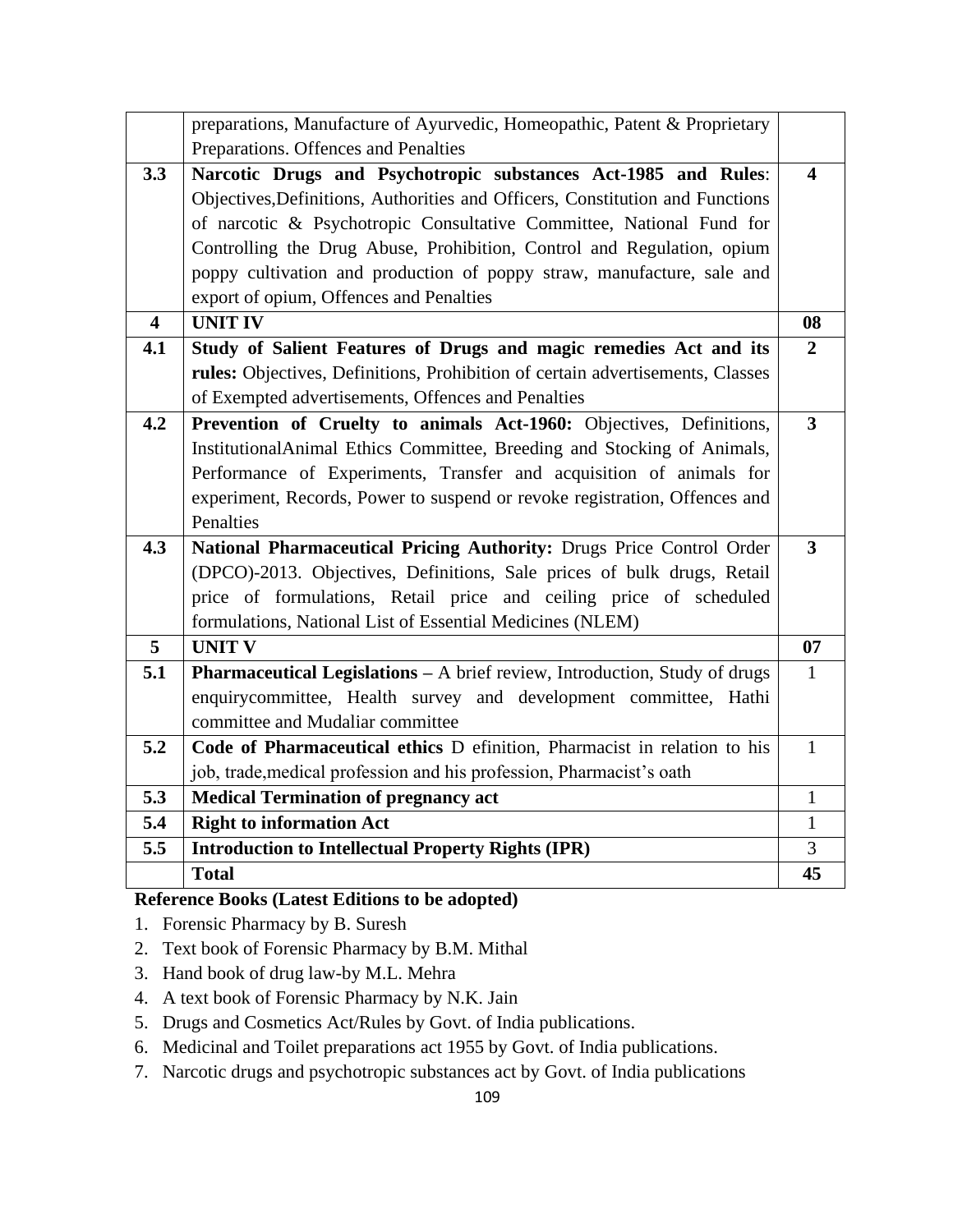| | | |
|---|---|---|
| | preparations, Manufacture of Ayurvedic, Homeopathic, Patent & Proprietary Preparations. Offences and Penalties | |
| **3.3** | **Narcotic Drugs and Psychotropic substances Act-1985 and Rules**: Objectives,Definitions, Authorities and Officers, Constitution and Functions of narcotic & Psychotropic Consultative Committee, National Fund for Controlling the Drug Abuse, Prohibition, Control and Regulation, opium poppy cultivation and production of poppy straw, manufacture, sale and export of opium, Offences and Penalties | **4** |
| **4** | **UNIT IV** | **08** |
| **4.1** | **Study of Salient Features of Drugs and magic remedies Act and its rules:** Objectives, Definitions, Prohibition of certain advertisements, Classes of Exempted advertisements, Offences and Penalties | **2** |
| **4.2** | **Prevention of Cruelty to animals Act-1960:** Objectives, Definitions, InstitutionalAnimal Ethics Committee, Breeding and Stocking of Animals, Performance of Experiments, Transfer and acquisition of animals for experiment, Records, Power to suspend or revoke registration, Offences and Penalties | **3** |
| **4.3** | **National Pharmaceutical Pricing Authority:** Drugs Price Control Order (DPCO)-2013. Objectives, Definitions, Sale prices of bulk drugs, Retail price of formulations, Retail price and ceiling price of scheduled formulations, National List of Essential Medicines (NLEM) | **3** |
| **5** | **UNIT V** | **07** |
| **5.1** | **Pharmaceutical Legislations –** A brief review, Introduction, Study of drugs enquirycommittee, Health survey and development committee, Hathi committee and Mudaliar committee | 1 |
| **5.2** | **Code of Pharmaceutical ethics** D efinition, Pharmacist in relation to his job, trade,medical profession and his profession, Pharmacist's oath | 1 |
| **5.3** | **Medical Termination of pregnancy act** | 1 |
| **5.4** | **Right to information Act** | 1 |
| **5.5** | **Introduction to Intellectual Property Rights (IPR)** | 3 |
| | **Total** | **45** |

**Reference Books (Latest Editions to be adopted)**

1. Forensic Pharmacy by B. Suresh
2. Text book of Forensic Pharmacy by B.M. Mithal
3. Hand book of drug law-by M.L. Mehra
4. A text book of Forensic Pharmacy by N.K. Jain
5. Drugs and Cosmetics Act/Rules by Govt. of India publications.
6. Medicinal and Toilet preparations act 1955 by Govt. of India publications.
7. Narcotic drugs and psychotropic substances act by Govt. of India publications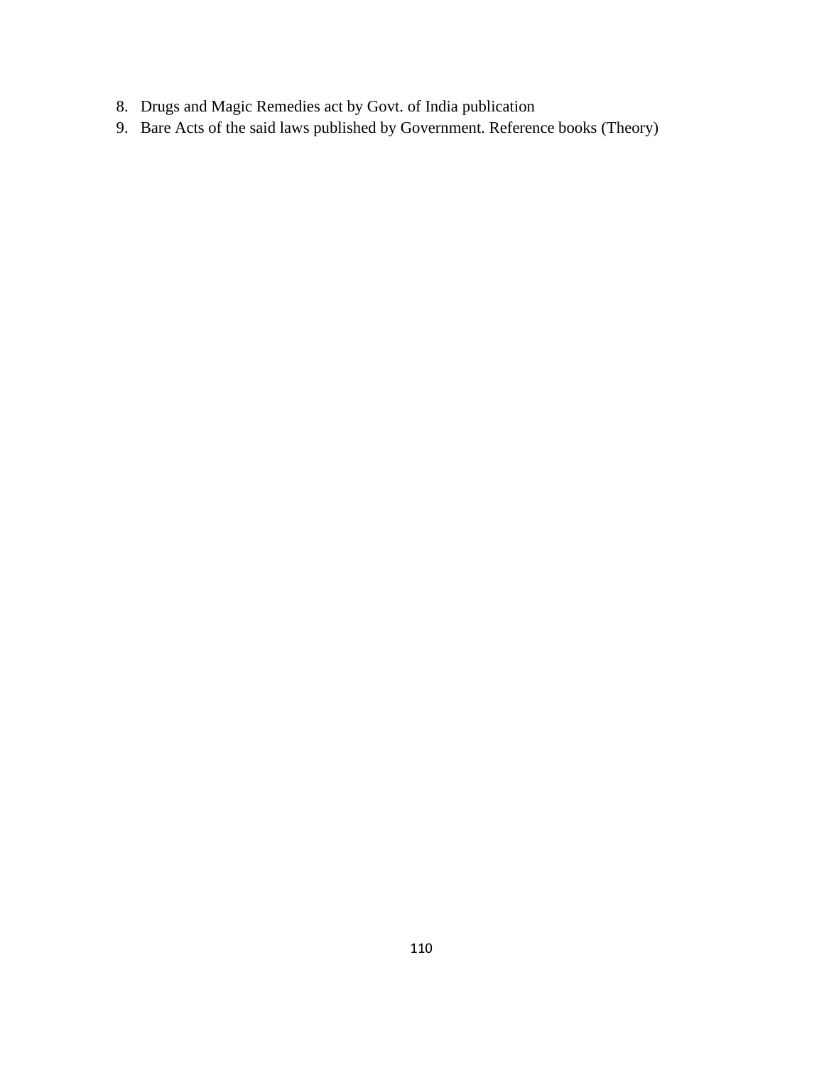8. Drugs and Magic Remedies act by Govt. of India publication
9. Bare Acts of the said laws published by Government. Reference books (Theory)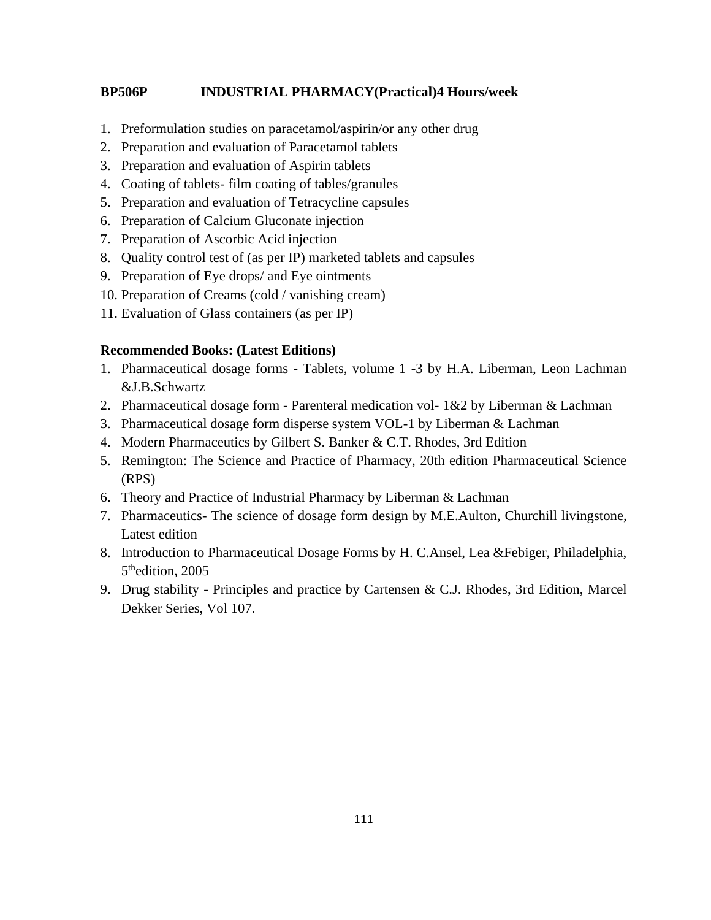**BP506P INDUSTRIAL PHARMACY(Practical)4 Hours/week**

1. Preformulation studies on paracetamol/aspirin/or any other drug
2. Preparation and evaluation of Paracetamol tablets
3. Preparation and evaluation of Aspirin tablets
4. Coating of tablets- film coating of tables/granules
5. Preparation and evaluation of Tetracycline capsules
6. Preparation of Calcium Gluconate injection
7. Preparation of Ascorbic Acid injection
8. Quality control test of (as per IP) marketed tablets and capsules
9. Preparation of Eye drops/ and Eye ointments
10. Preparation of Creams (cold / vanishing cream)
11. Evaluation of Glass containers (as per IP)

**Recommended Books: (Latest Editions)**

1. Pharmaceutical dosage forms - Tablets, volume 1 -3 by H.A. Liberman, Leon Lachman &J.B.Schwartz
2. Pharmaceutical dosage form - Parenteral medication vol- 1&2 by Liberman & Lachman
3. Pharmaceutical dosage form disperse system VOL-1 by Liberman & Lachman
4. Modern Pharmaceutics by Gilbert S. Banker & C.T. Rhodes, 3rd Edition
5. Remington: The Science and Practice of Pharmacy, 20th edition Pharmaceutical Science (RPS)
6. Theory and Practice of Industrial Pharmacy by Liberman & Lachman
7. Pharmaceutics- The science of dosage form design by M.E.Aulton, Churchill livingstone, Latest edition
8. Introduction to Pharmaceutical Dosage Forms by H. C.Ansel, Lea &Febiger, Philadelphia, 5thedition, 2005
9. Drug stability - Principles and practice by Cartensen & C.J. Rhodes, 3rd Edition, Marcel Dekker Series, Vol 107.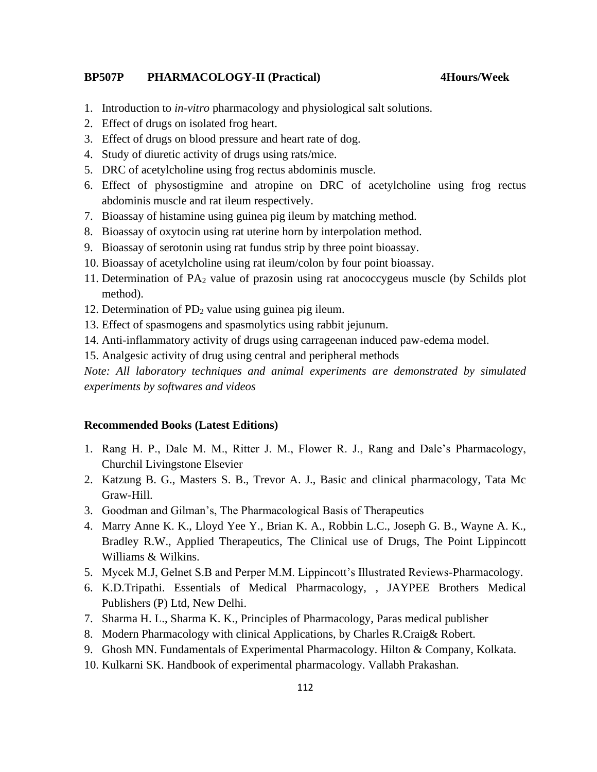**BP507P PHARMACOLOGY-II (Practical) 4Hours/Week**

1. Introduction to *in-vitro* pharmacology and physiological salt solutions.
2. Effect of drugs on isolated frog heart.
3. Effect of drugs on blood pressure and heart rate of dog.
4. Study of diuretic activity of drugs using rats/mice.
5. DRC of acetylcholine using frog rectus abdominis muscle.
6. Effect of physostigmine and atropine on DRC of acetylcholine using frog rectus abdominis muscle and rat ileum respectively.
7. Bioassay of histamine using guinea pig ileum by matching method.
8. Bioassay of oxytocin using rat uterine horn by interpolation method.
9. Bioassay of serotonin using rat fundus strip by three point bioassay.
10. Bioassay of acetylcholine using rat ileum/colon by four point bioassay.
11. Determination of $PA_2$ value of prazosin using rat anococcygeus muscle (by Schilds plot method).
12. Determination of $PD_2$ value using guinea pig ileum.
13. Effect of spasmogens and spasmolytics using rabbit jejunum.
14. Anti-inflammatory activity of drugs using carrageenan induced paw-edema model.
15. Analgesic activity of drug using central and peripheral methods

*Note: All laboratory techniques and animal experiments are demonstrated by simulated experiments by softwares and videos*

**Recommended Books (Latest Editions)**

1. Rang H. P., Dale M. M., Ritter J. M., Flower R. J., Rang and Dale's Pharmacology, Churchil Livingstone Elsevier
2. Katzung B. G., Masters S. B., Trevor A. J., Basic and clinical pharmacology, Tata Mc Graw-Hill.
3. Goodman and Gilman's, The Pharmacological Basis of Therapeutics
4. Marry Anne K. K., Lloyd Yee Y., Brian K. A., Robbin L.C., Joseph G. B., Wayne A. K., Bradley R.W., Applied Therapeutics, The Clinical use of Drugs, The Point Lippincott Williams & Wilkins.
5. Mycek M.J, Gelnet S.B and Perper M.M. Lippincott's Illustrated Reviews-Pharmacology.
6. K.D.Tripathi. Essentials of Medical Pharmacology, , JAYPEE Brothers Medical Publishers (P) Ltd, New Delhi.
7. Sharma H. L., Sharma K. K., Principles of Pharmacology, Paras medical publisher
8. Modern Pharmacology with clinical Applications, by Charles R.Craig& Robert.
9. Ghosh MN. Fundamentals of Experimental Pharmacology. Hilton & Company, Kolkata.
10. Kulkarni SK. Handbook of experimental pharmacology. Vallabh Prakashan.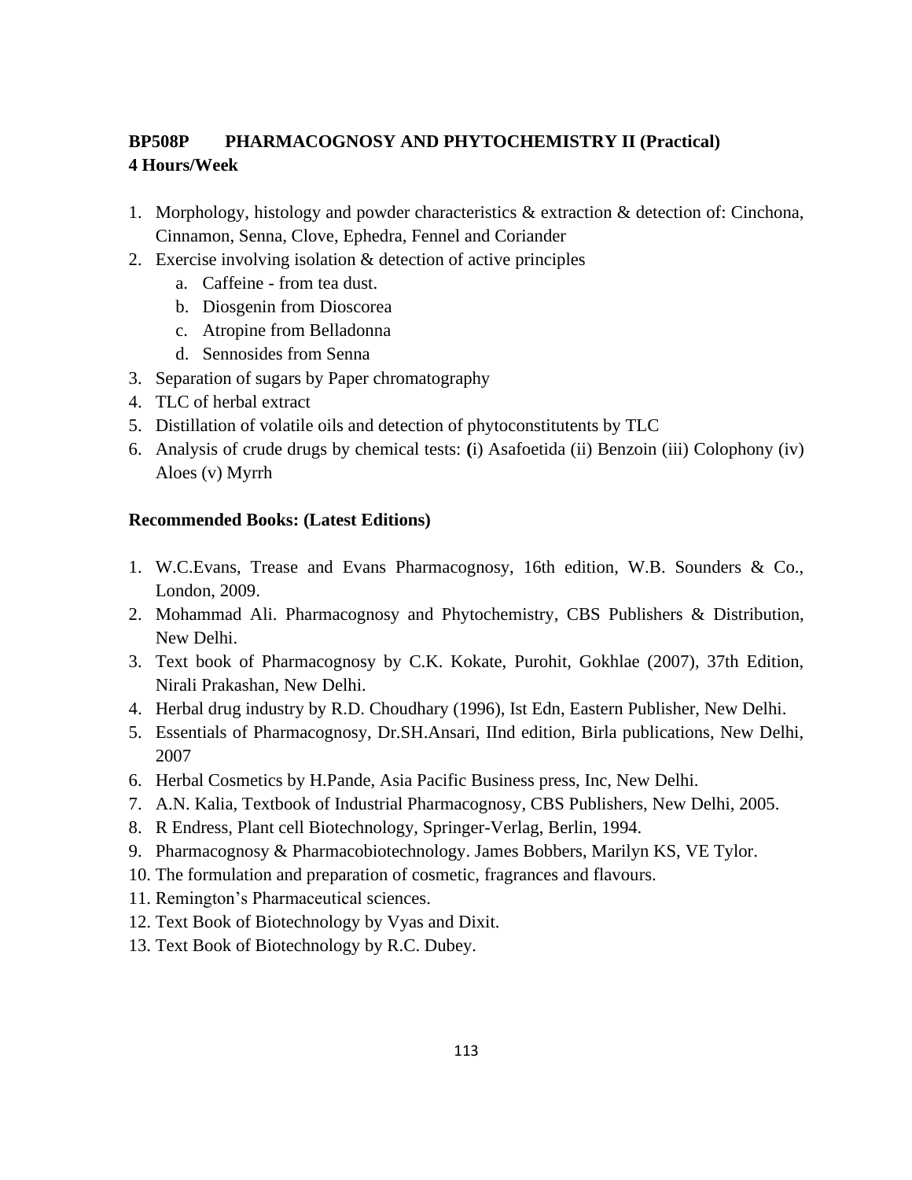**BP508P PHARMACOGNOSY AND PHYTOCHEMISTRY II (Practical)**
**4 Hours/Week**

1. Morphology, histology and powder characteristics & extraction & detection of: Cinchona, Cinnamon, Senna, Clove, Ephedra, Fennel and Coriander
2. Exercise involving isolation & detection of active principles
   a. Caffeine - from tea dust.
   b. Diosgenin from Dioscorea
   c. Atropine from Belladonna
   d. Sennosides from Senna
3. Separation of sugars by Paper chromatography
4. TLC of herbal extract
5. Distillation of volatile oils and detection of phytoconstitutents by TLC
6. Analysis of crude drugs by chemical tests: (i) Asafoetida (ii) Benzoin (iii) Colophony (iv) Aloes (v) Myrrh

**Recommended Books: (Latest Editions)**

1. W.C.Evans, Trease and Evans Pharmacognosy, 16th edition, W.B. Sounders & Co., London, 2009.
2. Mohammad Ali. Pharmacognosy and Phytochemistry, CBS Publishers & Distribution, New Delhi.
3. Text book of Pharmacognosy by C.K. Kokate, Purohit, Gokhlae (2007), 37th Edition, Nirali Prakashan, New Delhi.
4. Herbal drug industry by R.D. Choudhary (1996), Ist Edn, Eastern Publisher, New Delhi.
5. Essentials of Pharmacognosy, Dr.SH.Ansari, IInd edition, Birla publications, New Delhi, 2007
6. Herbal Cosmetics by H.Pande, Asia Pacific Business press, Inc, New Delhi.
7. A.N. Kalia, Textbook of Industrial Pharmacognosy, CBS Publishers, New Delhi, 2005.
8. R Endress, Plant cell Biotechnology, Springer-Verlag, Berlin, 1994.
9. Pharmacognosy & Pharmacobiotechnology. James Bobbers, Marilyn KS, VE Tylor.
10. The formulation and preparation of cosmetic, fragrances and flavours.
11. Remington's Pharmaceutical sciences.
12. Text Book of Biotechnology by Vyas and Dixit.
13. Text Book of Biotechnology by R.C. Dubey.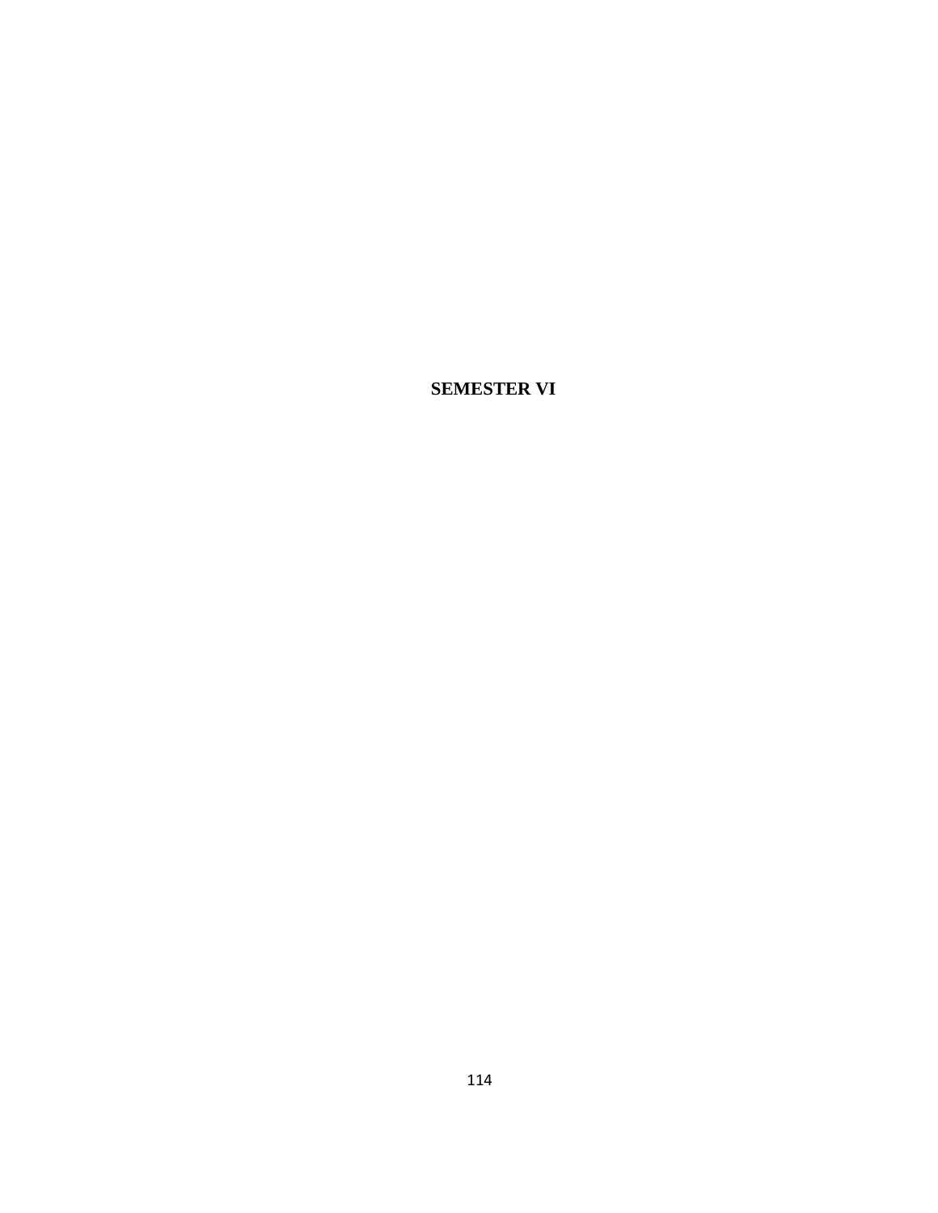**SEMESTER VI**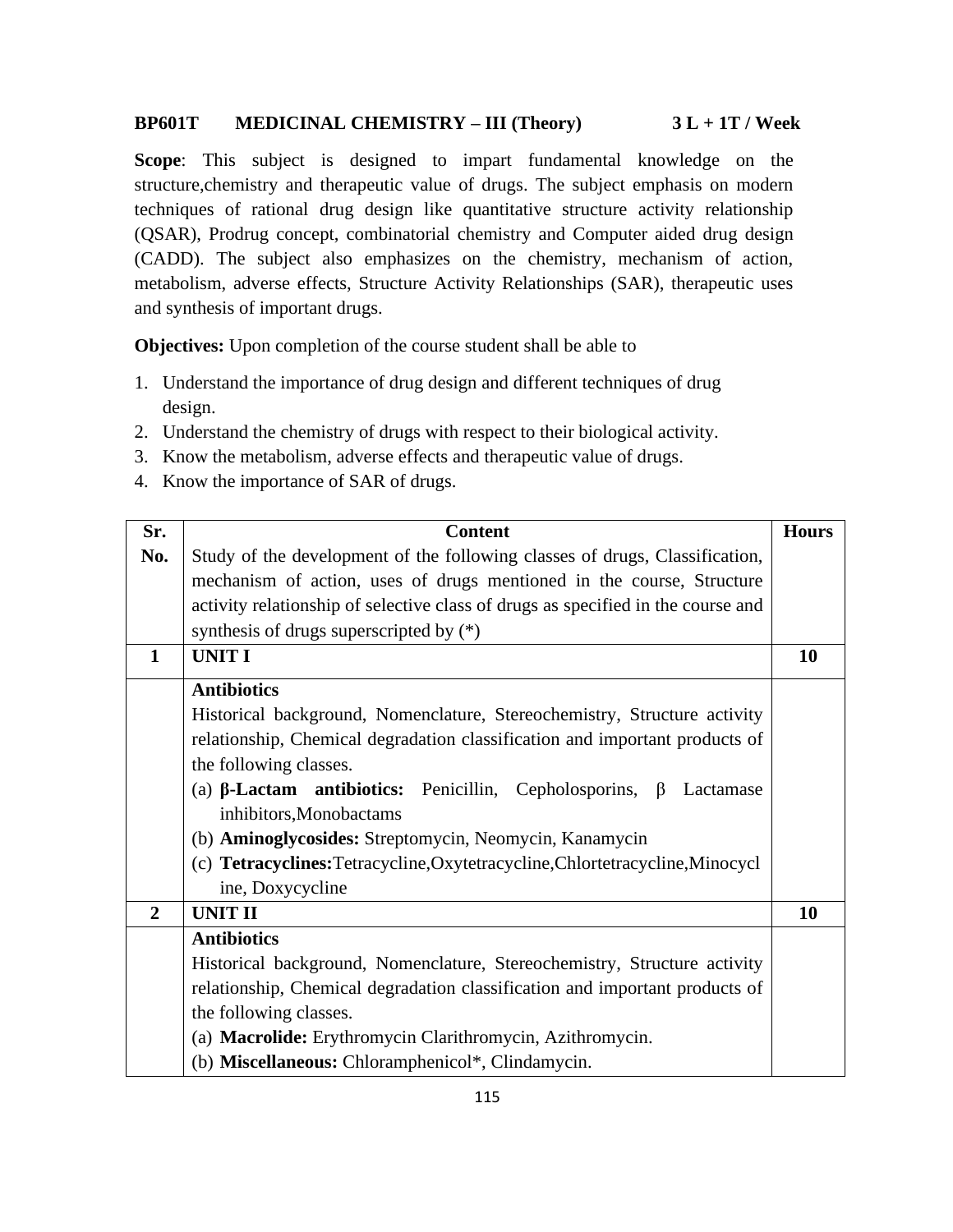**BP601T MEDICINAL CHEMISTRY – III (Theory) 3 L + 1T / Week**

**Scope**: This subject is designed to impart fundamental knowledge on the structure,chemistry and therapeutic value of drugs. The subject emphasis on modern techniques of rational drug design like quantitative structure activity relationship (QSAR), Prodrug concept, combinatorial chemistry and Computer aided drug design (CADD). The subject also emphasizes on the chemistry, mechanism of action, metabolism, adverse effects, Structure Activity Relationships (SAR), therapeutic uses and synthesis of important drugs.

**Objectives:** Upon completion of the course student shall be able to

1. Understand the importance of drug design and different techniques of drug design.
2. Understand the chemistry of drugs with respect to their biological activity.
3. Know the metabolism, adverse effects and therapeutic value of drugs.
4. Know the importance of SAR of drugs.

| Sr. No. | Content | Hours |
|---|---|---|
| | Study of the development of the following classes of drugs, Classification, mechanism of action, uses of drugs mentioned in the course, Structure activity relationship of selective class of drugs as specified in the course and synthesis of drugs superscripted by (*) | |
| **1** | **UNIT I** | **10** |
| | **Antibiotics**<br>Historical background, Nomenclature, Stereochemistry, Structure activity relationship, Chemical degradation classification and important products of the following classes.<br>(a) **β-Lactam antibiotics:** Penicillin, Cepholosporins, β Lactamase inhibitors,Monobactams<br>(b) **Aminoglycosides:** Streptomycin, Neomycin, Kanamycin<br>(c) **Tetracyclines:**Tetracycline,Oxytetracycline,Chlortetracycline,Minocycline, Doxycycline | |
| **2** | **UNIT II** | **10** |
| | **Antibiotics**<br>Historical background, Nomenclature, Stereochemistry, Structure activity relationship, Chemical degradation classification and important products of the following classes.<br>(a) **Macrolide:** Erythromycin Clarithromycin, Azithromycin.<br>(b) **Miscellaneous:** Chloramphenicol*, Clindamycin. | |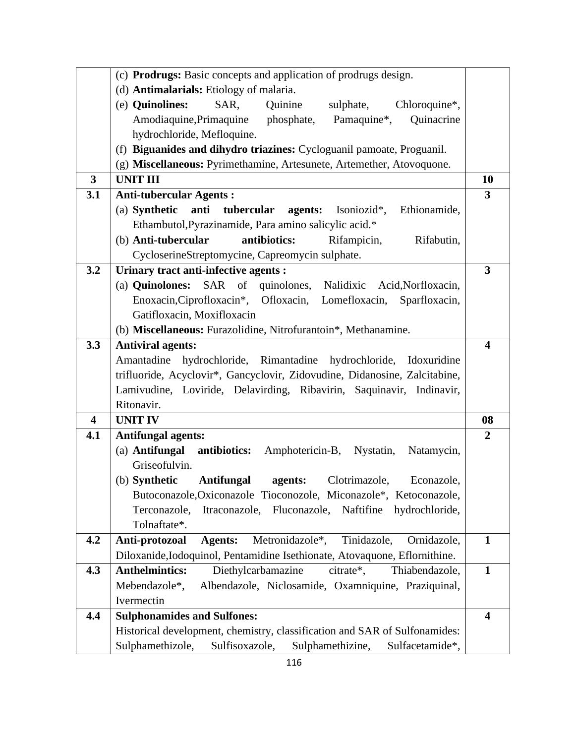| | | |
|---|---|---|
| | (c) **Prodrugs:** Basic concepts and application of prodrugs design.<br>(d) **Antimalarials:** Etiology of malaria.<br>(e) **Quinolines:** SAR, Quinine sulphate, Chloroquine*, Amodiaquine,Primaquine phosphate, Pamaquine*, Quinacrine hydrochloride, Mefloquine.<br>(f) **Biguanides and dihydro triazines:** Cycloguanil pamoate, Proguanil.<br>(g) **Miscellaneous:** Pyrimethamine, Artesunete, Artemether, Atovoquone. | |
| **3** | **UNIT III** | **10** |
| **3.1** | **Anti-tubercular Agents :**<br>(a) **Synthetic anti tubercular agents:** Isoniozid*, Ethionamide, Ethambutol,Pyrazinamide, Para amino salicylic acid.*<br>(b) **Anti-tubercular antibiotics:** Rifampicin, Rifabutin, CycloserineStreptomycine, Capreomycin sulphate. | **3** |
| **3.2** | **Urinary tract anti-infective agents :**<br>(a) **Quinolones:** SAR of quinolones, Nalidixic Acid,Norfloxacin, Enoxacin,Ciprofloxacin*, Ofloxacin, Lomefloxacin, Sparfloxacin, Gatifloxacin, Moxifloxacin<br>(b) **Miscellaneous:** Furazolidine, Nitrofurantoin*, Methanamine. | **3** |
| **3.3** | **Antiviral agents:**<br>Amantadine hydrochloride, Rimantadine hydrochloride, Idoxuridine trifluoride, Acyclovir*, Gancyclovir, Zidovudine, Didanosine, Zalcitabine, Lamivudine, Loviride, Delavirding, Ribavirin, Saquinavir, Indinavir, Ritonavir. | **4** |
| **4** | **UNIT IV** | **08** |
| **4.1** | **Antifungal agents:**<br>(a) **Antifungal antibiotics:** Amphotericin-B, Nystatin, Natamycin, Griseofulvin.<br>(b) **Synthetic Antifungal agents:** Clotrimazole, Econazole, Butoconazole,Oxiconazole Tioconozole, Miconazole*, Ketoconazole, Terconazole, Itraconazole, Fluconazole, Naftifine hydrochloride, Tolnaftate*. | **2** |
| **4.2** | **Anti-protozoal Agents:** Metronidazole*, Tinidazole, Ornidazole, Diloxanide,Iodoquinol, Pentamidine Isethionate, Atovaquone, Eflornithine. | **1** |
| **4.3** | **Anthelmintics:** Diethylcarbamazine citrate*, Thiabendazole, Mebendazole*, Albendazole, Niclosamide, Oxamniquine, Praziquinal, Ivermectin | **1** |
| **4.4** | **Sulphonamides and Sulfones:**<br>Historical development, chemistry, classification and SAR of Sulfonamides: Sulphamethizole, Sulfisoxazole, Sulphamethizine, Sulfacetamide*, | **4** |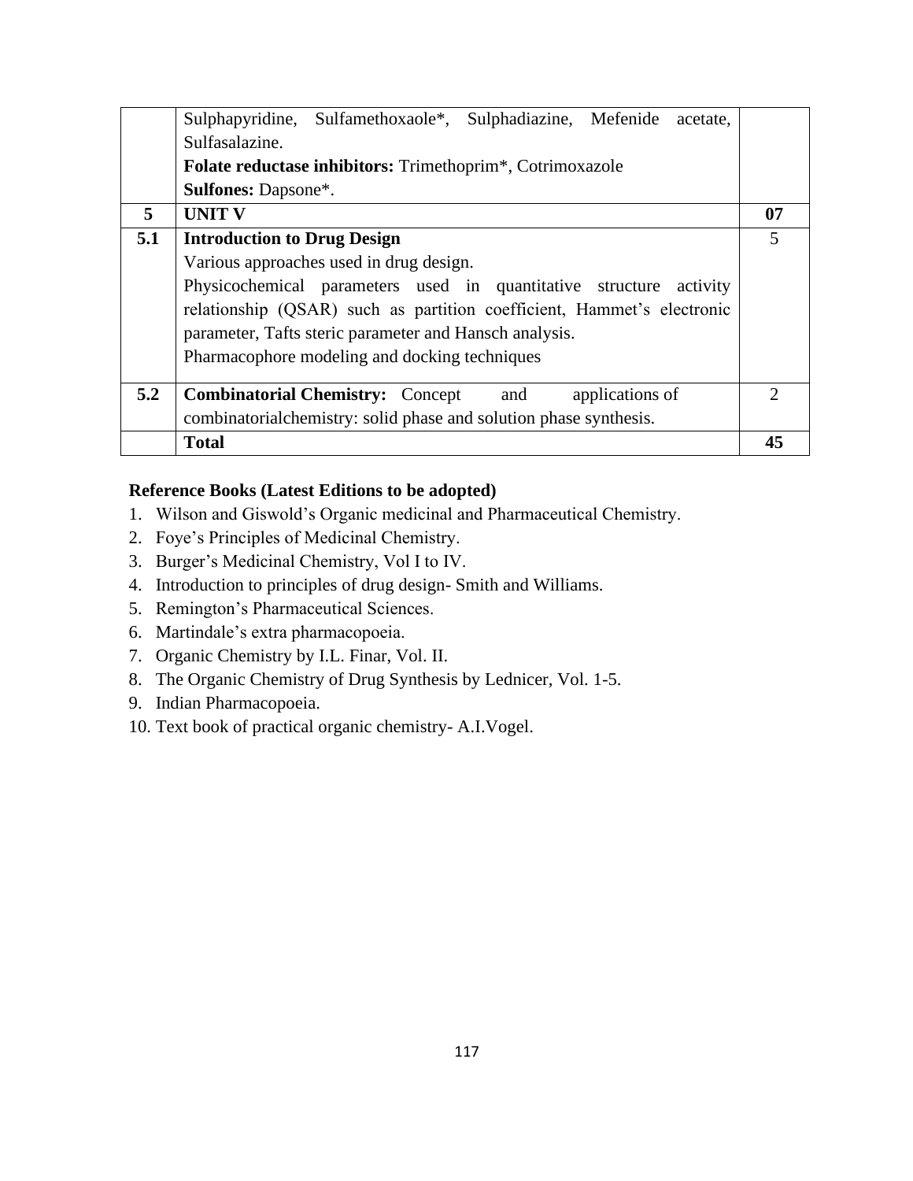|  |  |  |
| --- | --- | --- |
|  | Sulphapyridine, Sulfamethoxaole*, Sulphadiazine, Mefenide acetate, Sulfasalazine.<br>**Folate reductase inhibitors:** Trimethoprim*, Cotrimoxazole<br>**Sulfones:** Dapsone*. |  |
| **5** | **UNIT V** | **07** |
| **5.1** | **Introduction to Drug Design**<br>Various approaches used in drug design.<br>Physicochemical parameters used in quantitative structure activity relationship (QSAR) such as partition coefficient, Hammet's electronic parameter, Tafts steric parameter and Hansch analysis.<br>Pharmacophore modeling and docking techniques | 5 |
| **5.2** | **Combinatorial Chemistry:** Concept and applications of combinatorialchemistry: solid phase and solution phase synthesis. | 2 |
|  | **Total** | **45** |

**Reference Books (Latest Editions to be adopted)**

1. Wilson and Giswold's Organic medicinal and Pharmaceutical Chemistry.
2. Foye's Principles of Medicinal Chemistry.
3. Burger's Medicinal Chemistry, Vol I to IV.
4. Introduction to principles of drug design- Smith and Williams.
5. Remington's Pharmaceutical Sciences.
6. Martindale's extra pharmacopoeia.
7. Organic Chemistry by I.L. Finar, Vol. II.
8. The Organic Chemistry of Drug Synthesis by Lednicer, Vol. 1-5.
9. Indian Pharmacopoeia.
10. Text book of practical organic chemistry- A.I.Vogel.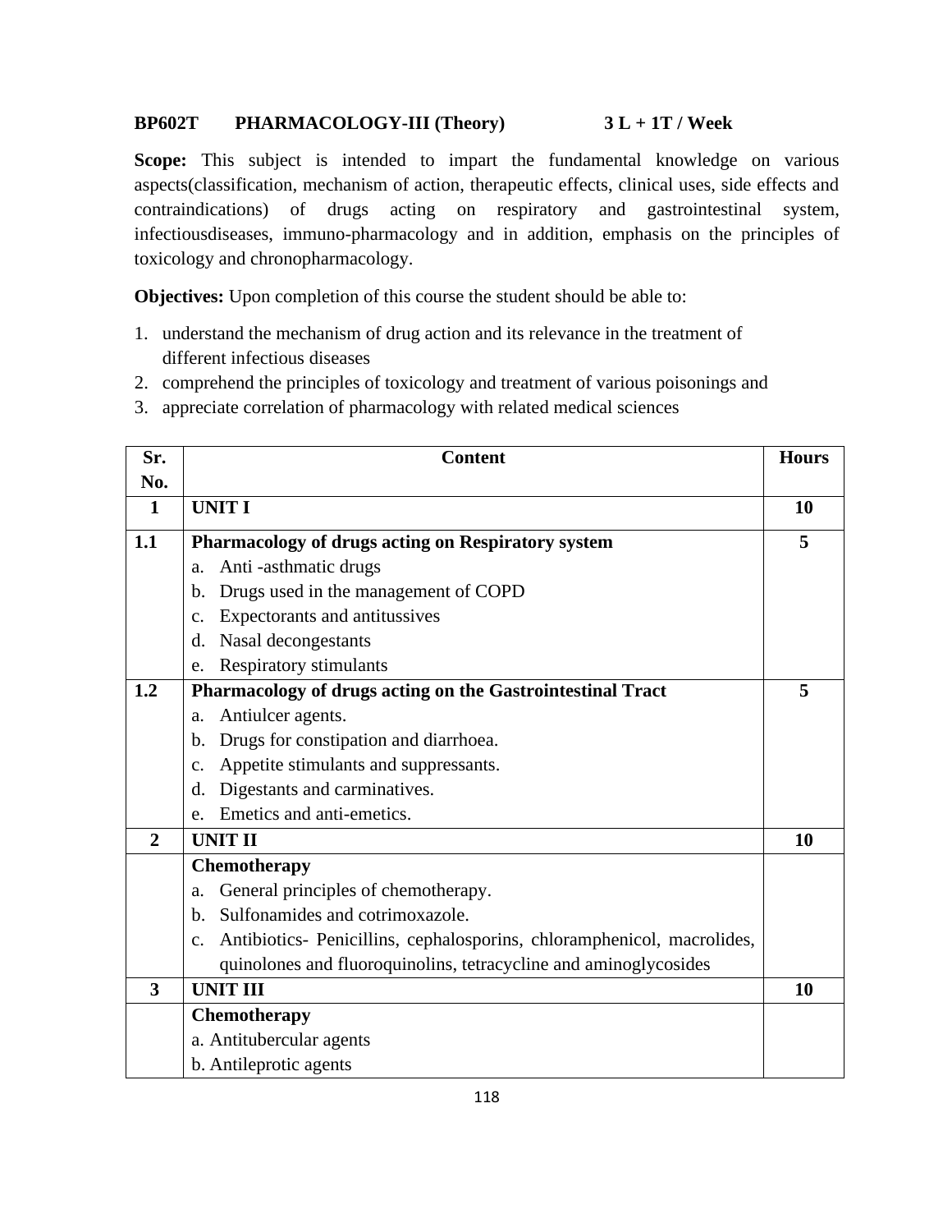**BP602T PHARMACOLOGY-III (Theory) 3 L + 1T / Week**

**Scope:** This subject is intended to impart the fundamental knowledge on various aspects(classification, mechanism of action, therapeutic effects, clinical uses, side effects and contraindications) of drugs acting on respiratory and gastrointestinal system, infectiousdiseases, immuno-pharmacology and in addition, emphasis on the principles of toxicology and chronopharmacology.

**Objectives:** Upon completion of this course the student should be able to:

1. understand the mechanism of drug action and its relevance in the treatment of different infectious diseases
2. comprehend the principles of toxicology and treatment of various poisonings and
3. appreciate correlation of pharmacology with related medical sciences

| Sr. No. | Content | Hours |
|---|---|---|
| **1** | **UNIT I** | **10** |
| **1.1** | **Pharmacology of drugs acting on Respiratory system**<br>a. Anti -asthmatic drugs<br>b. Drugs used in the management of COPD<br>c. Expectorants and antitussives<br>d. Nasal decongestants<br>e. Respiratory stimulants | **5** |
| **1.2** | **Pharmacology of drugs acting on the Gastrointestinal Tract**<br>a. Antiulcer agents.<br>b. Drugs for constipation and diarrhoea.<br>c. Appetite stimulants and suppressants.<br>d. Digestants and carminatives.<br>e. Emetics and anti-emetics. | **5** |
| **2** | **UNIT II** | **10** |
| | **Chemotherapy**<br>a. General principles of chemotherapy.<br>b. Sulfonamides and cotrimoxazole.<br>c. Antibiotics- Penicillins, cephalosporins, chloramphenicol, macrolides, quinolones and fluoroquinolins, tetracycline and aminoglycosides | |
| **3** | **UNIT III** | **10** |
| | **Chemotherapy**<br>a. Antitubercular agents<br>b. Antileprotic agents | |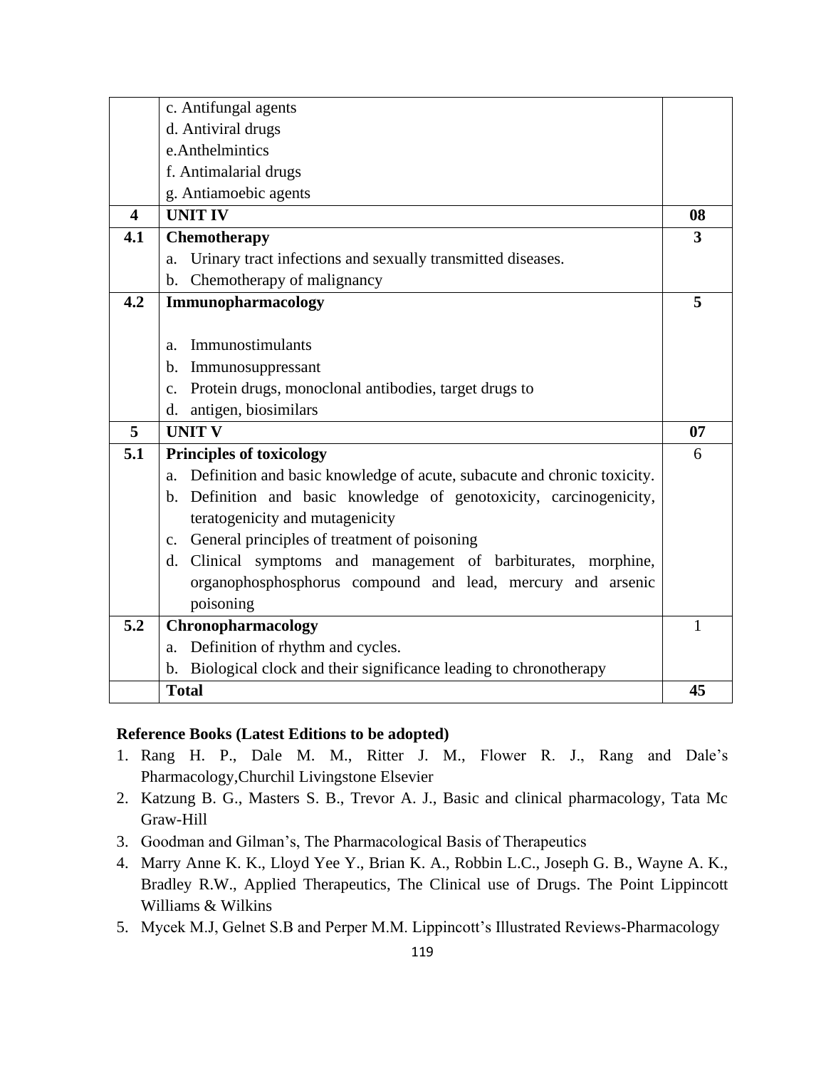| | | |
|---|---|---|
| | c. Antifungal agents<br>d. Antiviral drugs<br>e.Anthelmintics<br>f. Antimalarial drugs<br>g. Antiamoebic agents | |
| **4** | **UNIT IV** | **08** |
| **4.1** | **Chemotherapy**<br>a. Urinary tract infections and sexually transmitted diseases.<br>b. Chemotherapy of malignancy | **3** |
| **4.2** | **Immunopharmacology**<br><br>a. Immunostimulants<br>b. Immunosuppressant<br>c. Protein drugs, monoclonal antibodies, target drugs to<br>d. antigen, biosimilars | **5** |
| **5** | **UNIT V** | **07** |
| **5.1** | **Principles of toxicology**<br>a. Definition and basic knowledge of acute, subacute and chronic toxicity.<br>b. Definition and basic knowledge of genotoxicity, carcinogenicity, teratogenicity and mutagenicity<br>c. General principles of treatment of poisoning<br>d. Clinical symptoms and management of barbiturates, morphine, organophosphosphorus compound and lead, mercury and arsenic poisoning | 6 |
| **5.2** | **Chronopharmacology**<br>a. Definition of rhythm and cycles.<br>b. Biological clock and their significance leading to chronotherapy | 1 |
| | **Total** | **45** |

**Reference Books (Latest Editions to be adopted)**

1. Rang H. P., Dale M. M., Ritter J. M., Flower R. J., Rang and Dale's Pharmacology,Churchil Livingstone Elsevier
2. Katzung B. G., Masters S. B., Trevor A. J., Basic and clinical pharmacology, Tata Mc Graw-Hill
3. Goodman and Gilman's, The Pharmacological Basis of Therapeutics
4. Marry Anne K. K., Lloyd Yee Y., Brian K. A., Robbin L.C., Joseph G. B., Wayne A. K., Bradley R.W., Applied Therapeutics, The Clinical use of Drugs. The Point Lippincott Williams & Wilkins
5. Mycek M.J, Gelnet S.B and Perper M.M. Lippincott's Illustrated Reviews-Pharmacology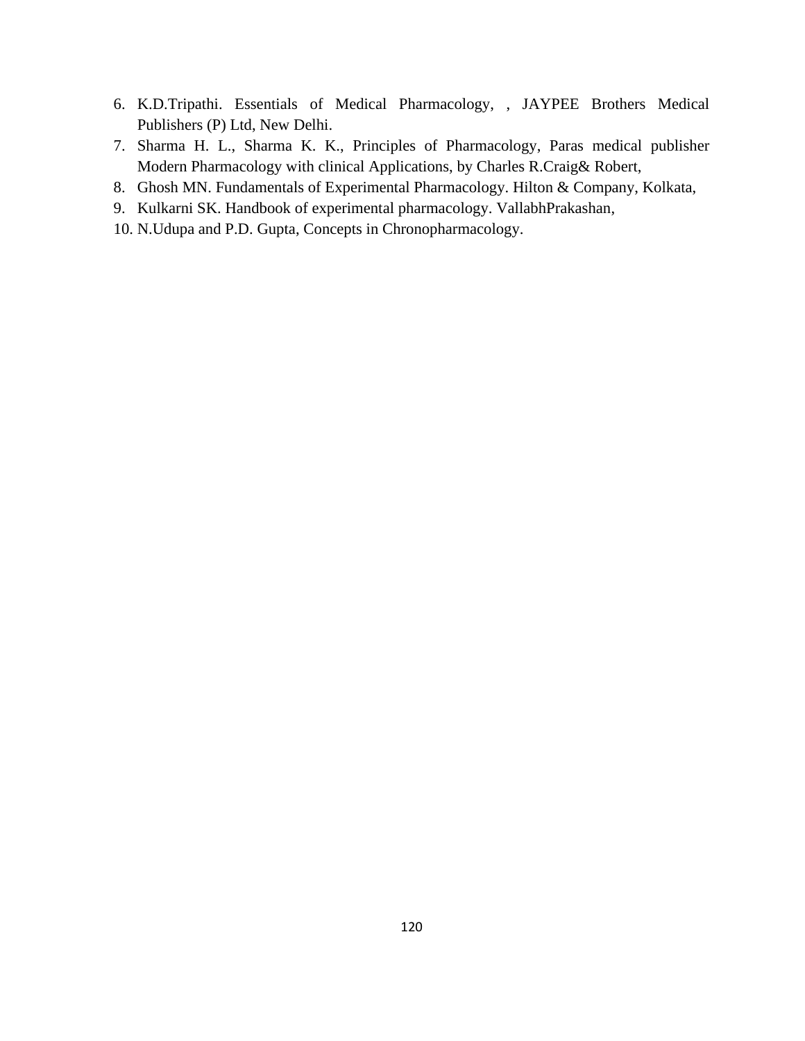6. K.D.Tripathi. Essentials of Medical Pharmacology, , JAYPEE Brothers Medical Publishers (P) Ltd, New Delhi.
7. Sharma H. L., Sharma K. K., Principles of Pharmacology, Paras medical publisher Modern Pharmacology with clinical Applications, by Charles R.Craig& Robert,
8. Ghosh MN. Fundamentals of Experimental Pharmacology. Hilton & Company, Kolkata,
9. Kulkarni SK. Handbook of experimental pharmacology. VallabhPrakashan,
10. N.Udupa and P.D. Gupta, Concepts in Chronopharmacology.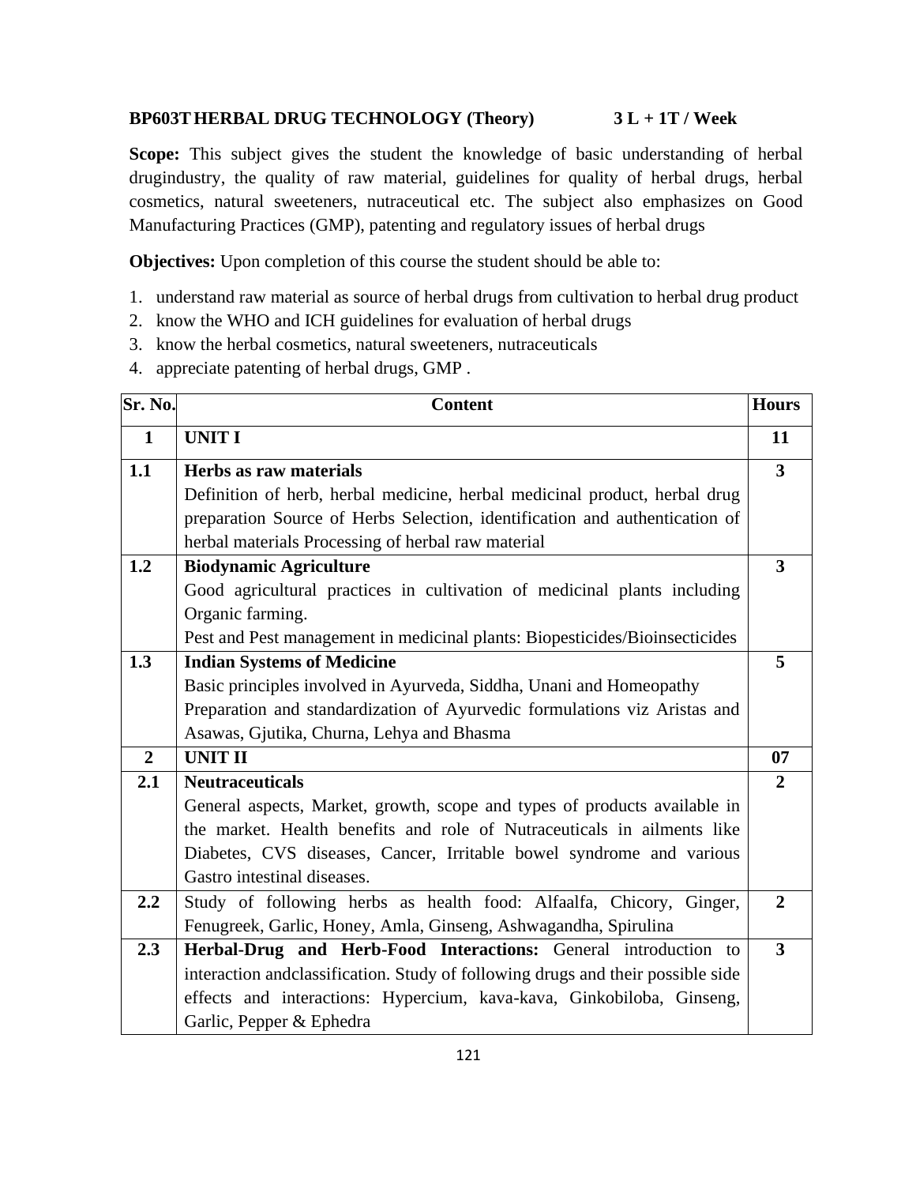**BP603T HERBAL DRUG TECHNOLOGY (Theory) 3 L + 1T / Week**

**Scope:** This subject gives the student the knowledge of basic understanding of herbal drugindustry, the quality of raw material, guidelines for quality of herbal drugs, herbal cosmetics, natural sweeteners, nutraceutical etc. The subject also emphasizes on Good Manufacturing Practices (GMP), patenting and regulatory issues of herbal drugs

**Objectives:** Upon completion of this course the student should be able to:

1. understand raw material as source of herbal drugs from cultivation to herbal drug product
2. know the WHO and ICH guidelines for evaluation of herbal drugs
3. know the herbal cosmetics, natural sweeteners, nutraceuticals
4. appreciate patenting of herbal drugs, GMP .

| Sr. No. | Content | Hours |
|---|---|---|
| **1** | **UNIT I** | **11** |
| **1.1** | **Herbs as raw materials**<br>Definition of herb, herbal medicine, herbal medicinal product, herbal drug preparation Source of Herbs Selection, identification and authentication of herbal materials Processing of herbal raw material | **3** |
| **1.2** | **Biodynamic Agriculture**<br>Good agricultural practices in cultivation of medicinal plants including Organic farming.<br>Pest and Pest management in medicinal plants: Biopesticides/Bioinsecticides | **3** |
| **1.3** | **Indian Systems of Medicine**<br>Basic principles involved in Ayurveda, Siddha, Unani and Homeopathy<br>Preparation and standardization of Ayurvedic formulations viz Aristas and Asawas, Gjutika, Churna, Lehya and Bhasma | **5** |
| **2** | **UNIT II** | **07** |
| **2.1** | **Neutraceuticals**<br>General aspects, Market, growth, scope and types of products available in the market. Health benefits and role of Nutraceuticals in ailments like Diabetes, CVS diseases, Cancer, Irritable bowel syndrome and various Gastro intestinal diseases. | **2** |
| **2.2** | Study of following herbs as health food: Alfaalfa, Chicory, Ginger, Fenugreek, Garlic, Honey, Amla, Ginseng, Ashwagandha, Spirulina | **2** |
| **2.3** | **Herbal-Drug and Herb-Food Interactions:** General introduction to interaction andclassification. Study of following drugs and their possible side effects and interactions: Hypercium, kava-kava, Ginkobiloba, Ginseng, Garlic, Pepper & Ephedra | **3** |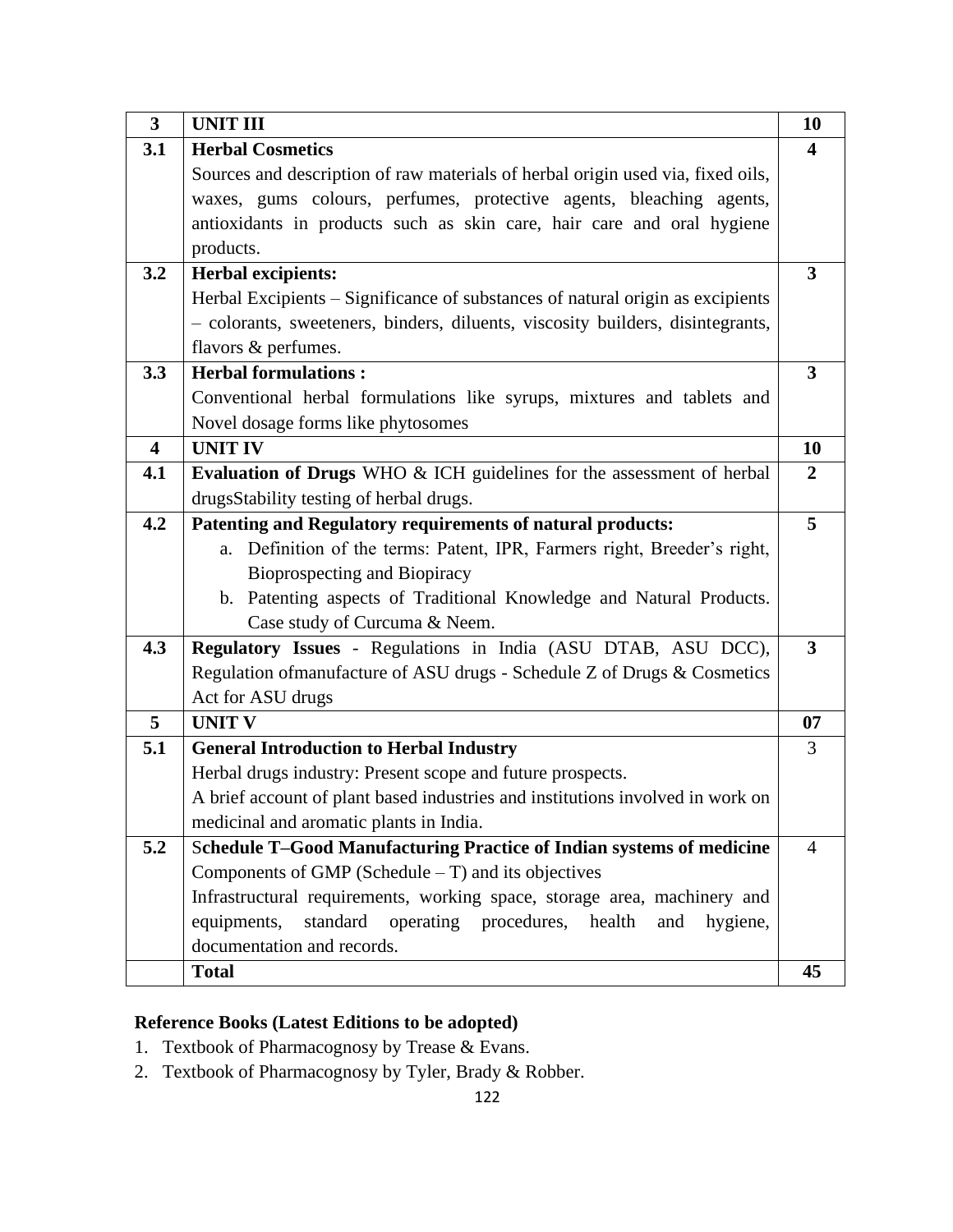| 3 | **UNIT III** | **10** |
|---|---|---|
| **3.1** | **Herbal Cosmetics**<br>Sources and description of raw materials of herbal origin used via, fixed oils, waxes, gums colours, perfumes, protective agents, bleaching agents, antioxidants in products such as skin care, hair care and oral hygiene products. | **4** |
| **3.2** | **Herbal excipients:**<br>Herbal Excipients – Significance of substances of natural origin as excipients – colorants, sweeteners, binders, diluents, viscosity builders, disintegrants, flavors & perfumes. | **3** |
| **3.3** | **Herbal formulations :**<br>Conventional herbal formulations like syrups, mixtures and tablets and Novel dosage forms like phytosomes | **3** |
| **4** | **UNIT IV** | **10** |
| **4.1** | **Evaluation of Drugs** WHO & ICH guidelines for the assessment of herbal drugsStability testing of herbal drugs. | **2** |
| **4.2** | **Patenting and Regulatory requirements of natural products:**<br>a. Definition of the terms: Patent, IPR, Farmers right, Breeder's right, Bioprospecting and Biopiracy<br>b. Patenting aspects of Traditional Knowledge and Natural Products. Case study of Curcuma & Neem. | **5** |
| **4.3** | **Regulatory Issues** - Regulations in India (ASU DTAB, ASU DCC), Regulation ofmanufacture of ASU drugs - Schedule Z of Drugs & Cosmetics Act for ASU drugs | **3** |
| **5** | **UNIT V** | **07** |
| **5.1** | **General Introduction to Herbal Industry**<br>Herbal drugs industry: Present scope and future prospects.<br>A brief account of plant based industries and institutions involved in work on medicinal and aromatic plants in India. | 3 |
| **5.2** | S**chedule T–Good Manufacturing Practice of Indian systems of medicine**<br>Components of GMP (Schedule – T) and its objectives<br>Infrastructural requirements, working space, storage area, machinery and equipments, standard operating procedures, health and hygiene, documentation and records. | 4 |
| | **Total** | **45** |

**Reference Books (Latest Editions to be adopted)**

1. Textbook of Pharmacognosy by Trease & Evans.
2. Textbook of Pharmacognosy by Tyler, Brady & Robber.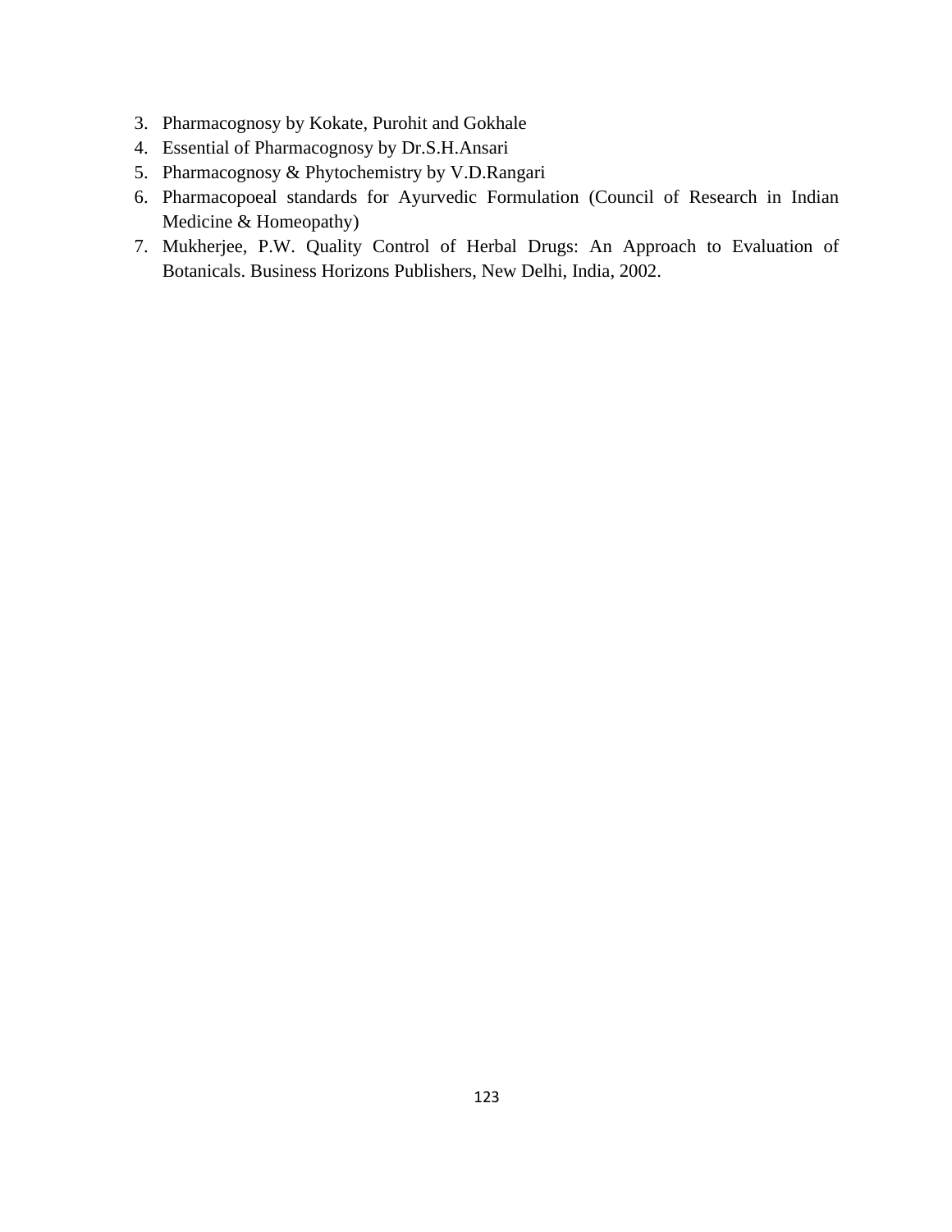3. Pharmacognosy by Kokate, Purohit and Gokhale
4. Essential of Pharmacognosy by Dr.S.H.Ansari
5. Pharmacognosy & Phytochemistry by V.D.Rangari
6. Pharmacopoeal standards for Ayurvedic Formulation (Council of Research in Indian Medicine & Homeopathy)
7. Mukherjee, P.W. Quality Control of Herbal Drugs: An Approach to Evaluation of Botanicals. Business Horizons Publishers, New Delhi, India, 2002.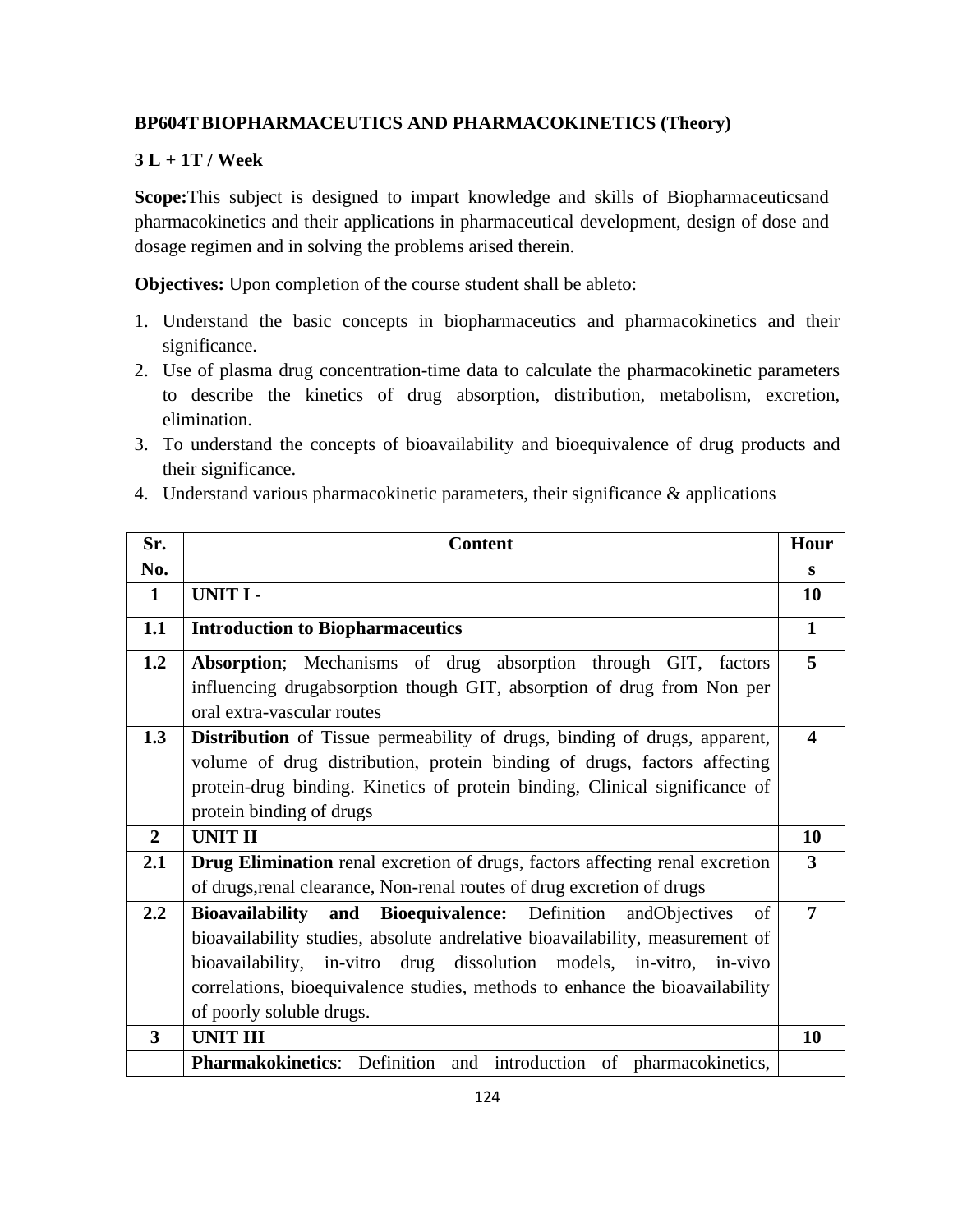**BP604T BIOPHARMACEUTICS AND PHARMACOKINETICS (Theory)**

**3 L + 1T / Week**

**Scope:**This subject is designed to impart knowledge and skills of Biopharmaceuticsand pharmacokinetics and their applications in pharmaceutical development, design of dose and dosage regimen and in solving the problems arised therein.

**Objectives:** Upon completion of the course student shall be ableto:

1. Understand the basic concepts in biopharmaceutics and pharmacokinetics and their significance.
2. Use of plasma drug concentration-time data to calculate the pharmacokinetic parameters to describe the kinetics of drug absorption, distribution, metabolism, excretion, elimination.
3. To understand the concepts of bioavailability and bioequivalence of drug products and their significance.
4. Understand various pharmacokinetic parameters, their significance & applications

| Sr. No. | Content | Hours |
|---|---|---|
| **1** | **UNIT I -** | **10** |
| **1.1** | **Introduction to Biopharmaceutics** | **1** |
| **1.2** | **Absorption**; Mechanisms of drug absorption through GIT, factors influencing drugabsorption though GIT, absorption of drug from Non per oral extra-vascular routes | **5** |
| **1.3** | **Distribution** of Tissue permeability of drugs, binding of drugs, apparent, volume of drug distribution, protein binding of drugs, factors affecting protein-drug binding. Kinetics of protein binding, Clinical significance of protein binding of drugs | **4** |
| **2** | **UNIT II** | **10** |
| **2.1** | **Drug Elimination** renal excretion of drugs, factors affecting renal excretion of drugs,renal clearance, Non-renal routes of drug excretion of drugs | **3** |
| **2.2** | **Bioavailability and Bioequivalence:** Definition andObjectives of bioavailability studies, absolute andrelative bioavailability, measurement of bioavailability, in-vitro drug dissolution models, in-vitro, in-vivo correlations, bioequivalence studies, methods to enhance the bioavailability of poorly soluble drugs. | **7** |
| **3** | **UNIT III** | **10** |
| | **Pharmakokinetics**: Definition and introduction of pharmacokinetics, | |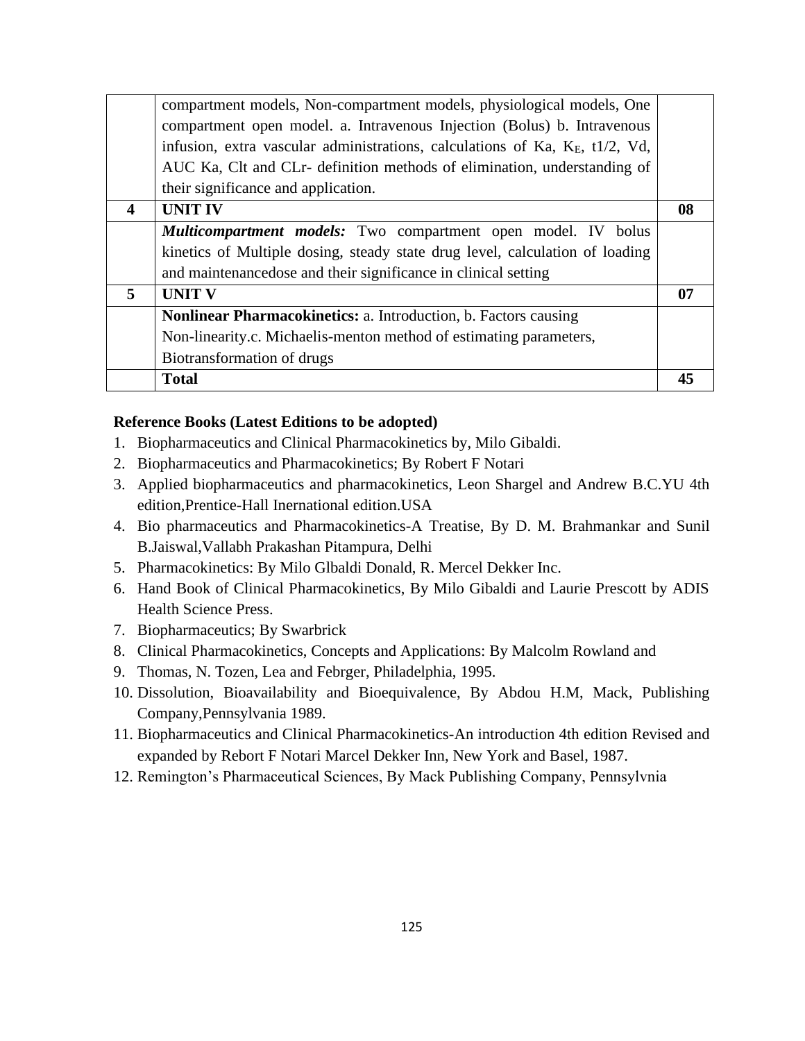|  |  |  |
| --- | --- | --- |
|  | compartment models, Non-compartment models, physiological models, One compartment open model. a. Intravenous Injection (Bolus) b. Intravenous infusion, extra vascular administrations, calculations of Ka, $K_E$, t1/2, Vd, AUC Ka, Clt and CLr- definition methods of elimination, understanding of their significance and application. |  |
| **4** | **UNIT IV** | **08** |
|  | ***Multicompartment models:*** Two compartment open model. IV bolus kinetics of Multiple dosing, steady state drug level, calculation of loading and maintenancedose and their significance in clinical setting |  |
| **5** | **UNIT V** | **07** |
|  | **Nonlinear Pharmacokinetics:** a. Introduction, b. Factors causing Non-linearity.c. Michaelis-menton method of estimating parameters, Biotransformation of drugs |  |
|  | **Total** | **45** |

**Reference Books (Latest Editions to be adopted)**

1. Biopharmaceutics and Clinical Pharmacokinetics by, Milo Gibaldi.
2. Biopharmaceutics and Pharmacokinetics; By Robert F Notari
3. Applied biopharmaceutics and pharmacokinetics, Leon Shargel and Andrew B.C.YU 4th edition,Prentice-Hall Inernational edition.USA
4. Bio pharmaceutics and Pharmacokinetics-A Treatise, By D. M. Brahmankar and Sunil B.Jaiswal,Vallabh Prakashan Pitampura, Delhi
5. Pharmacokinetics: By Milo Glbaldi Donald, R. Mercel Dekker Inc.
6. Hand Book of Clinical Pharmacokinetics, By Milo Gibaldi and Laurie Prescott by ADIS Health Science Press.
7. Biopharmaceutics; By Swarbrick
8. Clinical Pharmacokinetics, Concepts and Applications: By Malcolm Rowland and
9. Thomas, N. Tozen, Lea and Febrger, Philadelphia, 1995.
10. Dissolution, Bioavailability and Bioequivalence, By Abdou H.M, Mack, Publishing Company,Pennsylvania 1989.
11. Biopharmaceutics and Clinical Pharmacokinetics-An introduction 4th edition Revised and expanded by Rebort F Notari Marcel Dekker Inn, New York and Basel, 1987.
12. Remington's Pharmaceutical Sciences, By Mack Publishing Company, Pennsylvnia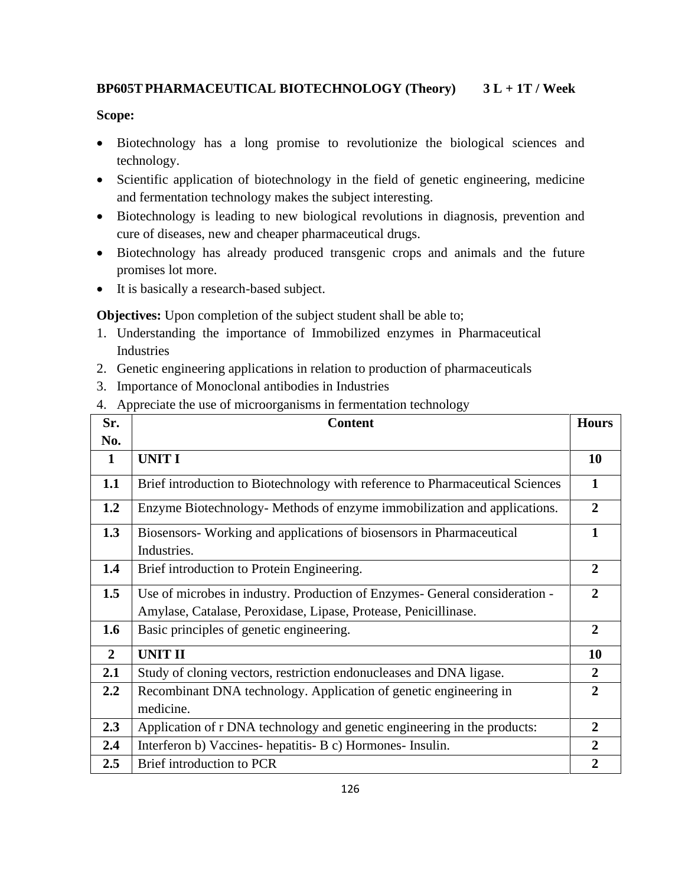**BP605T PHARMACEUTICAL BIOTECHNOLOGY (Theory) 3 L + 1T / Week**

**Scope:**

- Biotechnology has a long promise to revolutionize the biological sciences and technology.
- Scientific application of biotechnology in the field of genetic engineering, medicine and fermentation technology makes the subject interesting.
- Biotechnology is leading to new biological revolutions in diagnosis, prevention and cure of diseases, new and cheaper pharmaceutical drugs.
- Biotechnology has already produced transgenic crops and animals and the future promises lot more.
- It is basically a research-based subject.

**Objectives:** Upon completion of the subject student shall be able to;

1. Understanding the importance of Immobilized enzymes in Pharmaceutical Industries
2. Genetic engineering applications in relation to production of pharmaceuticals
3. Importance of Monoclonal antibodies in Industries
4. Appreciate the use of microorganisms in fermentation technology

| Sr. No. | Content | Hours |
|---|---|---|
| **1** | **UNIT I** | **10** |
| **1.1** | Brief introduction to Biotechnology with reference to Pharmaceutical Sciences | **1** |
| **1.2** | Enzyme Biotechnology- Methods of enzyme immobilization and applications. | **2** |
| **1.3** | Biosensors- Working and applications of biosensors in Pharmaceutical Industries. | **1** |
| **1.4** | Brief introduction to Protein Engineering. | **2** |
| **1.5** | Use of microbes in industry. Production of Enzymes- General consideration - Amylase, Catalase, Peroxidase, Lipase, Protease, Penicillinase. | **2** |
| **1.6** | Basic principles of genetic engineering. | **2** |
| **2** | **UNIT II** | **10** |
| **2.1** | Study of cloning vectors, restriction endonucleases and DNA ligase. | **2** |
| **2.2** | Recombinant DNA technology. Application of genetic engineering in medicine. | **2** |
| **2.3** | Application of r DNA technology and genetic engineering in the products: | **2** |
| **2.4** | Interferon b) Vaccines- hepatitis- B c) Hormones- Insulin. | **2** |
| **2.5** | Brief introduction to PCR | **2** |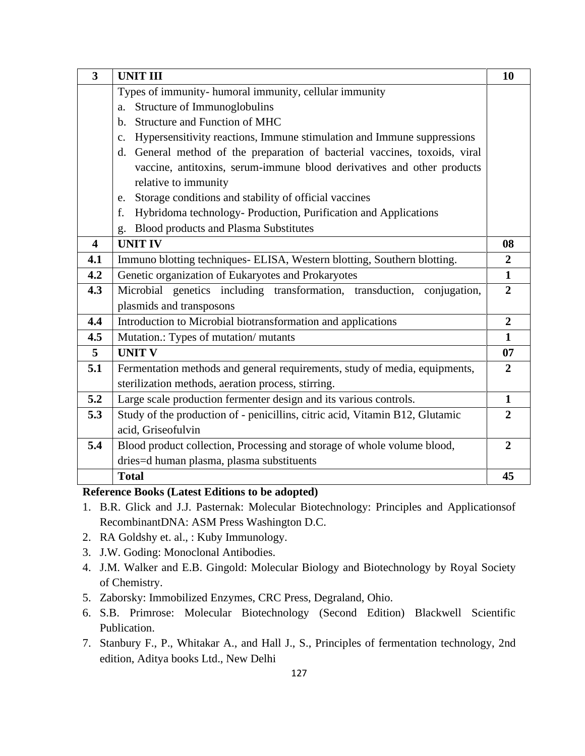| 3 | **UNIT III** | **10** |
|---|---|---|
| | Types of immunity- humoral immunity, cellular immunity<br>a. Structure of Immunoglobulins<br>b. Structure and Function of MHC<br>c. Hypersensitivity reactions, Immune stimulation and Immune suppressions<br>d. General method of the preparation of bacterial vaccines, toxoids, viral vaccine, antitoxins, serum-immune blood derivatives and other products relative to immunity<br>e. Storage conditions and stability of official vaccines<br>f. Hybridoma technology- Production, Purification and Applications<br>g. Blood products and Plasma Substitutes | |
| **4** | **UNIT IV** | **08** |
| **4.1** | Immuno blotting techniques- ELISA, Western blotting, Southern blotting. | **2** |
| **4.2** | Genetic organization of Eukaryotes and Prokaryotes | **1** |
| **4.3** | Microbial genetics including transformation, transduction, conjugation, plasmids and transposons | **2** |
| **4.4** | Introduction to Microbial biotransformation and applications | **2** |
| **4.5** | Mutation.: Types of mutation/ mutants | **1** |
| **5** | **UNIT V** | **07** |
| **5.1** | Fermentation methods and general requirements, study of media, equipments, sterilization methods, aeration process, stirring. | **2** |
| **5.2** | Large scale production fermenter design and its various controls. | **1** |
| **5.3** | Study of the production of - penicillins, citric acid, Vitamin B12, Glutamic acid, Griseofulvin | **2** |
| **5.4** | Blood product collection, Processing and storage of whole volume blood, dries=d human plasma, plasma substituents | **2** |
| | **Total** | **45** |

**Reference Books (Latest Editions to be adopted)**

1. B.R. Glick and J.J. Pasternak: Molecular Biotechnology: Principles and Applicationsof RecombinantDNA: ASM Press Washington D.C.
2. RA Goldshy et. al., : Kuby Immunology.
3. J.W. Goding: Monoclonal Antibodies.
4. J.M. Walker and E.B. Gingold: Molecular Biology and Biotechnology by Royal Society of Chemistry.
5. Zaborsky: Immobilized Enzymes, CRC Press, Degraland, Ohio.
6. S.B. Primrose: Molecular Biotechnology (Second Edition) Blackwell Scientific Publication.
7. Stanbury F., P., Whitakar A., and Hall J., S., Principles of fermentation technology, 2nd edition, Aditya books Ltd., New Delhi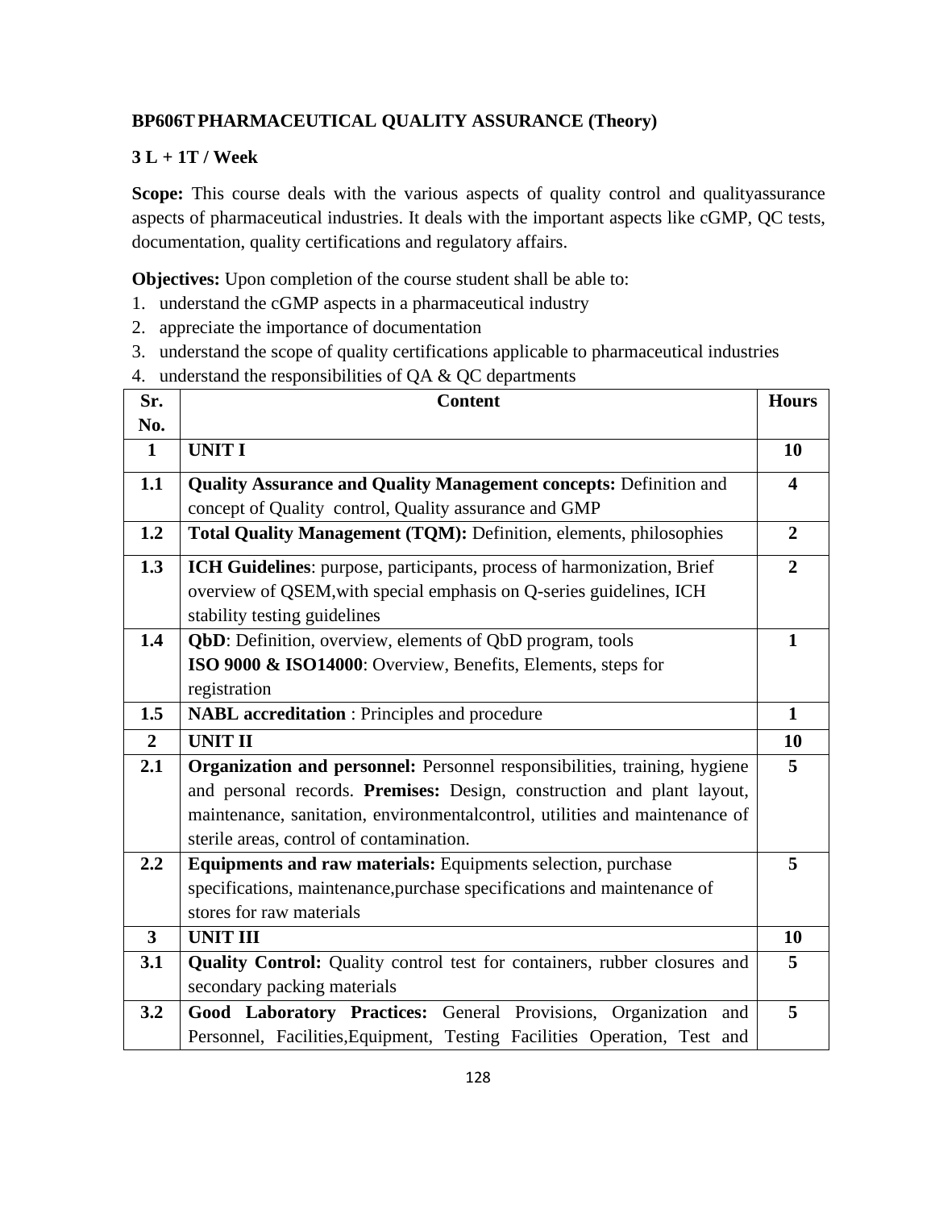**BP606T PHARMACEUTICAL QUALITY ASSURANCE (Theory)**

**3 L + 1T / Week**

**Scope:** This course deals with the various aspects of quality control and qualityassurance aspects of pharmaceutical industries. It deals with the important aspects like cGMP, QC tests, documentation, quality certifications and regulatory affairs.

**Objectives:** Upon completion of the course student shall be able to:

1. understand the cGMP aspects in a pharmaceutical industry
2. appreciate the importance of documentation
3. understand the scope of quality certifications applicable to pharmaceutical industries
4. understand the responsibilities of QA & QC departments

| Sr. No. | Content | Hours |
|---|---|---|
| **1** | **UNIT I** | **10** |
| **1.1** | **Quality Assurance and Quality Management concepts:** Definition and concept of Quality control, Quality assurance and GMP | **4** |
| **1.2** | **Total Quality Management (TQM):** Definition, elements, philosophies | **2** |
| **1.3** | **ICH Guidelines**: purpose, participants, process of harmonization, Brief overview of QSEM,with special emphasis on Q-series guidelines, ICH stability testing guidelines | **2** |
| **1.4** | **QbD**: Definition, overview, elements of QbD program, tools<br>**ISO 9000 & ISO14000**: Overview, Benefits, Elements, steps for registration | **1** |
| **1.5** | **NABL accreditation** : Principles and procedure | **1** |
| **2** | **UNIT II** | **10** |
| **2.1** | **Organization and personnel:** Personnel responsibilities, training, hygiene and personal records. **Premises:** Design, construction and plant layout, maintenance, sanitation, environmentalcontrol, utilities and maintenance of sterile areas, control of contamination. | **5** |
| **2.2** | **Equipments and raw materials:** Equipments selection, purchase specifications, maintenance,purchase specifications and maintenance of stores for raw materials | **5** |
| **3** | **UNIT III** | **10** |
| **3.1** | **Quality Control:** Quality control test for containers, rubber closures and secondary packing materials | **5** |
| **3.2** | **Good Laboratory Practices:** General Provisions, Organization and Personnel, Facilities,Equipment, Testing Facilities Operation, Test and | **5** |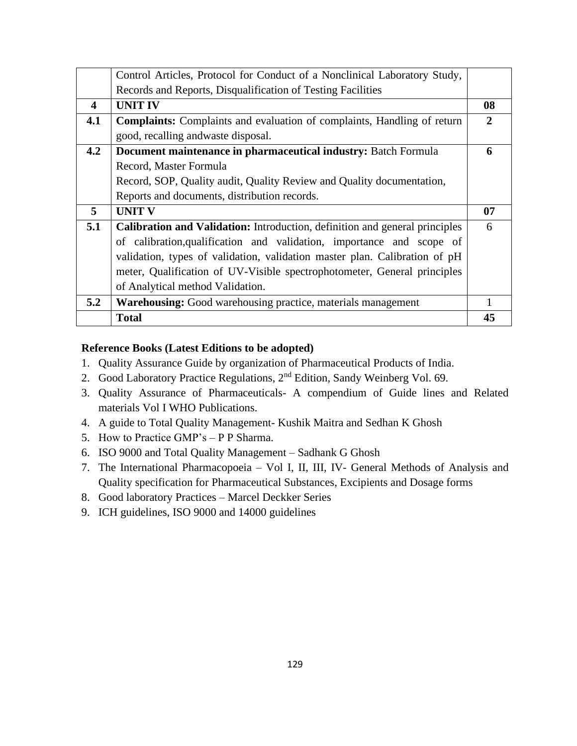| | | |
|---|---|---|
| | Control Articles, Protocol for Conduct of a Nonclinical Laboratory Study, Records and Reports, Disqualification of Testing Facilities | |
| **4** | **UNIT IV** | **08** |
| **4.1** | **Complaints:** Complaints and evaluation of complaints, Handling of return good, recalling andwaste disposal. | **2** |
| **4.2** | **Document maintenance in pharmaceutical industry:** Batch Formula Record, Master Formula Record, SOP, Quality audit, Quality Review and Quality documentation, Reports and documents, distribution records. | **6** |
| **5** | **UNIT V** | **07** |
| **5.1** | **Calibration and Validation:** Introduction, definition and general principles of calibration,qualification and validation, importance and scope of validation, types of validation, validation master plan. Calibration of pH meter, Qualification of UV-Visible spectrophotometer, General principles of Analytical method Validation. | 6 |
| **5.2** | **Warehousing:** Good warehousing practice, materials management | 1 |
| | **Total** | **45** |

**Reference Books (Latest Editions to be adopted)**

1. Quality Assurance Guide by organization of Pharmaceutical Products of India.
2. Good Laboratory Practice Regulations, 2nd Edition, Sandy Weinberg Vol. 69.
3. Quality Assurance of Pharmaceuticals- A compendium of Guide lines and Related materials Vol I WHO Publications.
4. A guide to Total Quality Management- Kushik Maitra and Sedhan K Ghosh
5. How to Practice GMP's – P P Sharma.
6. ISO 9000 and Total Quality Management – Sadhank G Ghosh
7. The International Pharmacopoeia – Vol I, II, III, IV- General Methods of Analysis and Quality specification for Pharmaceutical Substances, Excipients and Dosage forms
8. Good laboratory Practices – Marcel Deckker Series
9. ICH guidelines, ISO 9000 and 14000 guidelines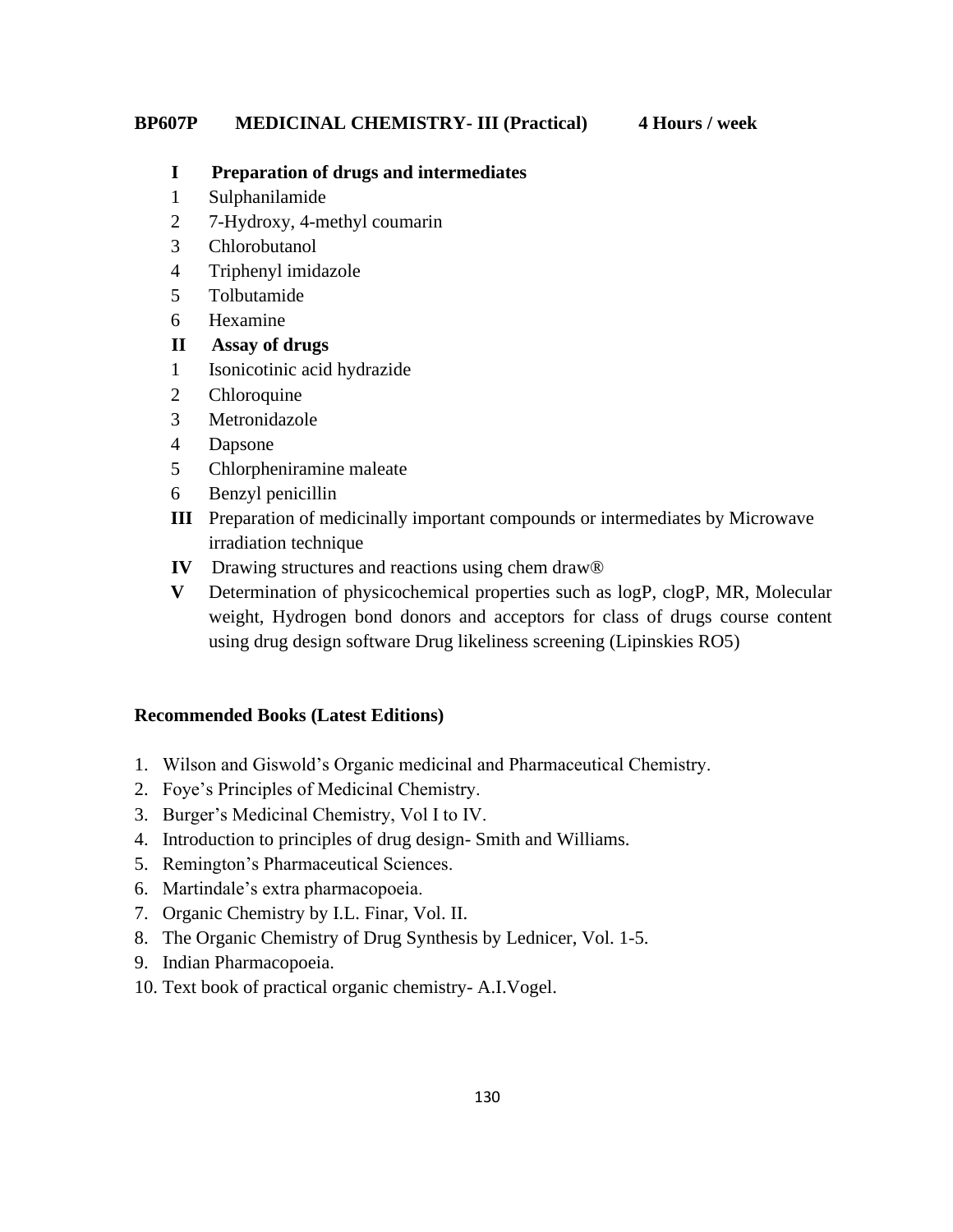**BP607P MEDICINAL CHEMISTRY- III (Practical) 4 Hours / week**

**I Preparation of drugs and intermediates**

1. Sulphanilamide
2. 7-Hydroxy, 4-methyl coumarin
3. Chlorobutanol
4. Triphenyl imidazole
5. Tolbutamide
6. Hexamine

**II Assay of drugs**

1. Isonicotinic acid hydrazide
2. Chloroquine
3. Metronidazole
4. Dapsone
5. Chlorpheniramine maleate
6. Benzyl penicillin

**III** Preparation of medicinally important compounds or intermediates by Microwave irradiation technique

**IV** Drawing structures and reactions using chem draw®

**V** Determination of physicochemical properties such as logP, clogP, MR, Molecular weight, Hydrogen bond donors and acceptors for class of drugs course content using drug design software Drug likeliness screening (Lipinskies RO5)

**Recommended Books (Latest Editions)**

1. Wilson and Giswold's Organic medicinal and Pharmaceutical Chemistry.
2. Foye's Principles of Medicinal Chemistry.
3. Burger's Medicinal Chemistry, Vol I to IV.
4. Introduction to principles of drug design- Smith and Williams.
5. Remington's Pharmaceutical Sciences.
6. Martindale's extra pharmacopoeia.
7. Organic Chemistry by I.L. Finar, Vol. II.
8. The Organic Chemistry of Drug Synthesis by Lednicer, Vol. 1-5.
9. Indian Pharmacopoeia.
10. Text book of practical organic chemistry- A.I.Vogel.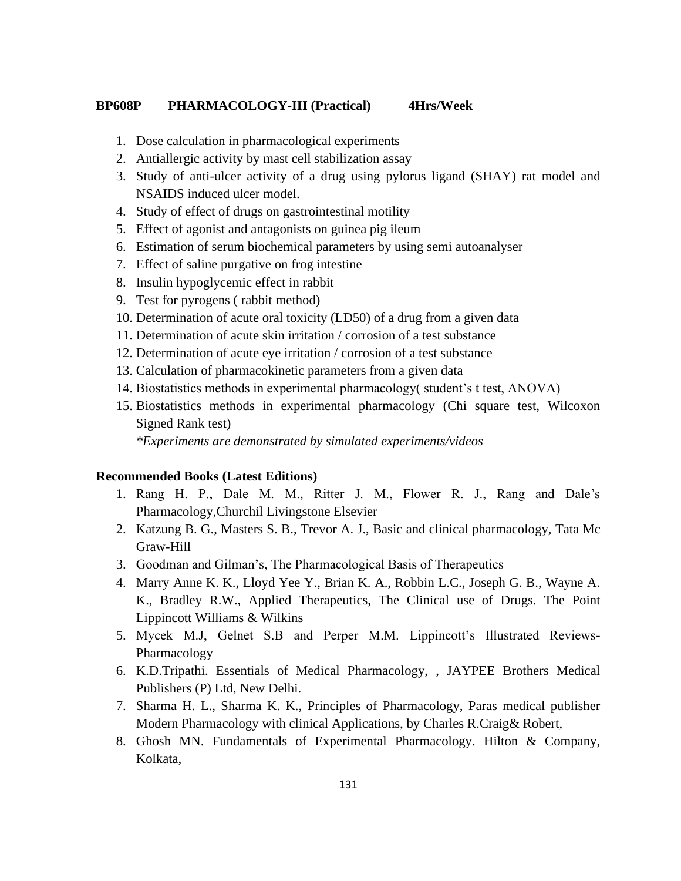**BP608P PHARMACOLOGY-III (Practical) 4Hrs/Week**

1. Dose calculation in pharmacological experiments
2. Antiallergic activity by mast cell stabilization assay
3. Study of anti-ulcer activity of a drug using pylorus ligand (SHAY) rat model and NSAIDS induced ulcer model.
4. Study of effect of drugs on gastrointestinal motility
5. Effect of agonist and antagonists on guinea pig ileum
6. Estimation of serum biochemical parameters by using semi autoanalyser
7. Effect of saline purgative on frog intestine
8. Insulin hypoglycemic effect in rabbit
9. Test for pyrogens ( rabbit method)
10. Determination of acute oral toxicity (LD50) of a drug from a given data
11. Determination of acute skin irritation / corrosion of a test substance
12. Determination of acute eye irritation / corrosion of a test substance
13. Calculation of pharmacokinetic parameters from a given data
14. Biostatistics methods in experimental pharmacology( student's t test, ANOVA)
15. Biostatistics methods in experimental pharmacology (Chi square test, Wilcoxon Signed Rank test)

    *\*Experiments are demonstrated by simulated experiments/videos*

**Recommended Books (Latest Editions)**

1. Rang H. P., Dale M. M., Ritter J. M., Flower R. J., Rang and Dale's Pharmacology,Churchil Livingstone Elsevier
2. Katzung B. G., Masters S. B., Trevor A. J., Basic and clinical pharmacology, Tata Mc Graw-Hill
3. Goodman and Gilman's, The Pharmacological Basis of Therapeutics
4. Marry Anne K. K., Lloyd Yee Y., Brian K. A., Robbin L.C., Joseph G. B., Wayne A. K., Bradley R.W., Applied Therapeutics, The Clinical use of Drugs. The Point Lippincott Williams & Wilkins
5. Mycek M.J, Gelnet S.B and Perper M.M. Lippincott's Illustrated Reviews-Pharmacology
6. K.D.Tripathi. Essentials of Medical Pharmacology, , JAYPEE Brothers Medical Publishers (P) Ltd, New Delhi.
7. Sharma H. L., Sharma K. K., Principles of Pharmacology, Paras medical publisher Modern Pharmacology with clinical Applications, by Charles R.Craig& Robert,
8. Ghosh MN. Fundamentals of Experimental Pharmacology. Hilton & Company, Kolkata,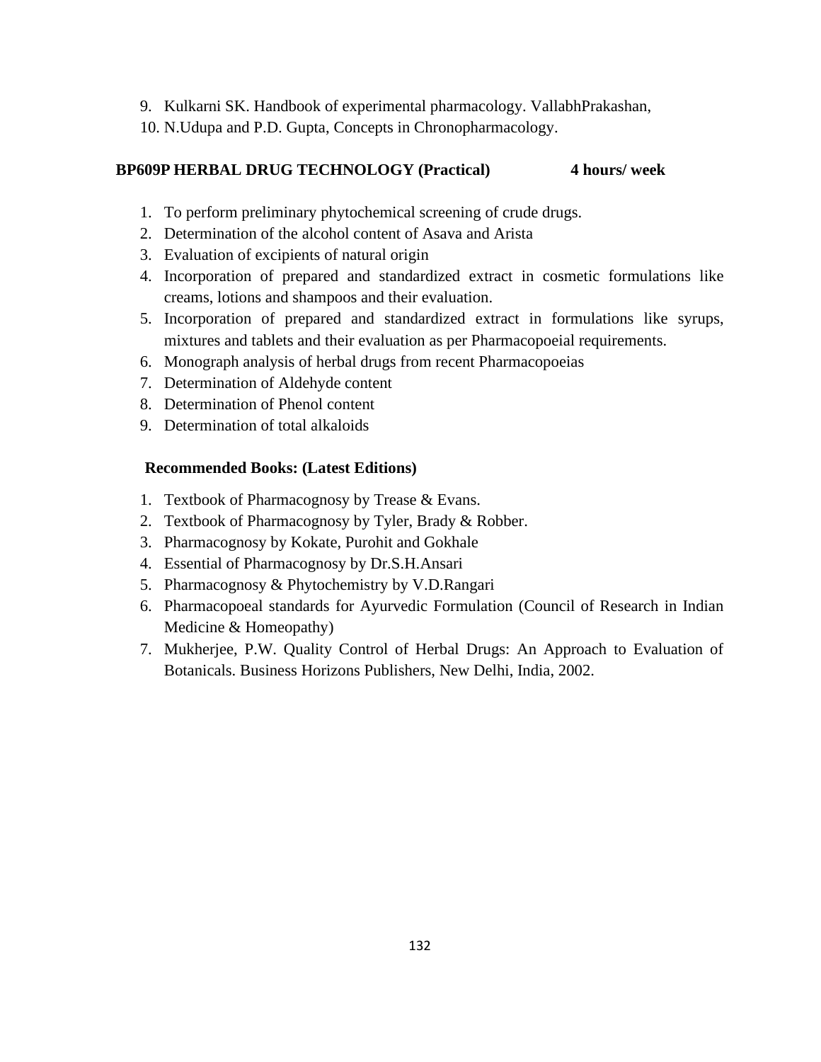9. Kulkarni SK. Handbook of experimental pharmacology. VallabhPrakashan,
10. N.Udupa and P.D. Gupta, Concepts in Chronopharmacology.

### BP609P HERBAL DRUG TECHNOLOGY (Practical) 4 hours/ week

1. To perform preliminary phytochemical screening of crude drugs.
2. Determination of the alcohol content of Asava and Arista
3. Evaluation of excipients of natural origin
4. Incorporation of prepared and standardized extract in cosmetic formulations like creams, lotions and shampoos and their evaluation.
5. Incorporation of prepared and standardized extract in formulations like syrups, mixtures and tablets and their evaluation as per Pharmacopoeial requirements.
6. Monograph analysis of herbal drugs from recent Pharmacopoeias
7. Determination of Aldehyde content
8. Determination of Phenol content
9. Determination of total alkaloids

**Recommended Books: (Latest Editions)**

1. Textbook of Pharmacognosy by Trease & Evans.
2. Textbook of Pharmacognosy by Tyler, Brady & Robber.
3. Pharmacognosy by Kokate, Purohit and Gokhale
4. Essential of Pharmacognosy by Dr.S.H.Ansari
5. Pharmacognosy & Phytochemistry by V.D.Rangari
6. Pharmacopoeal standards for Ayurvedic Formulation (Council of Research in Indian Medicine & Homeopathy)
7. Mukherjee, P.W. Quality Control of Herbal Drugs: An Approach to Evaluation of Botanicals. Business Horizons Publishers, New Delhi, India, 2002.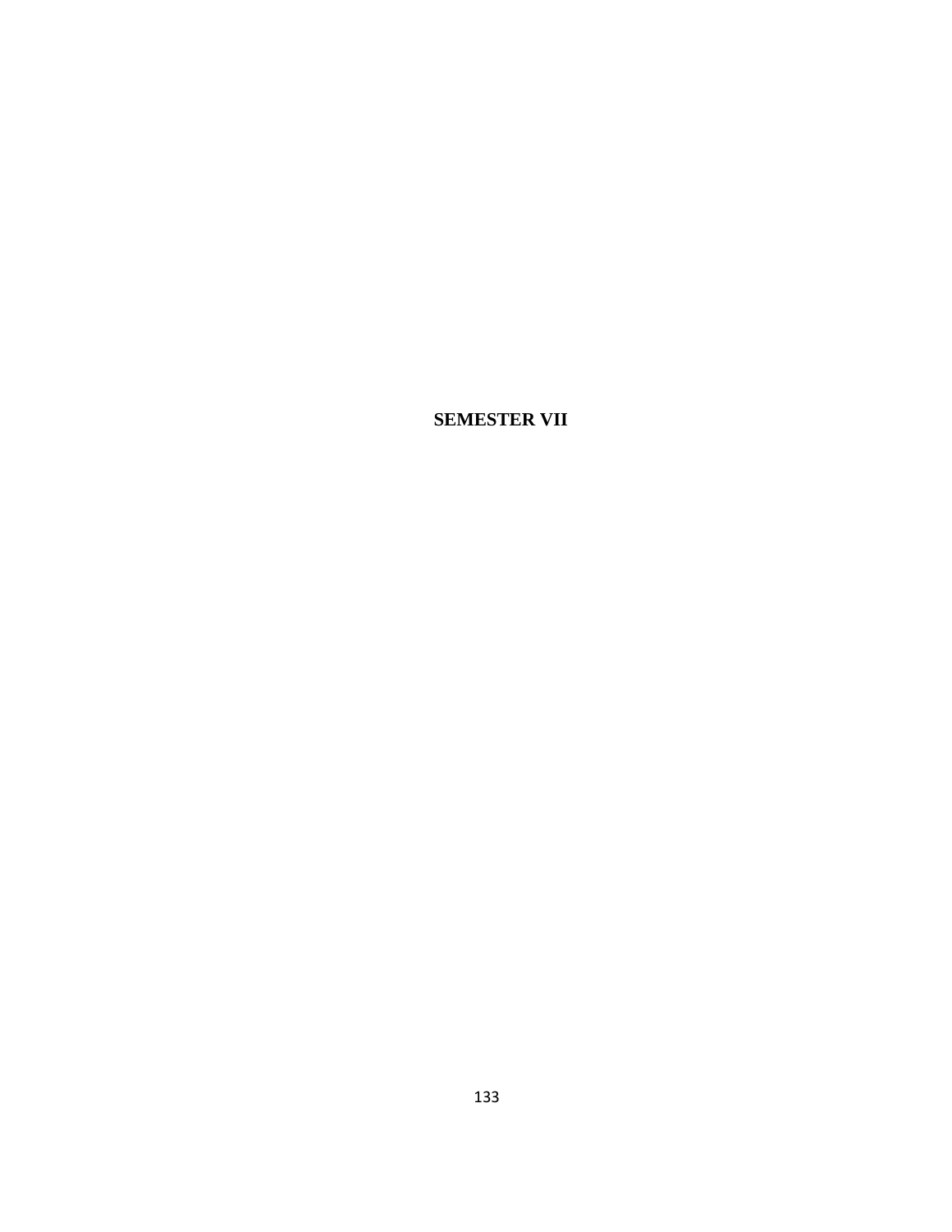# SEMESTER VII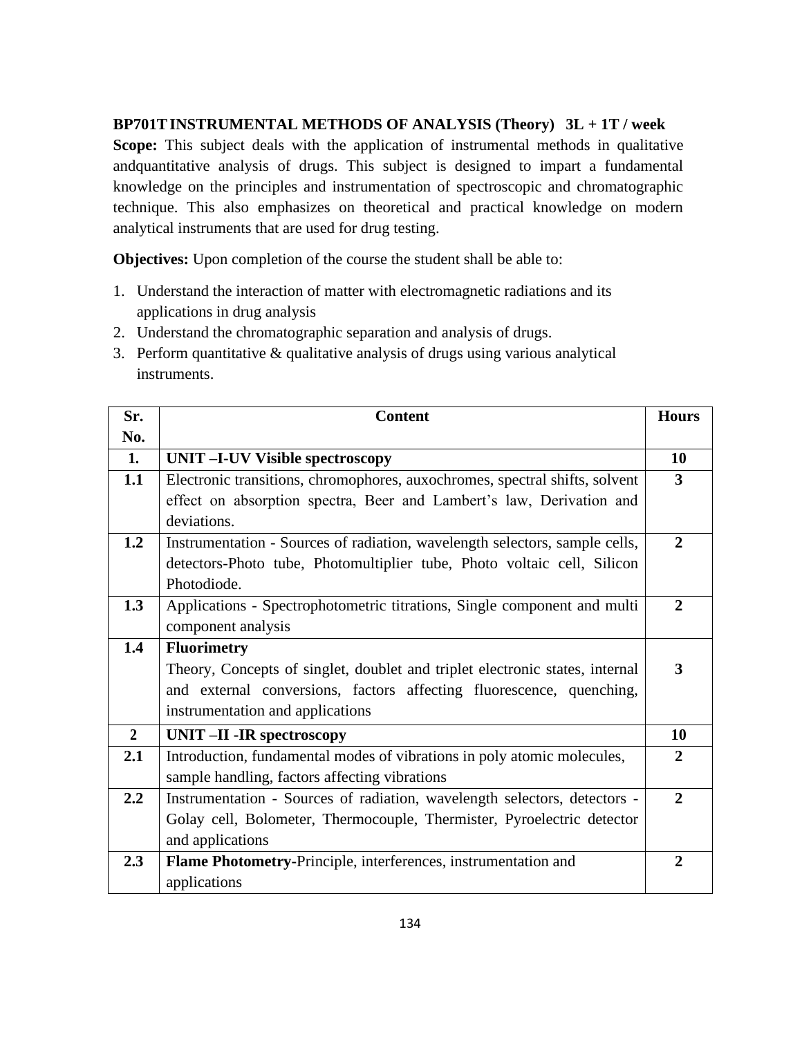**BP701T INSTRUMENTAL METHODS OF ANALYSIS (Theory) 3L + 1T / week**

**Scope:** This subject deals with the application of instrumental methods in qualitative andquantitative analysis of drugs. This subject is designed to impart a fundamental knowledge on the principles and instrumentation of spectroscopic and chromatographic technique. This also emphasizes on theoretical and practical knowledge on modern analytical instruments that are used for drug testing.

**Objectives:** Upon completion of the course the student shall be able to:

1. Understand the interaction of matter with electromagnetic radiations and its applications in drug analysis
2. Understand the chromatographic separation and analysis of drugs.
3. Perform quantitative & qualitative analysis of drugs using various analytical instruments.

| Sr. No. | Content | Hours |
|---|---|---|
| **1.** | **UNIT –I-UV Visible spectroscopy** | **10** |
| **1.1** | Electronic transitions, chromophores, auxochromes, spectral shifts, solvent effect on absorption spectra, Beer and Lambert's law, Derivation and deviations. | **3** |
| **1.2** | Instrumentation - Sources of radiation, wavelength selectors, sample cells, detectors-Photo tube, Photomultiplier tube, Photo voltaic cell, Silicon Photodiode. | **2** |
| **1.3** | Applications - Spectrophotometric titrations, Single component and multi component analysis | **2** |
| **1.4** | **Fluorimetry**<br>Theory, Concepts of singlet, doublet and triplet electronic states, internal and external conversions, factors affecting fluorescence, quenching, instrumentation and applications | **3** |
| **2** | **UNIT –II -IR spectroscopy** | **10** |
| **2.1** | Introduction, fundamental modes of vibrations in poly atomic molecules, sample handling, factors affecting vibrations | **2** |
| **2.2** | Instrumentation - Sources of radiation, wavelength selectors, detectors - Golay cell, Bolometer, Thermocouple, Thermister, Pyroelectric detector and applications | **2** |
| **2.3** | **Flame Photometry**-Principle, interferences, instrumentation and applications | **2** |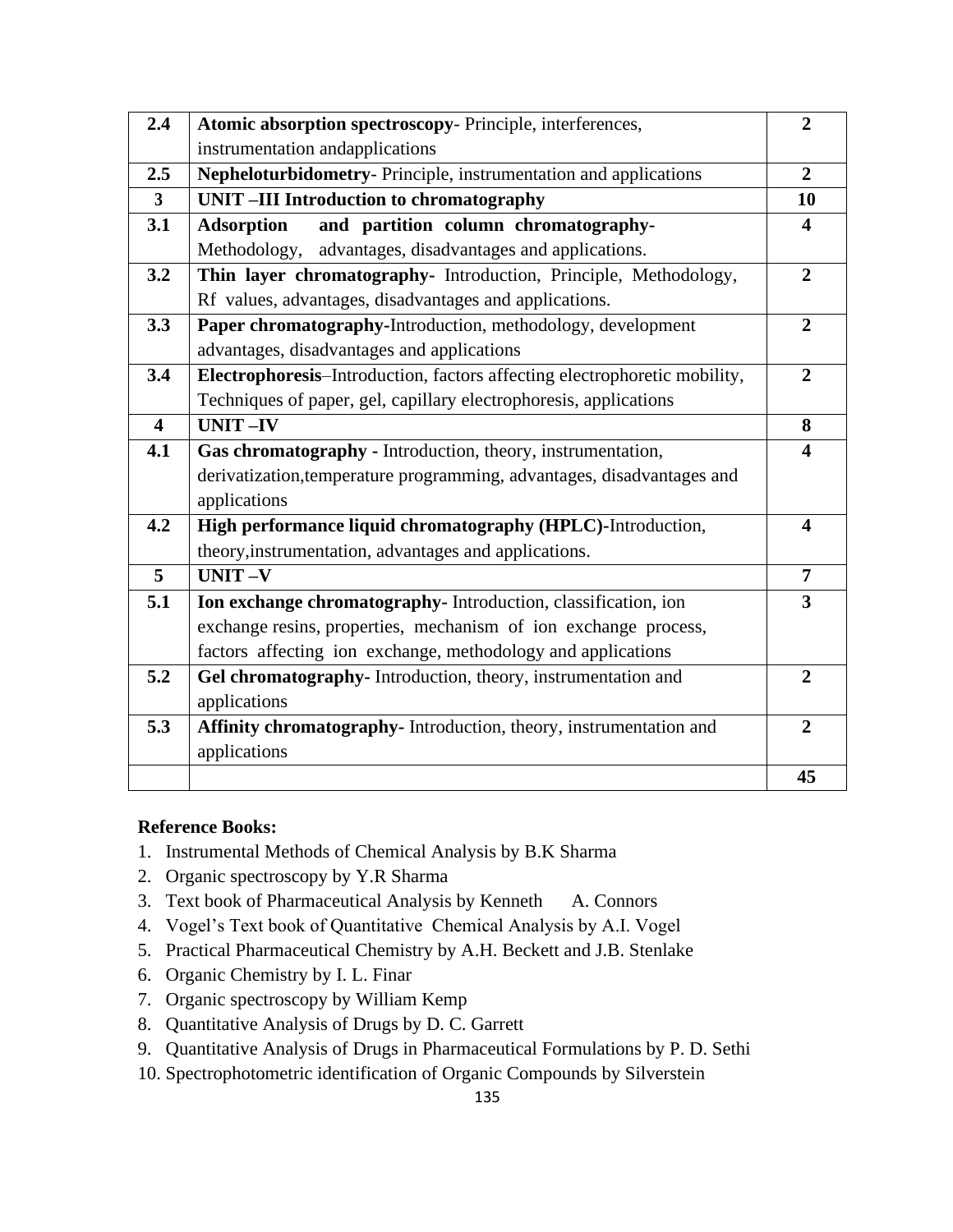| 2.4 | **Atomic absorption spectroscopy**- Principle, interferences, instrumentation andapplications | **2** |
|---|---|---|
| **2.5** | **Nepheloturbidometry**- Principle, instrumentation and applications | **2** |
| **3** | **UNIT –III Introduction to chromatography** | **10** |
| **3.1** | **Adsorption and partition column chromatography-** Methodology, advantages, disadvantages and applications. | **4** |
| **3.2** | **Thin layer chromatography-** Introduction, Principle, Methodology, Rf values, advantages, disadvantages and applications. | **2** |
| **3.3** | **Paper chromatography-**Introduction, methodology, development advantages, disadvantages and applications | **2** |
| **3.4** | **Electrophoresis**–Introduction, factors affecting electrophoretic mobility, Techniques of paper, gel, capillary electrophoresis, applications | **2** |
| **4** | **UNIT –IV** | **8** |
| **4.1** | **Gas chromatography -** Introduction, theory, instrumentation, derivatization,temperature programming, advantages, disadvantages and applications | **4** |
| **4.2** | **High performance liquid chromatography (HPLC)-**Introduction, theory,instrumentation, advantages and applications. | **4** |
| **5** | **UNIT –V** | **7** |
| **5.1** | **Ion exchange chromatography-** Introduction, classification, ion exchange resins, properties, mechanism of ion exchange process, factors affecting ion exchange, methodology and applications | **3** |
| **5.2** | **Gel chromatography-** Introduction, theory, instrumentation and applications | **2** |
| **5.3** | **Affinity chromatography-** Introduction, theory, instrumentation and applications | **2** |
| | | **45** |

**Reference Books:**

1. Instrumental Methods of Chemical Analysis by B.K Sharma
2. Organic spectroscopy by Y.R Sharma
3. Text book of Pharmaceutical Analysis by Kenneth A. Connors
4. Vogel's Text book of Quantitative Chemical Analysis by A.I. Vogel
5. Practical Pharmaceutical Chemistry by A.H. Beckett and J.B. Stenlake
6. Organic Chemistry by I. L. Finar
7. Organic spectroscopy by William Kemp
8. Quantitative Analysis of Drugs by D. C. Garrett
9. Quantitative Analysis of Drugs in Pharmaceutical Formulations by P. D. Sethi
10. Spectrophotometric identification of Organic Compounds by Silverstein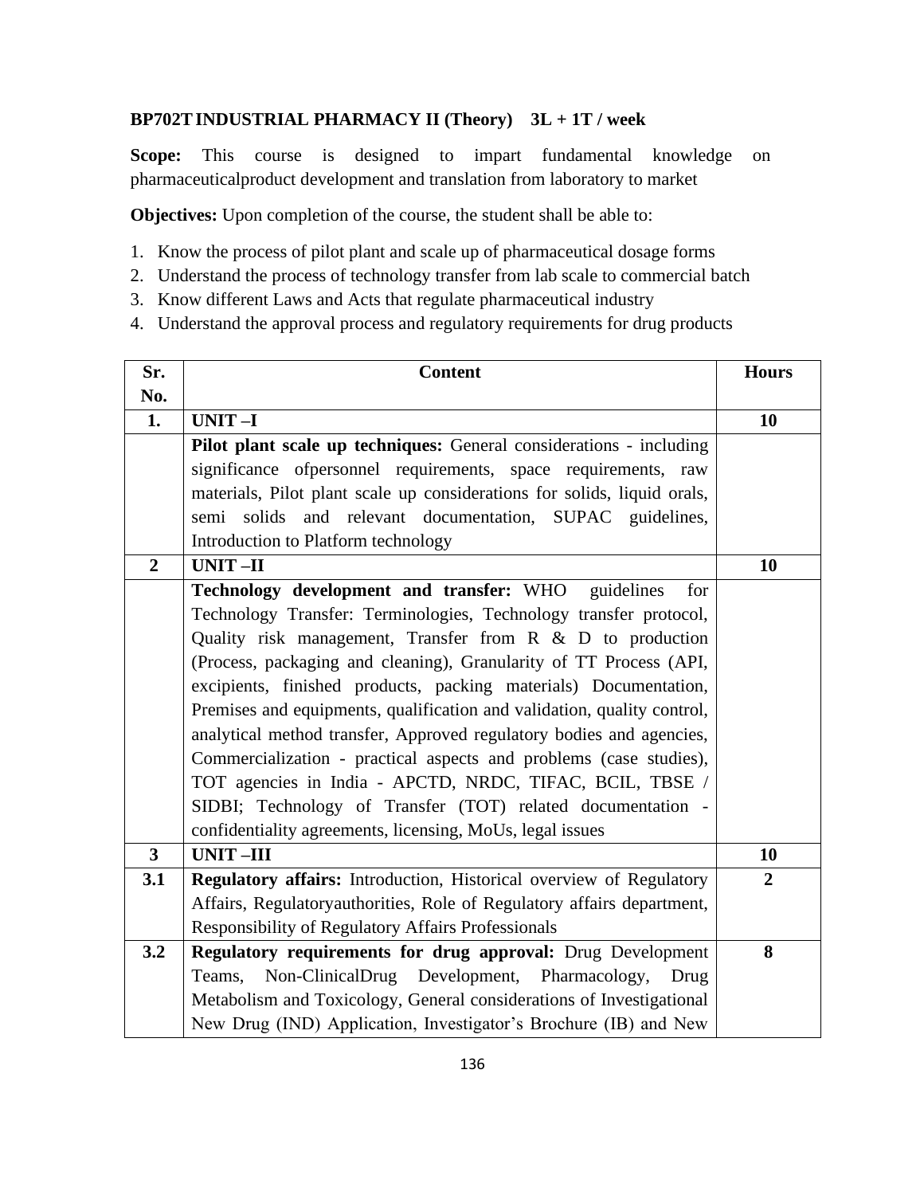**BP702T INDUSTRIAL PHARMACY II (Theory) 3L + 1T / week**

**Scope:** This course is designed to impart fundamental knowledge on pharmaceuticalproduct development and translation from laboratory to market

**Objectives:** Upon completion of the course, the student shall be able to:

1. Know the process of pilot plant and scale up of pharmaceutical dosage forms
2. Understand the process of technology transfer from lab scale to commercial batch
3. Know different Laws and Acts that regulate pharmaceutical industry
4. Understand the approval process and regulatory requirements for drug products

| Sr. No. | Content | Hours |
|---|---|---|
| **1.** | **UNIT –I** | **10** |
| | **Pilot plant scale up techniques:** General considerations - including significance ofpersonnel requirements, space requirements, raw materials, Pilot plant scale up considerations for solids, liquid orals, semi solids and relevant documentation, SUPAC guidelines, Introduction to Platform technology | |
| **2** | **UNIT –II** | **10** |
| | **Technology development and transfer:** WHO guidelines for Technology Transfer: Terminologies, Technology transfer protocol, Quality risk management, Transfer from R & D to production (Process, packaging and cleaning), Granularity of TT Process (API, excipients, finished products, packing materials) Documentation, Premises and equipments, qualification and validation, quality control, analytical method transfer, Approved regulatory bodies and agencies, Commercialization - practical aspects and problems (case studies), TOT agencies in India - APCTD, NRDC, TIFAC, BCIL, TBSE / SIDBI; Technology of Transfer (TOT) related documentation - confidentiality agreements, licensing, MoUs, legal issues | |
| **3** | **UNIT –III** | **10** |
| **3.1** | **Regulatory affairs:** Introduction, Historical overview of Regulatory Affairs, Regulatoryauthorities, Role of Regulatory affairs department, Responsibility of Regulatory Affairs Professionals | **2** |
| **3.2** | **Regulatory requirements for drug approval:** Drug Development Teams, Non-ClinicalDrug Development, Pharmacology, Drug Metabolism and Toxicology, General considerations of Investigational New Drug (IND) Application, Investigator's Brochure (IB) and New | **8** |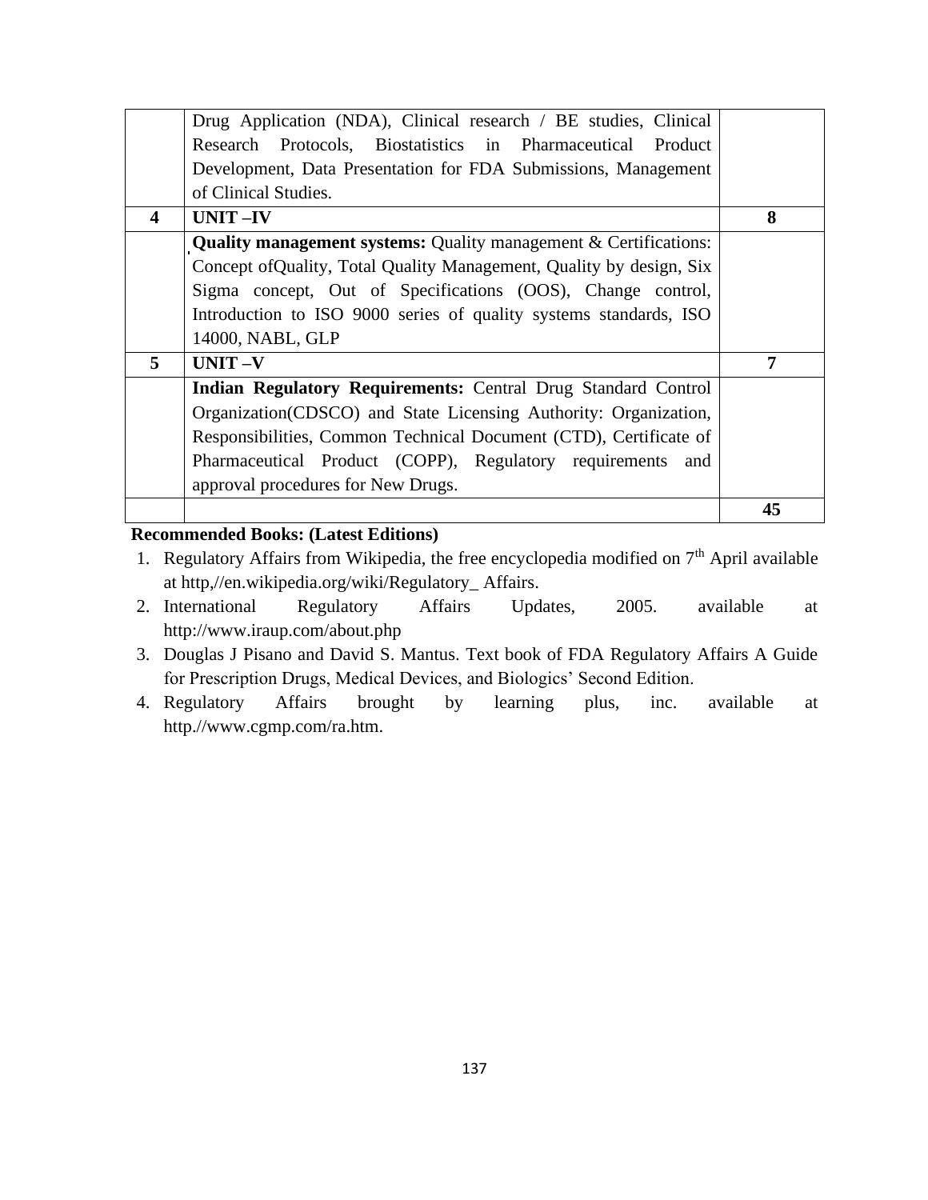| | | |
|---|---|---|
| | Drug Application (NDA), Clinical research / BE studies, Clinical Research Protocols, Biostatistics in Pharmaceutical Product Development, Data Presentation for FDA Submissions, Management of Clinical Studies. | |
| **4** | **UNIT –IV** | **8** |
| | **Quality management systems:** Quality management & Certifications: Concept ofQuality, Total Quality Management, Quality by design, Six Sigma concept, Out of Specifications (OOS), Change control, Introduction to ISO 9000 series of quality systems standards, ISO 14000, NABL, GLP | |
| **5** | **UNIT –V** | **7** |
| | **Indian Regulatory Requirements:** Central Drug Standard Control Organization(CDSCO) and State Licensing Authority: Organization, Responsibilities, Common Technical Document (CTD), Certificate of Pharmaceutical Product (COPP), Regulatory requirements and approval procedures for New Drugs. | |
| | | **45** |

**Recommended Books: (Latest Editions)**

1. Regulatory Affairs from Wikipedia, the free encyclopedia modified on 7th April available at http,//en.wikipedia.org/wiki/Regulatory_ Affairs.
2. International Regulatory Affairs Updates, 2005. available at http://www.iraup.com/about.php
3. Douglas J Pisano and David S. Mantus. Text book of FDA Regulatory Affairs A Guide for Prescription Drugs, Medical Devices, and Biologics' Second Edition.
4. Regulatory Affairs brought by learning plus, inc. available at http.//www.cgmp.com/ra.htm.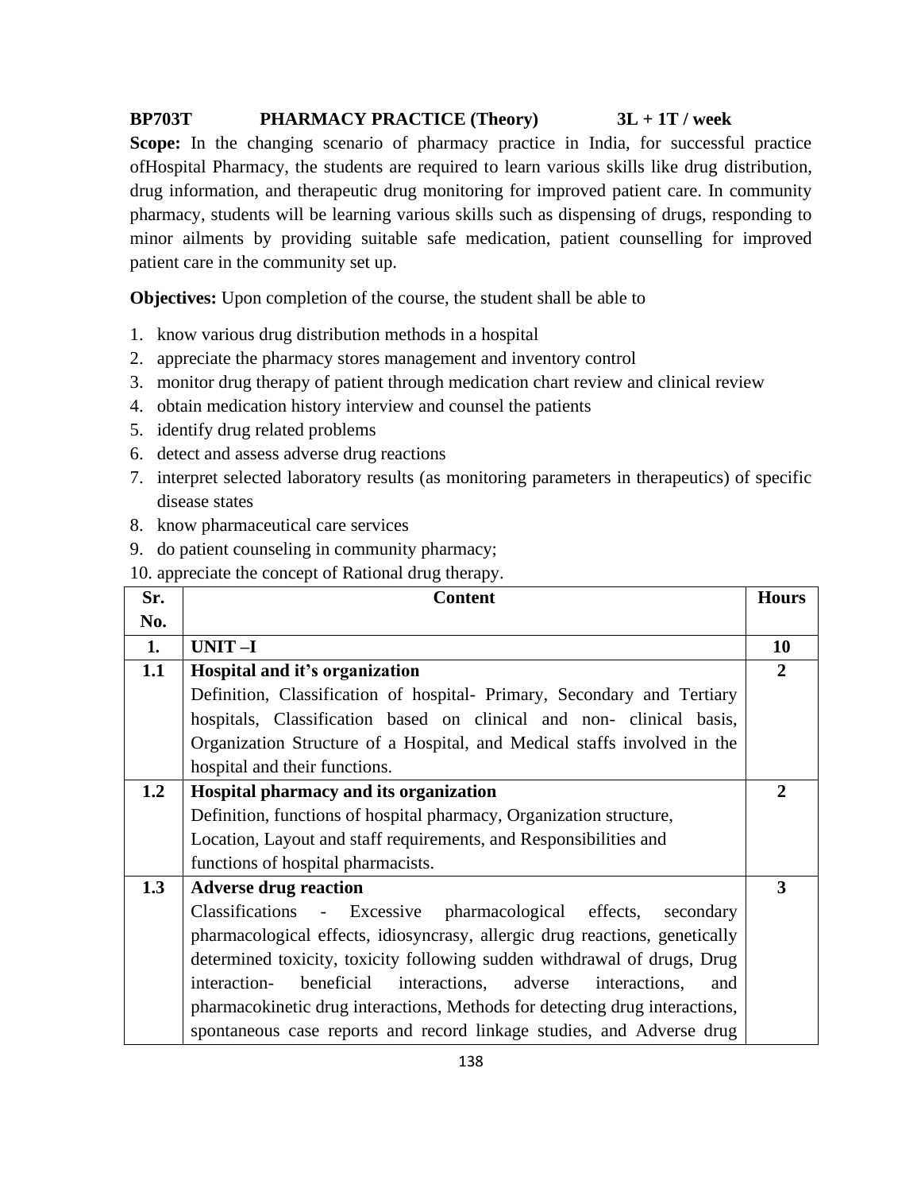**BP703T PHARMACY PRACTICE (Theory) 3L + 1T / week**

**Scope:** In the changing scenario of pharmacy practice in India, for successful practice ofHospital Pharmacy, the students are required to learn various skills like drug distribution, drug information, and therapeutic drug monitoring for improved patient care. In community pharmacy, students will be learning various skills such as dispensing of drugs, responding to minor ailments by providing suitable safe medication, patient counselling for improved patient care in the community set up.

**Objectives:** Upon completion of the course, the student shall be able to

1. know various drug distribution methods in a hospital
2. appreciate the pharmacy stores management and inventory control
3. monitor drug therapy of patient through medication chart review and clinical review
4. obtain medication history interview and counsel the patients
5. identify drug related problems
6. detect and assess adverse drug reactions
7. interpret selected laboratory results (as monitoring parameters in therapeutics) of specific disease states
8. know pharmaceutical care services
9. do patient counseling in community pharmacy;
10. appreciate the concept of Rational drug therapy.

| Sr. No. | Content | Hours |
|---|---|---|
| **1.** | **UNIT –I** | **10** |
| **1.1** | **Hospital and it's organization**<br>Definition, Classification of hospital- Primary, Secondary and Tertiary hospitals, Classification based on clinical and non- clinical basis, Organization Structure of a Hospital, and Medical staffs involved in the hospital and their functions. | **2** |
| **1.2** | **Hospital pharmacy and its organization**<br>Definition, functions of hospital pharmacy, Organization structure, Location, Layout and staff requirements, and Responsibilities and functions of hospital pharmacists. | **2** |
| **1.3** | **Adverse drug reaction**<br>Classifications - Excessive pharmacological effects, secondary pharmacological effects, idiosyncrasy, allergic drug reactions, genetically determined toxicity, toxicity following sudden withdrawal of drugs, Drug interaction- beneficial interactions, adverse interactions, and pharmacokinetic drug interactions, Methods for detecting drug interactions, spontaneous case reports and record linkage studies, and Adverse drug | **3** |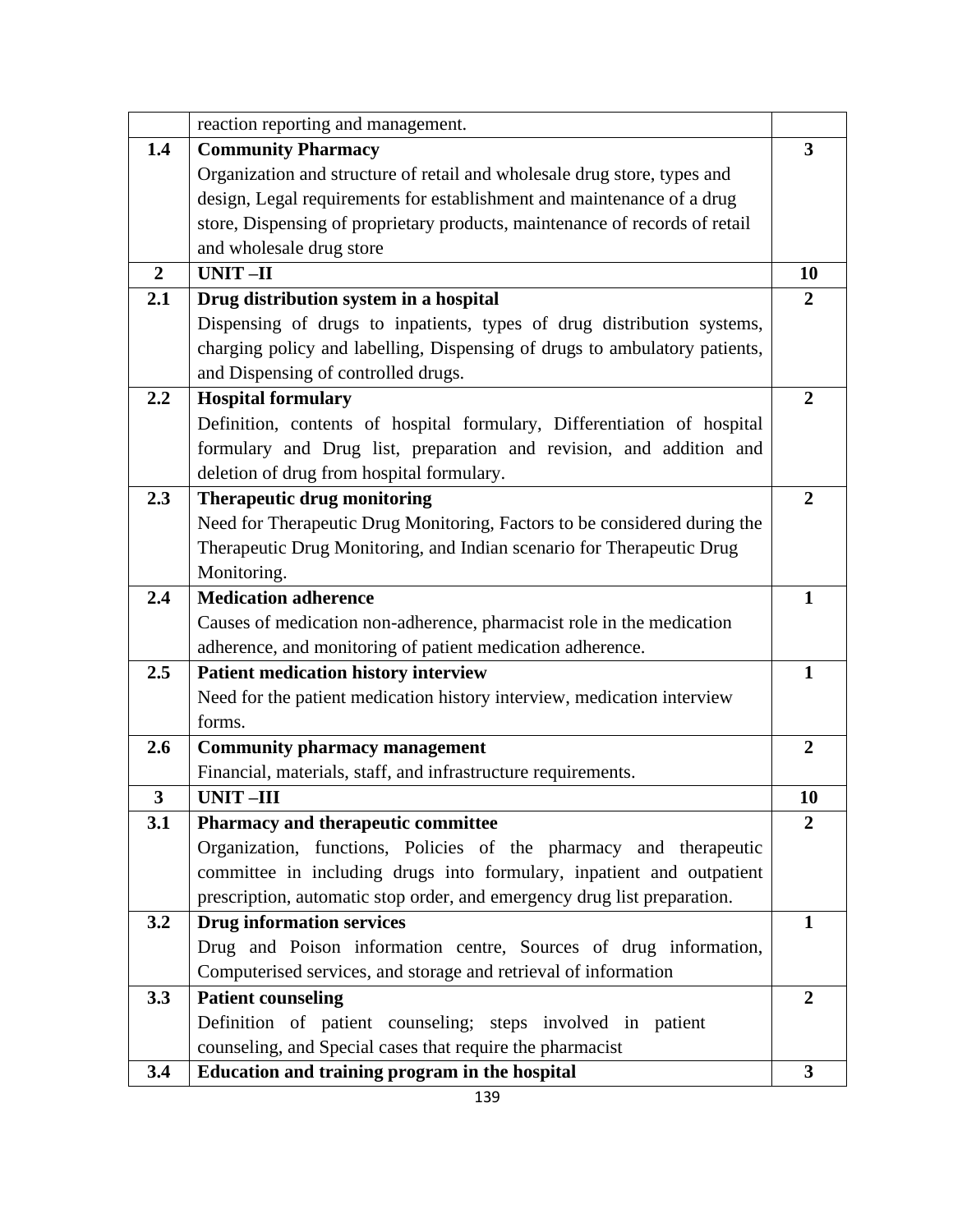| | | |
|---|---|---|
| | reaction reporting and management. | |
| **1.4** | **Community Pharmacy**<br>Organization and structure of retail and wholesale drug store, types and design, Legal requirements for establishment and maintenance of a drug store, Dispensing of proprietary products, maintenance of records of retail and wholesale drug store | **3** |
| **2** | **UNIT –II** | **10** |
| **2.1** | **Drug distribution system in a hospital**<br>Dispensing of drugs to inpatients, types of drug distribution systems, charging policy and labelling, Dispensing of drugs to ambulatory patients, and Dispensing of controlled drugs. | **2** |
| **2.2** | **Hospital formulary**<br>Definition, contents of hospital formulary, Differentiation of hospital formulary and Drug list, preparation and revision, and addition and deletion of drug from hospital formulary. | **2** |
| **2.3** | **Therapeutic drug monitoring**<br>Need for Therapeutic Drug Monitoring, Factors to be considered during the Therapeutic Drug Monitoring, and Indian scenario for Therapeutic Drug Monitoring. | **2** |
| **2.4** | **Medication adherence**<br>Causes of medication non-adherence, pharmacist role in the medication adherence, and monitoring of patient medication adherence. | **1** |
| **2.5** | **Patient medication history interview**<br>Need for the patient medication history interview, medication interview forms. | **1** |
| **2.6** | **Community pharmacy management**<br>Financial, materials, staff, and infrastructure requirements. | **2** |
| **3** | **UNIT –III** | **10** |
| **3.1** | **Pharmacy and therapeutic committee**<br>Organization, functions, Policies of the pharmacy and therapeutic committee in including drugs into formulary, inpatient and outpatient prescription, automatic stop order, and emergency drug list preparation. | **2** |
| **3.2** | **Drug information services**<br>Drug and Poison information centre, Sources of drug information, Computerised services, and storage and retrieval of information | **1** |
| **3.3** | **Patient counseling**<br>Definition of patient counseling; steps involved in patient counseling, and Special cases that require the pharmacist | **2** |
| **3.4** | **Education and training program in the hospital** | **3** |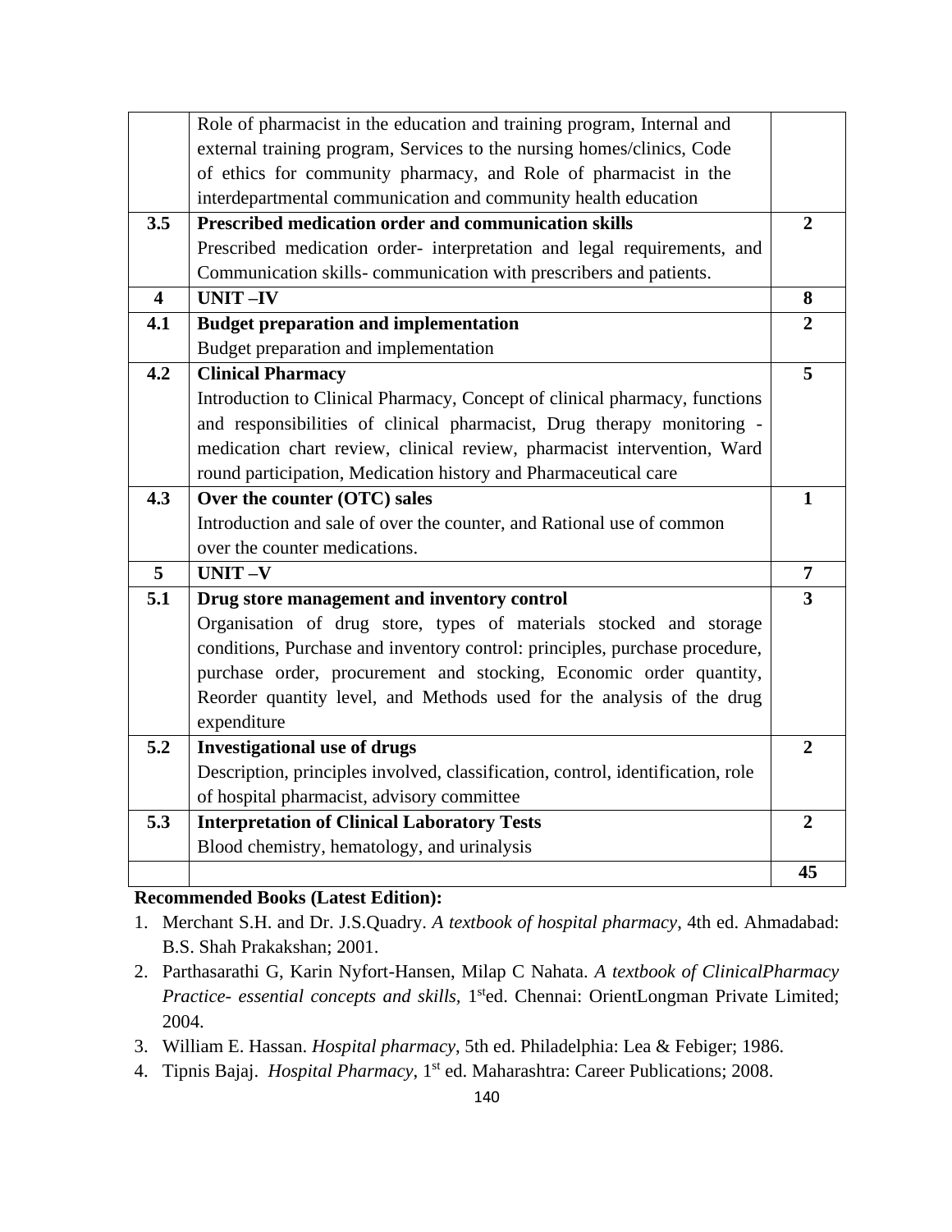| | | |
|---|---|---|
| | Role of pharmacist in the education and training program, Internal and external training program, Services to the nursing homes/clinics, Code of ethics for community pharmacy, and Role of pharmacist in the interdepartmental communication and community health education | |
| **3.5** | **Prescribed medication order and communication skills**<br>Prescribed medication order- interpretation and legal requirements, and Communication skills- communication with prescribers and patients. | **2** |
| **4** | **UNIT –IV** | **8** |
| **4.1** | **Budget preparation and implementation**<br>Budget preparation and implementation | **2** |
| **4.2** | **Clinical Pharmacy**<br>Introduction to Clinical Pharmacy, Concept of clinical pharmacy, functions and responsibilities of clinical pharmacist, Drug therapy monitoring - medication chart review, clinical review, pharmacist intervention, Ward round participation, Medication history and Pharmaceutical care | **5** |
| **4.3** | **Over the counter (OTC) sales**<br>Introduction and sale of over the counter, and Rational use of common over the counter medications. | **1** |
| **5** | **UNIT –V** | **7** |
| **5.1** | **Drug store management and inventory control**<br>Organisation of drug store, types of materials stocked and storage conditions, Purchase and inventory control: principles, purchase procedure, purchase order, procurement and stocking, Economic order quantity, Reorder quantity level, and Methods used for the analysis of the drug expenditure | **3** |
| **5.2** | **Investigational use of drugs**<br>Description, principles involved, classification, control, identification, role of hospital pharmacist, advisory committee | **2** |
| **5.3** | **Interpretation of Clinical Laboratory Tests**<br>Blood chemistry, hematology, and urinalysis | **2** |
| | | **45** |

**Recommended Books (Latest Edition):**

1. Merchant S.H. and Dr. J.S.Quadry. *A textbook of hospital pharmacy*, 4th ed. Ahmadabad: B.S. Shah Prakakshan; 2001.
2. Parthasarathi G, Karin Nyfort-Hansen, Milap C Nahata. *A textbook of ClinicalPharmacy Practice- essential concepts and skills*, 1st ed. Chennai: OrientLongman Private Limited; 2004.
3. William E. Hassan. *Hospital pharmacy*, 5th ed. Philadelphia: Lea & Febiger; 1986.
4. Tipnis Bajaj. *Hospital Pharmacy*, 1st ed. Maharashtra: Career Publications; 2008.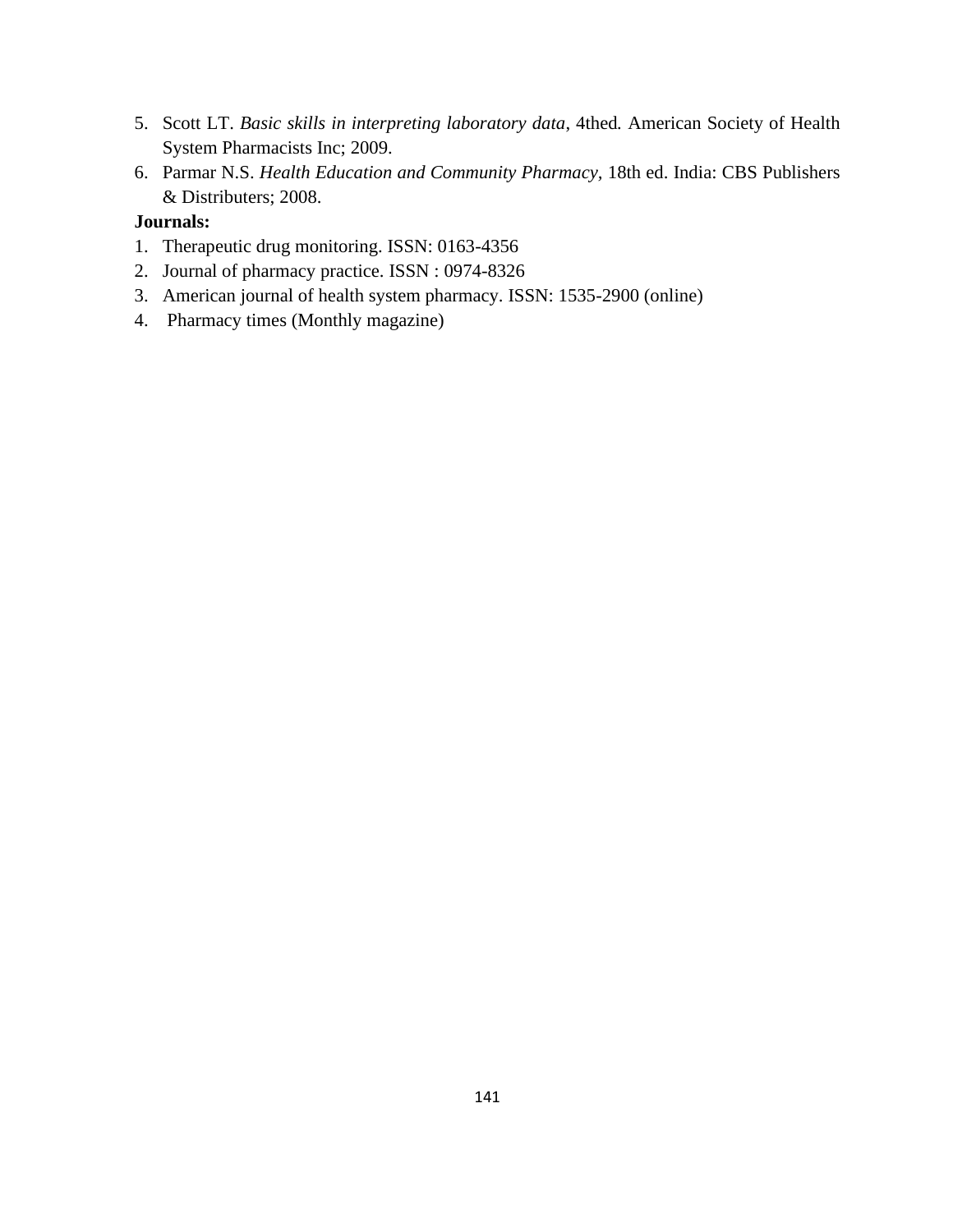5. Scott LT. *Basic skills in interpreting laboratory data*, 4thed. American Society of Health System Pharmacists Inc; 2009.
6. Parmar N.S. *Health Education and Community Pharmacy*, 18th ed. India: CBS Publishers & Distributers; 2008.

**Journals:**

1. Therapeutic drug monitoring. ISSN: 0163-4356
2. Journal of pharmacy practice. ISSN : 0974-8326
3. American journal of health system pharmacy. ISSN: 1535-2900 (online)
4. Pharmacy times (Monthly magazine)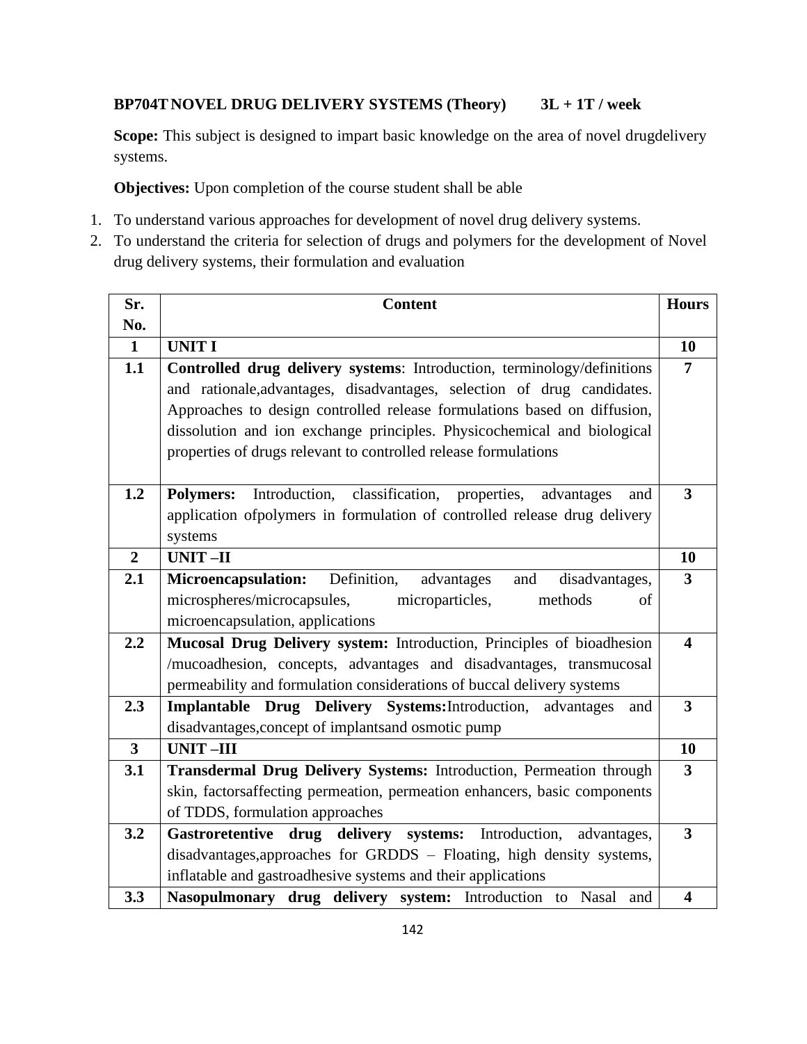**BP704T NOVEL DRUG DELIVERY SYSTEMS (Theory) 3L + 1T / week**

**Scope:** This subject is designed to impart basic knowledge on the area of novel drugdelivery systems.

**Objectives:** Upon completion of the course student shall be able

1. To understand various approaches for development of novel drug delivery systems.
2. To understand the criteria for selection of drugs and polymers for the development of Novel drug delivery systems, their formulation and evaluation

| Sr. No. | Content | Hours |
|---|---|---|
| **1** | **UNIT I** | **10** |
| **1.1** | **Controlled drug delivery systems**: Introduction, terminology/definitions and rationale,advantages, disadvantages, selection of drug candidates. Approaches to design controlled release formulations based on diffusion, dissolution and ion exchange principles. Physicochemical and biological properties of drugs relevant to controlled release formulations | **7** |
| **1.2** | **Polymers:** Introduction, classification, properties, advantages and application ofpolymers in formulation of controlled release drug delivery systems | **3** |
| **2** | **UNIT –II** | **10** |
| **2.1** | **Microencapsulation:** Definition, advantages and disadvantages, microspheres/microcapsules, microparticles, methods of microencapsulation, applications | **3** |
| **2.2** | **Mucosal Drug Delivery system:** Introduction, Principles of bioadhesion /mucoadhesion, concepts, advantages and disadvantages, transmucosal permeability and formulation considerations of buccal delivery systems | **4** |
| **2.3** | **Implantable Drug Delivery Systems:**Introduction, advantages and disadvantages,concept of implantsand osmotic pump | **3** |
| **3** | **UNIT –III** | **10** |
| **3.1** | **Transdermal Drug Delivery Systems:** Introduction, Permeation through skin, factorsaffecting permeation, permeation enhancers, basic components of TDDS, formulation approaches | **3** |
| **3.2** | **Gastroretentive drug delivery systems:** Introduction, advantages, disadvantages,approaches for GRDDS – Floating, high density systems, inflatable and gastroadhesive systems and their applications | **3** |
| **3.3** | **Nasopulmonary drug delivery system:** Introduction to Nasal and | **4** |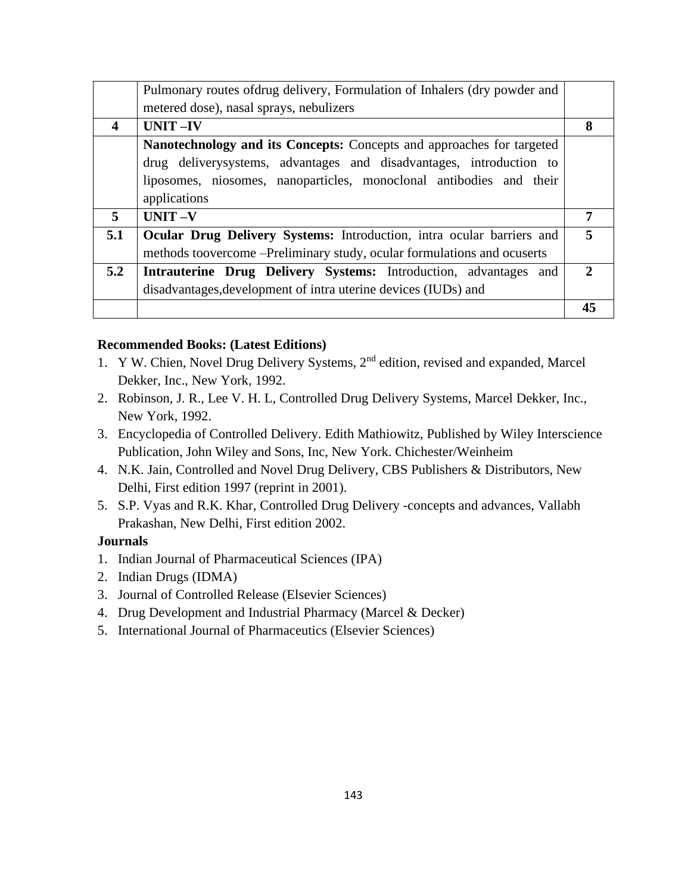| | | |
|---|---|---|
| | Pulmonary routes ofdrug delivery, Formulation of Inhalers (dry powder and metered dose), nasal sprays, nebulizers | |
| **4** | **UNIT –IV** | **8** |
| | **Nanotechnology and its Concepts:** Concepts and approaches for targeted drug deliverysystems, advantages and disadvantages, introduction to liposomes, niosomes, nanoparticles, monoclonal antibodies and their applications | |
| **5** | **UNIT –V** | **7** |
| **5.1** | **Ocular Drug Delivery Systems:** Introduction, intra ocular barriers and methods toovercome –Preliminary study, ocular formulations and ocuserts | **5** |
| **5.2** | **Intrauterine Drug Delivery Systems:** Introduction, advantages and disadvantages,development of intra uterine devices (IUDs) and | **2** |
| | | **45** |

**Recommended Books: (Latest Editions)**

1. Y W. Chien, Novel Drug Delivery Systems, 2nd edition, revised and expanded, Marcel Dekker, Inc., New York, 1992.
2. Robinson, J. R., Lee V. H. L, Controlled Drug Delivery Systems, Marcel Dekker, Inc., New York, 1992.
3. Encyclopedia of Controlled Delivery. Edith Mathiowitz, Published by Wiley Interscience Publication, John Wiley and Sons, Inc, New York. Chichester/Weinheim
4. N.K. Jain, Controlled and Novel Drug Delivery, CBS Publishers & Distributors, New Delhi, First edition 1997 (reprint in 2001).
5. S.P. Vyas and R.K. Khar, Controlled Drug Delivery -concepts and advances, Vallabh Prakashan, New Delhi, First edition 2002.

**Journals**

1. Indian Journal of Pharmaceutical Sciences (IPA)
2. Indian Drugs (IDMA)
3. Journal of Controlled Release (Elsevier Sciences)
4. Drug Development and Industrial Pharmacy (Marcel & Decker)
5. International Journal of Pharmaceutics (Elsevier Sciences)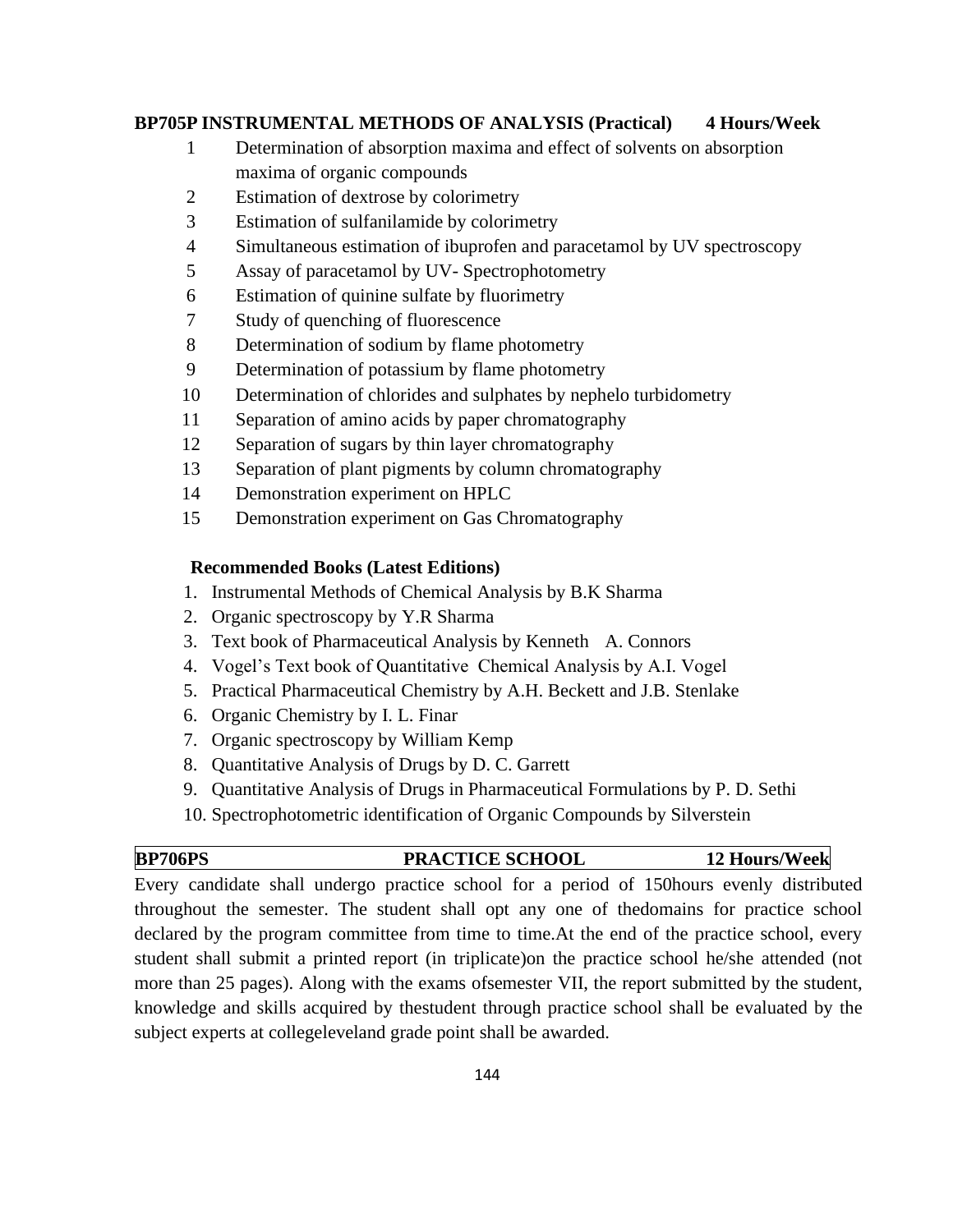**BP705P INSTRUMENTAL METHODS OF ANALYSIS (Practical) 4 Hours/Week**

1. Determination of absorption maxima and effect of solvents on absorption maxima of organic compounds
2. Estimation of dextrose by colorimetry
3. Estimation of sulfanilamide by colorimetry
4. Simultaneous estimation of ibuprofen and paracetamol by UV spectroscopy
5. Assay of paracetamol by UV- Spectrophotometry
6. Estimation of quinine sulfate by fluorimetry
7. Study of quenching of fluorescence
8. Determination of sodium by flame photometry
9. Determination of potassium by flame photometry
10. Determination of chlorides and sulphates by nephelo turbidometry
11. Separation of amino acids by paper chromatography
12. Separation of sugars by thin layer chromatography
13. Separation of plant pigments by column chromatography
14. Demonstration experiment on HPLC
15. Demonstration experiment on Gas Chromatography

**Recommended Books (Latest Editions)**

1. Instrumental Methods of Chemical Analysis by B.K Sharma
2. Organic spectroscopy by Y.R Sharma
3. Text book of Pharmaceutical Analysis by Kenneth A. Connors
4. Vogel's Text book of Quantitative Chemical Analysis by A.I. Vogel
5. Practical Pharmaceutical Chemistry by A.H. Beckett and J.B. Stenlake
6. Organic Chemistry by I. L. Finar
7. Organic spectroscopy by William Kemp
8. Quantitative Analysis of Drugs by D. C. Garrett
9. Quantitative Analysis of Drugs in Pharmaceutical Formulations by P. D. Sethi
10. Spectrophotometric identification of Organic Compounds by Silverstein

**BP706PS PRACTICE SCHOOL 12 Hours/Week**

Every candidate shall undergo practice school for a period of 150hours evenly distributed throughout the semester. The student shall opt any one of thedomains for practice school declared by the program committee from time to time.At the end of the practice school, every student shall submit a printed report (in triplicate)on the practice school he/she attended (not more than 25 pages). Along with the exams ofsemester VII, the report submitted by the student, knowledge and skills acquired by thestudent through practice school shall be evaluated by the subject experts at collegeleveland grade point shall be awarded.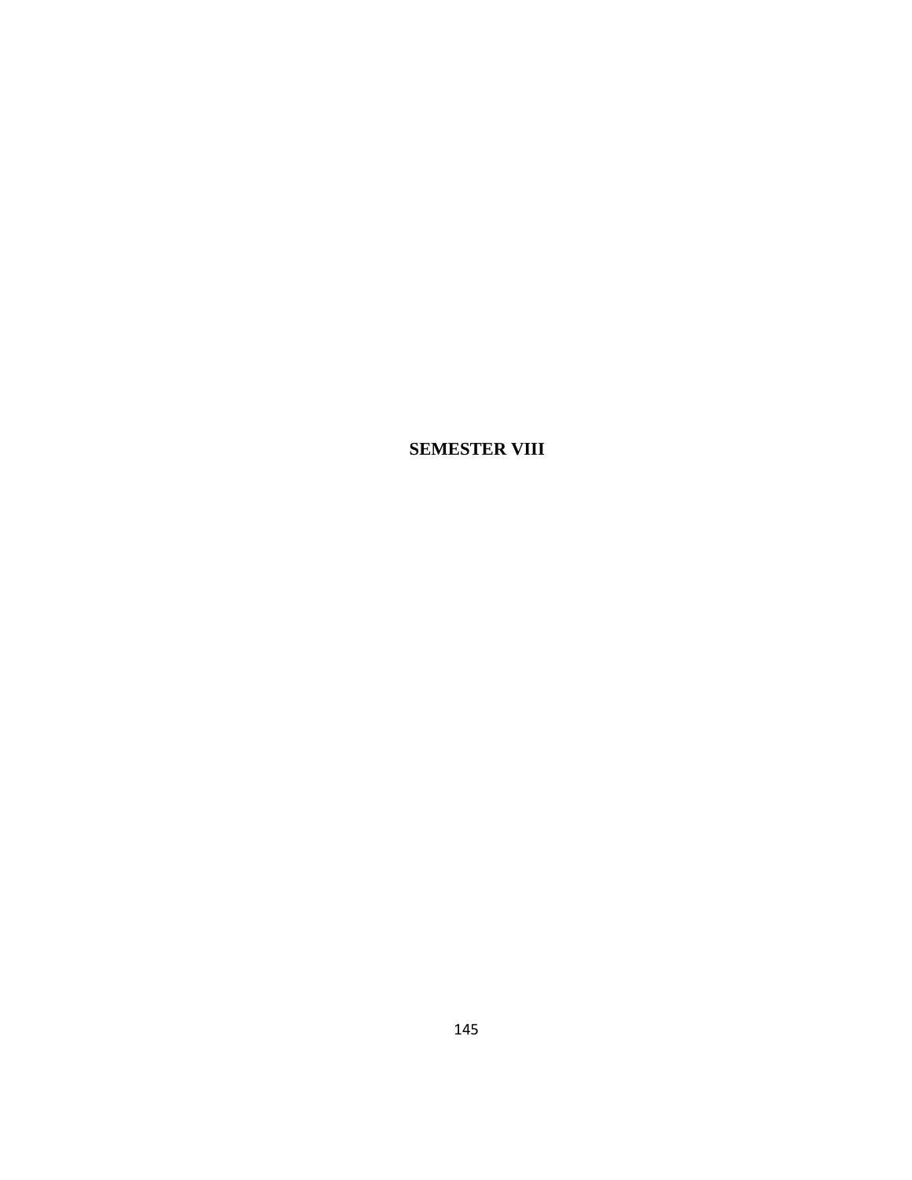# SEMESTER VIII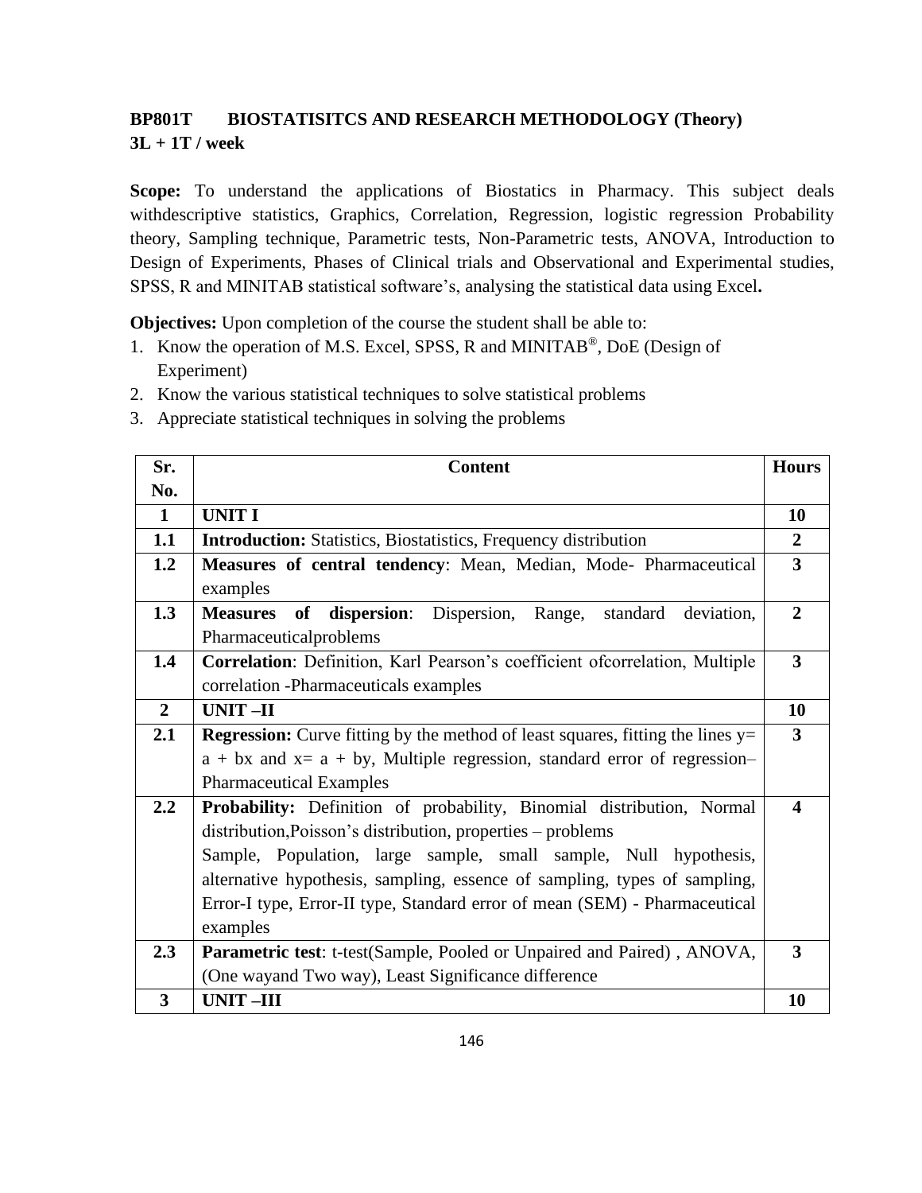**BP801T BIOSTATISITCS AND RESEARCH METHODOLOGY (Theory)**
**3L + 1T / week**

**Scope:** To understand the applications of Biostatics in Pharmacy. This subject deals withdescriptive statistics, Graphics, Correlation, Regression, logistic regression Probability theory, Sampling technique, Parametric tests, Non-Parametric tests, ANOVA, Introduction to Design of Experiments, Phases of Clinical trials and Observational and Experimental studies, SPSS, R and MINITAB statistical software's, analysing the statistical data using Excel**.**

**Objectives:** Upon completion of the course the student shall be able to:

1. Know the operation of M.S. Excel, SPSS, R and MINITAB®, DoE (Design of Experiment)
2. Know the various statistical techniques to solve statistical problems
3. Appreciate statistical techniques in solving the problems

| Sr. No. | Content | Hours |
|---|---|---|
| **1** | **UNIT I** | **10** |
| **1.1** | **Introduction:** Statistics, Biostatistics, Frequency distribution | **2** |
| **1.2** | **Measures of central tendency**: Mean, Median, Mode- Pharmaceutical examples | **3** |
| **1.3** | **Measures of dispersion**: Dispersion, Range, standard deviation, Pharmaceuticalproblems | **2** |
| **1.4** | **Correlation**: Definition, Karl Pearson's coefficient ofcorrelation, Multiple correlation -Pharmaceuticals examples | **3** |
| **2** | **UNIT –II** | **10** |
| **2.1** | **Regression:** Curve fitting by the method of least squares, fitting the lines $y = a + bx$ and $x = a + by$, Multiple regression, standard error of regression– Pharmaceutical Examples | **3** |
| **2.2** | **Probability:** Definition of probability, Binomial distribution, Normal distribution,Poisson's distribution, properties – problems<br>Sample, Population, large sample, small sample, Null hypothesis, alternative hypothesis, sampling, essence of sampling, types of sampling, Error-I type, Error-II type, Standard error of mean (SEM) - Pharmaceutical examples | **4** |
| **2.3** | **Parametric test**: t-test(Sample, Pooled or Unpaired and Paired) , ANOVA, (One wayand Two way), Least Significance difference | **3** |
| **3** | **UNIT –III** | **10** |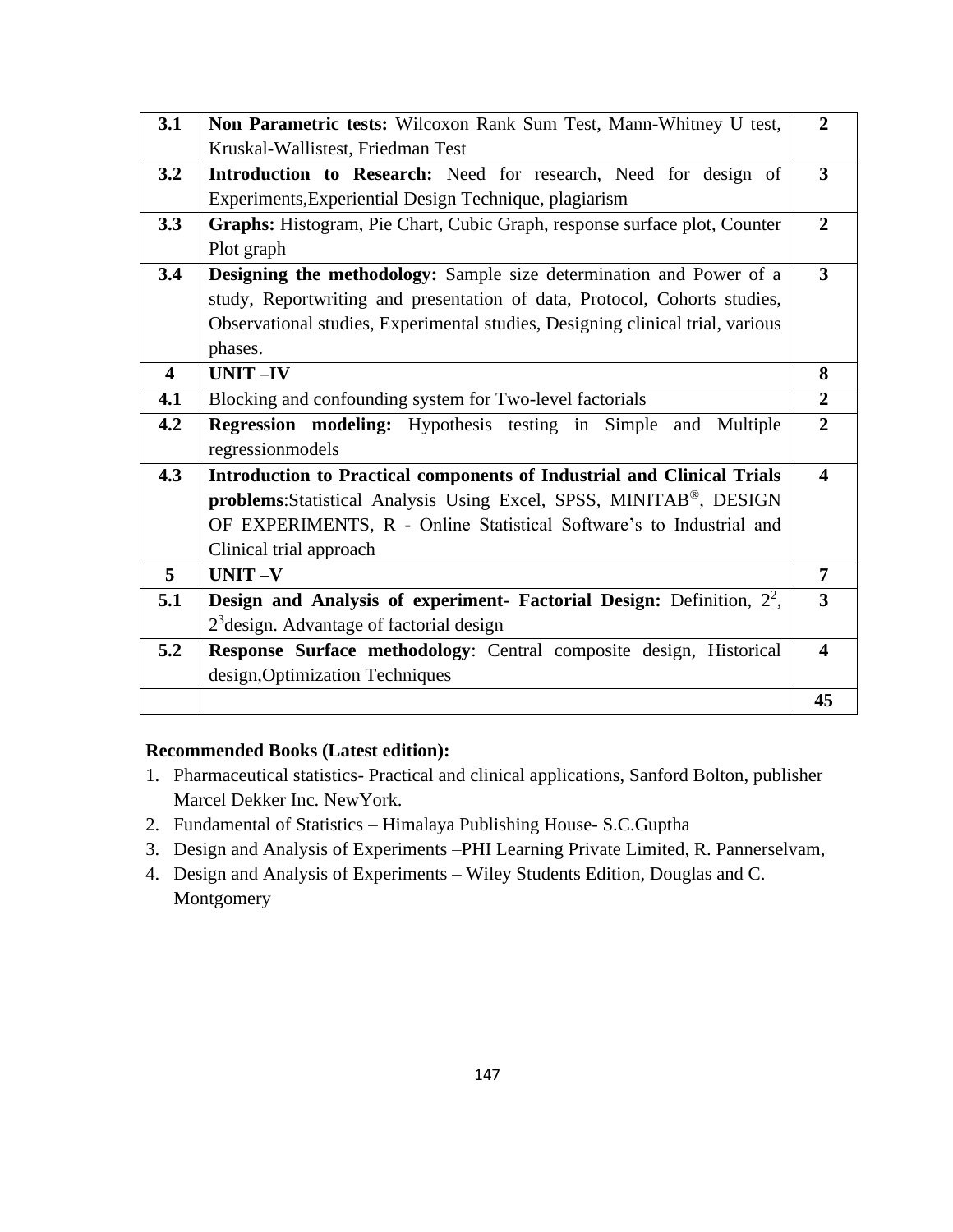| 3.1 | **Non Parametric tests:** Wilcoxon Rank Sum Test, Mann-Whitney U test, Kruskal-Wallistest, Friedman Test | 2 |
|---|---|---|
| 3.2 | **Introduction to Research:** Need for research, Need for design of Experiments,Experiential Design Technique, plagiarism | 3 |
| 3.3 | **Graphs:** Histogram, Pie Chart, Cubic Graph, response surface plot, Counter Plot graph | 2 |
| 3.4 | **Designing the methodology:** Sample size determination and Power of a study, Reportwriting and presentation of data, Protocol, Cohorts studies, Observational studies, Experimental studies, Designing clinical trial, various phases. | 3 |
| **4** | **UNIT –IV** | **8** |
| 4.1 | Blocking and confounding system for Two-level factorials | 2 |
| 4.2 | **Regression modeling:** Hypothesis testing in Simple and Multiple regressionmodels | 2 |
| 4.3 | **Introduction to Practical components of Industrial and Clinical Trials problems**:Statistical Analysis Using Excel, SPSS, MINITAB®, DESIGN OF EXPERIMENTS, R - Online Statistical Software's to Industrial and Clinical trial approach | 4 |
| **5** | **UNIT –V** | **7** |
| 5.1 | **Design and Analysis of experiment- Factorial Design:** Definition, $2^2$, $2^3$design. Advantage of factorial design | 3 |
| 5.2 | **Response Surface methodology**: Central composite design, Historical design,Optimization Techniques | 4 |
| | | **45** |

**Recommended Books (Latest edition):**

1. Pharmaceutical statistics- Practical and clinical applications, Sanford Bolton, publisher Marcel Dekker Inc. NewYork.
2. Fundamental of Statistics – Himalaya Publishing House- S.C.Guptha
3. Design and Analysis of Experiments –PHI Learning Private Limited, R. Pannerselvam,
4. Design and Analysis of Experiments – Wiley Students Edition, Douglas and C. Montgomery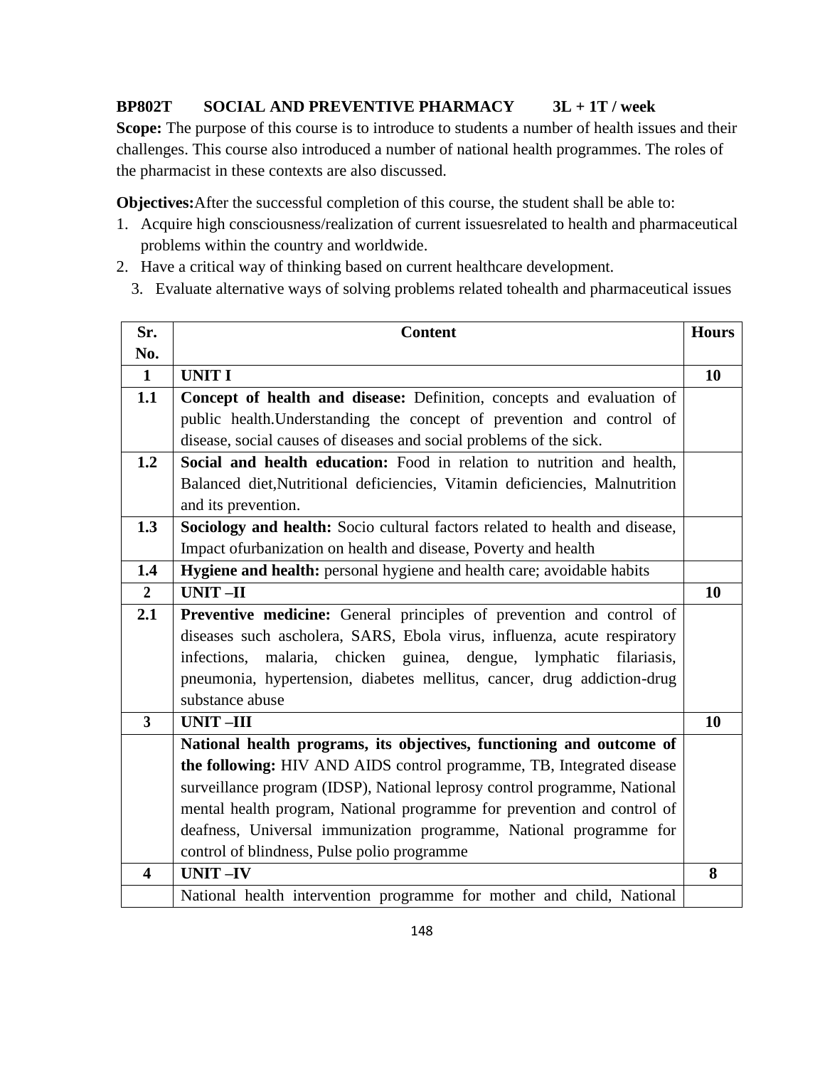**BP802T SOCIAL AND PREVENTIVE PHARMACY 3L + 1T / week**

**Scope:** The purpose of this course is to introduce to students a number of health issues and their challenges. This course also introduced a number of national health programmes. The roles of the pharmacist in these contexts are also discussed.

**Objectives:**After the successful completion of this course, the student shall be able to:

1. Acquire high consciousness/realization of current issuesrelated to health and pharmaceutical problems within the country and worldwide.
2. Have a critical way of thinking based on current healthcare development.
3. Evaluate alternative ways of solving problems related tohealth and pharmaceutical issues

| Sr. No. | Content | Hours |
|---|---|---|
| **1** | **UNIT I** | **10** |
| **1.1** | **Concept of health and disease:** Definition, concepts and evaluation of public health.Understanding the concept of prevention and control of disease, social causes of diseases and social problems of the sick. | |
| **1.2** | **Social and health education:** Food in relation to nutrition and health, Balanced diet,Nutritional deficiencies, Vitamin deficiencies, Malnutrition and its prevention. | |
| **1.3** | **Sociology and health:** Socio cultural factors related to health and disease, Impact ofurbanization on health and disease, Poverty and health | |
| **1.4** | **Hygiene and health:** personal hygiene and health care; avoidable habits | |
| **2** | **UNIT –II** | **10** |
| **2.1** | **Preventive medicine:** General principles of prevention and control of diseases such ascholera, SARS, Ebola virus, influenza, acute respiratory infections, malaria, chicken guinea, dengue, lymphatic filariasis, pneumonia, hypertension, diabetes mellitus, cancer, drug addiction-drug substance abuse | |
| **3** | **UNIT –III** | **10** |
| | **National health programs, its objectives, functioning and outcome of the following:** HIV AND AIDS control programme, TB, Integrated disease surveillance program (IDSP), National leprosy control programme, National mental health program, National programme for prevention and control of deafness, Universal immunization programme, National programme for control of blindness, Pulse polio programme | |
| **4** | **UNIT –IV** | **8** |
| | National health intervention programme for mother and child, National | |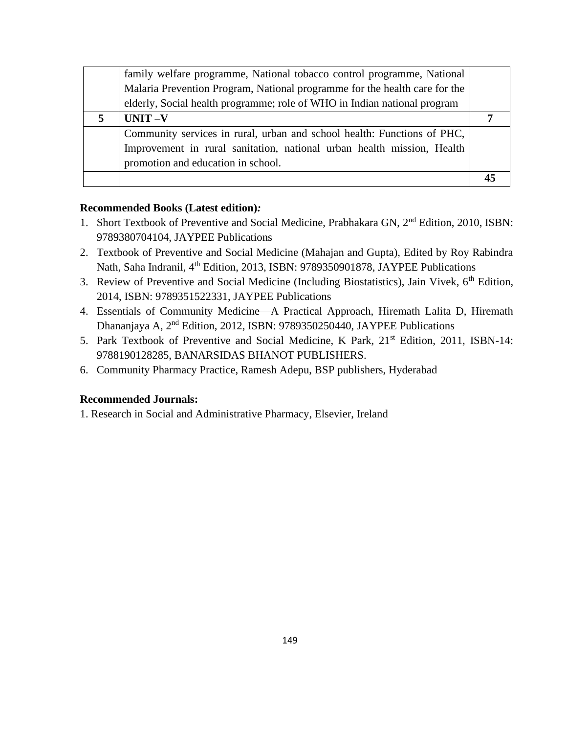| | | |
|---|---|---|
| | family welfare programme, National tobacco control programme, National Malaria Prevention Program, National programme for the health care for the elderly, Social health programme; role of WHO in Indian national program | |
| **5** | **UNIT –V** | **7** |
| | Community services in rural, urban and school health: Functions of PHC, Improvement in rural sanitation, national urban health mission, Health promotion and education in school. | |
| | | **45** |

**Recommended Books (Latest edition)*:***

1. Short Textbook of Preventive and Social Medicine, Prabhakara GN, 2nd Edition, 2010, ISBN: 9789380704104, JAYPEE Publications
2. Textbook of Preventive and Social Medicine (Mahajan and Gupta), Edited by Roy Rabindra Nath, Saha Indranil, 4th Edition, 2013, ISBN: 9789350901878, JAYPEE Publications
3. Review of Preventive and Social Medicine (Including Biostatistics), Jain Vivek, 6th Edition, 2014, ISBN: 9789351522331, JAYPEE Publications
4. Essentials of Community Medicine—A Practical Approach, Hiremath Lalita D, Hiremath Dhananjaya A, 2nd Edition, 2012, ISBN: 9789350250440, JAYPEE Publications
5. Park Textbook of Preventive and Social Medicine, K Park, 21st Edition, 2011, ISBN-14: 9788190128285, BANARSIDAS BHANOT PUBLISHERS.
6. Community Pharmacy Practice, Ramesh Adepu, BSP publishers, Hyderabad

**Recommended Journals:**

1. Research in Social and Administrative Pharmacy, Elsevier, Ireland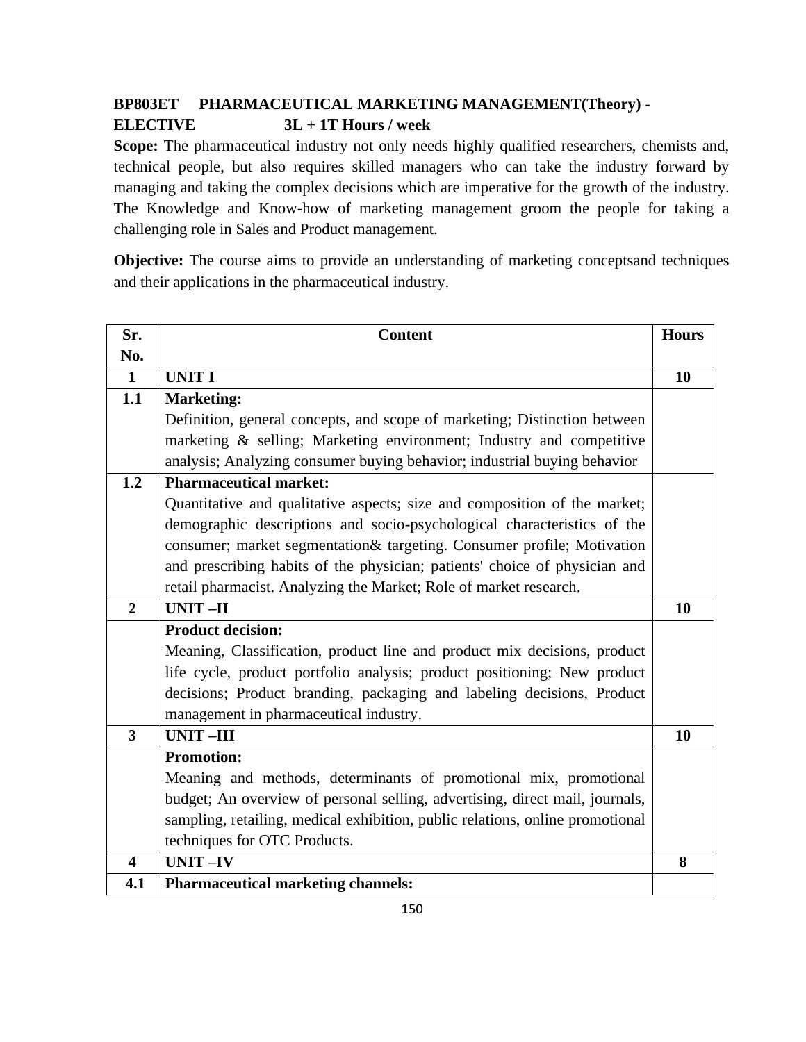**BP803ET PHARMACEUTICAL MARKETING MANAGEMENT(Theory) - ELECTIVE 3L + 1T Hours / week**

**Scope:** The pharmaceutical industry not only needs highly qualified researchers, chemists and, technical people, but also requires skilled managers who can take the industry forward by managing and taking the complex decisions which are imperative for the growth of the industry. The Knowledge and Know-how of marketing management groom the people for taking a challenging role in Sales and Product management.

**Objective:** The course aims to provide an understanding of marketing conceptsand techniques and their applications in the pharmaceutical industry.

| Sr. No. | Content | Hours |
|---|---|---|
| **1** | **UNIT I** | **10** |
| **1.1** | **Marketing:**<br>Definition, general concepts, and scope of marketing; Distinction between marketing & selling; Marketing environment; Industry and competitive analysis; Analyzing consumer buying behavior; industrial buying behavior | |
| **1.2** | **Pharmaceutical market:**<br>Quantitative and qualitative aspects; size and composition of the market; demographic descriptions and socio-psychological characteristics of the consumer; market segmentation& targeting. Consumer profile; Motivation and prescribing habits of the physician; patients' choice of physician and retail pharmacist. Analyzing the Market; Role of market research. | |
| **2** | **UNIT –II** | **10** |
| | **Product decision:**<br>Meaning, Classification, product line and product mix decisions, product life cycle, product portfolio analysis; product positioning; New product decisions; Product branding, packaging and labeling decisions, Product management in pharmaceutical industry. | |
| **3** | **UNIT –III** | **10** |
| | **Promotion:**<br>Meaning and methods, determinants of promotional mix, promotional budget; An overview of personal selling, advertising, direct mail, journals, sampling, retailing, medical exhibition, public relations, online promotional techniques for OTC Products. | |
| **4** | **UNIT –IV** | **8** |
| **4.1** | **Pharmaceutical marketing channels:** | |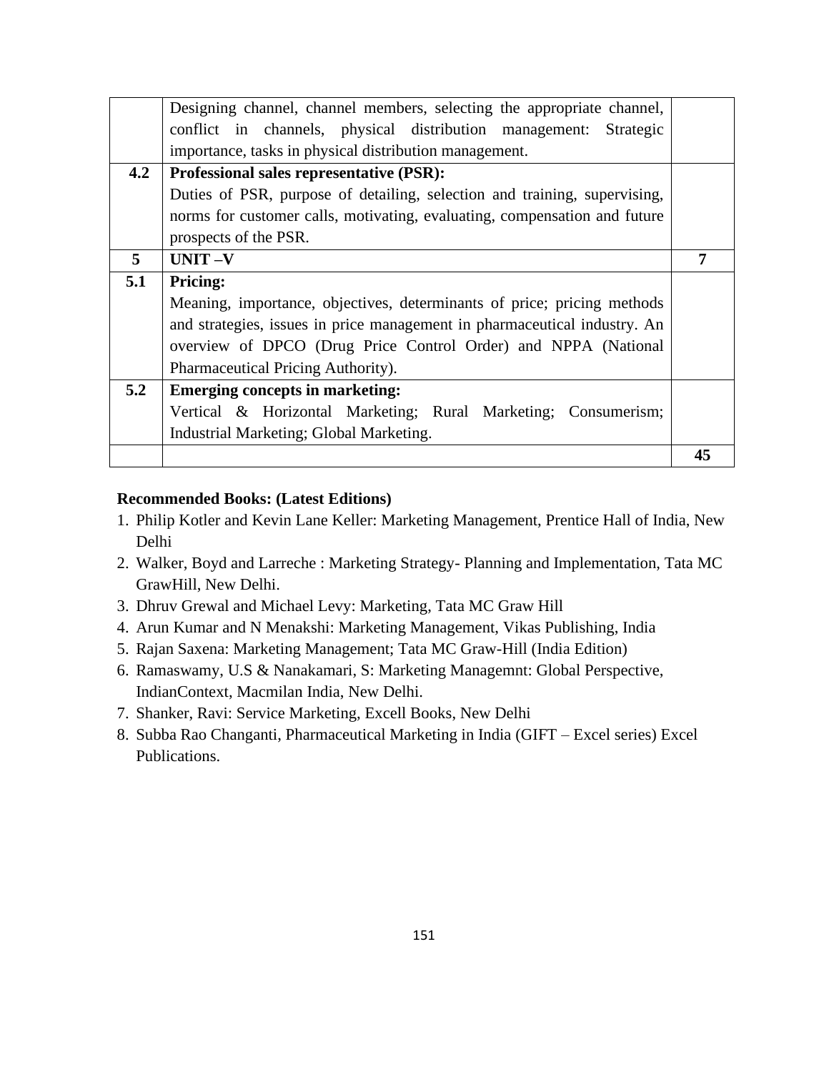| | | |
|---|---|---|
| | Designing channel, channel members, selecting the appropriate channel, conflict in channels, physical distribution management: Strategic importance, tasks in physical distribution management. | |
| **4.2** | **Professional sales representative (PSR):**<br>Duties of PSR, purpose of detailing, selection and training, supervising, norms for customer calls, motivating, evaluating, compensation and future prospects of the PSR. | |
| **5** | **UNIT –V** | **7** |
| **5.1** | **Pricing:**<br>Meaning, importance, objectives, determinants of price; pricing methods and strategies, issues in price management in pharmaceutical industry. An overview of DPCO (Drug Price Control Order) and NPPA (National Pharmaceutical Pricing Authority). | |
| **5.2** | **Emerging concepts in marketing:**<br>Vertical & Horizontal Marketing; Rural Marketing; Consumerism; Industrial Marketing; Global Marketing. | |
| | | **45** |

**Recommended Books: (Latest Editions)**

1. Philip Kotler and Kevin Lane Keller: Marketing Management, Prentice Hall of India, New Delhi
2. Walker, Boyd and Larreche : Marketing Strategy- Planning and Implementation, Tata MC GrawHill, New Delhi.
3. Dhruv Grewal and Michael Levy: Marketing, Tata MC Graw Hill
4. Arun Kumar and N Menakshi: Marketing Management, Vikas Publishing, India
5. Rajan Saxena: Marketing Management; Tata MC Graw-Hill (India Edition)
6. Ramaswamy, U.S & Nanakamari, S: Marketing Managemnt: Global Perspective, IndianContext, Macmilan India, New Delhi.
7. Shanker, Ravi: Service Marketing, Excell Books, New Delhi
8. Subba Rao Changanti, Pharmaceutical Marketing in India (GIFT – Excel series) Excel Publications.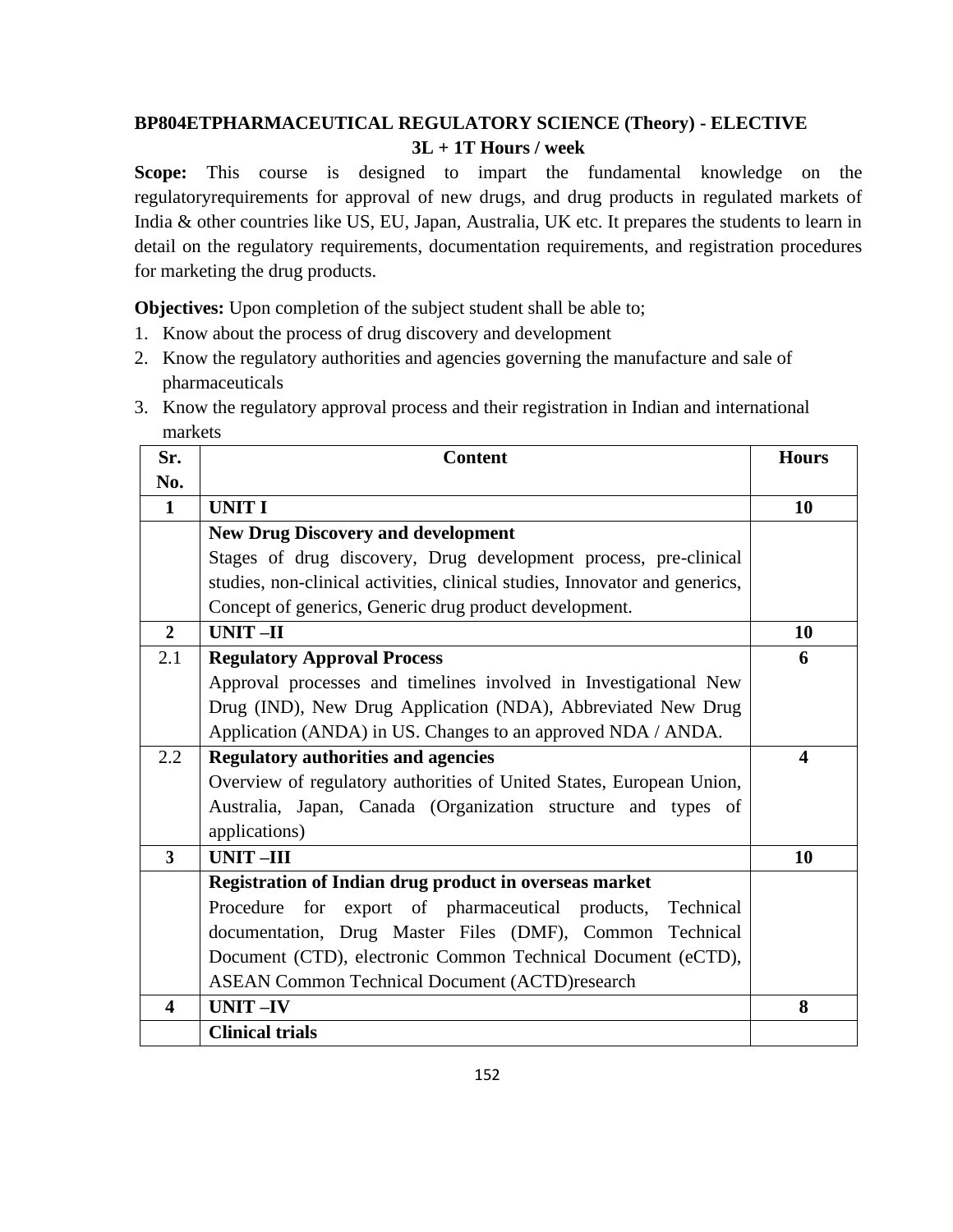**BP804ETPHARMACEUTICAL REGULATORY SCIENCE (Theory) - ELECTIVE**

**3L + 1T Hours / week**

**Scope:** This course is designed to impart the fundamental knowledge on the regulatoryrequirements for approval of new drugs, and drug products in regulated markets of India & other countries like US, EU, Japan, Australia, UK etc. It prepares the students to learn in detail on the regulatory requirements, documentation requirements, and registration procedures for marketing the drug products.

**Objectives:** Upon completion of the subject student shall be able to;

1. Know about the process of drug discovery and development
2. Know the regulatory authorities and agencies governing the manufacture and sale of pharmaceuticals
3. Know the regulatory approval process and their registration in Indian and international markets

| Sr. No. | Content | Hours |
|---|---|---|
| **1** | **UNIT I** | **10** |
| | **New Drug Discovery and development**<br>Stages of drug discovery, Drug development process, pre-clinical studies, non-clinical activities, clinical studies, Innovator and generics, Concept of generics, Generic drug product development. | |
| **2** | **UNIT –II** | **10** |
| 2.1 | **Regulatory Approval Process**<br>Approval processes and timelines involved in Investigational New Drug (IND), New Drug Application (NDA), Abbreviated New Drug Application (ANDA) in US. Changes to an approved NDA / ANDA. | **6** |
| 2.2 | **Regulatory authorities and agencies**<br>Overview of regulatory authorities of United States, European Union, Australia, Japan, Canada (Organization structure and types of applications) | **4** |
| **3** | **UNIT –III** | **10** |
| | **Registration of Indian drug product in overseas market**<br>Procedure for export of pharmaceutical products, Technical documentation, Drug Master Files (DMF), Common Technical Document (CTD), electronic Common Technical Document (eCTD), ASEAN Common Technical Document (ACTD)research | |
| **4** | **UNIT –IV** | **8** |
| | **Clinical trials** | |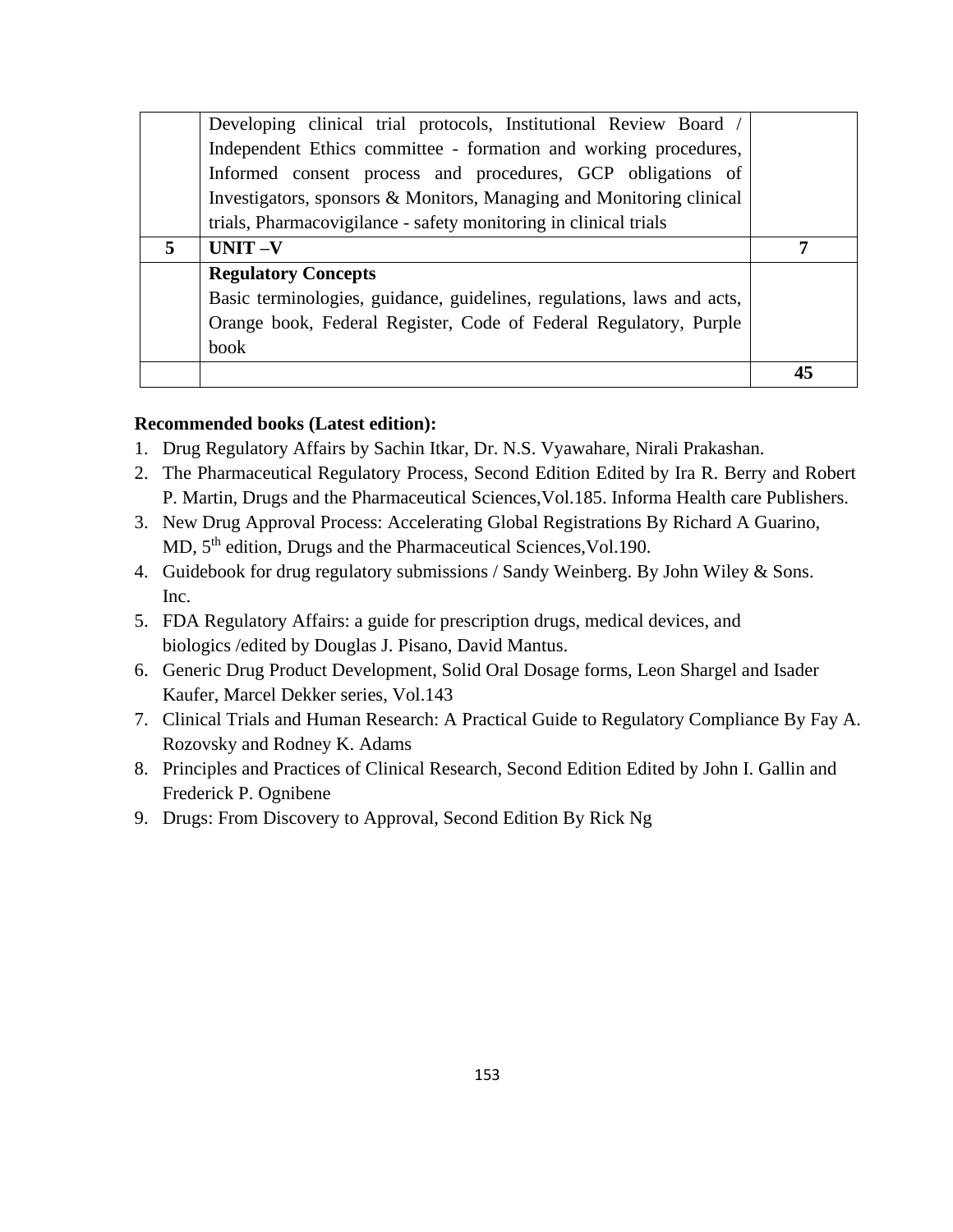|   |   |   |
|---|---|---|
|   | Developing clinical trial protocols, Institutional Review Board / Independent Ethics committee - formation and working procedures, Informed consent process and procedures, GCP obligations of Investigators, sponsors & Monitors, Managing and Monitoring clinical trials, Pharmacovigilance - safety monitoring in clinical trials |   |
| **5** | **UNIT –V** | **7** |
|   | **Regulatory Concepts**<br>Basic terminologies, guidance, guidelines, regulations, laws and acts, Orange book, Federal Register, Code of Federal Regulatory, Purple book |   |
|   |   | **45** |

**Recommended books (Latest edition):**

1. Drug Regulatory Affairs by Sachin Itkar, Dr. N.S. Vyawahare, Nirali Prakashan.
2. The Pharmaceutical Regulatory Process, Second Edition Edited by Ira R. Berry and Robert P. Martin, Drugs and the Pharmaceutical Sciences,Vol.185. Informa Health care Publishers.
3. New Drug Approval Process: Accelerating Global Registrations By Richard A Guarino, MD, 5th edition, Drugs and the Pharmaceutical Sciences,Vol.190.
4. Guidebook for drug regulatory submissions / Sandy Weinberg. By John Wiley & Sons. Inc.
5. FDA Regulatory Affairs: a guide for prescription drugs, medical devices, and biologics /edited by Douglas J. Pisano, David Mantus.
6. Generic Drug Product Development, Solid Oral Dosage forms, Leon Shargel and Isader Kaufer, Marcel Dekker series, Vol.143
7. Clinical Trials and Human Research: A Practical Guide to Regulatory Compliance By Fay A. Rozovsky and Rodney K. Adams
8. Principles and Practices of Clinical Research, Second Edition Edited by John I. Gallin and Frederick P. Ognibene
9. Drugs: From Discovery to Approval, Second Edition By Rick Ng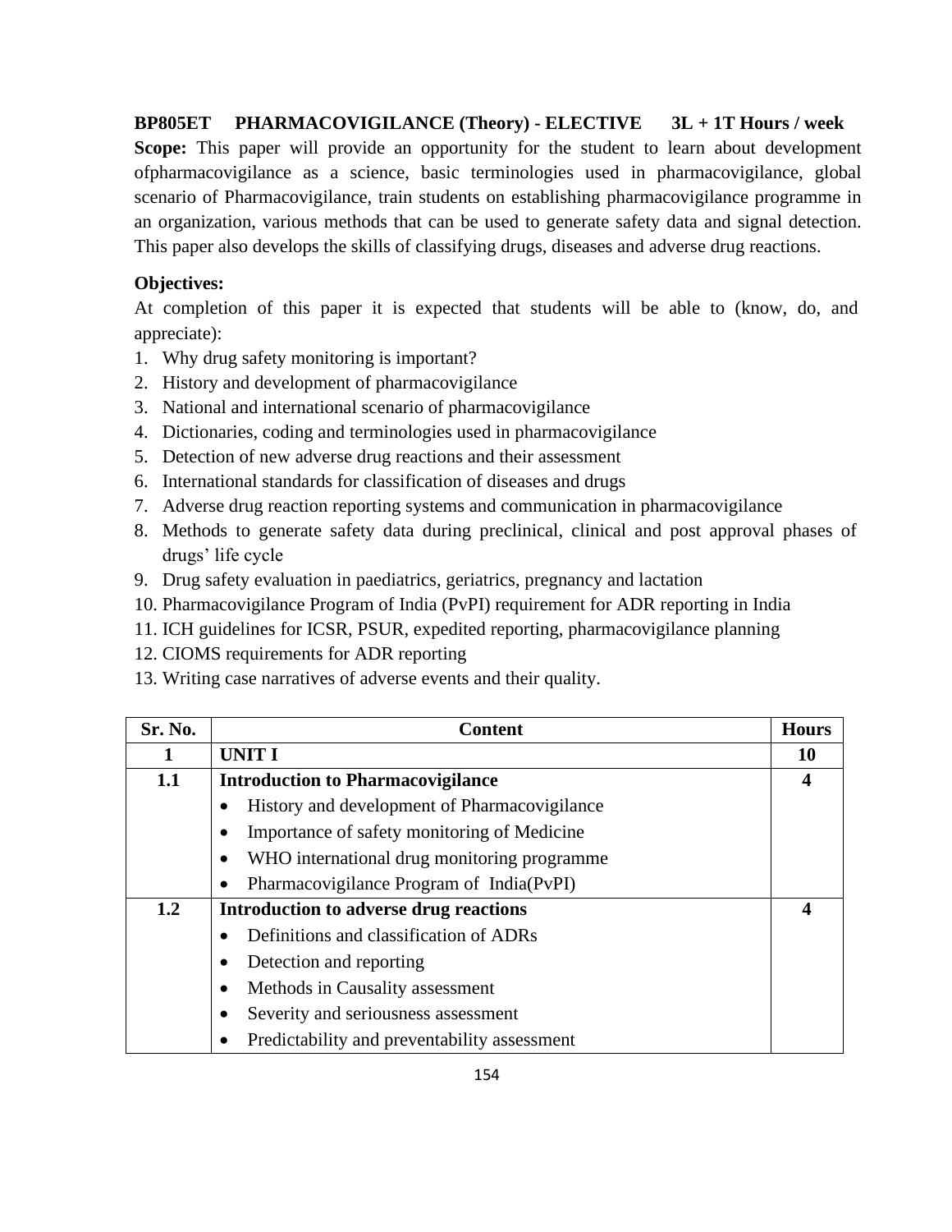**BP805ET PHARMACOVIGILANCE (Theory) - ELECTIVE 3L + 1T Hours / week**

**Scope:** This paper will provide an opportunity for the student to learn about development ofpharmacovigilance as a science, basic terminologies used in pharmacovigilance, global scenario of Pharmacovigilance, train students on establishing pharmacovigilance programme in an organization, various methods that can be used to generate safety data and signal detection. This paper also develops the skills of classifying drugs, diseases and adverse drug reactions.

**Objectives:**

At completion of this paper it is expected that students will be able to (know, do, and appreciate):

1. Why drug safety monitoring is important?
2. History and development of pharmacovigilance
3. National and international scenario of pharmacovigilance
4. Dictionaries, coding and terminologies used in pharmacovigilance
5. Detection of new adverse drug reactions and their assessment
6. International standards for classification of diseases and drugs
7. Adverse drug reaction reporting systems and communication in pharmacovigilance
8. Methods to generate safety data during preclinical, clinical and post approval phases of drugs' life cycle
9. Drug safety evaluation in paediatrics, geriatrics, pregnancy and lactation
10. Pharmacovigilance Program of India (PvPI) requirement for ADR reporting in India
11. ICH guidelines for ICSR, PSUR, expedited reporting, pharmacovigilance planning
12. CIOMS requirements for ADR reporting
13. Writing case narratives of adverse events and their quality.

| Sr. No. | Content | Hours |
|---|---|---|
| **1** | **UNIT I** | **10** |
| **1.1** | **Introduction to Pharmacovigilance**<br>• History and development of Pharmacovigilance<br>• Importance of safety monitoring of Medicine<br>• WHO international drug monitoring programme<br>• Pharmacovigilance Program of India(PvPI) | **4** |
| **1.2** | **Introduction to adverse drug reactions**<br>• Definitions and classification of ADRs<br>• Detection and reporting<br>• Methods in Causality assessment<br>• Severity and seriousness assessment<br>• Predictability and preventability assessment | **4** |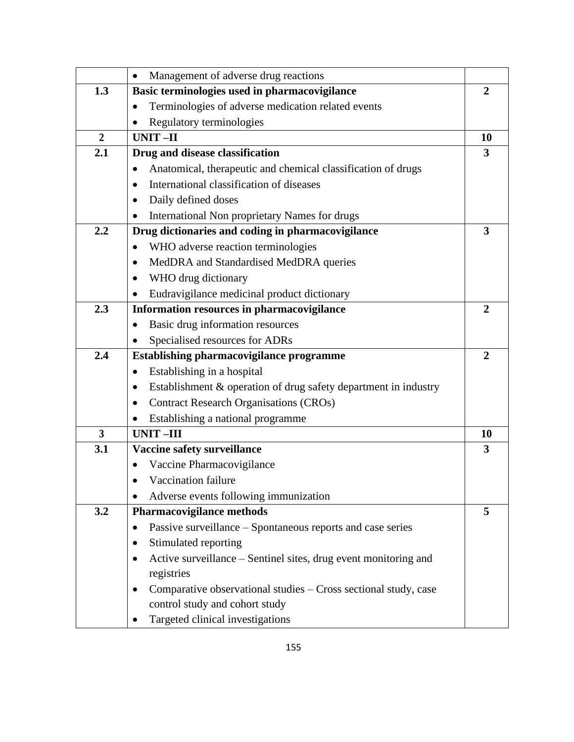| | | |
|---|---|---|
| | • Management of adverse drug reactions | |
| **1.3** | **Basic terminologies used in pharmacovigilance**<br>• Terminologies of adverse medication related events<br>• Regulatory terminologies | **2** |
| **2** | **UNIT –II** | **10** |
| **2.1** | **Drug and disease classification**<br>• Anatomical, therapeutic and chemical classification of drugs<br>• International classification of diseases<br>• Daily defined doses<br>• International Non proprietary Names for drugs | **3** |
| **2.2** | **Drug dictionaries and coding in pharmacovigilance**<br>• WHO adverse reaction terminologies<br>• MedDRA and Standardised MedDRA queries<br>• WHO drug dictionary<br>• Eudravigilance medicinal product dictionary | **3** |
| **2.3** | **Information resources in pharmacovigilance**<br>• Basic drug information resources<br>• Specialised resources for ADRs | **2** |
| **2.4** | **Establishing pharmacovigilance programme**<br>• Establishing in a hospital<br>• Establishment & operation of drug safety department in industry<br>• Contract Research Organisations (CROs)<br>• Establishing a national programme | **2** |
| **3** | **UNIT –III** | **10** |
| **3.1** | **Vaccine safety surveillance**<br>• Vaccine Pharmacovigilance<br>• Vaccination failure<br>• Adverse events following immunization | **3** |
| **3.2** | **Pharmacovigilance methods**<br>• Passive surveillance – Spontaneous reports and case series<br>• Stimulated reporting<br>• Active surveillance – Sentinel sites, drug event monitoring and registries<br>• Comparative observational studies – Cross sectional study, case control study and cohort study<br>• Targeted clinical investigations | **5** |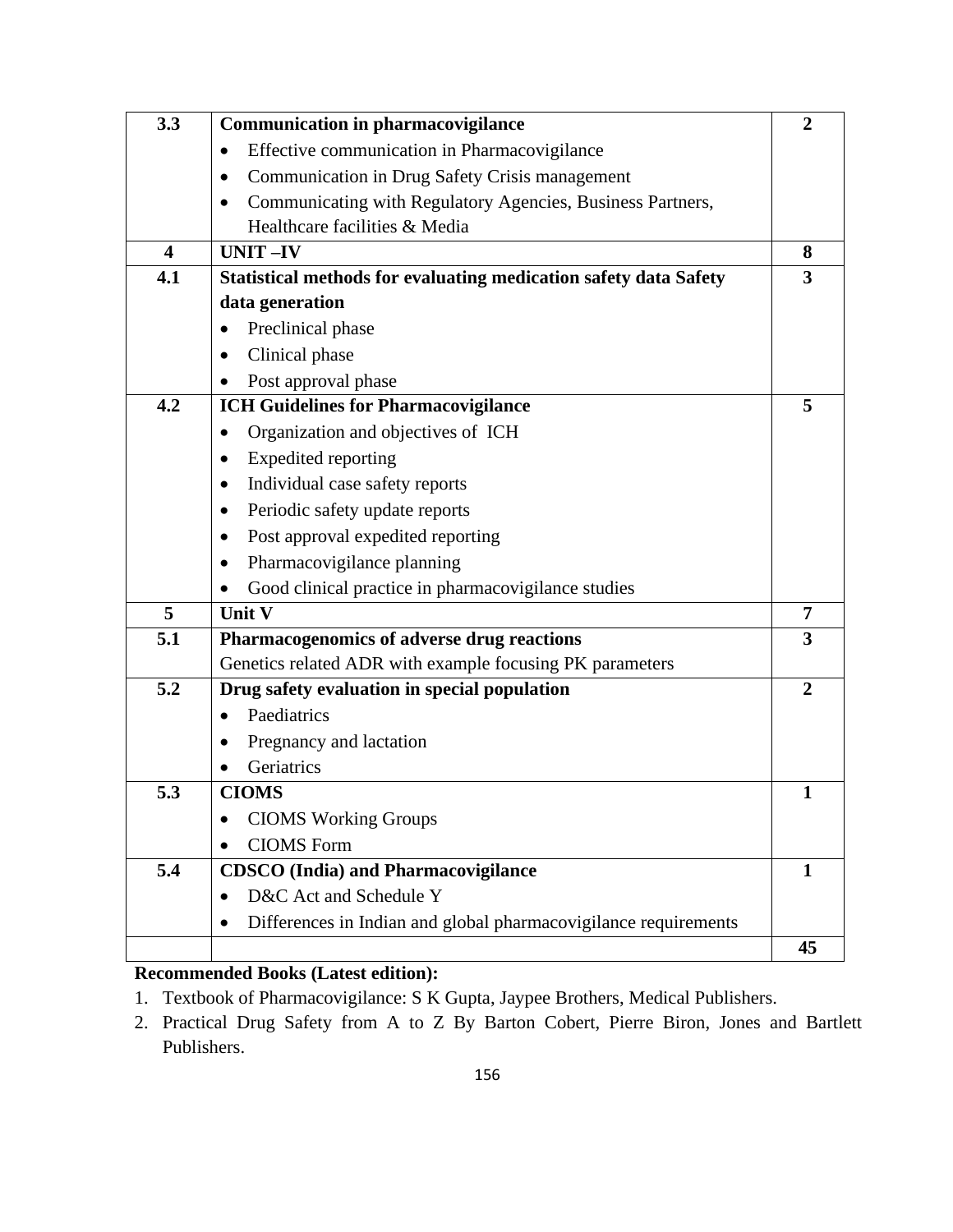| 3.3 | **Communication in pharmacovigilance**<br>• Effective communication in Pharmacovigilance<br>• Communication in Drug Safety Crisis management<br>• Communicating with Regulatory Agencies, Business Partners, Healthcare facilities & Media | **2** |
|---|---|---|
| **4** | **UNIT –IV** | **8** |
| **4.1** | **Statistical methods for evaluating medication safety data Safety data generation**<br>• Preclinical phase<br>• Clinical phase<br>• Post approval phase | **3** |
| **4.2** | **ICH Guidelines for Pharmacovigilance**<br>• Organization and objectives of ICH<br>• Expedited reporting<br>• Individual case safety reports<br>• Periodic safety update reports<br>• Post approval expedited reporting<br>• Pharmacovigilance planning<br>• Good clinical practice in pharmacovigilance studies | **5** |
| **5** | **Unit V** | **7** |
| **5.1** | **Pharmacogenomics of adverse drug reactions**<br>Genetics related ADR with example focusing PK parameters | **3** |
| **5.2** | **Drug safety evaluation in special population**<br>• Paediatrics<br>• Pregnancy and lactation<br>• Geriatrics | **2** |
| **5.3** | **CIOMS**<br>• CIOMS Working Groups<br>• CIOMS Form | **1** |
| **5.4** | **CDSCO (India) and Pharmacovigilance**<br>• D&C Act and Schedule Y<br>• Differences in Indian and global pharmacovigilance requirements | **1** |
| | | **45** |

**Recommended Books (Latest edition):**

1. Textbook of Pharmacovigilance: S K Gupta, Jaypee Brothers, Medical Publishers.
2. Practical Drug Safety from A to Z By Barton Cobert, Pierre Biron, Jones and Bartlett Publishers.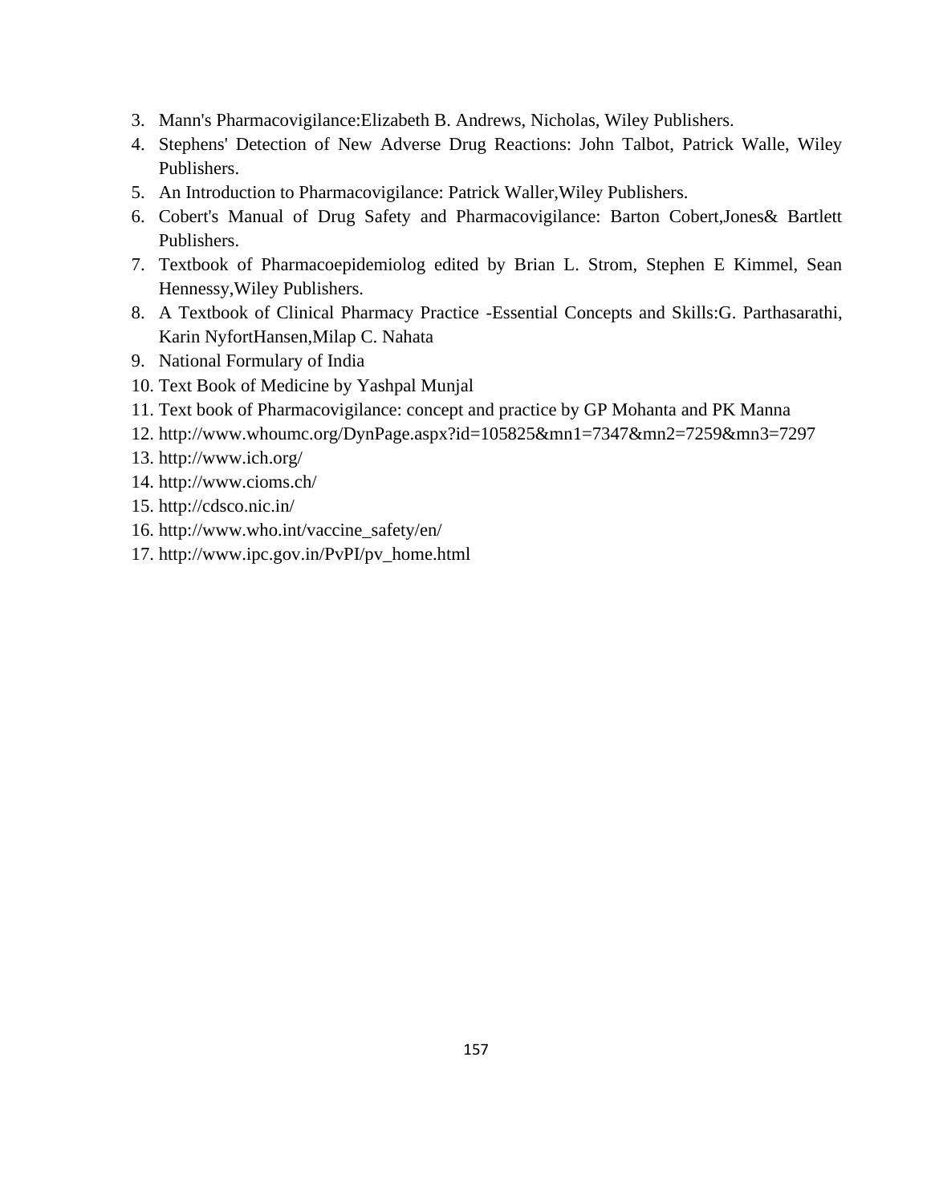3. Mann's Pharmacovigilance:Elizabeth B. Andrews, Nicholas, Wiley Publishers.
4. Stephens' Detection of New Adverse Drug Reactions: John Talbot, Patrick Walle, Wiley Publishers.
5. An Introduction to Pharmacovigilance: Patrick Waller,Wiley Publishers.
6. Cobert's Manual of Drug Safety and Pharmacovigilance: Barton Cobert,Jones& Bartlett Publishers.
7. Textbook of Pharmacoepidemiolog edited by Brian L. Strom, Stephen E Kimmel, Sean Hennessy,Wiley Publishers.
8. A Textbook of Clinical Pharmacy Practice -Essential Concepts and Skills:G. Parthasarathi, Karin NyfortHansen,Milap C. Nahata
9. National Formulary of India
10. Text Book of Medicine by Yashpal Munjal
11. Text book of Pharmacovigilance: concept and practice by GP Mohanta and PK Manna
12. http://www.whoumc.org/DynPage.aspx?id=105825&mn1=7347&mn2=7259&mn3=7297
13. http://www.ich.org/
14. http://www.cioms.ch/
15. http://cdsco.nic.in/
16. http://www.who.int/vaccine_safety/en/
17. http://www.ipc.gov.in/PvPI/pv_home.html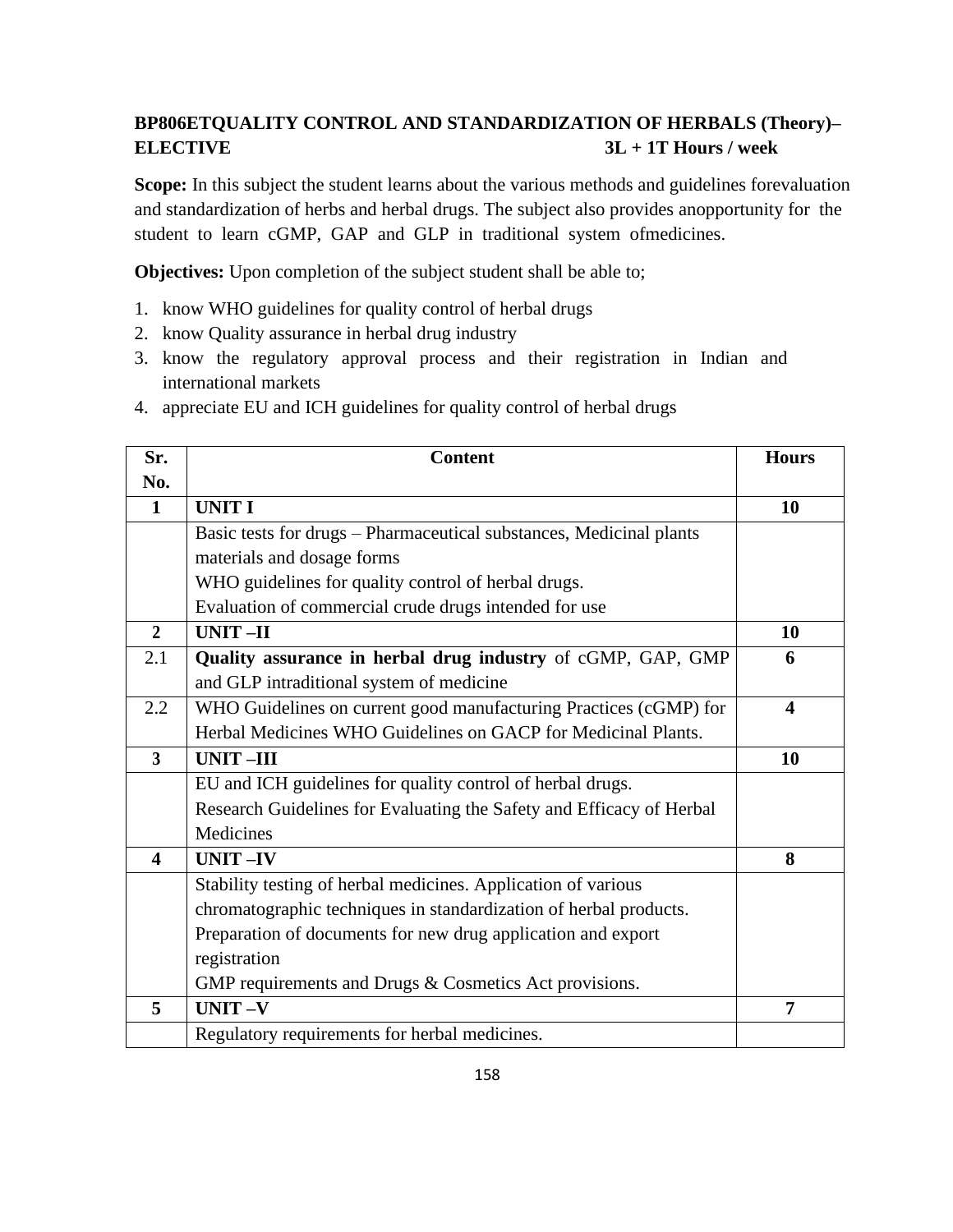**BP806ETQUALITY CONTROL AND STANDARDIZATION OF HERBALS (Theory)– ELECTIVE 3L + 1T Hours / week**

**Scope:** In this subject the student learns about the various methods and guidelines forevaluation and standardization of herbs and herbal drugs. The subject also provides anopportunity for the student to learn cGMP, GAP and GLP in traditional system ofmedicines.

**Objectives:** Upon completion of the subject student shall be able to;

1. know WHO guidelines for quality control of herbal drugs
2. know Quality assurance in herbal drug industry
3. know the regulatory approval process and their registration in Indian and international markets
4. appreciate EU and ICH guidelines for quality control of herbal drugs

| Sr. No. | Content | Hours |
|---|---|---|
| **1** | **UNIT I** | **10** |
| | Basic tests for drugs – Pharmaceutical substances, Medicinal plants materials and dosage forms<br>WHO guidelines for quality control of herbal drugs.<br>Evaluation of commercial crude drugs intended for use | |
| **2** | **UNIT –II** | **10** |
| 2.1 | **Quality assurance in herbal drug industry** of cGMP, GAP, GMP and GLP intraditional system of medicine | **6** |
| 2.2 | WHO Guidelines on current good manufacturing Practices (cGMP) for Herbal Medicines WHO Guidelines on GACP for Medicinal Plants. | **4** |
| **3** | **UNIT –III** | **10** |
| | EU and ICH guidelines for quality control of herbal drugs.<br>Research Guidelines for Evaluating the Safety and Efficacy of Herbal Medicines | |
| **4** | **UNIT –IV** | **8** |
| | Stability testing of herbal medicines. Application of various chromatographic techniques in standardization of herbal products.<br>Preparation of documents for new drug application and export registration<br>GMP requirements and Drugs & Cosmetics Act provisions. | |
| **5** | **UNIT –V** | **7** |
| | Regulatory requirements for herbal medicines. | |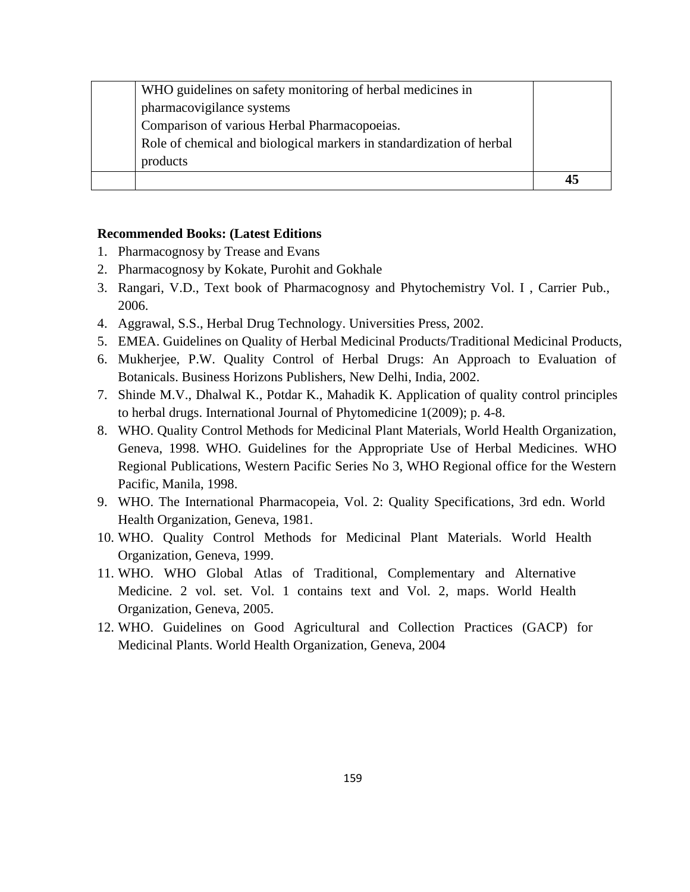| | | |
|---|---|---|
| | WHO guidelines on safety monitoring of herbal medicines in pharmacovigilance systems<br>Comparison of various Herbal Pharmacopoeias.<br>Role of chemical and biological markers in standardization of herbal products | |
| | | **45** |

**Recommended Books: (Latest Editions**

1. Pharmacognosy by Trease and Evans
2. Pharmacognosy by Kokate, Purohit and Gokhale
3. Rangari, V.D., Text book of Pharmacognosy and Phytochemistry Vol. I , Carrier Pub., 2006.
4. Aggrawal, S.S., Herbal Drug Technology. Universities Press, 2002.
5. EMEA. Guidelines on Quality of Herbal Medicinal Products/Traditional Medicinal Products,
6. Mukherjee, P.W. Quality Control of Herbal Drugs: An Approach to Evaluation of Botanicals. Business Horizons Publishers, New Delhi, India, 2002.
7. Shinde M.V., Dhalwal K., Potdar K., Mahadik K. Application of quality control principles to herbal drugs. International Journal of Phytomedicine 1(2009); p. 4-8.
8. WHO. Quality Control Methods for Medicinal Plant Materials, World Health Organization, Geneva, 1998. WHO. Guidelines for the Appropriate Use of Herbal Medicines. WHO Regional Publications, Western Pacific Series No 3, WHO Regional office for the Western Pacific, Manila, 1998.
9. WHO. The International Pharmacopeia, Vol. 2: Quality Specifications, 3rd edn. World Health Organization, Geneva, 1981.
10. WHO. Quality Control Methods for Medicinal Plant Materials. World Health Organization, Geneva, 1999.
11. WHO. WHO Global Atlas of Traditional, Complementary and Alternative Medicine. 2 vol. set. Vol. 1 contains text and Vol. 2, maps. World Health Organization, Geneva, 2005.
12. WHO. Guidelines on Good Agricultural and Collection Practices (GACP) for Medicinal Plants. World Health Organization, Geneva, 2004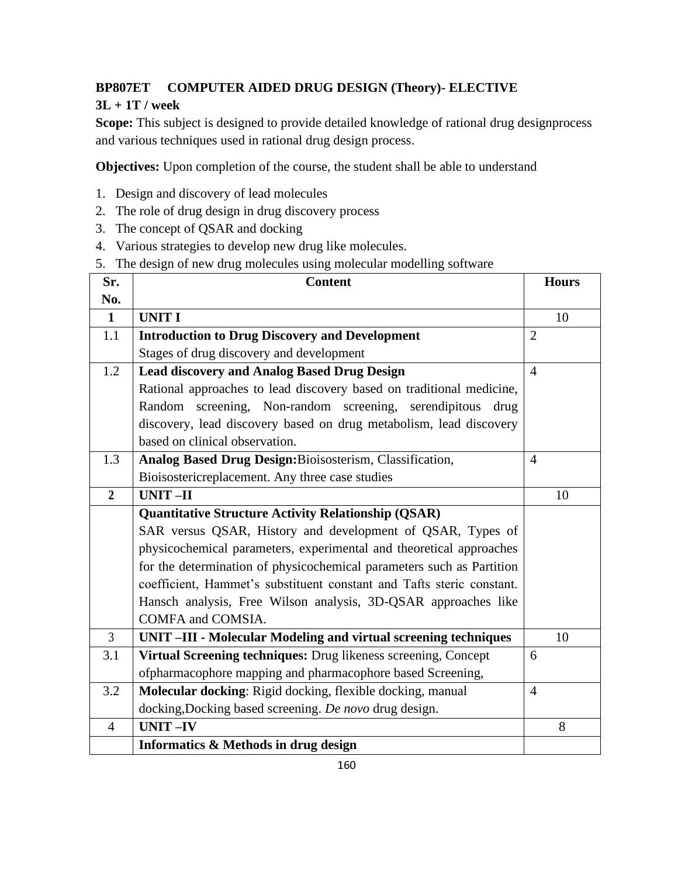**BP807ET COMPUTER AIDED DRUG DESIGN (Theory)- ELECTIVE**

**3L + 1T / week**

**Scope:** This subject is designed to provide detailed knowledge of rational drug designprocess and various techniques used in rational drug design process.

**Objectives:** Upon completion of the course, the student shall be able to understand

1. Design and discovery of lead molecules
2. The role of drug design in drug discovery process
3. The concept of QSAR and docking
4. Various strategies to develop new drug like molecules.
5. The design of new drug molecules using molecular modelling software

| Sr. No. | Content | Hours |
|---|---|---|
| **1** | **UNIT I** | 10 |
| 1.1 | **Introduction to Drug Discovery and Development**<br>Stages of drug discovery and development | 2 |
| 1.2 | **Lead discovery and Analog Based Drug Design**<br>Rational approaches to lead discovery based on traditional medicine, Random screening, Non-random screening, serendipitous drug discovery, lead discovery based on drug metabolism, lead discovery based on clinical observation. | 4 |
| 1.3 | **Analog Based Drug Design:** Bioisosterism, Classification, Bioisostericreplacement. Any three case studies | 4 |
| **2** | **UNIT –II** | 10 |
| | **Quantitative Structure Activity Relationship (QSAR)**<br>SAR versus QSAR, History and development of QSAR, Types of physicochemical parameters, experimental and theoretical approaches for the determination of physicochemical parameters such as Partition coefficient, Hammet's substituent constant and Tafts steric constant. Hansch analysis, Free Wilson analysis, 3D-QSAR approaches like COMFA and COMSIA. | |
| 3 | **UNIT –III - Molecular Modeling and virtual screening techniques** | 10 |
| 3.1 | **Virtual Screening techniques:** Drug likeness screening, Concept ofpharmacophore mapping and pharmacophore based Screening, | 6 |
| 3.2 | **Molecular docking**: Rigid docking, flexible docking, manual docking,Docking based screening. *De novo* drug design. | 4 |
| 4 | **UNIT –IV** | 8 |
| | **Informatics & Methods in drug design** | |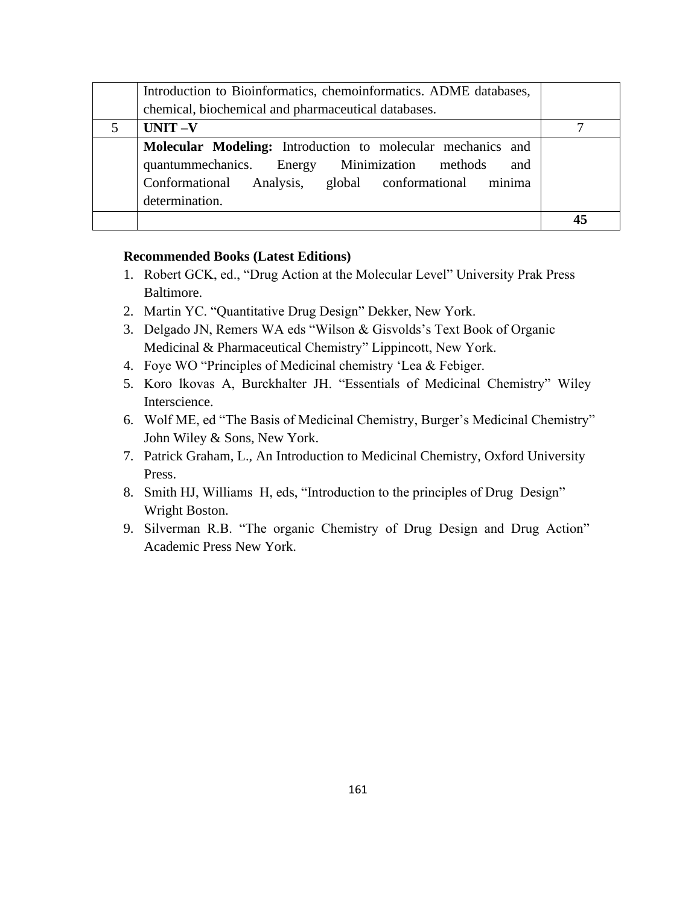| | | |
|---|---|---|
| | Introduction to Bioinformatics, chemoinformatics. ADME databases, chemical, biochemical and pharmaceutical databases. | |
| 5 | **UNIT –V** | 7 |
| | **Molecular Modeling:** Introduction to molecular mechanics and quantummechanics. Energy Minimization methods and Conformational Analysis, global conformational minima determination. | |
| | | **45** |

**Recommended Books (Latest Editions)**

1. Robert GCK, ed., “Drug Action at the Molecular Level” University Prak Press Baltimore.
2. Martin YC. “Quantitative Drug Design” Dekker, New York.
3. Delgado JN, Remers WA eds “Wilson & Gisvolds’s Text Book of Organic Medicinal & Pharmaceutical Chemistry” Lippincott, New York.
4. Foye WO “Principles of Medicinal chemistry ‘Lea & Febiger.
5. Koro lkovas A, Burckhalter JH. “Essentials of Medicinal Chemistry” Wiley Interscience.
6. Wolf ME, ed “The Basis of Medicinal Chemistry, Burger’s Medicinal Chemistry” John Wiley & Sons, New York.
7. Patrick Graham, L., An Introduction to Medicinal Chemistry, Oxford University Press.
8. Smith HJ, Williams H, eds, “Introduction to the principles of Drug Design” Wright Boston.
9. Silverman R.B. “The organic Chemistry of Drug Design and Drug Action” Academic Press New York.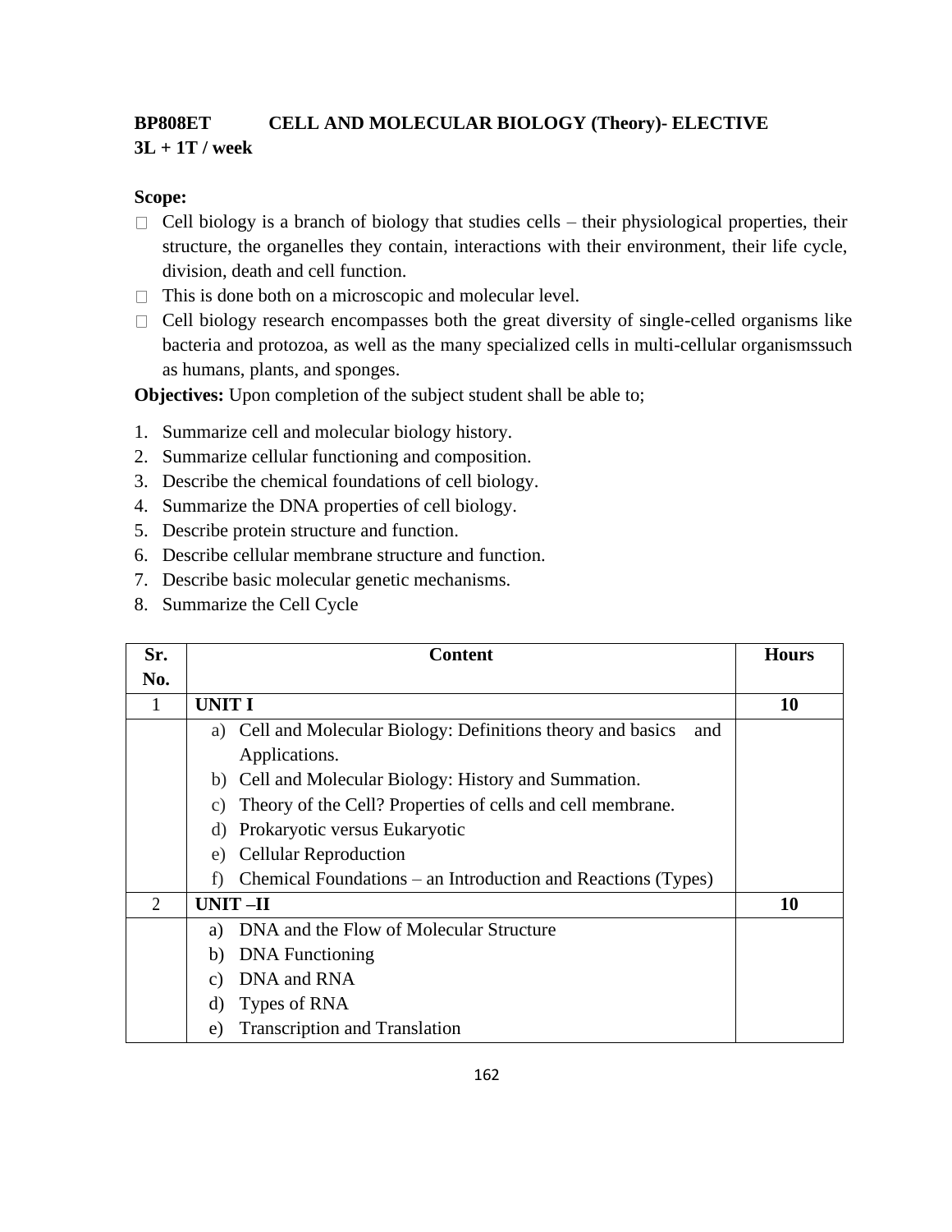**BP808ET CELL AND MOLECULAR BIOLOGY (Theory)- ELECTIVE**
**3L + 1T / week**

**Scope:**

- Cell biology is a branch of biology that studies cells – their physiological properties, their structure, the organelles they contain, interactions with their environment, their life cycle, division, death and cell function.
- This is done both on a microscopic and molecular level.
- Cell biology research encompasses both the great diversity of single-celled organisms like bacteria and protozoa, as well as the many specialized cells in multi-cellular organismssuch as humans, plants, and sponges.

**Objectives:** Upon completion of the subject student shall be able to;

1. Summarize cell and molecular biology history.
2. Summarize cellular functioning and composition.
3. Describe the chemical foundations of cell biology.
4. Summarize the DNA properties of cell biology.
5. Describe protein structure and function.
6. Describe cellular membrane structure and function.
7. Describe basic molecular genetic mechanisms.
8. Summarize the Cell Cycle

| Sr. No. | Content | Hours |
|---|---|---|
| 1 | **UNIT I** | **10** |
| | a) Cell and Molecular Biology: Definitions theory and basics and Applications.<br>b) Cell and Molecular Biology: History and Summation.<br>c) Theory of the Cell? Properties of cells and cell membrane.<br>d) Prokaryotic versus Eukaryotic<br>e) Cellular Reproduction<br>f) Chemical Foundations – an Introduction and Reactions (Types) | |
| 2 | **UNIT –II** | **10** |
| | a) DNA and the Flow of Molecular Structure<br>b) DNA Functioning<br>c) DNA and RNA<br>d) Types of RNA<br>e) Transcription and Translation | |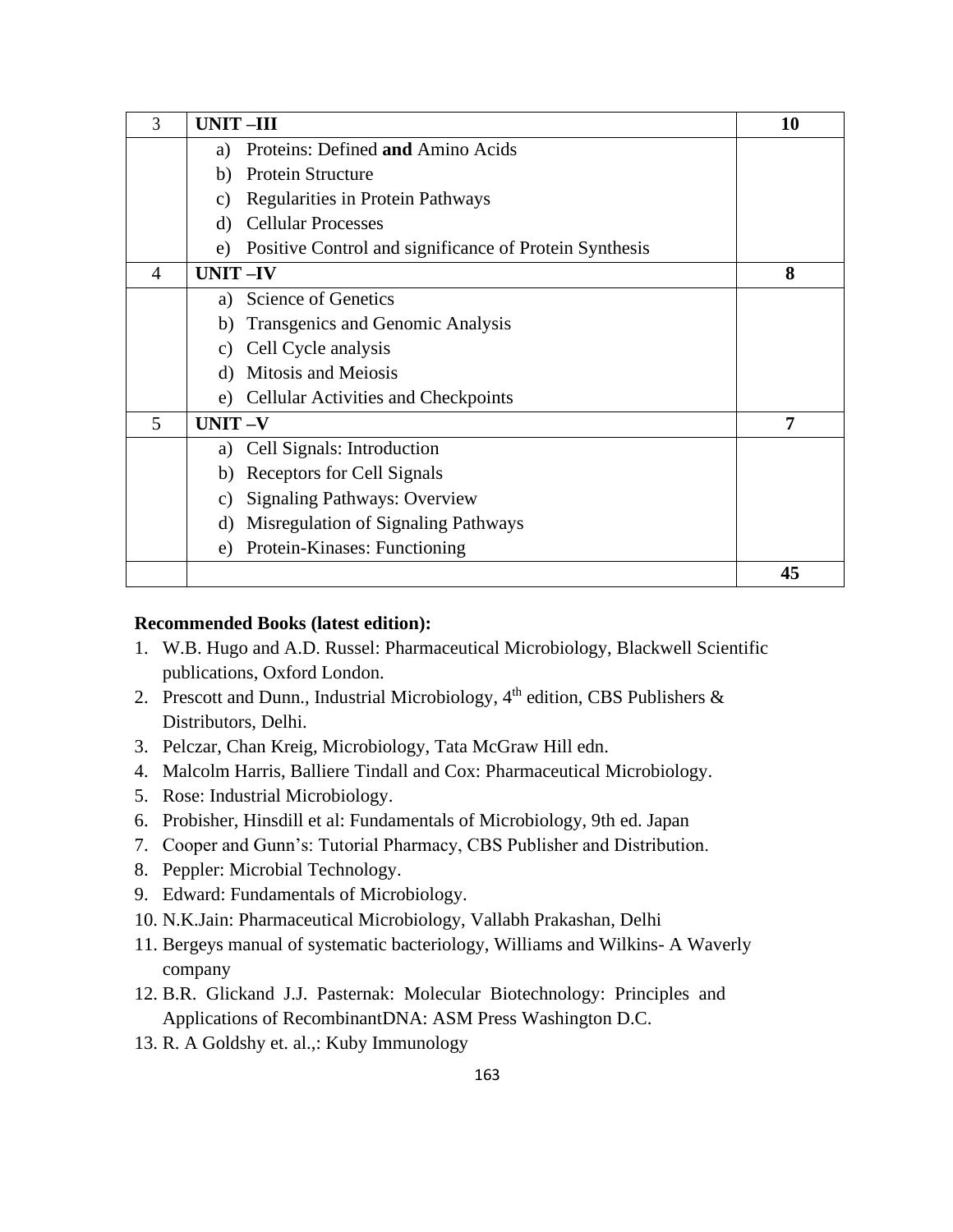| 3 | **UNIT –III** | **10** |
|---|---|---|
| | a) Proteins: Defined **and** Amino Acids<br>b) Protein Structure<br>c) Regularities in Protein Pathways<br>d) Cellular Processes<br>e) Positive Control and significance of Protein Synthesis | |
| 4 | **UNIT –IV** | **8** |
| | a) Science of Genetics<br>b) Transgenics and Genomic Analysis<br>c) Cell Cycle analysis<br>d) Mitosis and Meiosis<br>e) Cellular Activities and Checkpoints | |
| 5 | **UNIT –V** | **7** |
| | a) Cell Signals: Introduction<br>b) Receptors for Cell Signals<br>c) Signaling Pathways: Overview<br>d) Misregulation of Signaling Pathways<br>e) Protein-Kinases: Functioning | |
| | | **45** |

**Recommended Books (latest edition):**

1. W.B. Hugo and A.D. Russel: Pharmaceutical Microbiology, Blackwell Scientific publications, Oxford London.
2. Prescott and Dunn., Industrial Microbiology, 4th edition, CBS Publishers & Distributors, Delhi.
3. Pelczar, Chan Kreig, Microbiology, Tata McGraw Hill edn.
4. Malcolm Harris, Balliere Tindall and Cox: Pharmaceutical Microbiology.
5. Rose: Industrial Microbiology.
6. Probisher, Hinsdill et al: Fundamentals of Microbiology, 9th ed. Japan
7. Cooper and Gunn's: Tutorial Pharmacy, CBS Publisher and Distribution.
8. Peppler: Microbial Technology.
9. Edward: Fundamentals of Microbiology.
10. N.K.Jain: Pharmaceutical Microbiology, Vallabh Prakashan, Delhi
11. Bergeys manual of systematic bacteriology, Williams and Wilkins- A Waverly company
12. B.R. Glickand J.J. Pasternak: Molecular Biotechnology: Principles and Applications of RecombinantDNA: ASM Press Washington D.C.
13. R. A Goldshy et. al.,: Kuby Immunology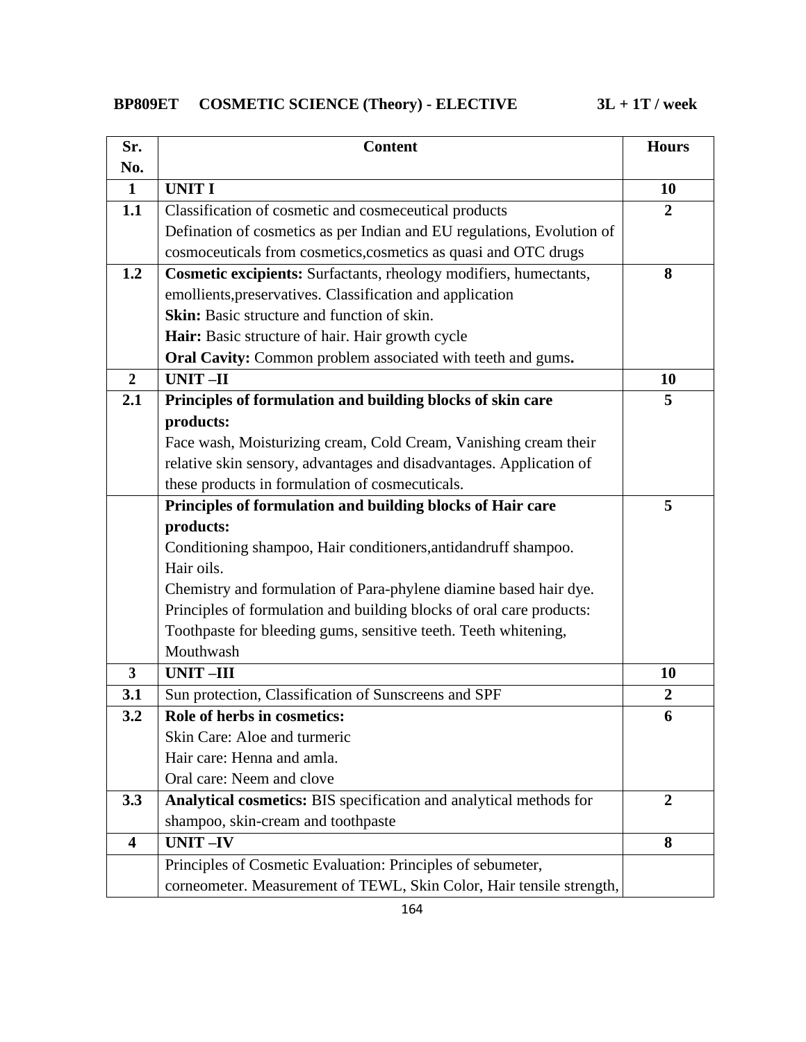**BP809ET COSMETIC SCIENCE (Theory) - ELECTIVE 3L + 1T / week**

| Sr. No. | Content | Hours |
|---|---|---|
| **1** | **UNIT I** | **10** |
| **1.1** | Classification of cosmetic and cosmeceutical products<br>Defination of cosmetics as per Indian and EU regulations, Evolution of cosmoceuticals from cosmetics,cosmetics as quasi and OTC drugs | **2** |
| **1.2** | **Cosmetic excipients:** Surfactants, rheology modifiers, humectants, emollients,preservatives. Classification and application<br>**Skin:** Basic structure and function of skin.<br>**Hair:** Basic structure of hair. Hair growth cycle<br>**Oral Cavity:** Common problem associated with teeth and gums**.** | **8** |
| **2** | **UNIT –II** | **10** |
| **2.1** | **Principles of formulation and building blocks of skin care products:**<br>Face wash, Moisturizing cream, Cold Cream, Vanishing cream their relative skin sensory, advantages and disadvantages. Application of these products in formulation of cosmecuticals. | **5** |
| | **Principles of formulation and building blocks of Hair care products:**<br>Conditioning shampoo, Hair conditioners,antidandruff shampoo.<br>Hair oils.<br>Chemistry and formulation of Para-phylene diamine based hair dye.<br>Principles of formulation and building blocks of oral care products:<br>Toothpaste for bleeding gums, sensitive teeth. Teeth whitening, Mouthwash | **5** |
| **3** | **UNIT –III** | **10** |
| **3.1** | Sun protection, Classification of Sunscreens and SPF | **2** |
| **3.2** | **Role of herbs in cosmetics:**<br>Skin Care: Aloe and turmeric<br>Hair care: Henna and amla.<br>Oral care: Neem and clove | **6** |
| **3.3** | **Analytical cosmetics:** BIS specification and analytical methods for shampoo, skin-cream and toothpaste | **2** |
| **4** | **UNIT –IV** | **8** |
| | Principles of Cosmetic Evaluation: Principles of sebumeter, corneometer. Measurement of TEWL, Skin Color, Hair tensile strength, | |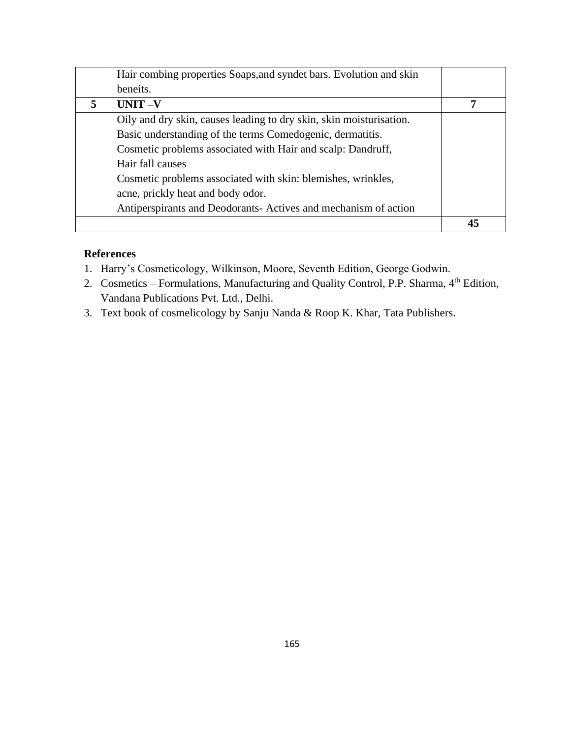| | | |
|---|---|---|
| | Hair combing properties Soaps,and syndet bars. Evolution and skin beneits. | |
| **5** | **UNIT –V** | **7** |
| | Oily and dry skin, causes leading to dry skin, skin moisturisation.<br>Basic understanding of the terms Comedogenic, dermatitis.<br>Cosmetic problems associated with Hair and scalp: Dandruff, Hair fall causes<br>Cosmetic problems associated with skin: blemishes, wrinkles, acne, prickly heat and body odor.<br>Antiperspirants and Deodorants- Actives and mechanism of action | |
| | | **45** |

**References**

1. Harry's Cosmeticology, Wilkinson, Moore, Seventh Edition, George Godwin.
2. Cosmetics – Formulations, Manufacturing and Quality Control, P.P. Sharma, 4th Edition, Vandana Publications Pvt. Ltd., Delhi.
3. Text book of cosmelicology by Sanju Nanda & Roop K. Khar, Tata Publishers.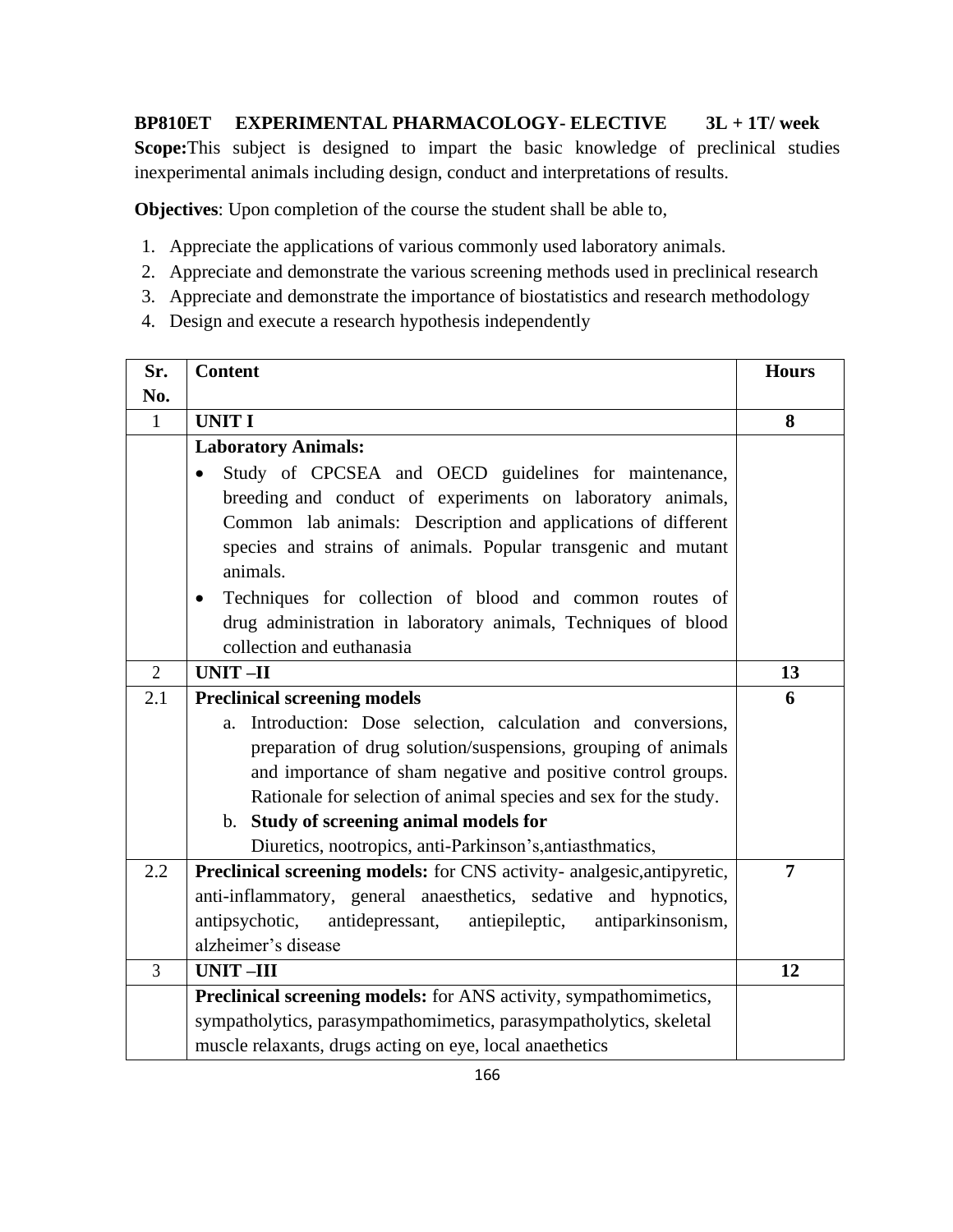**BP810ET EXPERIMENTAL PHARMACOLOGY- ELECTIVE 3L + 1T/ week**

**Scope:**This subject is designed to impart the basic knowledge of preclinical studies inexperimental animals including design, conduct and interpretations of results.

**Objectives**: Upon completion of the course the student shall be able to,

1. Appreciate the applications of various commonly used laboratory animals.
2. Appreciate and demonstrate the various screening methods used in preclinical research
3. Appreciate and demonstrate the importance of biostatistics and research methodology
4. Design and execute a research hypothesis independently

| Sr. No. | Content | Hours |
|---|---|---|
| 1 | **UNIT I** | **8** |
| | **Laboratory Animals:**<br>• Study of CPCSEA and OECD guidelines for maintenance, breeding and conduct of experiments on laboratory animals, Common lab animals: Description and applications of different species and strains of animals. Popular transgenic and mutant animals.<br>• Techniques for collection of blood and common routes of drug administration in laboratory animals, Techniques of blood collection and euthanasia | |
| 2 | **UNIT –II** | **13** |
| 2.1 | **Preclinical screening models**<br>a. Introduction: Dose selection, calculation and conversions, preparation of drug solution/suspensions, grouping of animals and importance of sham negative and positive control groups. Rationale for selection of animal species and sex for the study.<br>b. **Study of screening animal models for**<br>Diuretics, nootropics, anti-Parkinson's,antiasthmatics, | **6** |
| 2.2 | **Preclinical screening models:** for CNS activity- analgesic,antipyretic, anti-inflammatory, general anaesthetics, sedative and hypnotics, antipsychotic, antidepressant, antiepileptic, antiparkinsonism, alzheimer's disease | **7** |
| 3 | **UNIT –III** | **12** |
| | **Preclinical screening models:** for ANS activity, sympathomimetics, sympatholytics, parasympathomimetics, parasympatholytics, skeletal muscle relaxants, drugs acting on eye, local anaethetics | |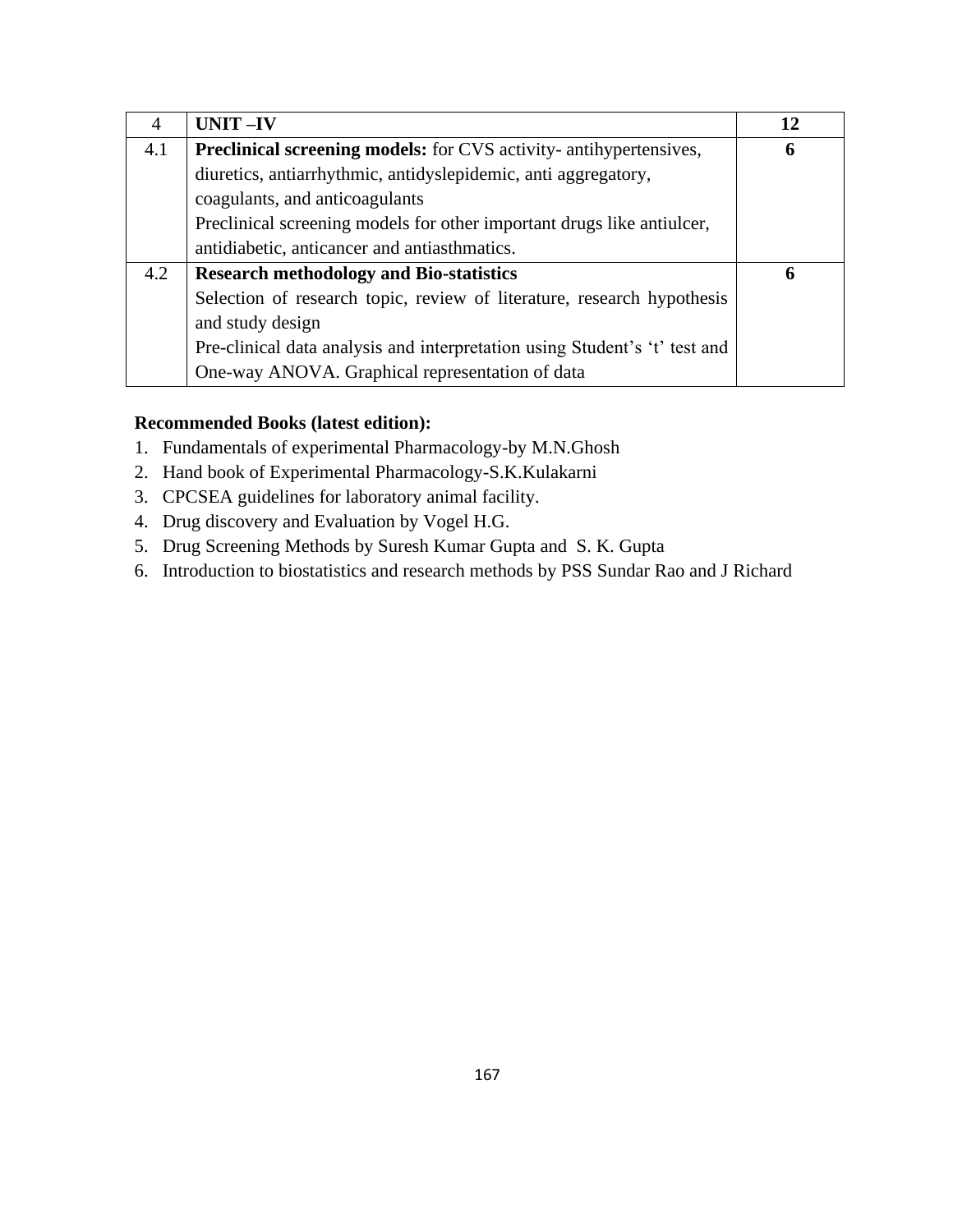| 4 | **UNIT –IV** | **12** |
|---|---|---|
| 4.1 | **Preclinical screening models:** for CVS activity- antihypertensives, diuretics, antiarrhythmic, antidyslepidemic, anti aggregatory, coagulants, and anticoagulants<br>Preclinical screening models for other important drugs like antiulcer, antidiabetic, anticancer and antiasthmatics. | **6** |
| 4.2 | **Research methodology and Bio-statistics**<br>Selection of research topic, review of literature, research hypothesis and study design<br>Pre-clinical data analysis and interpretation using Student's 't' test and One-way ANOVA. Graphical representation of data | **6** |

**Recommended Books (latest edition):**

1. Fundamentals of experimental Pharmacology-by M.N.Ghosh
2. Hand book of Experimental Pharmacology-S.K.Kulakarni
3. CPCSEA guidelines for laboratory animal facility.
4. Drug discovery and Evaluation by Vogel H.G.
5. Drug Screening Methods by Suresh Kumar Gupta and S. K. Gupta
6. Introduction to biostatistics and research methods by PSS Sundar Rao and J Richard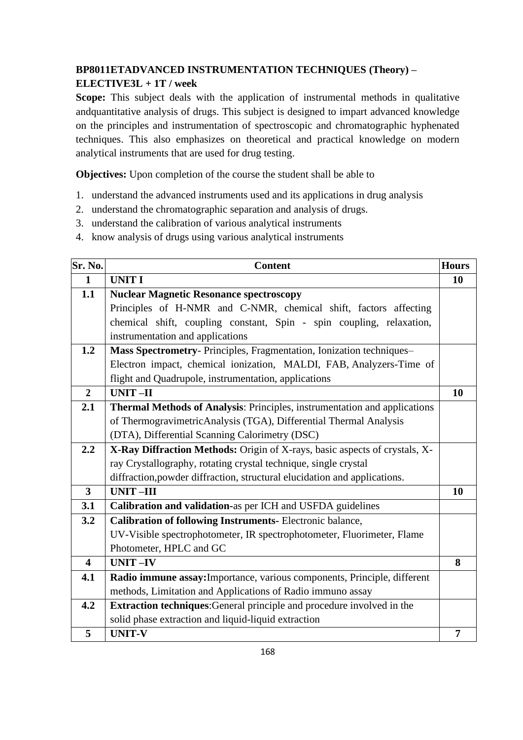**BP8011ETADVANCED INSTRUMENTATION TECHNIQUES (Theory) – ELECTIVE3L + 1T / week**

**Scope:** This subject deals with the application of instrumental methods in qualitative andquantitative analysis of drugs. This subject is designed to impart advanced knowledge on the principles and instrumentation of spectroscopic and chromatographic hyphenated techniques. This also emphasizes on theoretical and practical knowledge on modern analytical instruments that are used for drug testing.

**Objectives:** Upon completion of the course the student shall be able to

1. understand the advanced instruments used and its applications in drug analysis
2. understand the chromatographic separation and analysis of drugs.
3. understand the calibration of various analytical instruments
4. know analysis of drugs using various analytical instruments

| Sr. No. | Content | Hours |
|---|---|---|
| **1** | **UNIT I** | **10** |
| **1.1** | **Nuclear Magnetic Resonance spectroscopy** Principles of H-NMR and C-NMR, chemical shift, factors affecting chemical shift, coupling constant, Spin - spin coupling, relaxation, instrumentation and applications | |
| **1.2** | **Mass Spectrometry**- Principles, Fragmentation, Ionization techniques– Electron impact, chemical ionization, MALDI, FAB, Analyzers-Time of flight and Quadrupole, instrumentation, applications | |
| **2** | **UNIT –II** | **10** |
| **2.1** | **Thermal Methods of Analysis**: Principles, instrumentation and applications of ThermogravimetricAnalysis (TGA), Differential Thermal Analysis (DTA), Differential Scanning Calorimetry (DSC) | |
| **2.2** | **X-Ray Diffraction Methods:** Origin of X-rays, basic aspects of crystals, X-ray Crystallography, rotating crystal technique, single crystal diffraction,powder diffraction, structural elucidation and applications. | |
| **3** | **UNIT –III** | **10** |
| **3.1** | **Calibration and validation**-as per ICH and USFDA guidelines | |
| **3.2** | **Calibration of following Instruments-** Electronic balance, UV-Visible spectrophotometer, IR spectrophotometer, Fluorimeter, Flame Photometer, HPLC and GC | |
| **4** | **UNIT –IV** | **8** |
| **4.1** | **Radio immune assay:**Importance, various components, Principle, different methods, Limitation and Applications of Radio immuno assay | |
| **4.2** | **Extraction techniques**:General principle and procedure involved in the solid phase extraction and liquid-liquid extraction | |
| **5** | **UNIT-V** | **7** |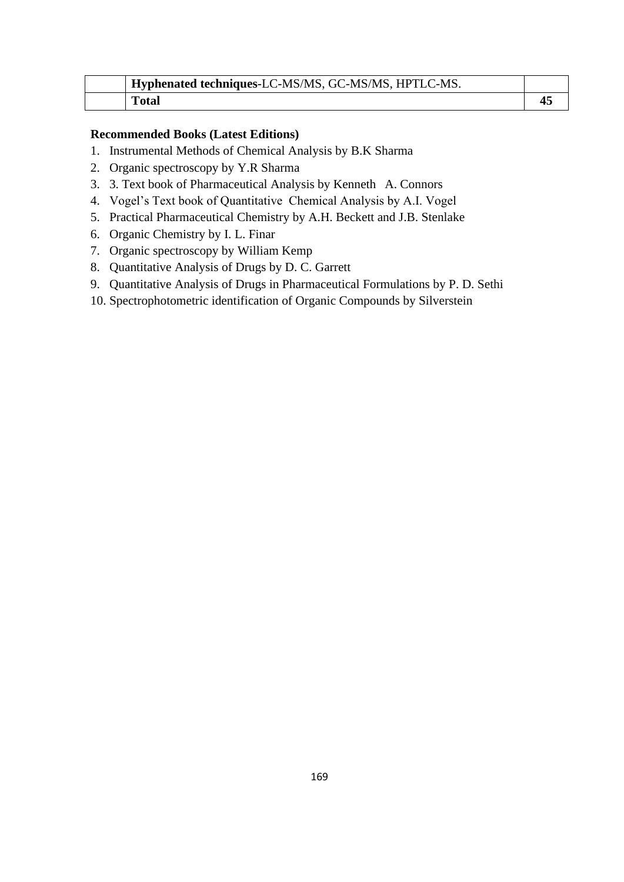| | **Hyphenated techniques**-LC-MS/MS, GC-MS/MS, HPTLC-MS. | |
|---|---|---|
| | **Total** | **45** |

**Recommended Books (Latest Editions)**

1. Instrumental Methods of Chemical Analysis by B.K Sharma
2. Organic spectroscopy by Y.R Sharma
3. 3. Text book of Pharmaceutical Analysis by Kenneth A. Connors
4. Vogel's Text book of Quantitative Chemical Analysis by A.I. Vogel
5. Practical Pharmaceutical Chemistry by A.H. Beckett and J.B. Stenlake
6. Organic Chemistry by I. L. Finar
7. Organic spectroscopy by William Kemp
8. Quantitative Analysis of Drugs by D. C. Garrett
9. Quantitative Analysis of Drugs in Pharmaceutical Formulations by P. D. Sethi
10. Spectrophotometric identification of Organic Compounds by Silverstein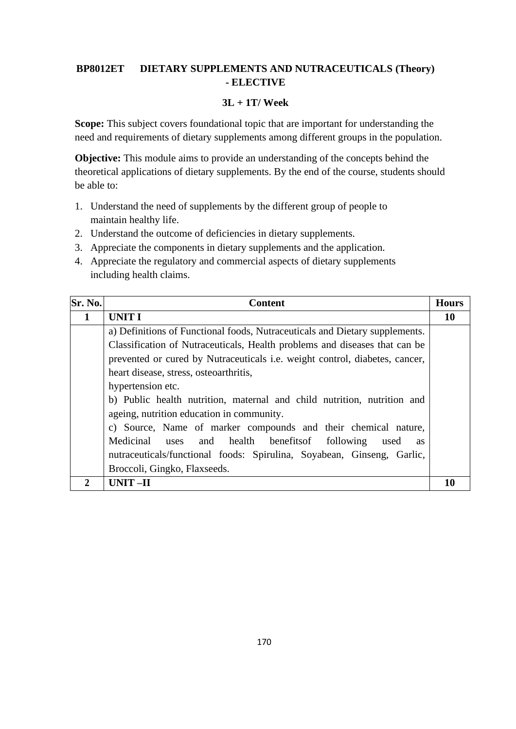## BP8012ET DIETARY SUPPLEMENTS AND NUTRACEUTICALS (Theory) - ELECTIVE

**3L + 1T/ Week**

**Scope:** This subject covers foundational topic that are important for understanding the need and requirements of dietary supplements among different groups in the population.

**Objective:** This module aims to provide an understanding of the concepts behind the theoretical applications of dietary supplements. By the end of the course, students should be able to:

1. Understand the need of supplements by the different group of people to maintain healthy life.
2. Understand the outcome of deficiencies in dietary supplements.
3. Appreciate the components in dietary supplements and the application.
4. Appreciate the regulatory and commercial aspects of dietary supplements including health claims.

| Sr. No. | Content | Hours |
|---|---|---|
| **1** | **UNIT I** | **10** |
| | a) Definitions of Functional foods, Nutraceuticals and Dietary supplements. Classification of Nutraceuticals, Health problems and diseases that can be prevented or cured by Nutraceuticals i.e. weight control, diabetes, cancer, heart disease, stress, osteoarthritis, hypertension etc.<br>b) Public health nutrition, maternal and child nutrition, nutrition and ageing, nutrition education in community.<br>c) Source, Name of marker compounds and their chemical nature, Medicinal uses and health benefitsof following used as nutraceuticals/functional foods: Spirulina, Soyabean, Ginseng, Garlic, Broccoli, Gingko, Flaxseeds. | |
| **2** | **UNIT –II** | **10** |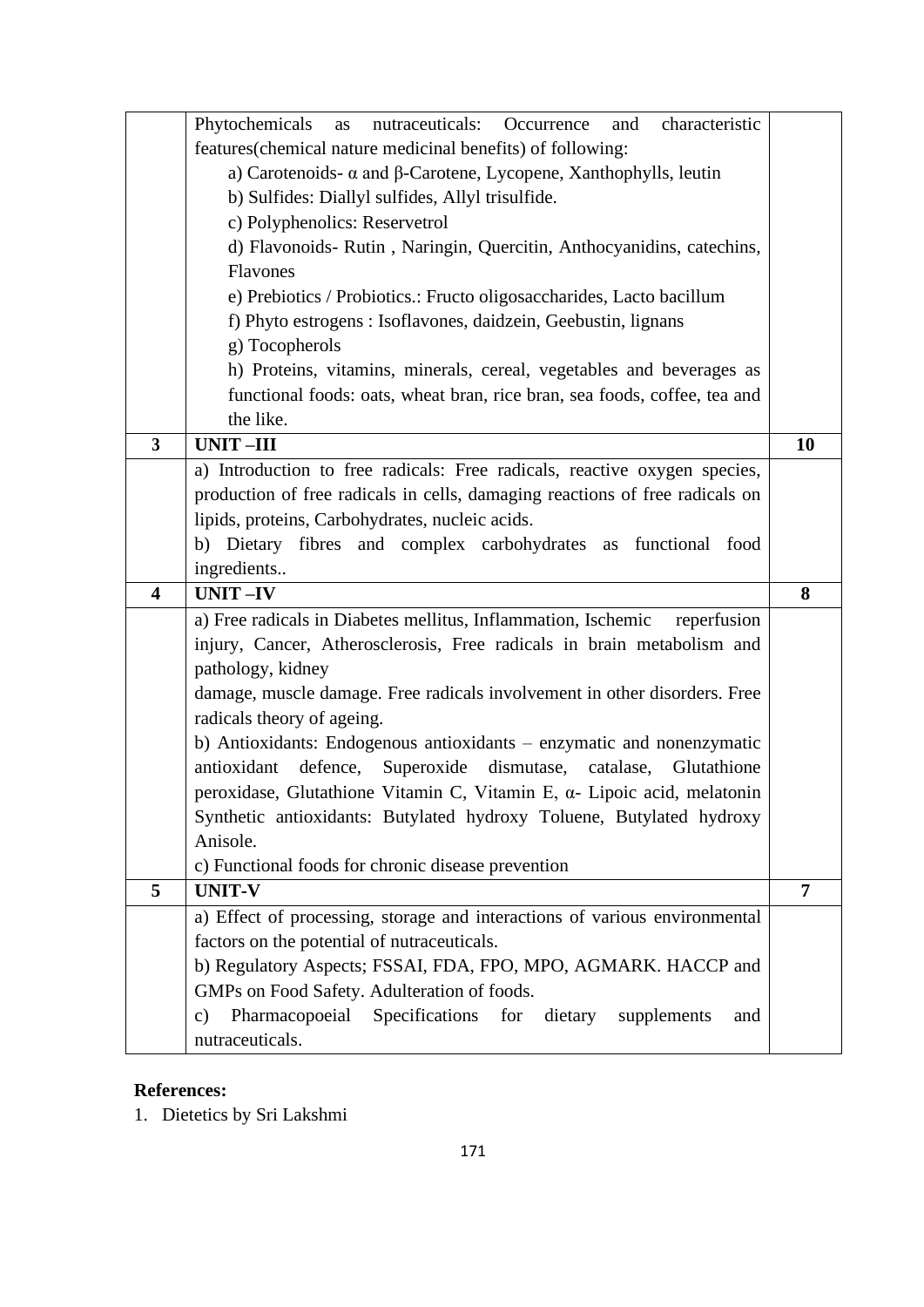| | | |
|---|---|---|
| | Phytochemicals as nutraceuticals: Occurrence and characteristic features(chemical nature medicinal benefits) of following:<br>a) Carotenoids- α and β-Carotene, Lycopene, Xanthophylls, leutin<br>b) Sulfides: Diallyl sulfides, Allyl trisulfide.<br>c) Polyphenolics: Reservetrol<br>d) Flavonoids- Rutin , Naringin, Quercitin, Anthocyanidins, catechins, Flavones<br>e) Prebiotics / Probiotics.: Fructo oligosaccharides, Lacto bacillum<br>f) Phyto estrogens : Isoflavones, daidzein, Geebustin, lignans<br>g) Tocopherols<br>h) Proteins, vitamins, minerals, cereal, vegetables and beverages as functional foods: oats, wheat bran, rice bran, sea foods, coffee, tea and the like. | |
| **3** | **UNIT –III** | **10** |
| | a) Introduction to free radicals: Free radicals, reactive oxygen species, production of free radicals in cells, damaging reactions of free radicals on lipids, proteins, Carbohydrates, nucleic acids.<br>b) Dietary fibres and complex carbohydrates as functional food ingredients.. | |
| **4** | **UNIT –IV** | **8** |
| | a) Free radicals in Diabetes mellitus, Inflammation, Ischemic reperfusion injury, Cancer, Atherosclerosis, Free radicals in brain metabolism and pathology, kidney<br>damage, muscle damage. Free radicals involvement in other disorders. Free radicals theory of ageing.<br>b) Antioxidants: Endogenous antioxidants – enzymatic and nonenzymatic antioxidant defence, Superoxide dismutase, catalase, Glutathione peroxidase, Glutathione Vitamin C, Vitamin E, α- Lipoic acid, melatonin Synthetic antioxidants: Butylated hydroxy Toluene, Butylated hydroxy Anisole.<br>c) Functional foods for chronic disease prevention | |
| **5** | **UNIT-V** | **7** |
| | a) Effect of processing, storage and interactions of various environmental factors on the potential of nutraceuticals.<br>b) Regulatory Aspects; FSSAI, FDA, FPO, MPO, AGMARK. HACCP and GMPs on Food Safety. Adulteration of foods.<br>c) Pharmacopoeial Specifications for dietary supplements and nutraceuticals. | |

**References:**

1. Dietetics by Sri Lakshmi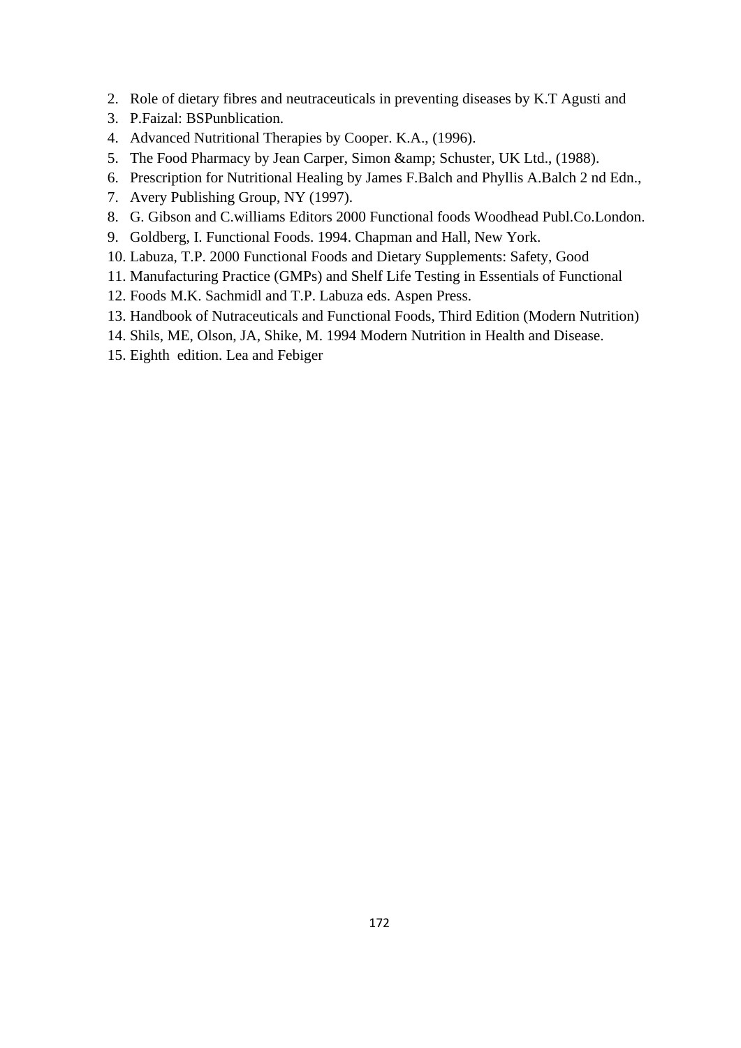2. Role of dietary fibres and neutraceuticals in preventing diseases by K.T Agusti and
3. P.Faizal: BSPunblication.
4. Advanced Nutritional Therapies by Cooper. K.A., (1996).
5. The Food Pharmacy by Jean Carper, Simon &amp; Schuster, UK Ltd., (1988).
6. Prescription for Nutritional Healing by James F.Balch and Phyllis A.Balch 2 nd Edn.,
7. Avery Publishing Group, NY (1997).
8. G. Gibson and C.williams Editors 2000 Functional foods Woodhead Publ.Co.London.
9. Goldberg, I. Functional Foods. 1994. Chapman and Hall, New York.
10. Labuza, T.P. 2000 Functional Foods and Dietary Supplements: Safety, Good
11. Manufacturing Practice (GMPs) and Shelf Life Testing in Essentials of Functional
12. Foods M.K. Sachmidl and T.P. Labuza eds. Aspen Press.
13. Handbook of Nutraceuticals and Functional Foods, Third Edition (Modern Nutrition)
14. Shils, ME, Olson, JA, Shike, M. 1994 Modern Nutrition in Health and Disease.
15. Eighth edition. Lea and Febiger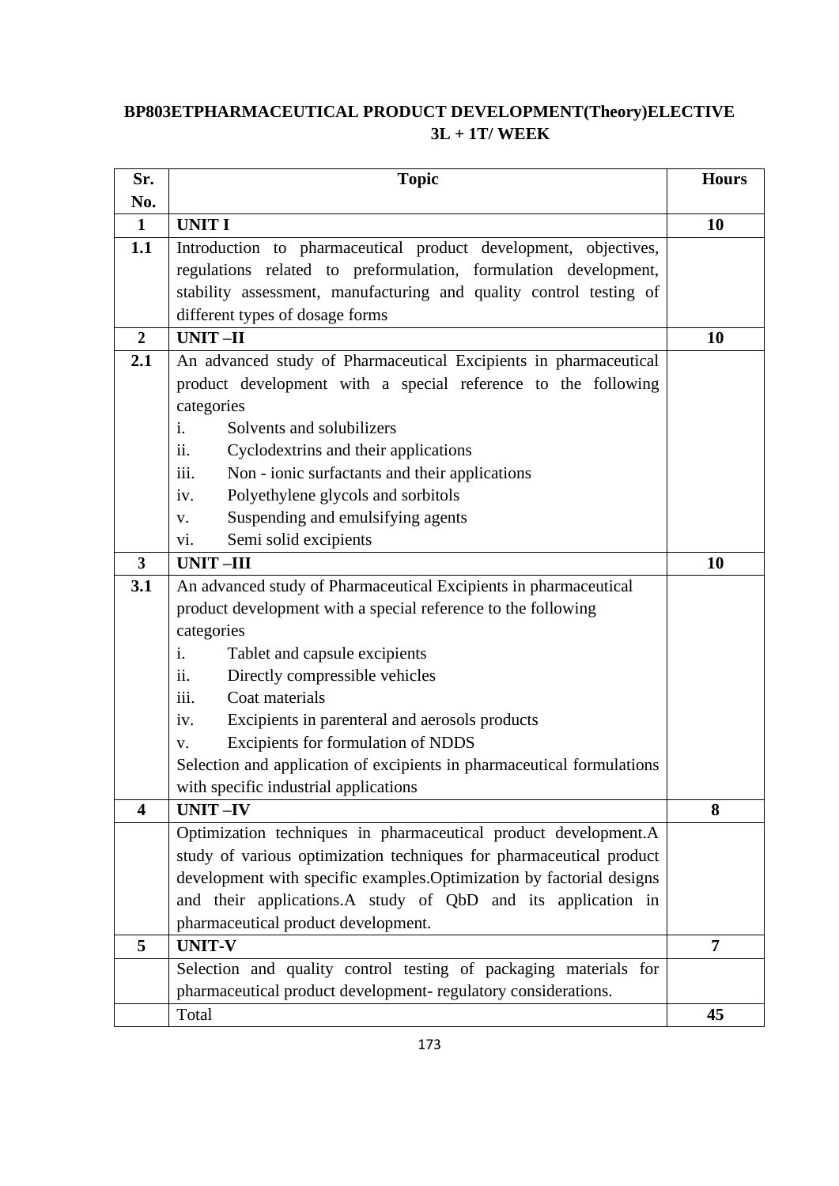**BP803ETPHARMACEUTICAL PRODUCT DEVELOPMENT(Theory)ELECTIVE**
**3L + 1T/ WEEK**

| Sr. No. | Topic | Hours |
|---|---|---|
| **1** | **UNIT I** | **10** |
| **1.1** | Introduction to pharmaceutical product development, objectives, regulations related to preformulation, formulation development, stability assessment, manufacturing and quality control testing of different types of dosage forms | |
| **2** | **UNIT –II** | **10** |
| **2.1** | An advanced study of Pharmaceutical Excipients in pharmaceutical product development with a special reference to the following categories<br>i. Solvents and solubilizers<br>ii. Cyclodextrins and their applications<br>iii. Non - ionic surfactants and their applications<br>iv. Polyethylene glycols and sorbitols<br>v. Suspending and emulsifying agents<br>vi. Semi solid excipients | |
| **3** | **UNIT –III** | **10** |
| **3.1** | An advanced study of Pharmaceutical Excipients in pharmaceutical product development with a special reference to the following categories<br>i. Tablet and capsule excipients<br>ii. Directly compressible vehicles<br>iii. Coat materials<br>iv. Excipients in parenteral and aerosols products<br>v. Excipients for formulation of NDDS<br>Selection and application of excipients in pharmaceutical formulations with specific industrial applications | |
| **4** | **UNIT –IV** | **8** |
| | Optimization techniques in pharmaceutical product development.A study of various optimization techniques for pharmaceutical product development with specific examples.Optimization by factorial designs and their applications.A study of QbD and its application in pharmaceutical product development. | |
| **5** | **UNIT-V** | **7** |
| | Selection and quality control testing of packaging materials for pharmaceutical product development- regulatory considerations. | |
| | Total | **45** |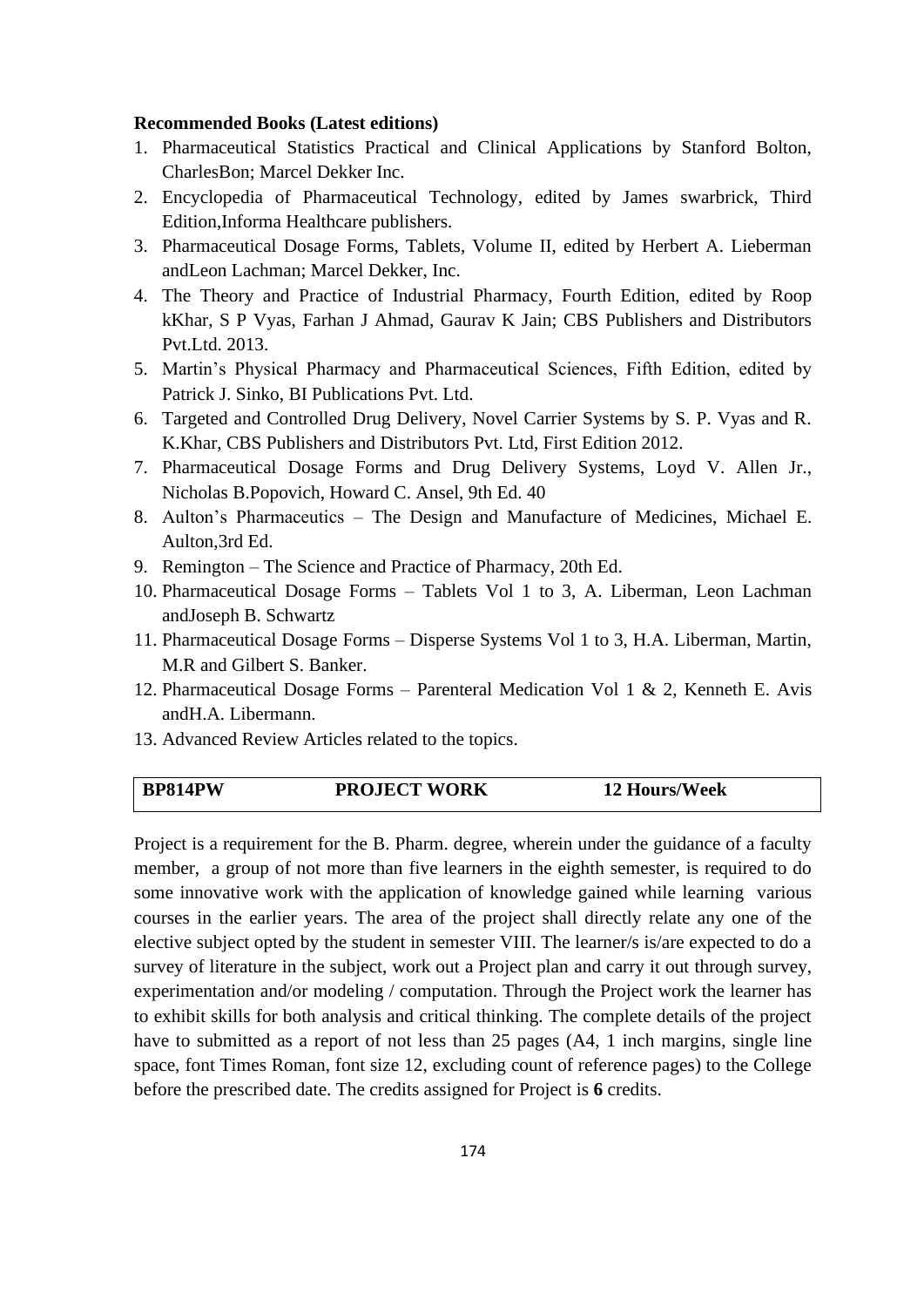**Recommended Books (Latest editions)**

1. Pharmaceutical Statistics Practical and Clinical Applications by Stanford Bolton, CharlesBon; Marcel Dekker Inc.
2. Encyclopedia of Pharmaceutical Technology, edited by James swarbrick, Third Edition,Informa Healthcare publishers.
3. Pharmaceutical Dosage Forms, Tablets, Volume II, edited by Herbert A. Lieberman andLeon Lachman; Marcel Dekker, Inc.
4. The Theory and Practice of Industrial Pharmacy, Fourth Edition, edited by Roop kKhar, S P Vyas, Farhan J Ahmad, Gaurav K Jain; CBS Publishers and Distributors Pvt.Ltd. 2013.
5. Martin's Physical Pharmacy and Pharmaceutical Sciences, Fifth Edition, edited by Patrick J. Sinko, BI Publications Pvt. Ltd.
6. Targeted and Controlled Drug Delivery, Novel Carrier Systems by S. P. Vyas and R. K.Khar, CBS Publishers and Distributors Pvt. Ltd, First Edition 2012.
7. Pharmaceutical Dosage Forms and Drug Delivery Systems, Loyd V. Allen Jr., Nicholas B.Popovich, Howard C. Ansel, 9th Ed. 40
8. Aulton's Pharmaceutics – The Design and Manufacture of Medicines, Michael E. Aulton,3rd Ed.
9. Remington – The Science and Practice of Pharmacy, 20th Ed.
10. Pharmaceutical Dosage Forms – Tablets Vol 1 to 3, A. Liberman, Leon Lachman andJoseph B. Schwartz
11. Pharmaceutical Dosage Forms – Disperse Systems Vol 1 to 3, H.A. Liberman, Martin, M.R and Gilbert S. Banker.
12. Pharmaceutical Dosage Forms – Parenteral Medication Vol 1 & 2, Kenneth E. Avis andH.A. Libermann.
13. Advanced Review Articles related to the topics.

| **BP814PW** | **PROJECT WORK** | **12 Hours/Week** |
| --- | --- | --- |

Project is a requirement for the B. Pharm. degree, wherein under the guidance of a faculty member, a group of not more than five learners in the eighth semester, is required to do some innovative work with the application of knowledge gained while learning various courses in the earlier years. The area of the project shall directly relate any one of the elective subject opted by the student in semester VIII. The learner/s is/are expected to do a survey of literature in the subject, work out a Project plan and carry it out through survey, experimentation and/or modeling / computation. Through the Project work the learner has to exhibit skills for both analysis and critical thinking. The complete details of the project have to submitted as a report of not less than 25 pages (A4, 1 inch margins, single line space, font Times Roman, font size 12, excluding count of reference pages) to the College before the prescribed date. The credits assigned for Project is **6** credits.